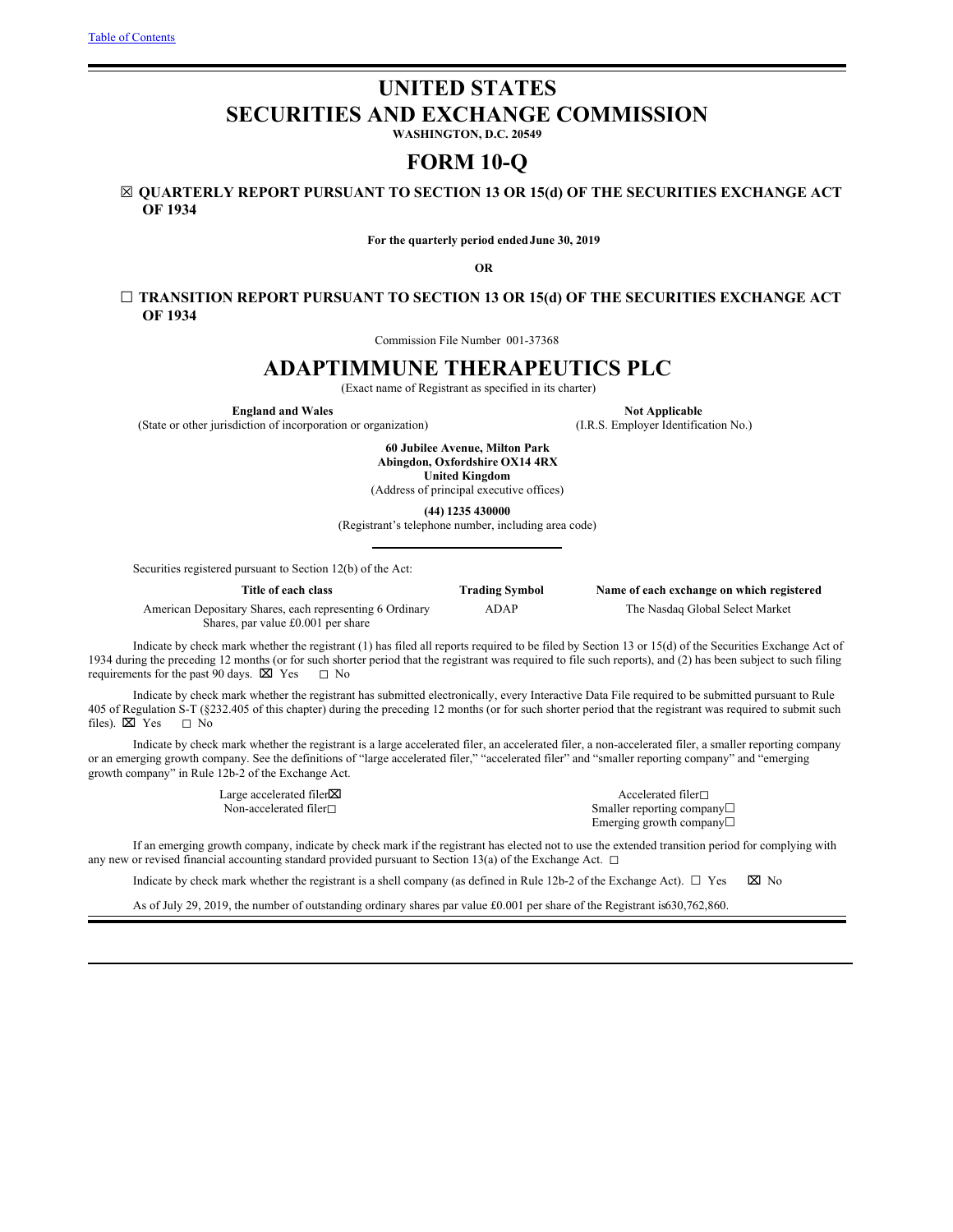[Table of Contents](#)

# UNITED STATES
# SECURITIES AND EXCHANGE COMMISSION

**WASHINGTON, D.C. 20549**

# FORM 10-Q

☒ **QUARTERLY REPORT PURSUANT TO SECTION 13 OR 15(d) OF THE SECURITIES EXCHANGE ACT OF 1934**

**For the quarterly period ended June 30, 2019**

**OR**

☐ **TRANSITION REPORT PURSUANT TO SECTION 13 OR 15(d) OF THE SECURITIES EXCHANGE ACT OF 1934**

Commission File Number 001-37368

# ADAPTIMMUNE THERAPEUTICS PLC

(Exact name of Registrant as specified in its charter)

| **England and Wales** | **Not Applicable** |
|---|---|
| (State or other jurisdiction of incorporation or organization) | (I.R.S. Employer Identification No.) |

**60 Jubilee Avenue, Milton Park**
**Abingdon, Oxfordshire OX14 4RX**
**United Kingdom**
(Address of principal executive offices)

**(44) 1235 430000**
(Registrant's telephone number, including area code)

Securities registered pursuant to Section 12(b) of the Act:

| Title of each class | Trading Symbol | Name of each exchange on which registered |
|---|---|---|
| American Depositary Shares, each representing 6 Ordinary Shares, par value £0.001 per share | ADAP | The Nasdaq Global Select Market |

Indicate by check mark whether the registrant (1) has filed all reports required to be filed by Section 13 or 15(d) of the Securities Exchange Act of 1934 during the preceding 12 months (or for such shorter period that the registrant was required to file such reports), and (2) has been subject to such filing requirements for the past 90 days. ☒ Yes ☐ No

Indicate by check mark whether the registrant has submitted electronically, every Interactive Data File required to be submitted pursuant to Rule 405 of Regulation S-T (§232.405 of this chapter) during the preceding 12 months (or for such shorter period that the registrant was required to submit such files). ☒ Yes ☐ No

Indicate by check mark whether the registrant is a large accelerated filer, an accelerated filer, a non-accelerated filer, a smaller reporting company or an emerging growth company. See the definitions of "large accelerated filer," "accelerated filer" and "smaller reporting company" and "emerging growth company" in Rule 12b-2 of the Exchange Act.

| | |
|---|---|
| Large accelerated filer ☒ | Accelerated filer ☐ |
| Non-accelerated filer ☐ | Smaller reporting company ☐ |
| | Emerging growth company ☐ |

If an emerging growth company, indicate by check mark if the registrant has elected not to use the extended transition period for complying with any new or revised financial accounting standard provided pursuant to Section 13(a) of the Exchange Act. ☐

Indicate by check mark whether the registrant is a shell company (as defined in Rule 12b-2 of the Exchange Act). ☐ Yes ☒ No

As of July 29, 2019, the number of outstanding ordinary shares par value £0.001 per share of the Registrant is 630,762,860.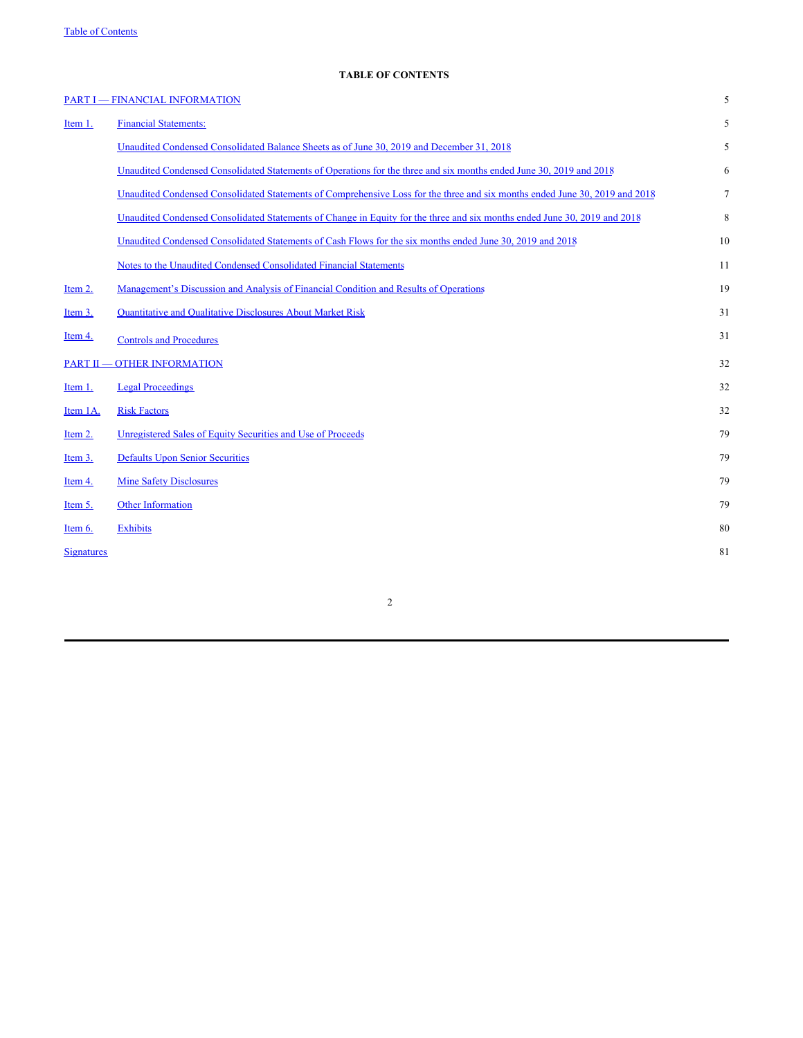**TABLE OF CONTENTS**

| | | |
|---|---|---|
| PART I — FINANCIAL INFORMATION | | 5 |
| Item 1. | Financial Statements: | 5 |
| | Unaudited Condensed Consolidated Balance Sheets as of June 30, 2019 and December 31, 2018 | 5 |
| | Unaudited Condensed Consolidated Statements of Operations for the three and six months ended June 30, 2019 and 2018 | 6 |
| | Unaudited Condensed Consolidated Statements of Comprehensive Loss for the three and six months ended June 30, 2019 and 2018 | 7 |
| | Unaudited Condensed Consolidated Statements of Change in Equity for the three and six months ended June 30, 2019 and 2018 | 8 |
| | Unaudited Condensed Consolidated Statements of Cash Flows for the six months ended June 30, 2019 and 2018 | 10 |
| | Notes to the Unaudited Condensed Consolidated Financial Statements | 11 |
| Item 2. | Management's Discussion and Analysis of Financial Condition and Results of Operations | 19 |
| Item 3. | Quantitative and Qualitative Disclosures About Market Risk | 31 |
| Item 4. | Controls and Procedures | 31 |
| PART II — OTHER INFORMATION | | 32 |
| Item 1. | Legal Proceedings | 32 |
| Item 1A. | Risk Factors | 32 |
| Item 2. | Unregistered Sales of Equity Securities and Use of Proceeds | 79 |
| Item 3. | Defaults Upon Senior Securities | 79 |
| Item 4. | Mine Safety Disclosures | 79 |
| Item 5. | Other Information | 79 |
| Item 6. | Exhibits | 80 |
| Signatures | | 81 |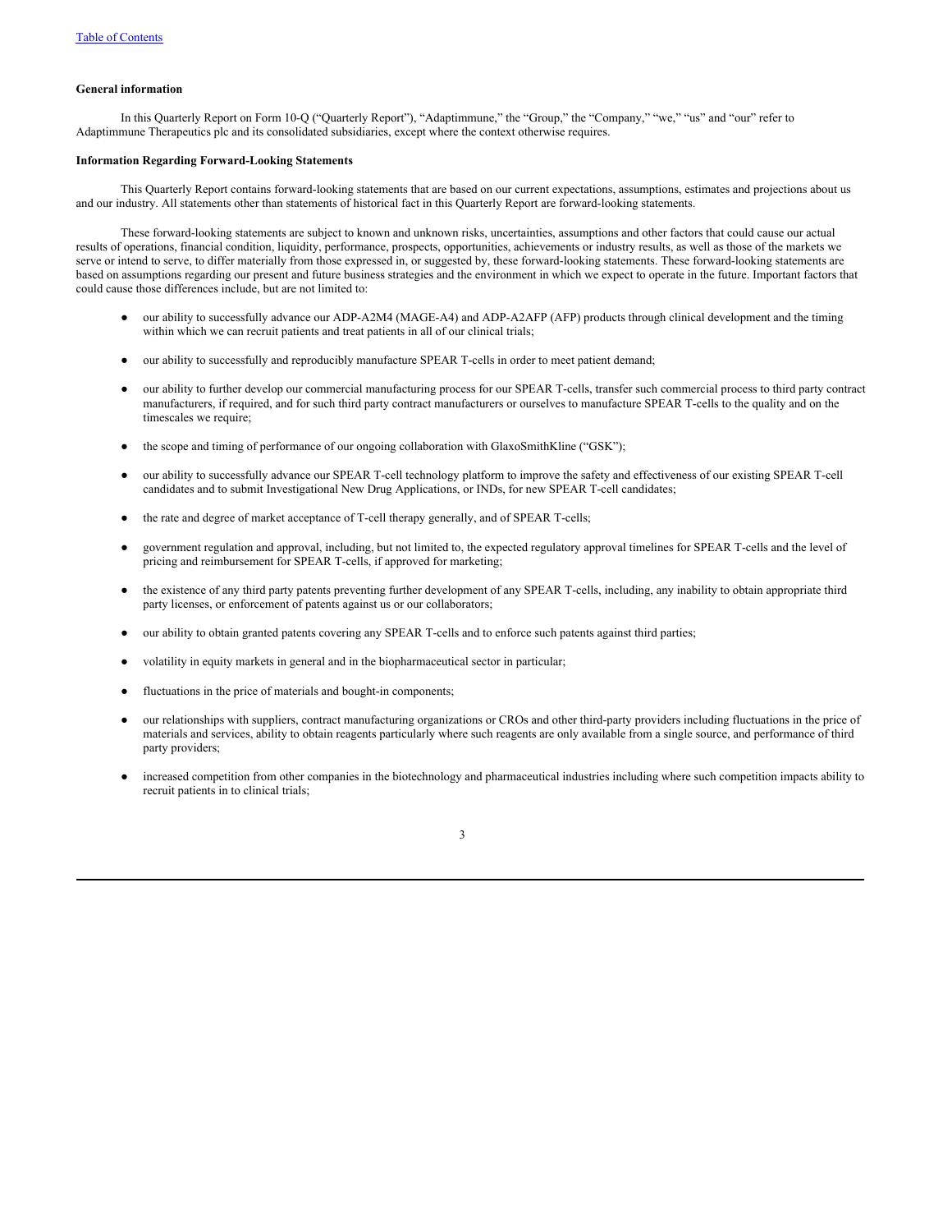**General information**

In this Quarterly Report on Form 10-Q ("Quarterly Report"), "Adaptimmune," the "Group," the "Company," "we," "us" and "our" refer to Adaptimmune Therapeutics plc and its consolidated subsidiaries, except where the context otherwise requires.

**Information Regarding Forward-Looking Statements**

This Quarterly Report contains forward-looking statements that are based on our current expectations, assumptions, estimates and projections about us and our industry. All statements other than statements of historical fact in this Quarterly Report are forward-looking statements.

These forward-looking statements are subject to known and unknown risks, uncertainties, assumptions and other factors that could cause our actual results of operations, financial condition, liquidity, performance, prospects, opportunities, achievements or industry results, as well as those of the markets we serve or intend to serve, to differ materially from those expressed in, or suggested by, these forward-looking statements. These forward-looking statements are based on assumptions regarding our present and future business strategies and the environment in which we expect to operate in the future. Important factors that could cause those differences include, but are not limited to:

- our ability to successfully advance our ADP-A2M4 (MAGE-A4) and ADP-A2AFP (AFP) products through clinical development and the timing within which we can recruit patients and treat patients in all of our clinical trials;
- our ability to successfully and reproducibly manufacture SPEAR T-cells in order to meet patient demand;
- our ability to further develop our commercial manufacturing process for our SPEAR T-cells, transfer such commercial process to third party contract manufacturers, if required, and for such third party contract manufacturers or ourselves to manufacture SPEAR T-cells to the quality and on the timescales we require;
- the scope and timing of performance of our ongoing collaboration with GlaxoSmithKline ("GSK");
- our ability to successfully advance our SPEAR T-cell technology platform to improve the safety and effectiveness of our existing SPEAR T-cell candidates and to submit Investigational New Drug Applications, or INDs, for new SPEAR T-cell candidates;
- the rate and degree of market acceptance of T-cell therapy generally, and of SPEAR T-cells;
- government regulation and approval, including, but not limited to, the expected regulatory approval timelines for SPEAR T-cells and the level of pricing and reimbursement for SPEAR T-cells, if approved for marketing;
- the existence of any third party patents preventing further development of any SPEAR T-cells, including, any inability to obtain appropriate third party licenses, or enforcement of patents against us or our collaborators;
- our ability to obtain granted patents covering any SPEAR T-cells and to enforce such patents against third parties;
- volatility in equity markets in general and in the biopharmaceutical sector in particular;
- fluctuations in the price of materials and bought-in components;
- our relationships with suppliers, contract manufacturing organizations or CROs and other third-party providers including fluctuations in the price of materials and services, ability to obtain reagents particularly where such reagents are only available from a single source, and performance of third party providers;
- increased competition from other companies in the biotechnology and pharmaceutical industries including where such competition impacts ability to recruit patients in to clinical trials;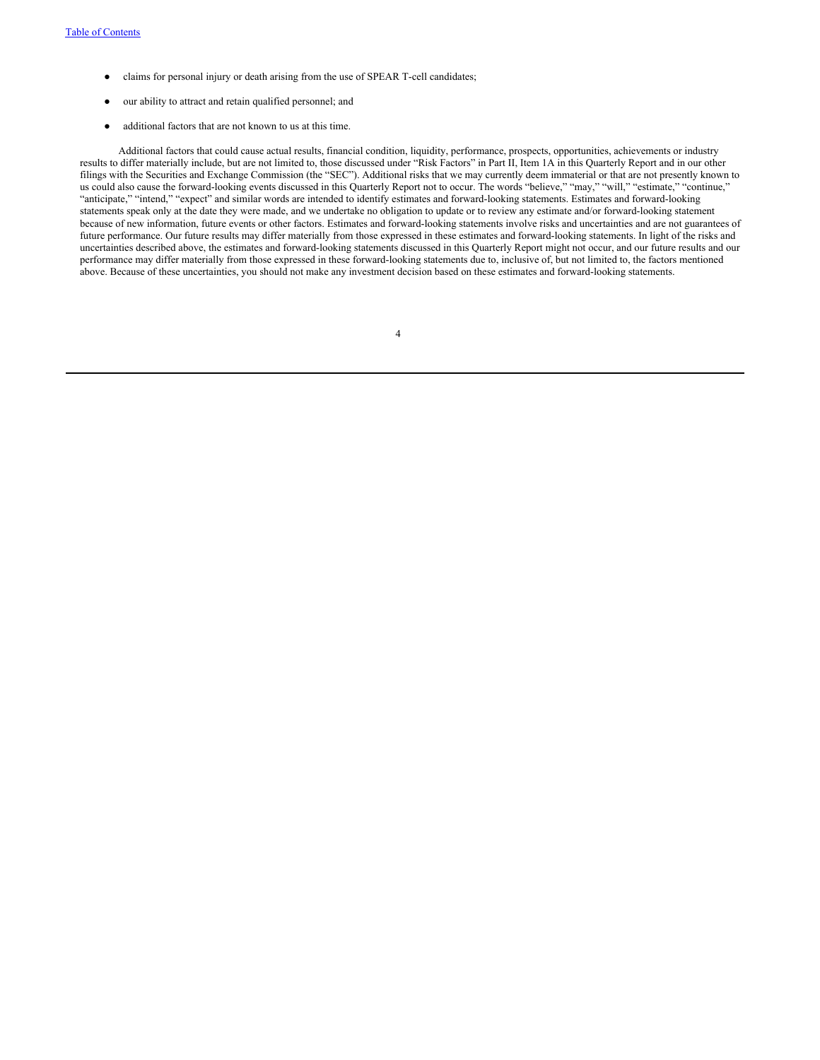- claims for personal injury or death arising from the use of SPEAR T-cell candidates;
- our ability to attract and retain qualified personnel; and
- additional factors that are not known to us at this time.

Additional factors that could cause actual results, financial condition, liquidity, performance, prospects, opportunities, achievements or industry results to differ materially include, but are not limited to, those discussed under "Risk Factors" in Part II, Item 1A in this Quarterly Report and in our other filings with the Securities and Exchange Commission (the "SEC"). Additional risks that we may currently deem immaterial or that are not presently known to us could also cause the forward-looking events discussed in this Quarterly Report not to occur. The words "believe," "may," "will," "estimate," "continue," "anticipate," "intend," "expect" and similar words are intended to identify estimates and forward-looking statements. Estimates and forward-looking statements speak only at the date they were made, and we undertake no obligation to update or to review any estimate and/or forward-looking statement because of new information, future events or other factors. Estimates and forward-looking statements involve risks and uncertainties and are not guarantees of future performance. Our future results may differ materially from those expressed in these estimates and forward-looking statements. In light of the risks and uncertainties described above, the estimates and forward-looking statements discussed in this Quarterly Report might not occur, and our future results and our performance may differ materially from those expressed in these forward-looking statements due to, inclusive of, but not limited to, the factors mentioned above. Because of these uncertainties, you should not make any investment decision based on these estimates and forward-looking statements.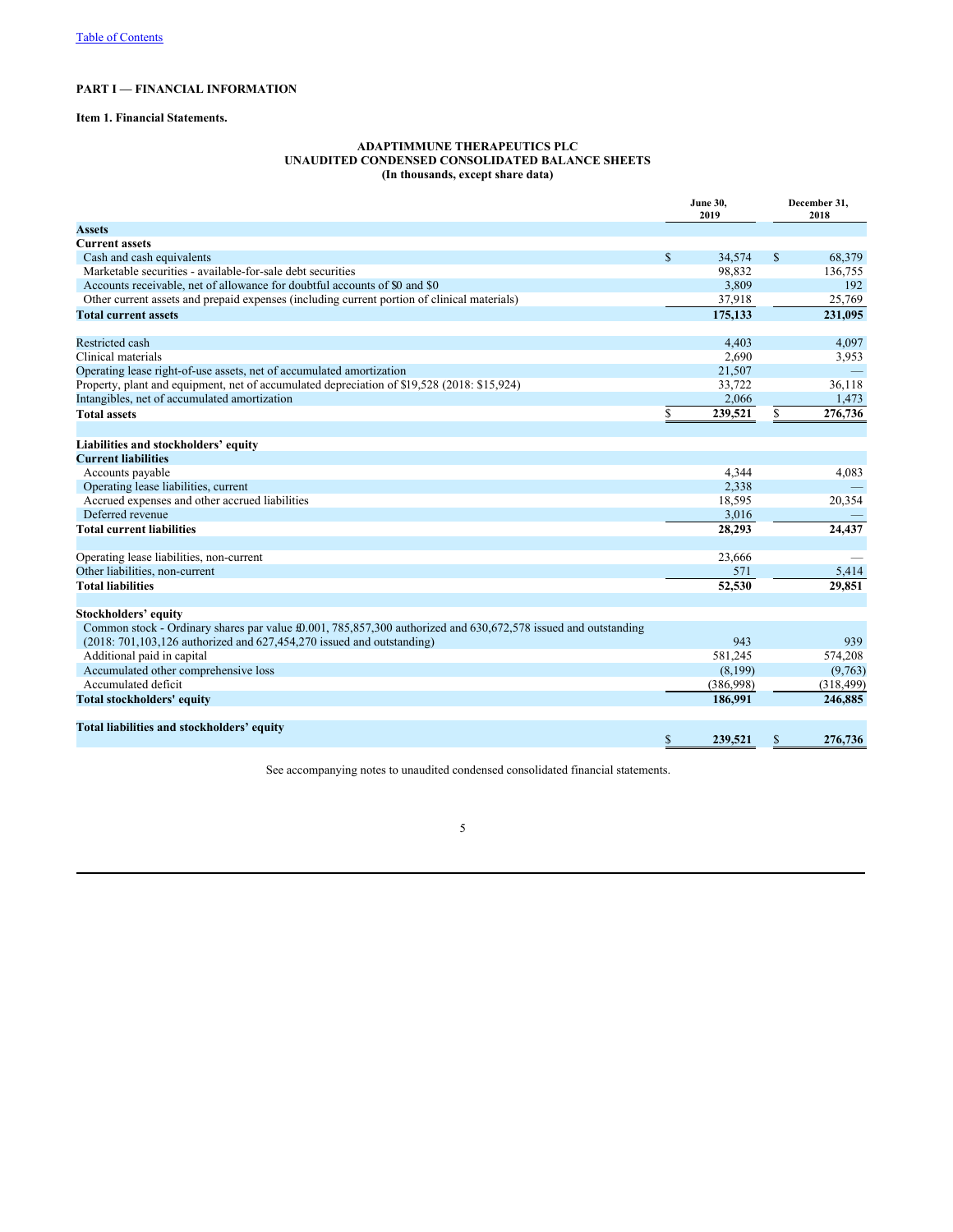[Table of Contents]

## PART I — FINANCIAL INFORMATION

### Item 1. Financial Statements.

**ADAPTIMMUNE THERAPEUTICS PLC**
**UNAUDITED CONDENSED CONSOLIDATED BALANCE SHEETS**
**(In thousands, except share data)**

| | June 30, 2019 | December 31, 2018 |
|---|---|---|
| **Assets** | | |
| **Current assets** | | |
| Cash and cash equivalents | $ 34,574 | $ 68,379 |
| Marketable securities - available-for-sale debt securities | 98,832 | 136,755 |
| Accounts receivable, net of allowance for doubtful accounts of $0 and $0 | 3,809 | 192 |
| Other current assets and prepaid expenses (including current portion of clinical materials) | 37,918 | 25,769 |
| **Total current assets** | **175,133** | **231,095** |
| | | |
| Restricted cash | 4,403 | 4,097 |
| Clinical materials | 2,690 | 3,953 |
| Operating lease right-of-use assets, net of accumulated amortization | 21,507 | — |
| Property, plant and equipment, net of accumulated depreciation of $19,528 (2018: $15,924) | 33,722 | 36,118 |
| Intangibles, net of accumulated amortization | 2,066 | 1,473 |
| **Total assets** | **$ 239,521** | **$ 276,736** |
| | | |
| **Liabilities and stockholders' equity** | | |
| **Current liabilities** | | |
| Accounts payable | 4,344 | 4,083 |
| Operating lease liabilities, current | 2,338 | — |
| Accrued expenses and other accrued liabilities | 18,595 | 20,354 |
| Deferred revenue | 3,016 | — |
| **Total current liabilities** | **28,293** | **24,437** |
| | | |
| Operating lease liabilities, non-current | 23,666 | — |
| Other liabilities, non-current | 571 | 5,414 |
| **Total liabilities** | **52,530** | **29,851** |
| | | |
| **Stockholders' equity** | | |
| Common stock - Ordinary shares par value £0.001, 785,857,300 authorized and 630,672,578 issued and outstanding (2018: 701,103,126 authorized and 627,454,270 issued and outstanding) | 943 | 939 |
| Additional paid in capital | 581,245 | 574,208 |
| Accumulated other comprehensive loss | (8,199) | (9,763) |
| Accumulated deficit | (386,998) | (318,499) |
| **Total stockholders' equity** | **186,991** | **246,885** |
| | | |
| **Total liabilities and stockholders' equity** | **$ 239,521** | **$ 276,736** |

See accompanying notes to unaudited condensed consolidated financial statements.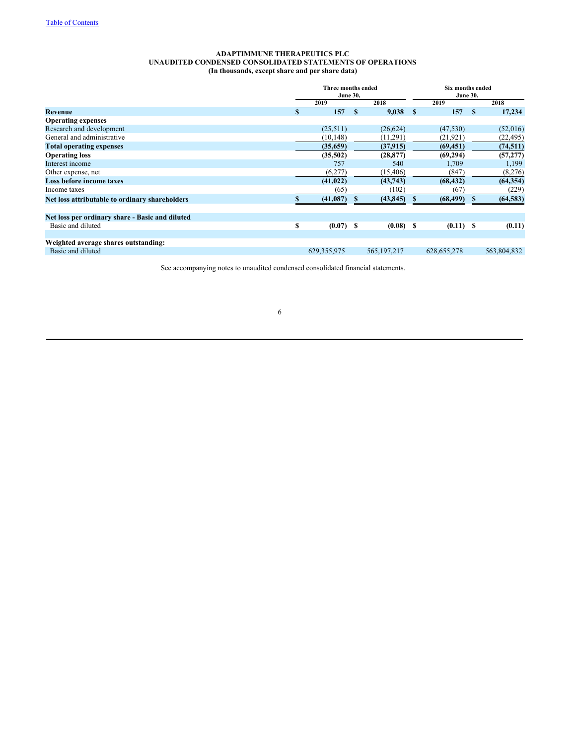[Table of Contents]

**ADAPTIMMUNE THERAPEUTICS PLC**
**UNAUDITED CONDENSED CONSOLIDATED STATEMENTS OF OPERATIONS**
**(In thousands, except share and per share data)**

| | Three months ended June 30, | | Six months ended June 30, | |
|---|---|---|---|---|
| | 2019 | 2018 | 2019 | 2018 |
| **Revenue** | **$ 157** | **$ 9,038** | **$ 157** | **$ 17,234** |
| **Operating expenses** | | | | |
| Research and development | (25,511) | (26,624) | (47,530) | (52,016) |
| General and administrative | (10,148) | (11,291) | (21,921) | (22,495) |
| **Total operating expenses** | **(35,659)** | **(37,915)** | **(69,451)** | **(74,511)** |
| **Operating loss** | **(35,502)** | **(28,877)** | **(69,294)** | **(57,277)** |
| Interest income | 757 | 540 | 1,709 | 1,199 |
| Other expense, net | (6,277) | (15,406) | (847) | (8,276) |
| **Loss before income taxes** | **(41,022)** | **(43,743)** | **(68,432)** | **(64,354)** |
| Income taxes | (65) | (102) | (67) | (229) |
| **Net loss attributable to ordinary shareholders** | **$ (41,087)** | **$ (43,845)** | **$ (68,499)** | **$ (64,583)** |
| | | | | |
| **Net loss per ordinary share - Basic and diluted** | | | | |
| Basic and diluted | **$ (0.07)** | **$ (0.08)** | **$ (0.11)** | **$ (0.11)** |
| | | | | |
| **Weighted average shares outstanding:** | | | | |
| Basic and diluted | 629,355,975 | 565,197,217 | 628,655,278 | 563,804,832 |

See accompanying notes to unaudited condensed consolidated financial statements.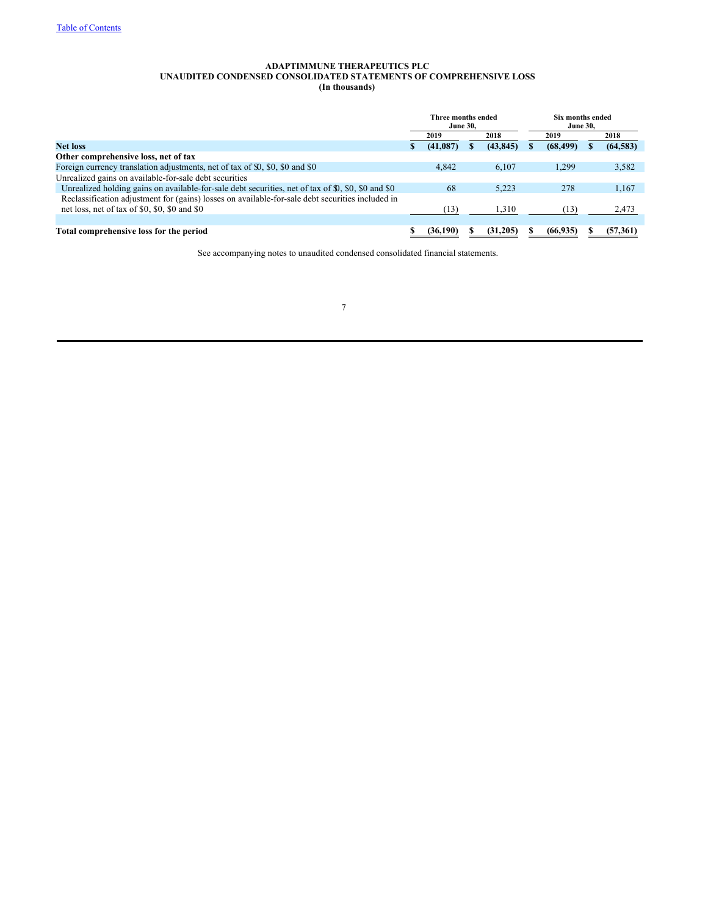ADAPTIMMUNE THERAPEUTICS PLC
UNAUDITED CONDENSED CONSOLIDATED STATEMENTS OF COMPREHENSIVE LOSS
(In thousands)

| | Three months ended June 30, | | Six months ended June 30, | |
|---|---|---|---|---|
| | 2019 | 2018 | 2019 | 2018 |
| **Net loss** | **$ (41,087)** | **$ (43,845)** | **$ (68,499)** | **$ (64,583)** |
| **Other comprehensive loss, net of tax** | | | | |
| Foreign currency translation adjustments, net of tax of $0, $0, $0 and $0 | 4,842 | 6,107 | 1,299 | 3,582 |
| Unrealized gains on available-for-sale debt securities | | | | |
| Unrealized holding gains on available-for-sale debt securities, net of tax of $0, $0, $0 and $0 | 68 | 5,223 | 278 | 1,167 |
| Reclassification adjustment for (gains) losses on available-for-sale debt securities included in net loss, net of tax of $0, $0, $0 and $0 | (13) | 1,310 | (13) | 2,473 |
| **Total comprehensive loss for the period** | **$ (36,190)** | **$ (31,205)** | **$ (66,935)** | **$ (57,361)** |

See accompanying notes to unaudited condensed consolidated financial statements.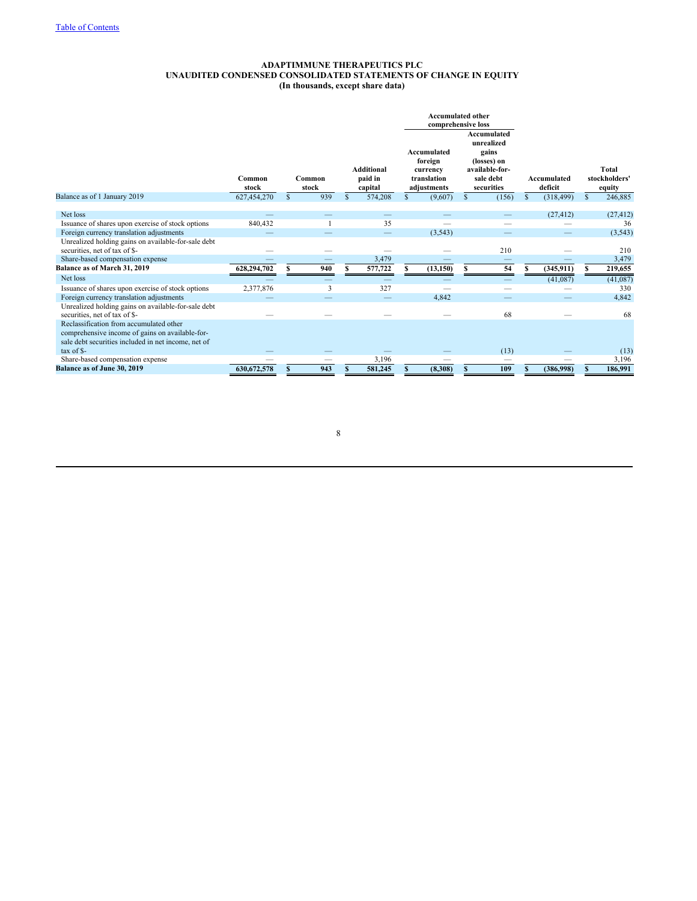**ADAPTIMMUNE THERAPEUTICS PLC**
**UNAUDITED CONDENSED CONSOLIDATED STATEMENTS OF CHANGE IN EQUITY**
**(In thousands, except share data)**

| | | | | Accumulated other comprehensive loss | | | |
|---|---|---|---|---|---|---|---|
| | Common stock | Common stock | Additional paid in capital | Accumulated foreign currency translation adjustments | Accumulated unrealized gains (losses) on available-for-sale debt securities | Accumulated deficit | Total stockholders' equity |
| Balance as of 1 January 2019 | 627,454,270 | $ 939 | $ 574,208 | $ (9,607) | $ (156) | $ (318,499) | $ 246,885 |
| Net loss | — | — | — | — | — | (27,412) | (27,412) |
| Issuance of shares upon exercise of stock options | 840,432 | 1 | 35 | — | — | — | 36 |
| Foreign currency translation adjustments | — | — | — | (3,543) | — | — | (3,543) |
| Unrealized holding gains on available-for-sale debt securities, net of tax of $- | — | — | — | — | 210 | — | 210 |
| Share-based compensation expense | — | — | 3,479 | — | — | — | 3,479 |
| **Balance as of March 31, 2019** | **628,294,702** | **$ 940** | **$ 577,722** | **$ (13,150)** | **$ 54** | **$ (345,911)** | **$ 219,655** |
| Net loss | — | — | — | — | — | (41,087) | (41,087) |
| Issuance of shares upon exercise of stock options | 2,377,876 | 3 | 327 | — | — | — | 330 |
| Foreign currency translation adjustments | — | — | — | 4,842 | — | — | 4,842 |
| Unrealized holding gains on available-for-sale debt securities, net of tax of $- | — | — | — | — | 68 | — | 68 |
| Reclassification from accumulated other comprehensive income of gains on available-for-sale debt securities included in net income, net of tax of $- | — | — | — | — | (13) | — | (13) |
| Share-based compensation expense | — | — | 3,196 | — | — | — | 3,196 |
| **Balance as of June 30, 2019** | **630,672,578** | **$ 943** | **$ 581,245** | **$ (8,308)** | **$ 109** | **$ (386,998)** | **$ 186,991** |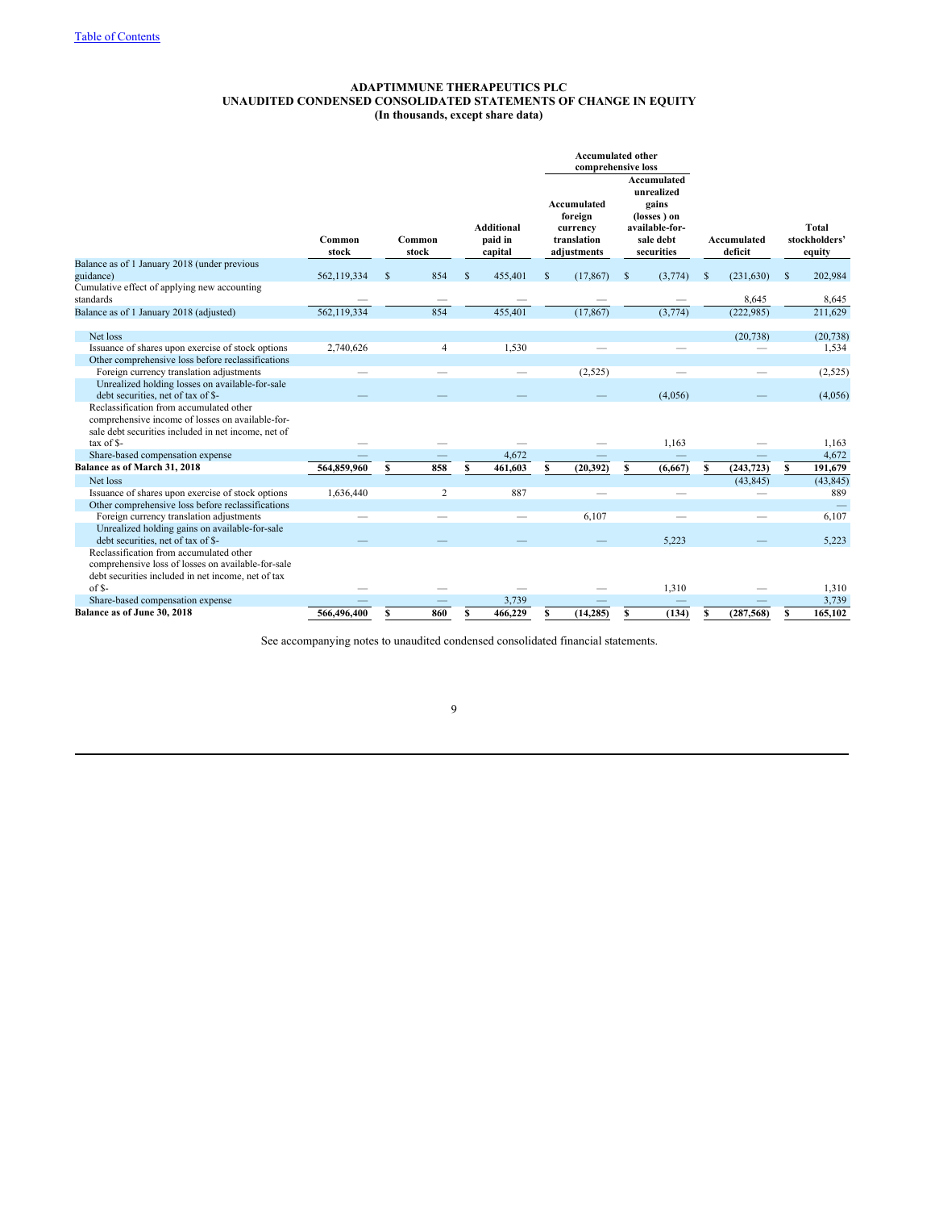# ADAPTIMMUNE THERAPEUTICS PLC
## UNAUDITED CONDENSED CONSOLIDATED STATEMENTS OF CHANGE IN EQUITY
### (In thousands, except share data)

| | Common stock | Common stock | Additional paid in capital | Accumulated other comprehensive loss: Accumulated foreign currency translation adjustments | Accumulated other comprehensive loss: Accumulated unrealized gains (losses ) on available-for-sale debt securities | Accumulated deficit | Total stockholders' equity |
|---|---|---|---|---|---|---|---|
| Balance as of 1 January 2018 (under previous guidance) | 562,119,334 | $ 854 | $ 455,401 | $ (17,867) | $ (3,774) | $ (231,630) | $ 202,984 |
| Cumulative effect of applying new accounting standards | — | — | — | — | — | 8,645 | 8,645 |
| Balance as of 1 January 2018 (adjusted) | 562,119,334 | 854 | 455,401 | (17,867) | (3,774) | (222,985) | 211,629 |
| Net loss | | | | | | (20,738) | (20,738) |
| Issuance of shares upon exercise of stock options | 2,740,626 | 4 | 1,530 | — | — | — | 1,534 |
| Other comprehensive loss before reclassifications | | | | | | | |
| Foreign currency translation adjustments | — | — | — | (2,525) | — | — | (2,525) |
| Unrealized holding losses on available-for-sale debt securities, net of tax of $- | — | — | — | — | (4,056) | — | (4,056) |
| Reclassification from accumulated other comprehensive income of losses on available-for-sale debt securities included in net income, net of tax of $- | — | — | — | — | 1,163 | — | 1,163 |
| Share-based compensation expense | — | — | 4,672 | — | — | — | 4,672 |
| **Balance as of March 31, 2018** | **564,859,960** | **$ 858** | **$ 461,603** | **$ (20,392)** | **$ (6,667)** | **$ (243,723)** | **$ 191,679** |
| Net loss | | | | | | (43,845) | (43,845) |
| Issuance of shares upon exercise of stock options | 1,636,440 | 2 | 887 | — | — | — | 889 |
| Other comprehensive loss before reclassifications | | | | | | | — |
| Foreign currency translation adjustments | — | — | — | 6,107 | — | — | 6,107 |
| Unrealized holding gains on available-for-sale debt securities, net of tax of $- | — | — | — | — | 5,223 | — | 5,223 |
| Reclassification from accumulated other comprehensive loss of losses on available-for-sale debt securities included in net income, net of tax of $- | — | — | — | — | 1,310 | — | 1,310 |
| Share-based compensation expense | — | — | 3,739 | — | — | — | 3,739 |
| **Balance as of June 30, 2018** | **566,496,400** | **$ 860** | **$ 466,229** | **$ (14,285)** | **$ (134)** | **$ (287,568)** | **$ 165,102** |

See accompanying notes to unaudited condensed consolidated financial statements.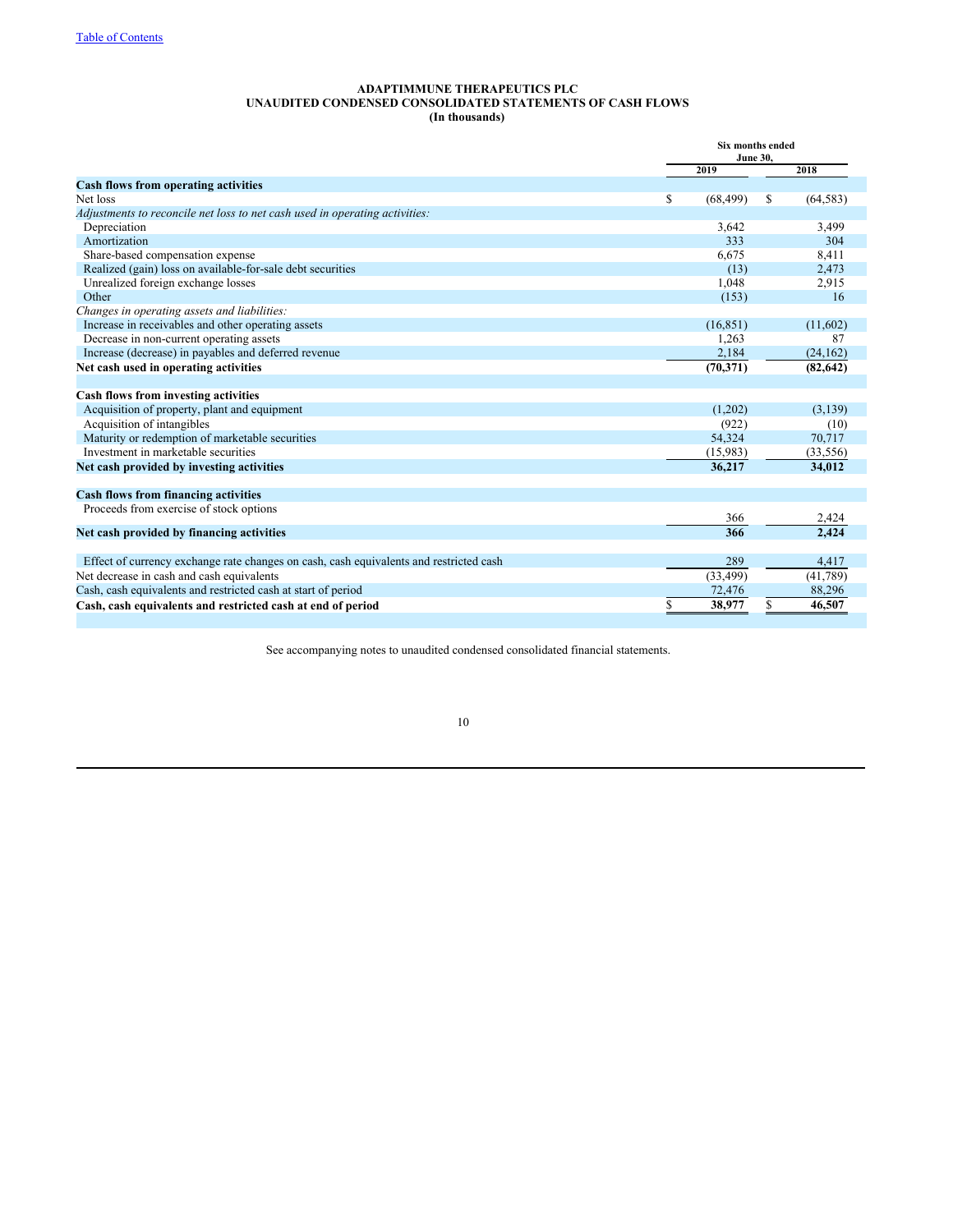[Table of Contents]

**ADAPTIMMUNE THERAPEUTICS PLC**
**UNAUDITED CONDENSED CONSOLIDATED STATEMENTS OF CASH FLOWS**
**(In thousands)**

| | Six months ended June 30, | |
|---|---|---|
| | 2019 | 2018 |
| **Cash flows from operating activities** | | |
| Net loss | $ (68,499) | $ (64,583) |
| *Adjustments to reconcile net loss to net cash used in operating activities:* | | |
| Depreciation | 3,642 | 3,499 |
| Amortization | 333 | 304 |
| Share-based compensation expense | 6,675 | 8,411 |
| Realized (gain) loss on available-for-sale debt securities | (13) | 2,473 |
| Unrealized foreign exchange losses | 1,048 | 2,915 |
| Other | (153) | 16 |
| *Changes in operating assets and liabilities:* | | |
| Increase in receivables and other operating assets | (16,851) | (11,602) |
| Decrease in non-current operating assets | 1,263 | 87 |
| Increase (decrease) in payables and deferred revenue | 2,184 | (24,162) |
| **Net cash used in operating activities** | **(70,371)** | **(82,642)** |
| | | |
| **Cash flows from investing activities** | | |
| Acquisition of property, plant and equipment | (1,202) | (3,139) |
| Acquisition of intangibles | (922) | (10) |
| Maturity or redemption of marketable securities | 54,324 | 70,717 |
| Investment in marketable securities | (15,983) | (33,556) |
| **Net cash provided by investing activities** | **36,217** | **34,012** |
| | | |
| **Cash flows from financing activities** | | |
| Proceeds from exercise of stock options | 366 | 2,424 |
| **Net cash provided by financing activities** | **366** | **2,424** |
| | | |
| Effect of currency exchange rate changes on cash, cash equivalents and restricted cash | 289 | 4,417 |
| Net decrease in cash and cash equivalents | (33,499) | (41,789) |
| Cash, cash equivalents and restricted cash at start of period | 72,476 | 88,296 |
| **Cash, cash equivalents and restricted cash at end of period** | **$ 38,977** | **$ 46,507** |

See accompanying notes to unaudited condensed consolidated financial statements.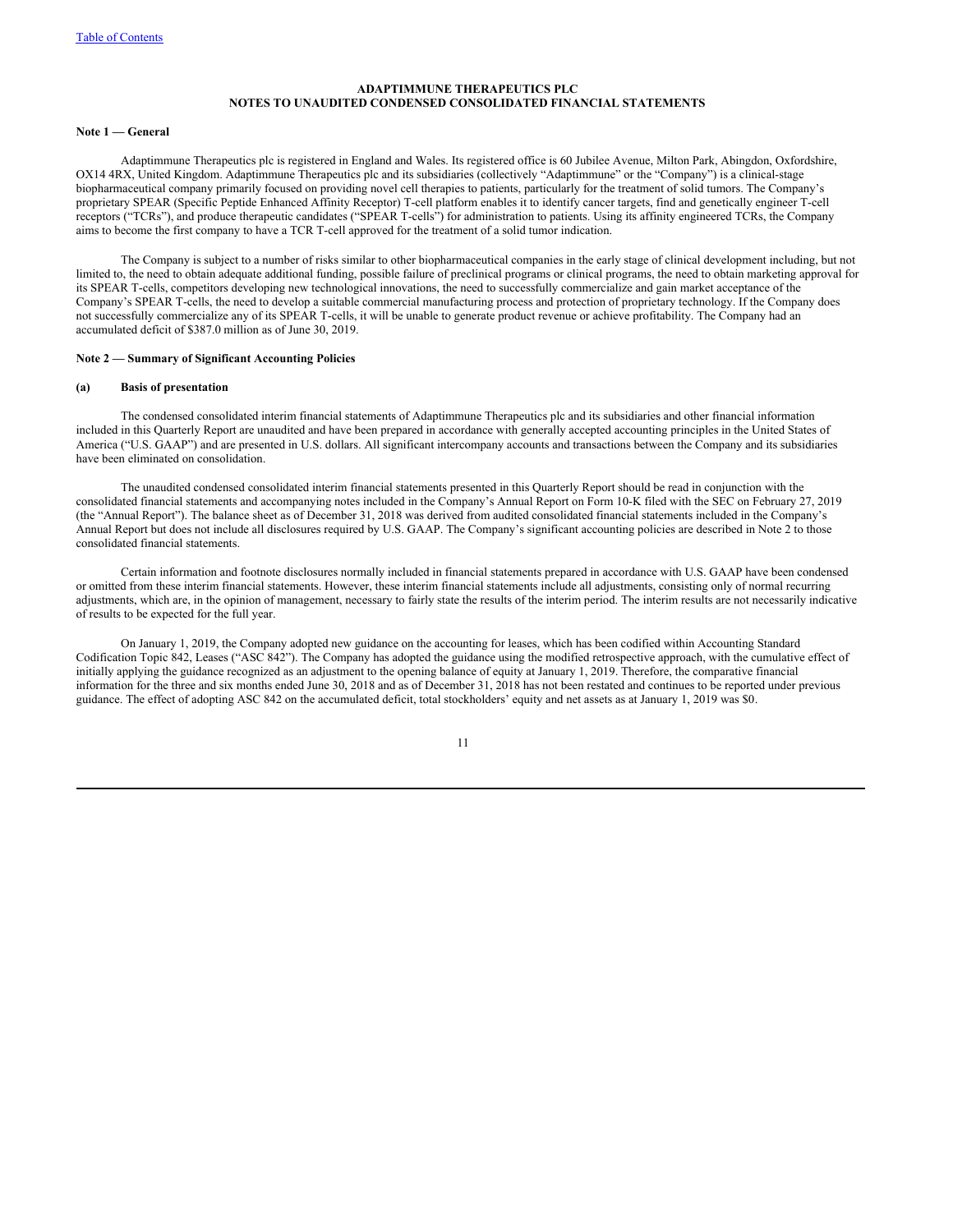**ADAPTIMMUNE THERAPEUTICS PLC**
**NOTES TO UNAUDITED CONDENSED CONSOLIDATED FINANCIAL STATEMENTS**

**Note 1 — General**

Adaptimmune Therapeutics plc is registered in England and Wales. Its registered office is 60 Jubilee Avenue, Milton Park, Abingdon, Oxfordshire, OX14 4RX, United Kingdom. Adaptimmune Therapeutics plc and its subsidiaries (collectively "Adaptimmune" or the "Company") is a clinical-stage biopharmaceutical company primarily focused on providing novel cell therapies to patients, particularly for the treatment of solid tumors. The Company's proprietary SPEAR (Specific Peptide Enhanced Affinity Receptor) T-cell platform enables it to identify cancer targets, find and genetically engineer T-cell receptors ("TCRs"), and produce therapeutic candidates ("SPEAR T-cells") for administration to patients. Using its affinity engineered TCRs, the Company aims to become the first company to have a TCR T-cell approved for the treatment of a solid tumor indication.

The Company is subject to a number of risks similar to other biopharmaceutical companies in the early stage of clinical development including, but not limited to, the need to obtain adequate additional funding, possible failure of preclinical programs or clinical programs, the need to obtain marketing approval for its SPEAR T-cells, competitors developing new technological innovations, the need to successfully commercialize and gain market acceptance of the Company's SPEAR T-cells, the need to develop a suitable commercial manufacturing process and protection of proprietary technology. If the Company does not successfully commercialize any of its SPEAR T-cells, it will be unable to generate product revenue or achieve profitability. The Company had an accumulated deficit of $387.0 million as of June 30, 2019.

**Note 2 — Summary of Significant Accounting Policies**

**(a) Basis of presentation**

The condensed consolidated interim financial statements of Adaptimmune Therapeutics plc and its subsidiaries and other financial information included in this Quarterly Report are unaudited and have been prepared in accordance with generally accepted accounting principles in the United States of America ("U.S. GAAP") and are presented in U.S. dollars. All significant intercompany accounts and transactions between the Company and its subsidiaries have been eliminated on consolidation.

The unaudited condensed consolidated interim financial statements presented in this Quarterly Report should be read in conjunction with the consolidated financial statements and accompanying notes included in the Company's Annual Report on Form 10-K filed with the SEC on February 27, 2019 (the "Annual Report"). The balance sheet as of December 31, 2018 was derived from audited consolidated financial statements included in the Company's Annual Report but does not include all disclosures required by U.S. GAAP. The Company's significant accounting policies are described in Note 2 to those consolidated financial statements.

Certain information and footnote disclosures normally included in financial statements prepared in accordance with U.S. GAAP have been condensed or omitted from these interim financial statements. However, these interim financial statements include all adjustments, consisting only of normal recurring adjustments, which are, in the opinion of management, necessary to fairly state the results of the interim period. The interim results are not necessarily indicative of results to be expected for the full year.

On January 1, 2019, the Company adopted new guidance on the accounting for leases, which has been codified within Accounting Standard Codification Topic 842, Leases ("ASC 842"). The Company has adopted the guidance using the modified retrospective approach, with the cumulative effect of initially applying the guidance recognized as an adjustment to the opening balance of equity at January 1, 2019. Therefore, the comparative financial information for the three and six months ended June 30, 2018 and as of December 31, 2018 has not been restated and continues to be reported under previous guidance. The effect of adopting ASC 842 on the accumulated deficit, total stockholders' equity and net assets as at January 1, 2019 was $0.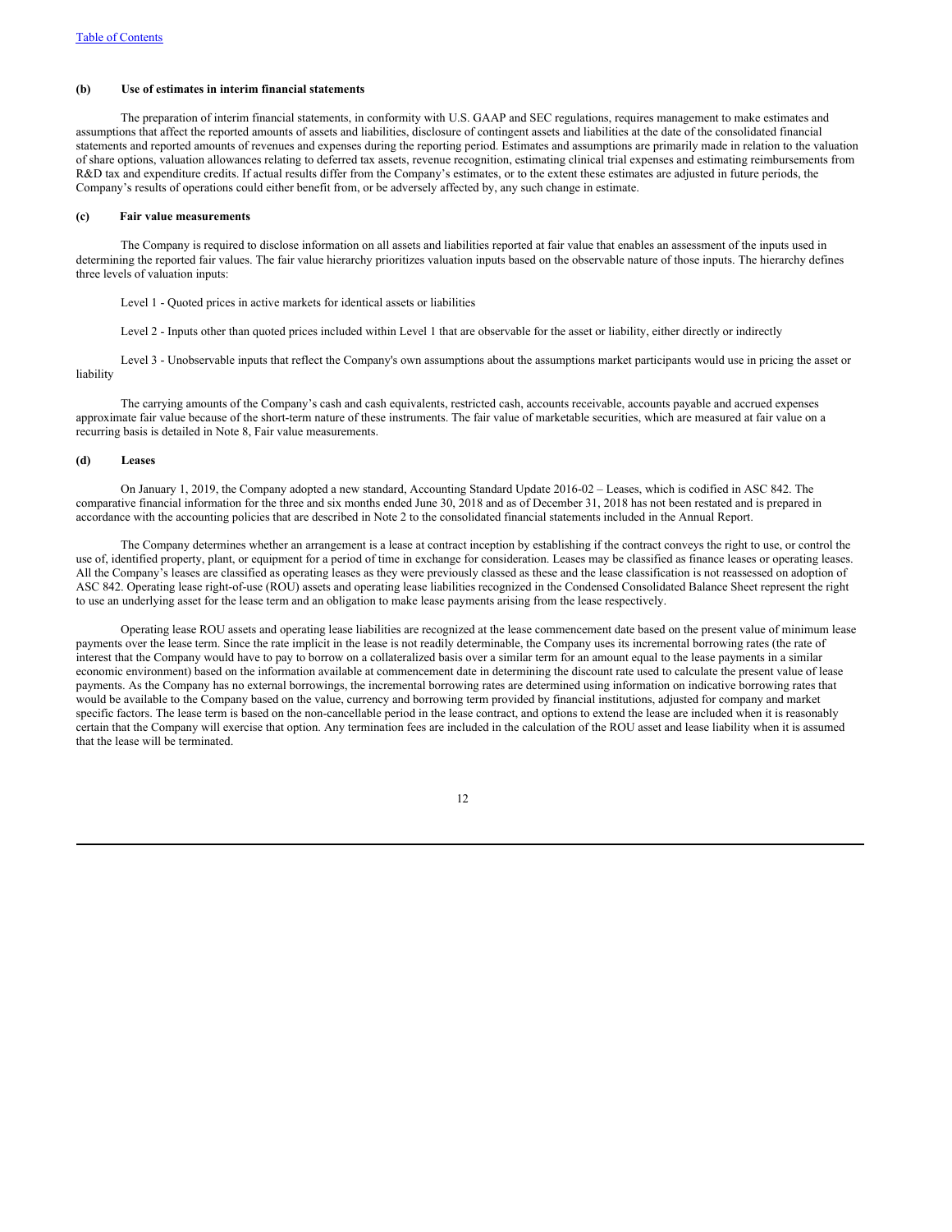#### (b) Use of estimates in interim financial statements

The preparation of interim financial statements, in conformity with U.S. GAAP and SEC regulations, requires management to make estimates and assumptions that affect the reported amounts of assets and liabilities, disclosure of contingent assets and liabilities at the date of the consolidated financial statements and reported amounts of revenues and expenses during the reporting period. Estimates and assumptions are primarily made in relation to the valuation of share options, valuation allowances relating to deferred tax assets, revenue recognition, estimating clinical trial expenses and estimating reimbursements from R&D tax and expenditure credits. If actual results differ from the Company's estimates, or to the extent these estimates are adjusted in future periods, the Company's results of operations could either benefit from, or be adversely affected by, any such change in estimate.

#### (c) Fair value measurements

The Company is required to disclose information on all assets and liabilities reported at fair value that enables an assessment of the inputs used in determining the reported fair values. The fair value hierarchy prioritizes valuation inputs based on the observable nature of those inputs. The hierarchy defines three levels of valuation inputs:

Level 1 - Quoted prices in active markets for identical assets or liabilities

Level 2 - Inputs other than quoted prices included within Level 1 that are observable for the asset or liability, either directly or indirectly

Level 3 - Unobservable inputs that reflect the Company's own assumptions about the assumptions market participants would use in pricing the asset or liability

The carrying amounts of the Company's cash and cash equivalents, restricted cash, accounts receivable, accounts payable and accrued expenses approximate fair value because of the short-term nature of these instruments. The fair value of marketable securities, which are measured at fair value on a recurring basis is detailed in Note 8, Fair value measurements.

#### (d) Leases

On January 1, 2019, the Company adopted a new standard, Accounting Standard Update 2016-02 – Leases, which is codified in ASC 842. The comparative financial information for the three and six months ended June 30, 2018 and as of December 31, 2018 has not been restated and is prepared in accordance with the accounting policies that are described in Note 2 to the consolidated financial statements included in the Annual Report.

The Company determines whether an arrangement is a lease at contract inception by establishing if the contract conveys the right to use, or control the use of, identified property, plant, or equipment for a period of time in exchange for consideration. Leases may be classified as finance leases or operating leases. All the Company's leases are classified as operating leases as they were previously classed as these and the lease classification is not reassessed on adoption of ASC 842. Operating lease right-of-use (ROU) assets and operating lease liabilities recognized in the Condensed Consolidated Balance Sheet represent the right to use an underlying asset for the lease term and an obligation to make lease payments arising from the lease respectively.

Operating lease ROU assets and operating lease liabilities are recognized at the lease commencement date based on the present value of minimum lease payments over the lease term. Since the rate implicit in the lease is not readily determinable, the Company uses its incremental borrowing rates (the rate of interest that the Company would have to pay to borrow on a collateralized basis over a similar term for an amount equal to the lease payments in a similar economic environment) based on the information available at commencement date in determining the discount rate used to calculate the present value of lease payments. As the Company has no external borrowings, the incremental borrowing rates are determined using information on indicative borrowing rates that would be available to the Company based on the value, currency and borrowing term provided by financial institutions, adjusted for company and market specific factors. The lease term is based on the non-cancellable period in the lease contract, and options to extend the lease are included when it is reasonably certain that the Company will exercise that option. Any termination fees are included in the calculation of the ROU asset and lease liability when it is assumed that the lease will be terminated.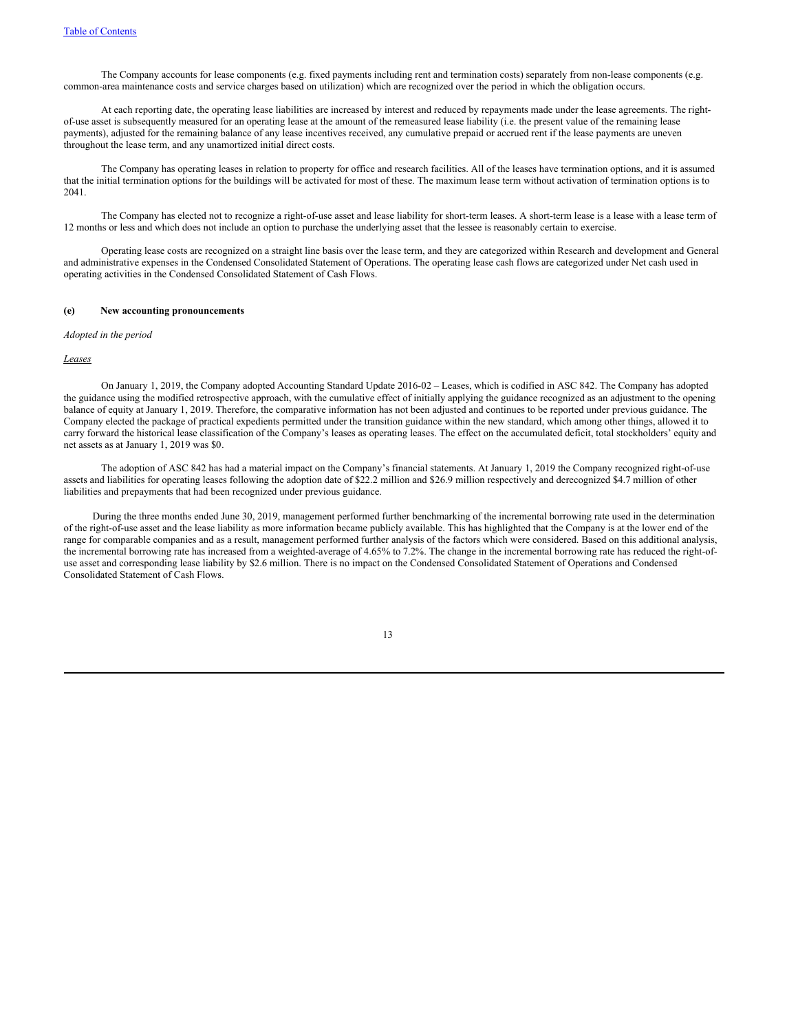The Company accounts for lease components (e.g. fixed payments including rent and termination costs) separately from non-lease components (e.g. common-area maintenance costs and service charges based on utilization) which are recognized over the period in which the obligation occurs.

At each reporting date, the operating lease liabilities are increased by interest and reduced by repayments made under the lease agreements. The right-of-use asset is subsequently measured for an operating lease at the amount of the remeasured lease liability (i.e. the present value of the remaining lease payments), adjusted for the remaining balance of any lease incentives received, any cumulative prepaid or accrued rent if the lease payments are uneven throughout the lease term, and any unamortized initial direct costs.

The Company has operating leases in relation to property for office and research facilities. All of the leases have termination options, and it is assumed that the initial termination options for the buildings will be activated for most of these. The maximum lease term without activation of termination options is to 2041.

The Company has elected not to recognize a right-of-use asset and lease liability for short-term leases. A short-term lease is a lease with a lease term of 12 months or less and which does not include an option to purchase the underlying asset that the lessee is reasonably certain to exercise.

Operating lease costs are recognized on a straight line basis over the lease term, and they are categorized within Research and development and General and administrative expenses in the Condensed Consolidated Statement of Operations. The operating lease cash flows are categorized under Net cash used in operating activities in the Condensed Consolidated Statement of Cash Flows.

**(e) New accounting pronouncements**

*Adopted in the period*

*Leases*

On January 1, 2019, the Company adopted Accounting Standard Update 2016-02 – Leases, which is codified in ASC 842. The Company has adopted the guidance using the modified retrospective approach, with the cumulative effect of initially applying the guidance recognized as an adjustment to the opening balance of equity at January 1, 2019. Therefore, the comparative information has not been adjusted and continues to be reported under previous guidance. The Company elected the package of practical expedients permitted under the transition guidance within the new standard, which among other things, allowed it to carry forward the historical lease classification of the Company's leases as operating leases. The effect on the accumulated deficit, total stockholders' equity and net assets as at January 1, 2019 was $0.

The adoption of ASC 842 has had a material impact on the Company's financial statements. At January 1, 2019 the Company recognized right-of-use assets and liabilities for operating leases following the adoption date of $22.2 million and $26.9 million respectively and derecognized $4.7 million of other liabilities and prepayments that had been recognized under previous guidance.

During the three months ended June 30, 2019, management performed further benchmarking of the incremental borrowing rate used in the determination of the right-of-use asset and the lease liability as more information became publicly available. This has highlighted that the Company is at the lower end of the range for comparable companies and as a result, management performed further analysis of the factors which were considered. Based on this additional analysis, the incremental borrowing rate has increased from a weighted-average of 4.65% to 7.2%. The change in the incremental borrowing rate has reduced the right-of-use asset and corresponding lease liability by $2.6 million. There is no impact on the Condensed Consolidated Statement of Operations and Condensed Consolidated Statement of Cash Flows.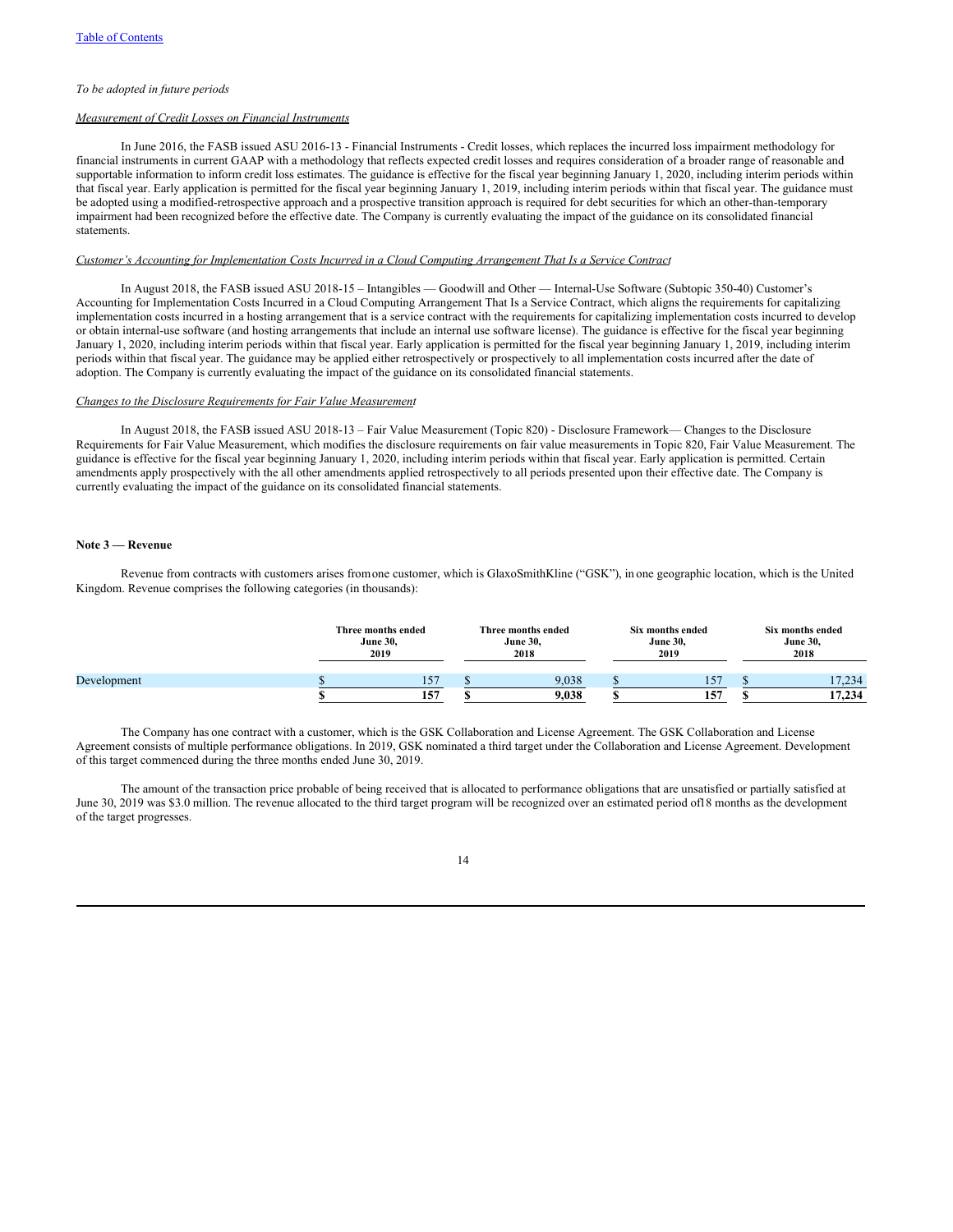*To be adopted in future periods*

*Measurement of Credit Losses on Financial Instruments*

In June 2016, the FASB issued ASU 2016-13 - Financial Instruments - Credit losses, which replaces the incurred loss impairment methodology for financial instruments in current GAAP with a methodology that reflects expected credit losses and requires consideration of a broader range of reasonable and supportable information to inform credit loss estimates. The guidance is effective for the fiscal year beginning January 1, 2020, including interim periods within that fiscal year. Early application is permitted for the fiscal year beginning January 1, 2019, including interim periods within that fiscal year. The guidance must be adopted using a modified-retrospective approach and a prospective transition approach is required for debt securities for which an other-than-temporary impairment had been recognized before the effective date. The Company is currently evaluating the impact of the guidance on its consolidated financial statements.

*Customer's Accounting for Implementation Costs Incurred in a Cloud Computing Arrangement That Is a Service Contract*

In August 2018, the FASB issued ASU 2018-15 – Intangibles — Goodwill and Other — Internal-Use Software (Subtopic 350-40) Customer's Accounting for Implementation Costs Incurred in a Cloud Computing Arrangement That Is a Service Contract, which aligns the requirements for capitalizing implementation costs incurred in a hosting arrangement that is a service contract with the requirements for capitalizing implementation costs incurred to develop or obtain internal-use software (and hosting arrangements that include an internal use software license). The guidance is effective for the fiscal year beginning January 1, 2020, including interim periods within that fiscal year. Early application is permitted for the fiscal year beginning January 1, 2019, including interim periods within that fiscal year. The guidance may be applied either retrospectively or prospectively to all implementation costs incurred after the date of adoption. The Company is currently evaluating the impact of the guidance on its consolidated financial statements.

*Changes to the Disclosure Requirements for Fair Value Measurement*

In August 2018, the FASB issued ASU 2018-13 – Fair Value Measurement (Topic 820) - Disclosure Framework— Changes to the Disclosure Requirements for Fair Value Measurement, which modifies the disclosure requirements on fair value measurements in Topic 820, Fair Value Measurement. The guidance is effective for the fiscal year beginning January 1, 2020, including interim periods within that fiscal year. Early application is permitted. Certain amendments apply prospectively with the all other amendments applied retrospectively to all periods presented upon their effective date. The Company is currently evaluating the impact of the guidance on its consolidated financial statements.

**Note 3 — Revenue**

Revenue from contracts with customers arises from one customer, which is GlaxoSmithKline ("GSK"), in one geographic location, which is the United Kingdom. Revenue comprises the following categories (in thousands):

| | Three months ended June 30, 2019 | Three months ended June 30, 2018 | Six months ended June 30, 2019 | Six months ended June 30, 2018 |
|---|---|---|---|---|
| Development | $ 157 | $ 9,038 | $ 157 | $ 17,234 |
| | **$ 157** | **$ 9,038** | **$ 157** | **$ 17,234** |

The Company has one contract with a customer, which is the GSK Collaboration and License Agreement. The GSK Collaboration and License Agreement consists of multiple performance obligations. In 2019, GSK nominated a third target under the Collaboration and License Agreement. Development of this target commenced during the three months ended June 30, 2019.

The amount of the transaction price probable of being received that is allocated to performance obligations that are unsatisfied or partially satisfied at June 30, 2019 was $3.0 million. The revenue allocated to the third target program will be recognized over an estimated period of 18 months as the development of the target progresses.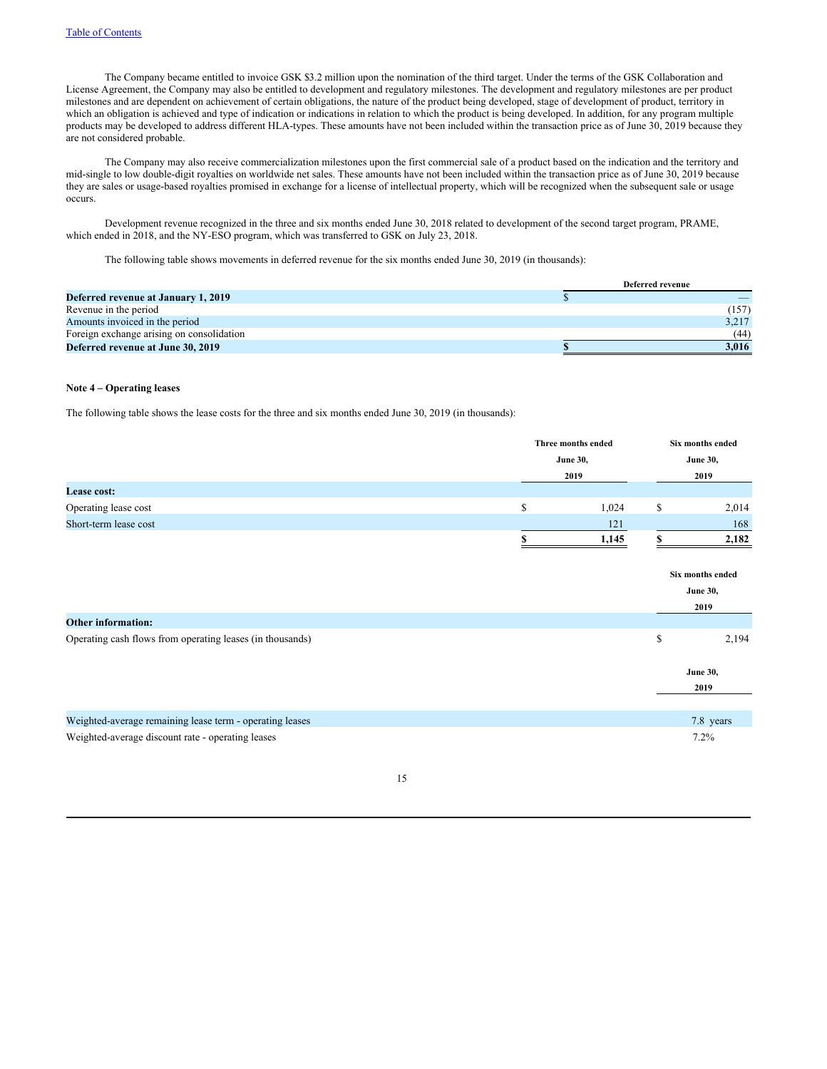The Company became entitled to invoice GSK $3.2 million upon the nomination of the third target. Under the terms of the GSK Collaboration and License Agreement, the Company may also be entitled to development and regulatory milestones. The development and regulatory milestones are per product milestones and are dependent on achievement of certain obligations, the nature of the product being developed, stage of development of product, territory in which an obligation is achieved and type of indication or indications in relation to which the product is being developed. In addition, for any program multiple products may be developed to address different HLA-types. These amounts have not been included within the transaction price as of June 30, 2019 because they are not considered probable.

The Company may also receive commercialization milestones upon the first commercial sale of a product based on the indication and the territory and mid-single to low double-digit royalties on worldwide net sales. These amounts have not been included within the transaction price as of June 30, 2019 because they are sales or usage-based royalties promised in exchange for a license of intellectual property, which will be recognized when the subsequent sale or usage occurs.

Development revenue recognized in the three and six months ended June 30, 2018 related to development of the second target program, PRAME, which ended in 2018, and the NY-ESO program, which was transferred to GSK on July 23, 2018.

The following table shows movements in deferred revenue for the six months ended June 30, 2019 (in thousands):

| | Deferred revenue |
|---|---|
| **Deferred revenue at January 1, 2019** | $ — |
| Revenue in the period | (157) |
| Amounts invoiced in the period | 3,217 |
| Foreign exchange arising on consolidation | (44) |
| **Deferred revenue at June 30, 2019** | **$ 3,016** |

**Note 4 – Operating leases**

The following table shows the lease costs for the three and six months ended June 30, 2019 (in thousands):

| | Three months ended June 30, 2019 | Six months ended June 30, 2019 |
|---|---|---|
| **Lease cost:** | | |
| Operating lease cost | $ 1,024 | $ 2,014 |
| Short-term lease cost | 121 | 168 |
| | **$ 1,145** | **$ 2,182** |

| | Six months ended June 30, 2019 |
|---|---|
| **Other information:** | |
| Operating cash flows from operating leases (in thousands) | $ 2,194 |

| | June 30, 2019 |
|---|---|
| Weighted-average remaining lease term - operating leases | 7.8 years |
| Weighted-average discount rate - operating leases | 7.2% |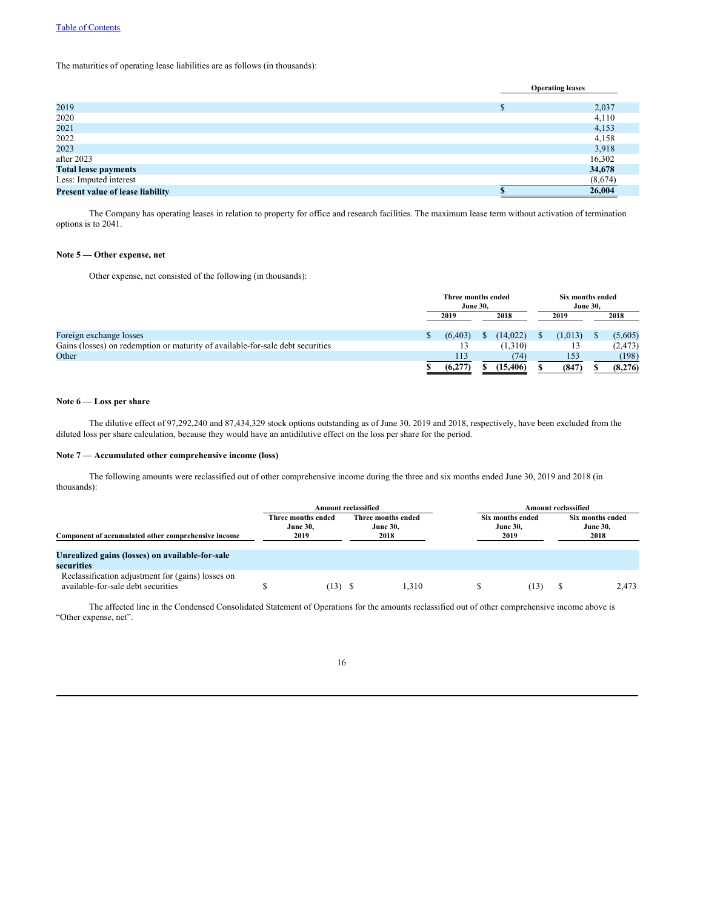The maturities of operating lease liabilities are as follows (in thousands):

| | Operating leases |
|---|---|
| 2019 | $ 2,037 |
| 2020 | 4,110 |
| 2021 | 4,153 |
| 2022 | 4,158 |
| 2023 | 3,918 |
| after 2023 | 16,302 |
| **Total lease payments** | **34,678** |
| Less: Imputed interest | (8,674) |
| **Present value of lease liability** | **$ 26,004** |

The Company has operating leases in relation to property for office and research facilities. The maximum lease term without activation of termination options is to 2041.

### Note 5 — Other expense, net

Other expense, net consisted of the following (in thousands):

| | Three months ended June 30, | | Six months ended June 30, | |
|---|---|---|---|---|
| | 2019 | 2018 | 2019 | 2018 |
| Foreign exchange losses | $ (6,403) | $ (14,022) | $ (1,013) | $ (5,605) |
| Gains (losses) on redemption or maturity of available-for-sale debt securities | 13 | (1,310) | 13 | (2,473) |
| Other | 113 | (74) | 153 | (198) |
| | **$ (6,277)** | **$ (15,406)** | **$ (847)** | **$ (8,276)** |

### Note 6 — Loss per share

The dilutive effect of 97,292,240 and 87,434,329 stock options outstanding as of June 30, 2019 and 2018, respectively, have been excluded from the diluted loss per share calculation, because they would have an antidilutive effect on the loss per share for the period.

### Note 7 — Accumulated other comprehensive income (loss)

The following amounts were reclassified out of other comprehensive income during the three and six months ended June 30, 2019 and 2018 (in thousands):

| Component of accumulated other comprehensive income | Amount reclassified | | Amount reclassified | |
|---|---|---|---|---|
| | Three months ended June 30, 2019 | Three months ended June 30, 2018 | Six months ended June 30, 2019 | Six months ended June 30, 2018 |
| **Unrealized gains (losses) on available-for-sale securities** | | | | |
| Reclassification adjustment for (gains) losses on available-for-sale debt securities | $ (13) | $ 1,310 | $ (13) | $ 2,473 |

The affected line in the Condensed Consolidated Statement of Operations for the amounts reclassified out of other comprehensive income above is "Other expense, net".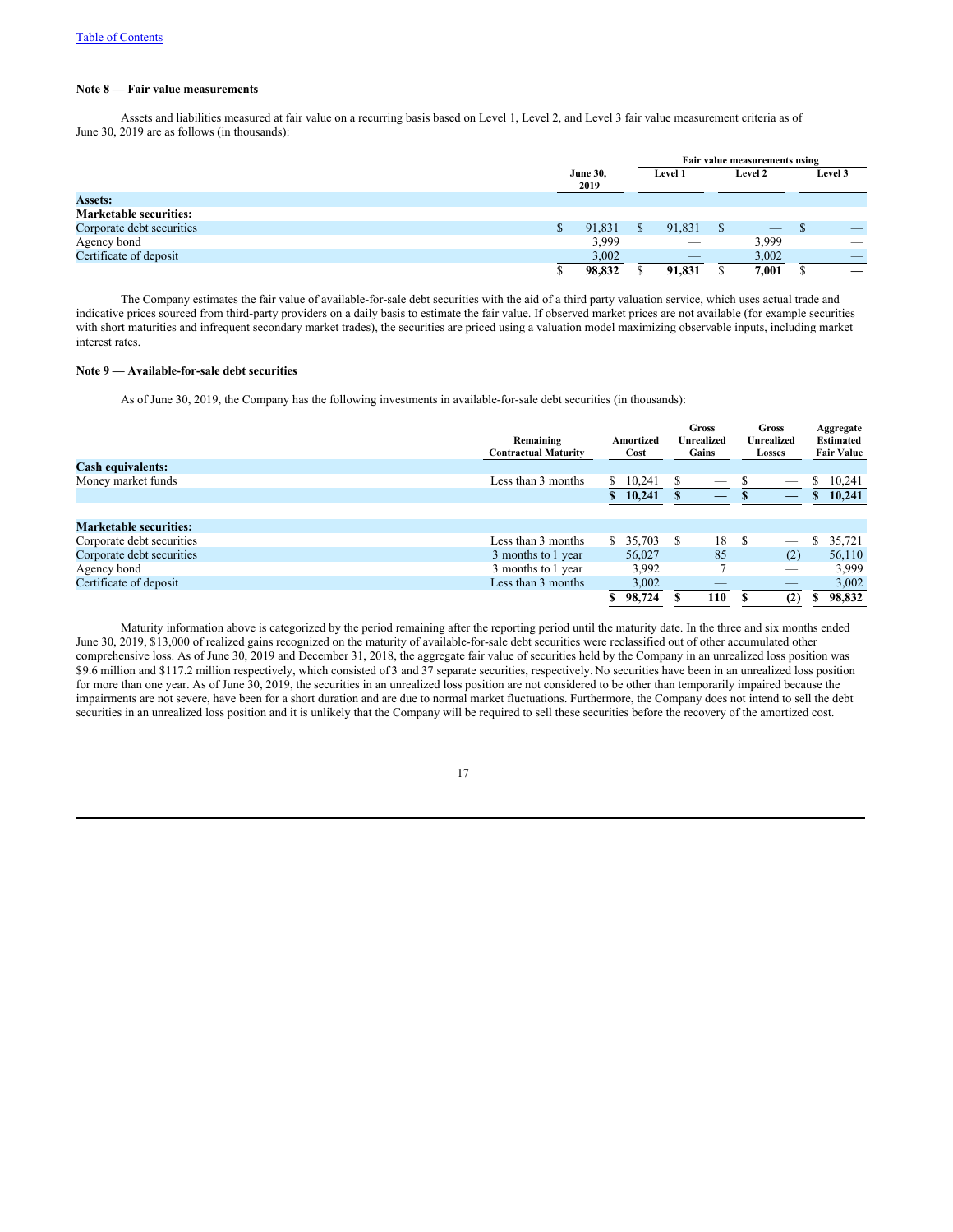Table of Contents

### Note 8 — Fair value measurements

Assets and liabilities measured at fair value on a recurring basis based on Level 1, Level 2, and Level 3 fair value measurement criteria as of June 30, 2019 are as follows (in thousands):

| | June 30, 2019 | Fair value measurements using | | |
|---|---|---|---|---|
| | | Level 1 | Level 2 | Level 3 |
| **Assets:** | | | | |
| **Marketable securities:** | | | | |
| Corporate debt securities | $ 91,831 | $ 91,831 | $ — | $ — |
| Agency bond | 3,999 | — | 3,999 | — |
| Certificate of deposit | 3,002 | — | 3,002 | — |
| | $ **98,832** | $ **91,831** | $ **7,001** | $ **—** |

The Company estimates the fair value of available-for-sale debt securities with the aid of a third party valuation service, which uses actual trade and indicative prices sourced from third-party providers on a daily basis to estimate the fair value. If observed market prices are not available (for example securities with short maturities and infrequent secondary market trades), the securities are priced using a valuation model maximizing observable inputs, including market interest rates.

### Note 9 — Available-for-sale debt securities

As of June 30, 2019, the Company has the following investments in available-for-sale debt securities (in thousands):

| | Remaining Contractual Maturity | Amortized Cost | Gross Unrealized Gains | Gross Unrealized Losses | Aggregate Estimated Fair Value |
|---|---|---|---|---|---|
| **Cash equivalents:** | | | | | |
| Money market funds | Less than 3 months | $ 10,241 | $ — | $ — | $ 10,241 |
| | | **$ 10,241** | **$ —** | **$ —** | **$ 10,241** |
| | | | | | |
| **Marketable securities:** | | | | | |
| Corporate debt securities | Less than 3 months | $ 35,703 | $ 18 | $ — | $ 35,721 |
| Corporate debt securities | 3 months to 1 year | 56,027 | 85 | (2) | 56,110 |
| Agency bond | 3 months to 1 year | 3,992 | 7 | — | 3,999 |
| Certificate of deposit | Less than 3 months | 3,002 | — | — | 3,002 |
| | | **$ 98,724** | **$ 110** | **$ (2)** | **$ 98,832** |

Maturity information above is categorized by the period remaining after the reporting period until the maturity date. In the three and six months ended June 30, 2019, $13,000 of realized gains recognized on the maturity of available-for-sale debt securities were reclassified out of other accumulated other comprehensive loss. As of June 30, 2019 and December 31, 2018, the aggregate fair value of securities held by the Company in an unrealized loss position was $9.6 million and $117.2 million respectively, which consisted of 3 and 37 separate securities, respectively. No securities have been in an unrealized loss position for more than one year. As of June 30, 2019, the securities in an unrealized loss position are not considered to be other than temporarily impaired because the impairments are not severe, have been for a short duration and are due to normal market fluctuations. Furthermore, the Company does not intend to sell the debt securities in an unrealized loss position and it is unlikely that the Company will be required to sell these securities before the recovery of the amortized cost.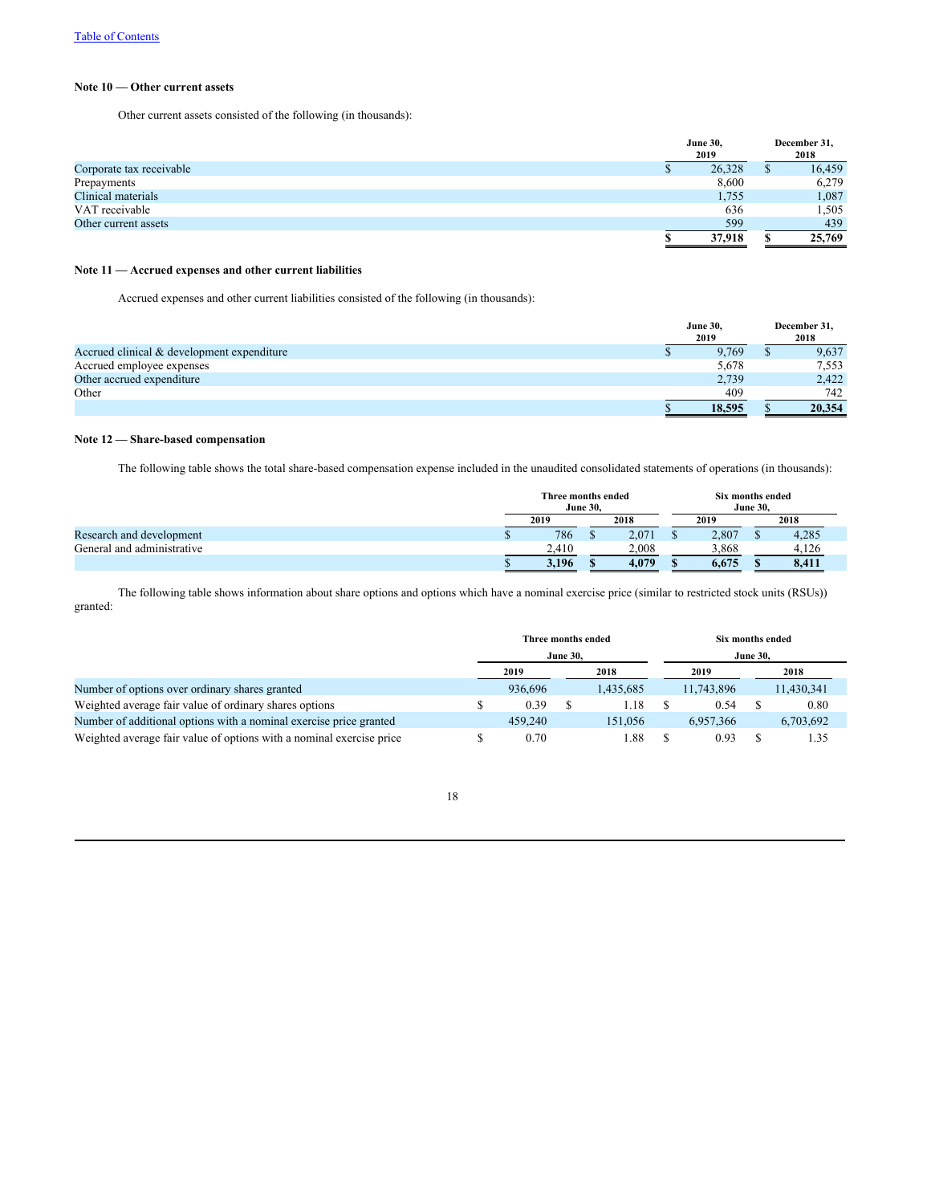Table of Contents

### Note 10 — Other current assets

Other current assets consisted of the following (in thousands):

| | June 30, 2019 | December 31, 2018 |
|---|---|---|
| Corporate tax receivable | $ 26,328 | $ 16,459 |
| Prepayments | 8,600 | 6,279 |
| Clinical materials | 1,755 | 1,087 |
| VAT receivable | 636 | 1,505 |
| Other current assets | 599 | 439 |
| | **$ 37,918** | **$ 25,769** |

### Note 11 — Accrued expenses and other current liabilities

Accrued expenses and other current liabilities consisted of the following (in thousands):

| | June 30, 2019 | December 31, 2018 |
|---|---|---|
| Accrued clinical & development expenditure | $ 9,769 | $ 9,637 |
| Accrued employee expenses | 5,678 | 7,553 |
| Other accrued expenditure | 2,739 | 2,422 |
| Other | 409 | 742 |
| | **$ 18,595** | **$ 20,354** |

### Note 12 — Share-based compensation

The following table shows the total share-based compensation expense included in the unaudited consolidated statements of operations (in thousands):

| | Three months ended June 30, | | Six months ended June 30, | |
|---|---|---|---|---|
| | 2019 | 2018 | 2019 | 2018 |
| Research and development | $ 786 | $ 2,071 | $ 2,807 | $ 4,285 |
| General and administrative | 2,410 | 2,008 | 3,868 | 4,126 |
| | **$ 3,196** | **$ 4,079** | **$ 6,675** | **$ 8,411** |

The following table shows information about share options and options which have a nominal exercise price (similar to restricted stock units (RSUs)) granted:

| | Three months ended June 30, | | Six months ended June 30, | |
|---|---|---|---|---|
| | 2019 | 2018 | 2019 | 2018 |
| Number of options over ordinary shares granted | 936,696 | 1,435,685 | 11,743,896 | 11,430,341 |
| Weighted average fair value of ordinary shares options | $ 0.39 | $ 1.18 | $ 0.54 | $ 0.80 |
| Number of additional options with a nominal exercise price granted | 459,240 | 151,056 | 6,957,366 | 6,703,692 |
| Weighted average fair value of options with a nominal exercise price | $ 0.70 | 1.88 | $ 0.93 | $ 1.35 |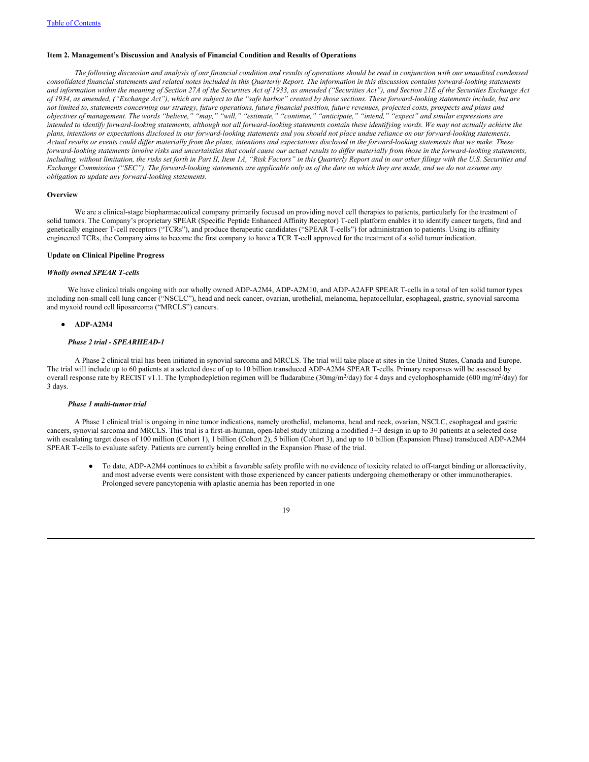[Table of Contents](#)

**Item 2. Management's Discussion and Analysis of Financial Condition and Results of Operations**

*The following discussion and analysis of our financial condition and results of operations should be read in conjunction with our unaudited condensed consolidated financial statements and related notes included in this Quarterly Report. The information in this discussion contains forward-looking statements and information within the meaning of Section 27A of the Securities Act of 1933, as amended ("Securities Act"), and Section 21E of the Securities Exchange Act of 1934, as amended, ("Exchange Act"), which are subject to the "safe harbor" created by those sections. These forward-looking statements include, but are not limited to, statements concerning our strategy, future operations, future financial position, future revenues, projected costs, prospects and plans and objectives of management. The words "believe," "may," "will," "estimate," "continue," "anticipate," "intend," "expect" and similar expressions are intended to identify forward-looking statements, although not all forward-looking statements contain these identifying words. We may not actually achieve the plans, intentions or expectations disclosed in our forward-looking statements and you should not place undue reliance on our forward-looking statements. Actual results or events could differ materially from the plans, intentions and expectations disclosed in the forward-looking statements that we make. These forward-looking statements involve risks and uncertainties that could cause our actual results to differ materially from those in the forward-looking statements, including, without limitation, the risks set forth in Part II, Item 1A, "Risk Factors" in this Quarterly Report and in our other filings with the U.S. Securities and Exchange Commission ("SEC"). The forward-looking statements are applicable only as of the date on which they are made, and we do not assume any obligation to update any forward-looking statements.*

**Overview**

We are a clinical-stage biopharmaceutical company primarily focused on providing novel cell therapies to patients, particularly for the treatment of solid tumors. The Company's proprietary SPEAR (Specific Peptide Enhanced Affinity Receptor) T-cell platform enables it to identify cancer targets, find and genetically engineer T-cell receptors ("TCRs"), and produce therapeutic candidates ("SPEAR T-cells") for administration to patients. Using its affinity engineered TCRs, the Company aims to become the first company to have a TCR T-cell approved for the treatment of a solid tumor indication.

**Update on Clinical Pipeline Progress**

***Wholly owned SPEAR T-cells***

We have clinical trials ongoing with our wholly owned ADP-A2M4, ADP-A2M10, and ADP-A2AFP SPEAR T-cells in a total of ten solid tumor types including non-small cell lung cancer ("NSCLC"), head and neck cancer, ovarian, urothelial, melanoma, hepatocellular, esophageal, gastric, synovial sarcoma and myxoid round cell liposarcoma ("MRCLS") cancers.

- **ADP-A2M4**

***Phase 2 trial - SPEARHEAD-1***

A Phase 2 clinical trial has been initiated in synovial sarcoma and MRCLS. The trial will take place at sites in the United States, Canada and Europe. The trial will include up to 60 patients at a selected dose of up to 10 billion transduced ADP-A2M4 SPEAR T-cells. Primary responses will be assessed by overall response rate by RECIST v1.1. The lymphodepletion regimen will be fludarabine (30mg/m$^2$/day) for 4 days and cyclophosphamide (600 mg/m$^2$/day) for 3 days.

***Phase 1 multi-tumor trial***

A Phase 1 clinical trial is ongoing in nine tumor indications, namely urothelial, melanoma, head and neck, ovarian, NSCLC, esophageal and gastric cancers, synovial sarcoma and MRCLS. This trial is a first-in-human, open-label study utilizing a modified 3+3 design in up to 30 patients at a selected dose with escalating target doses of 100 million (Cohort 1), 1 billion (Cohort 2), 5 billion (Cohort 3), and up to 10 billion (Expansion Phase) transduced ADP-A2M4 SPEAR T-cells to evaluate safety. Patients are currently being enrolled in the Expansion Phase of the trial.

- To date, ADP-A2M4 continues to exhibit a favorable safety profile with no evidence of toxicity related to off-target binding or alloreactivity, and most adverse events were consistent with those experienced by cancer patients undergoing chemotherapy or other immunotherapies. Prolonged severe pancytopenia with aplastic anemia has been reported in one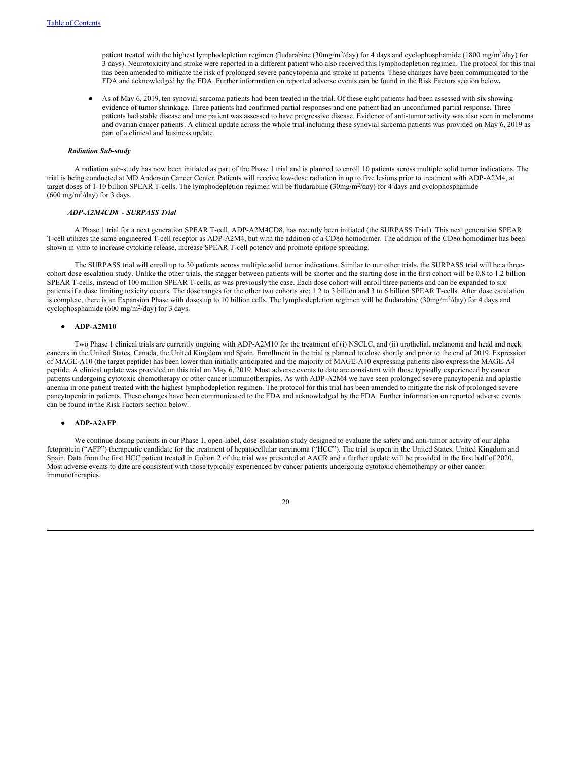patient treated with the highest lymphodepletion regimen (fludarabine (30mg/$m^2$/day) for 4 days and cyclophosphamide (1800 mg/$m^2$/day) for 3 days). Neurotoxicity and stroke were reported in a different patient who also received this lymphodepletion regimen. The protocol for this trial has been amended to mitigate the risk of prolonged severe pancytopenia and stroke in patients. These changes have been communicated to the FDA and acknowledged by the FDA. Further information on reported adverse events can be found in the Risk Factors section below**.**

- As of May 6, 2019, ten synovial sarcoma patients had been treated in the trial. Of these eight patients had been assessed with six showing evidence of tumor shrinkage. Three patients had confirmed partial responses and one patient had an unconfirmed partial response. Three patients had stable disease and one patient was assessed to have progressive disease. Evidence of anti-tumor activity was also seen in melanoma and ovarian cancer patients. A clinical update across the whole trial including these synovial sarcoma patients was provided on May 6, 2019 as part of a clinical and business update.

***Radiation Sub-study***

A radiation sub-study has now been initiated as part of the Phase 1 trial and is planned to enroll 10 patients across multiple solid tumor indications. The trial is being conducted at MD Anderson Cancer Center. Patients will receive low-dose radiation in up to five lesions prior to treatment with ADP-A2M4, at target doses of 1-10 billion SPEAR T-cells. The lymphodepletion regimen will be fludarabine (30mg/$m^2$/day) for 4 days and cyclophosphamide (600 mg/$m^2$/day) for 3 days.

***ADP-A2M4CD8 - SURPASS Trial***

A Phase 1 trial for a next generation SPEAR T-cell, ADP-A2M4CD8, has recently been initiated (the SURPASS Trial). This next generation SPEAR T-cell utilizes the same engineered T-cell receptor as ADP-A2M4, but with the addition of a CD8α homodimer. The addition of the CD8α homodimer has been shown in vitro to increase cytokine release, increase SPEAR T-cell potency and promote epitope spreading.

The SURPASS trial will enroll up to 30 patients across multiple solid tumor indications. Similar to our other trials, the SURPASS trial will be a three-cohort dose escalation study. Unlike the other trials, the stagger between patients will be shorter and the starting dose in the first cohort will be 0.8 to 1.2 billion SPEAR T-cells, instead of 100 million SPEAR T-cells, as was previously the case. Each dose cohort will enroll three patients and can be expanded to six patients if a dose limiting toxicity occurs. The dose ranges for the other two cohorts are: 1.2 to 3 billion and 3 to 6 billion SPEAR T-cells. After dose escalation is complete, there is an Expansion Phase with doses up to 10 billion cells. The lymphodepletion regimen will be fludarabine (30mg/$m^2$/day) for 4 days and cyclophosphamide (600 mg/$m^2$/day) for 3 days.

- **ADP-A2M10**

Two Phase 1 clinical trials are currently ongoing with ADP-A2M10 for the treatment of (i) NSCLC, and (ii) urothelial, melanoma and head and neck cancers in the United States, Canada, the United Kingdom and Spain. Enrollment in the trial is planned to close shortly and prior to the end of 2019. Expression of MAGE-A10 (the target peptide) has been lower than initially anticipated and the majority of MAGE-A10 expressing patients also express the MAGE-A4 peptide. A clinical update was provided on this trial on May 6, 2019. Most adverse events to date are consistent with those typically experienced by cancer patients undergoing cytotoxic chemotherapy or other cancer immunotherapies. As with ADP-A2M4 we have seen prolonged severe pancytopenia and aplastic anemia in one patient treated with the highest lymphodepletion regimen. The protocol for this trial has been amended to mitigate the risk of prolonged severe pancytopenia in patients. These changes have been communicated to the FDA and acknowledged by the FDA. Further information on reported adverse events can be found in the Risk Factors section below.

- **ADP-A2AFP**

We continue dosing patients in our Phase 1, open-label, dose-escalation study designed to evaluate the safety and anti-tumor activity of our alpha fetoprotein ("AFP") therapeutic candidate for the treatment of hepatocellular carcinoma ("HCC"). The trial is open in the United States, United Kingdom and Spain. Data from the first HCC patient treated in Cohort 2 of the trial was presented at AACR and a further update will be provided in the first half of 2020. Most adverse events to date are consistent with those typically experienced by cancer patients undergoing cytotoxic chemotherapy or other cancer immunotherapies.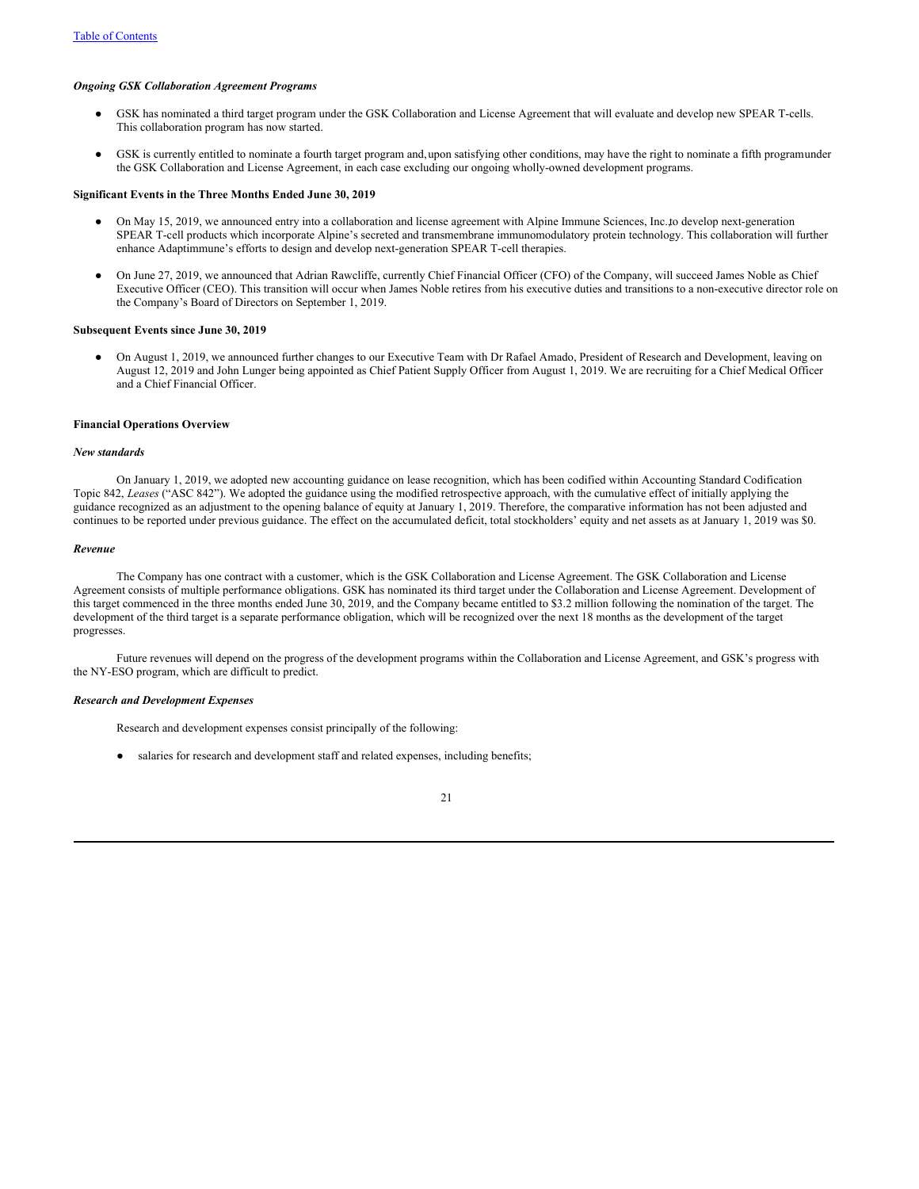*Ongoing GSK Collaboration Agreement Programs*

- GSK has nominated a third target program under the GSK Collaboration and License Agreement that will evaluate and develop new SPEAR T-cells. This collaboration program has now started.
- GSK is currently entitled to nominate a fourth target program and, upon satisfying other conditions, may have the right to nominate a fifth program under the GSK Collaboration and License Agreement, in each case excluding our ongoing wholly-owned development programs.

**Significant Events in the Three Months Ended June 30, 2019**

- On May 15, 2019, we announced entry into a collaboration and license agreement with Alpine Immune Sciences, Inc. to develop next-generation SPEAR T-cell products which incorporate Alpine's secreted and transmembrane immunomodulatory protein technology. This collaboration will further enhance Adaptimmune's efforts to design and develop next-generation SPEAR T-cell therapies.
- On June 27, 2019, we announced that Adrian Rawcliffe, currently Chief Financial Officer (CFO) of the Company, will succeed James Noble as Chief Executive Officer (CEO). This transition will occur when James Noble retires from his executive duties and transitions to a non-executive director role on the Company's Board of Directors on September 1, 2019.

**Subsequent Events since June 30, 2019**

- On August 1, 2019, we announced further changes to our Executive Team with Dr Rafael Amado, President of Research and Development, leaving on August 12, 2019 and John Lunger being appointed as Chief Patient Supply Officer from August 1, 2019. We are recruiting for a Chief Medical Officer and a Chief Financial Officer.

**Financial Operations Overview**

***New standards***

On January 1, 2019, we adopted new accounting guidance on lease recognition, which has been codified within Accounting Standard Codification Topic 842, *Leases* ("ASC 842"). We adopted the guidance using the modified retrospective approach, with the cumulative effect of initially applying the guidance recognized as an adjustment to the opening balance of equity at January 1, 2019. Therefore, the comparative information has not been adjusted and continues to be reported under previous guidance. The effect on the accumulated deficit, total stockholders' equity and net assets as at January 1, 2019 was $0.

***Revenue***

The Company has one contract with a customer, which is the GSK Collaboration and License Agreement. The GSK Collaboration and License Agreement consists of multiple performance obligations. GSK has nominated its third target under the Collaboration and License Agreement. Development of this target commenced in the three months ended June 30, 2019, and the Company became entitled to $3.2 million following the nomination of the target. The development of the third target is a separate performance obligation, which will be recognized over the next 18 months as the development of the target progresses.

Future revenues will depend on the progress of the development programs within the Collaboration and License Agreement, and GSK's progress with the NY-ESO program, which are difficult to predict.

***Research and Development Expenses***

Research and development expenses consist principally of the following:

- salaries for research and development staff and related expenses, including benefits;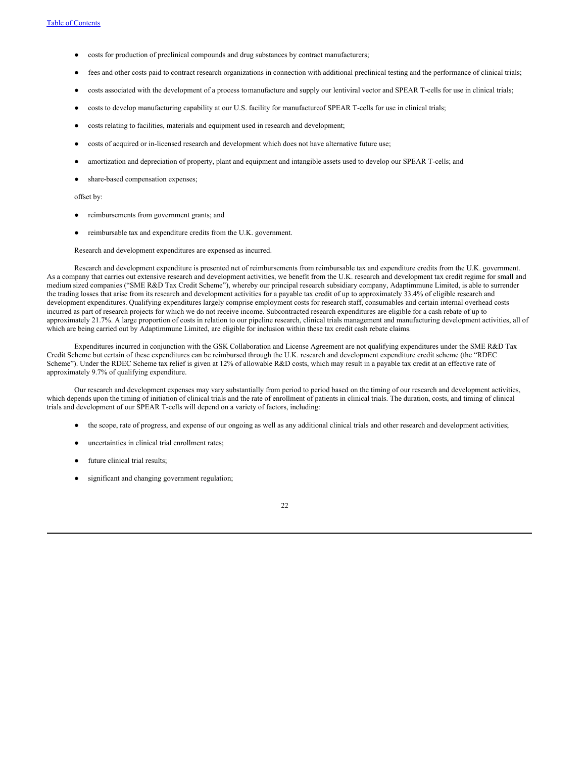- costs for production of preclinical compounds and drug substances by contract manufacturers;
- fees and other costs paid to contract research organizations in connection with additional preclinical testing and the performance of clinical trials;
- costs associated with the development of a process to manufacture and supply our lentiviral vector and SPEAR T-cells for use in clinical trials;
- costs to develop manufacturing capability at our U.S. facility for manufacture of SPEAR T-cells for use in clinical trials;
- costs relating to facilities, materials and equipment used in research and development;
- costs of acquired or in-licensed research and development which does not have alternative future use;
- amortization and depreciation of property, plant and equipment and intangible assets used to develop our SPEAR T-cells; and
- share-based compensation expenses;

offset by:

- reimbursements from government grants; and
- reimbursable tax and expenditure credits from the U.K. government.

Research and development expenditures are expensed as incurred.

Research and development expenditure is presented net of reimbursements from reimbursable tax and expenditure credits from the U.K. government. As a company that carries out extensive research and development activities, we benefit from the U.K. research and development tax credit regime for small and medium sized companies ("SME R&D Tax Credit Scheme"), whereby our principal research subsidiary company, Adaptimmune Limited, is able to surrender the trading losses that arise from its research and development activities for a payable tax credit of up to approximately 33.4% of eligible research and development expenditures. Qualifying expenditures largely comprise employment costs for research staff, consumables and certain internal overhead costs incurred as part of research projects for which we do not receive income. Subcontracted research expenditures are eligible for a cash rebate of up to approximately 21.7%. A large proportion of costs in relation to our pipeline research, clinical trials management and manufacturing development activities, all of which are being carried out by Adaptimmune Limited, are eligible for inclusion within these tax credit cash rebate claims.

Expenditures incurred in conjunction with the GSK Collaboration and License Agreement are not qualifying expenditures under the SME R&D Tax Credit Scheme but certain of these expenditures can be reimbursed through the U.K. research and development expenditure credit scheme (the "RDEC Scheme"). Under the RDEC Scheme tax relief is given at 12% of allowable R&D costs, which may result in a payable tax credit at an effective rate of approximately 9.7% of qualifying expenditure.

Our research and development expenses may vary substantially from period to period based on the timing of our research and development activities, which depends upon the timing of initiation of clinical trials and the rate of enrollment of patients in clinical trials. The duration, costs, and timing of clinical trials and development of our SPEAR T-cells will depend on a variety of factors, including:

- the scope, rate of progress, and expense of our ongoing as well as any additional clinical trials and other research and development activities;
- uncertainties in clinical trial enrollment rates;
- future clinical trial results;
- significant and changing government regulation;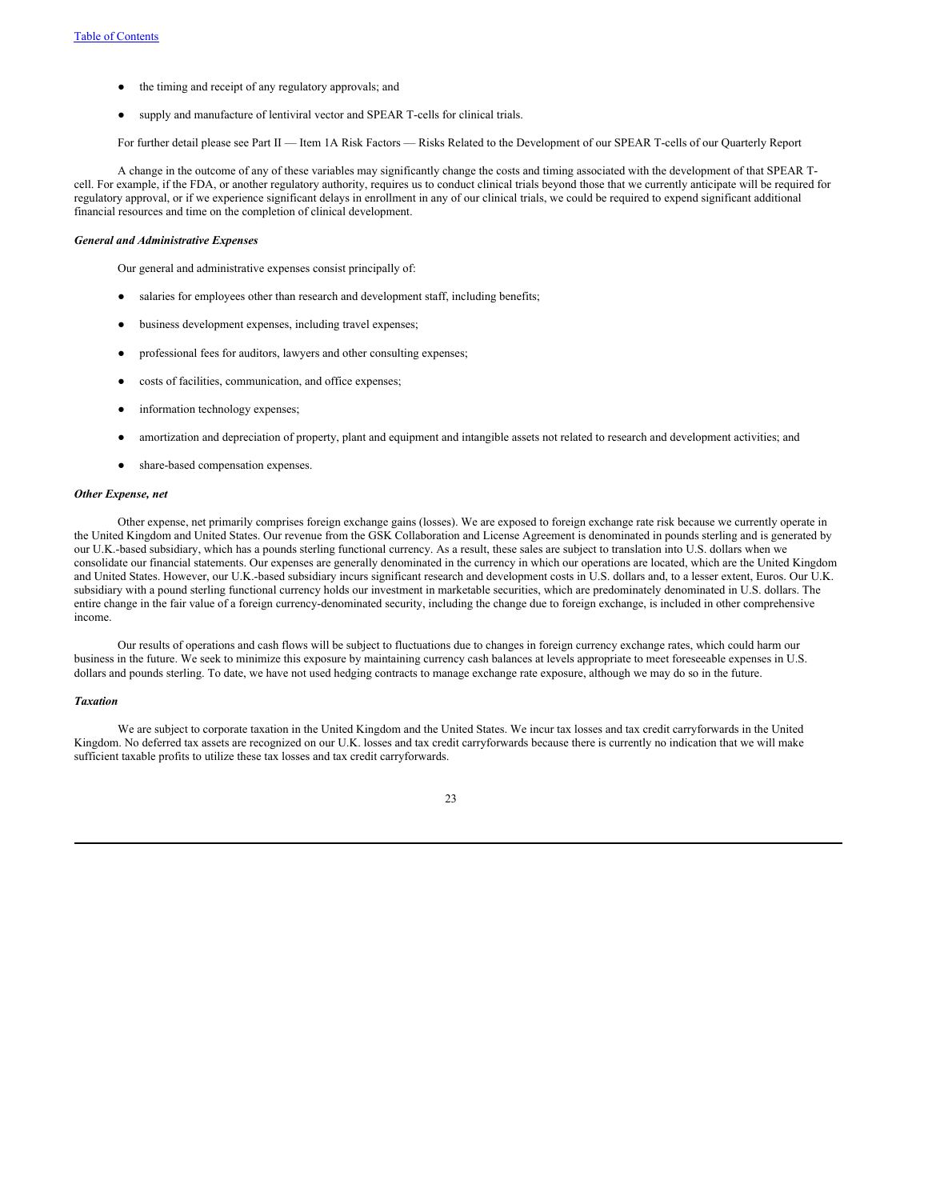- the timing and receipt of any regulatory approvals; and
- supply and manufacture of lentiviral vector and SPEAR T-cells for clinical trials.

For further detail please see Part II — Item 1A Risk Factors — Risks Related to the Development of our SPEAR T-cells of our Quarterly Report

A change in the outcome of any of these variables may significantly change the costs and timing associated with the development of that SPEAR T-cell. For example, if the FDA, or another regulatory authority, requires us to conduct clinical trials beyond those that we currently anticipate will be required for regulatory approval, or if we experience significant delays in enrollment in any of our clinical trials, we could be required to expend significant additional financial resources and time on the completion of clinical development.

***General and Administrative Expenses***

Our general and administrative expenses consist principally of:

- salaries for employees other than research and development staff, including benefits;
- business development expenses, including travel expenses;
- professional fees for auditors, lawyers and other consulting expenses;
- costs of facilities, communication, and office expenses;
- information technology expenses;
- amortization and depreciation of property, plant and equipment and intangible assets not related to research and development activities; and
- share-based compensation expenses.

***Other Expense, net***

Other expense, net primarily comprises foreign exchange gains (losses). We are exposed to foreign exchange rate risk because we currently operate in the United Kingdom and United States. Our revenue from the GSK Collaboration and License Agreement is denominated in pounds sterling and is generated by our U.K.-based subsidiary, which has a pounds sterling functional currency. As a result, these sales are subject to translation into U.S. dollars when we consolidate our financial statements. Our expenses are generally denominated in the currency in which our operations are located, which are the United Kingdom and United States. However, our U.K.-based subsidiary incurs significant research and development costs in U.S. dollars and, to a lesser extent, Euros. Our U.K. subsidiary with a pound sterling functional currency holds our investment in marketable securities, which are predominately denominated in U.S. dollars. The entire change in the fair value of a foreign currency-denominated security, including the change due to foreign exchange, is included in other comprehensive income.

Our results of operations and cash flows will be subject to fluctuations due to changes in foreign currency exchange rates, which could harm our business in the future. We seek to minimize this exposure by maintaining currency cash balances at levels appropriate to meet foreseeable expenses in U.S. dollars and pounds sterling. To date, we have not used hedging contracts to manage exchange rate exposure, although we may do so in the future.

***Taxation***

We are subject to corporate taxation in the United Kingdom and the United States. We incur tax losses and tax credit carryforwards in the United Kingdom. No deferred tax assets are recognized on our U.K. losses and tax credit carryforwards because there is currently no indication that we will make sufficient taxable profits to utilize these tax losses and tax credit carryforwards.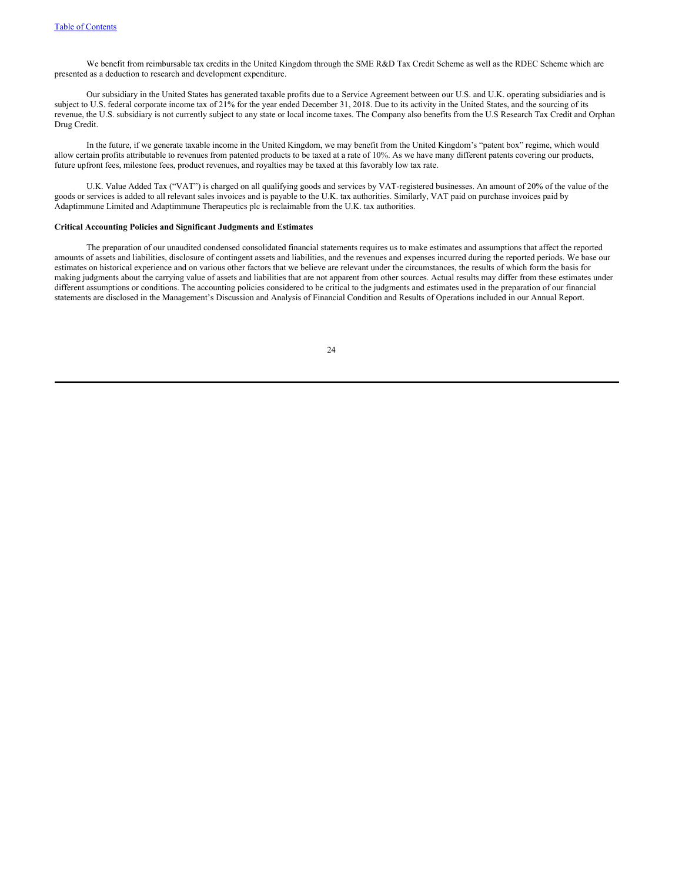We benefit from reimbursable tax credits in the United Kingdom through the SME R&D Tax Credit Scheme as well as the RDEC Scheme which are presented as a deduction to research and development expenditure.

Our subsidiary in the United States has generated taxable profits due to a Service Agreement between our U.S. and U.K. operating subsidiaries and is subject to U.S. federal corporate income tax of 21% for the year ended December 31, 2018. Due to its activity in the United States, and the sourcing of its revenue, the U.S. subsidiary is not currently subject to any state or local income taxes. The Company also benefits from the U.S Research Tax Credit and Orphan Drug Credit.

In the future, if we generate taxable income in the United Kingdom, we may benefit from the United Kingdom's "patent box" regime, which would allow certain profits attributable to revenues from patented products to be taxed at a rate of 10%. As we have many different patents covering our products, future upfront fees, milestone fees, product revenues, and royalties may be taxed at this favorably low tax rate.

U.K. Value Added Tax ("VAT") is charged on all qualifying goods and services by VAT-registered businesses. An amount of 20% of the value of the goods or services is added to all relevant sales invoices and is payable to the U.K. tax authorities. Similarly, VAT paid on purchase invoices paid by Adaptimmune Limited and Adaptimmune Therapeutics plc is reclaimable from the U.K. tax authorities.

**Critical Accounting Policies and Significant Judgments and Estimates**

The preparation of our unaudited condensed consolidated financial statements requires us to make estimates and assumptions that affect the reported amounts of assets and liabilities, disclosure of contingent assets and liabilities, and the revenues and expenses incurred during the reported periods. We base our estimates on historical experience and on various other factors that we believe are relevant under the circumstances, the results of which form the basis for making judgments about the carrying value of assets and liabilities that are not apparent from other sources. Actual results may differ from these estimates under different assumptions or conditions. The accounting policies considered to be critical to the judgments and estimates used in the preparation of our financial statements are disclosed in the Management's Discussion and Analysis of Financial Condition and Results of Operations included in our Annual Report.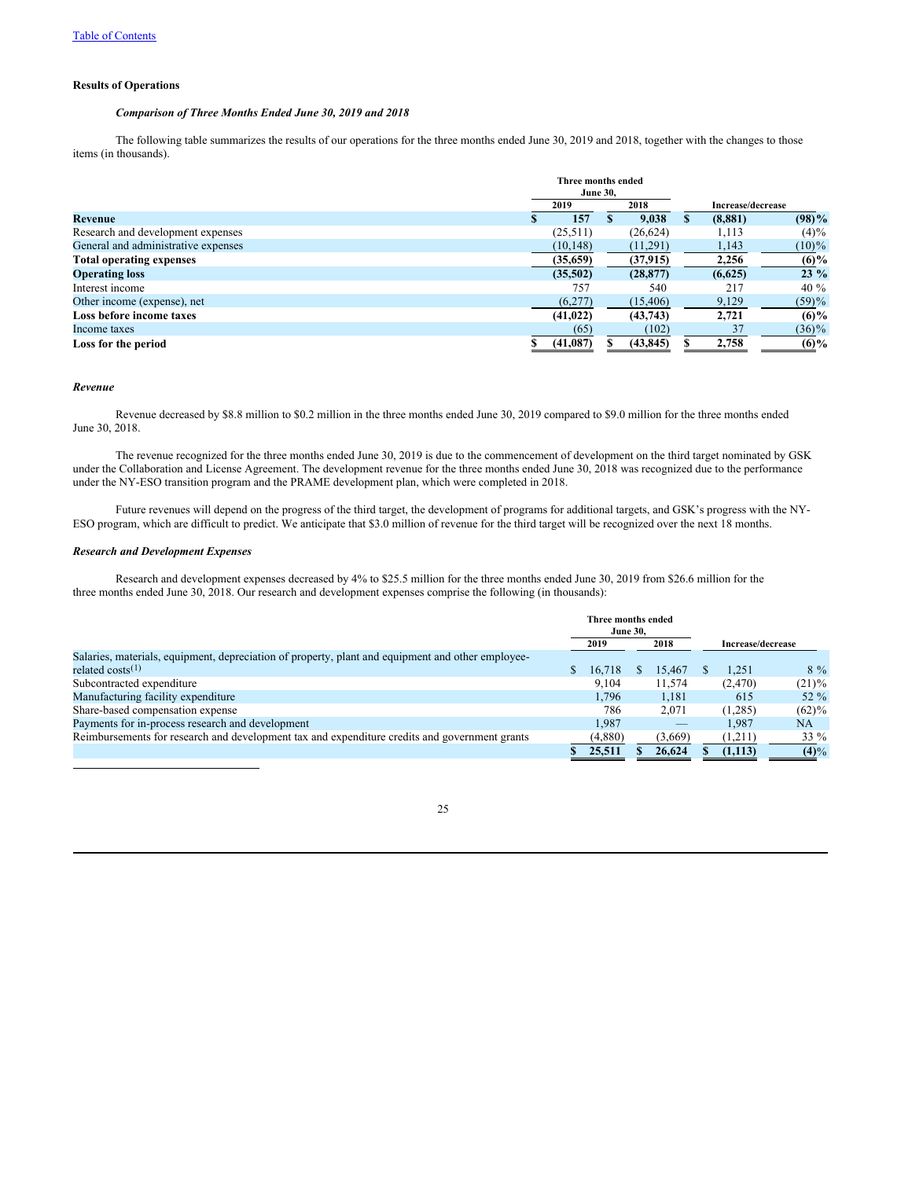[Table of Contents](#)

**Results of Operations**

***Comparison of Three Months Ended June 30, 2019 and 2018***

The following table summarizes the results of our operations for the three months ended June 30, 2019 and 2018, together with the changes to those items (in thousands).

| | Three months ended June 30, | | | |
|---|---|---|---|---|
| | 2019 | 2018 | Increase/decrease | |
| **Revenue** | **$ 157** | **$ 9,038** | **$ (8,881)** | **(98)%** |
| Research and development expenses | (25,511) | (26,624) | 1,113 | (4)% |
| General and administrative expenses | (10,148) | (11,291) | 1,143 | (10)% |
| **Total operating expenses** | **(35,659)** | **(37,915)** | **2,256** | **(6)%** |
| **Operating loss** | **(35,502)** | **(28,877)** | **(6,625)** | **23 %** |
| Interest income | 757 | 540 | 217 | 40 % |
| Other income (expense), net | (6,277) | (15,406) | 9,129 | (59)% |
| **Loss before income taxes** | **(41,022)** | **(43,743)** | **2,721** | **(6)%** |
| Income taxes | (65) | (102) | 37 | (36)% |
| **Loss for the period** | **$ (41,087)** | **$ (43,845)** | **$ 2,758** | **(6)%** |

***Revenue***

Revenue decreased by $8.8 million to $0.2 million in the three months ended June 30, 2019 compared to $9.0 million for the three months ended June 30, 2018.

The revenue recognized for the three months ended June 30, 2019 is due to the commencement of development on the third target nominated by GSK under the Collaboration and License Agreement. The development revenue for the three months ended June 30, 2018 was recognized due to the performance under the NY-ESO transition program and the PRAME development plan, which were completed in 2018.

Future revenues will depend on the progress of the third target, the development of programs for additional targets, and GSK's progress with the NY-ESO program, which are difficult to predict. We anticipate that $3.0 million of revenue for the third target will be recognized over the next 18 months.

***Research and Development Expenses***

Research and development expenses decreased by 4% to $25.5 million for the three months ended June 30, 2019 from $26.6 million for the three months ended June 30, 2018. Our research and development expenses comprise the following (in thousands):

| | Three months ended June 30, | | | |
|---|---|---|---|---|
| | 2019 | 2018 | Increase/decrease | |
| Salaries, materials, equipment, depreciation of property, plant and equipment and other employee-related costs[1] | $ 16,718 | $ 15,467 | $ 1,251 | 8 % |
| Subcontracted expenditure | 9,104 | 11,574 | (2,470) | (21)% |
| Manufacturing facility expenditure | 1,796 | 1,181 | 615 | 52 % |
| Share-based compensation expense | 786 | 2,071 | (1,285) | (62)% |
| Payments for in-process research and development | 1,987 | — | 1,987 | NA |
| Reimbursements for research and development tax and expenditure credits and government grants | (4,880) | (3,669) | (1,211) | 33 % |
| | **$ 25,511** | **$ 26,624** | **$ (1,113)** | **(4)%** |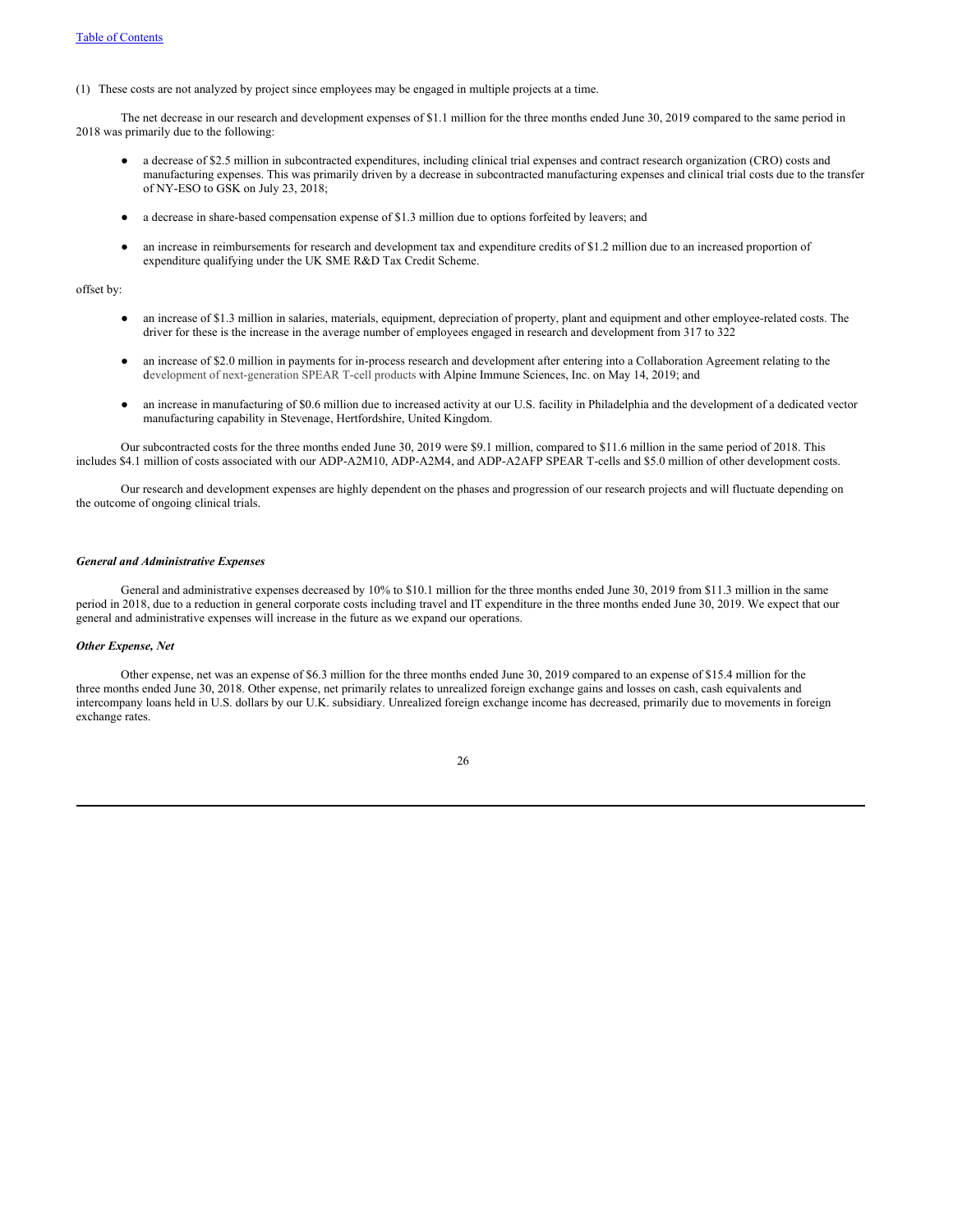(1) These costs are not analyzed by project since employees may be engaged in multiple projects at a time.

The net decrease in our research and development expenses of $1.1 million for the three months ended June 30, 2019 compared to the same period in 2018 was primarily due to the following:

- a decrease of $2.5 million in subcontracted expenditures, including clinical trial expenses and contract research organization (CRO) costs and manufacturing expenses. This was primarily driven by a decrease in subcontracted manufacturing expenses and clinical trial costs due to the transfer of NY-ESO to GSK on July 23, 2018;
- a decrease in share-based compensation expense of $1.3 million due to options forfeited by leavers; and
- an increase in reimbursements for research and development tax and expenditure credits of $1.2 million due to an increased proportion of expenditure qualifying under the UK SME R&D Tax Credit Scheme.

offset by:

- an increase of $1.3 million in salaries, materials, equipment, depreciation of property, plant and equipment and other employee-related costs. The driver for these is the increase in the average number of employees engaged in research and development from 317 to 322
- an increase of $2.0 million in payments for in-process research and development after entering into a Collaboration Agreement relating to the development of next-generation SPEAR T-cell products with Alpine Immune Sciences, Inc. on May 14, 2019; and
- an increase in manufacturing of $0.6 million due to increased activity at our U.S. facility in Philadelphia and the development of a dedicated vector manufacturing capability in Stevenage, Hertfordshire, United Kingdom.

Our subcontracted costs for the three months ended June 30, 2019 were $9.1 million, compared to $11.6 million in the same period of 2018. This includes $4.1 million of costs associated with our ADP-A2M10, ADP-A2M4, and ADP-A2AFP SPEAR T-cells and $5.0 million of other development costs.

Our research and development expenses are highly dependent on the phases and progression of our research projects and will fluctuate depending on the outcome of ongoing clinical trials.

***General and Administrative Expenses***

General and administrative expenses decreased by 10% to $10.1 million for the three months ended June 30, 2019 from $11.3 million in the same period in 2018, due to a reduction in general corporate costs including travel and IT expenditure in the three months ended June 30, 2019. We expect that our general and administrative expenses will increase in the future as we expand our operations.

***Other Expense, Net***

Other expense, net was an expense of $6.3 million for the three months ended June 30, 2019 compared to an expense of $15.4 million for the three months ended June 30, 2018. Other expense, net primarily relates to unrealized foreign exchange gains and losses on cash, cash equivalents and intercompany loans held in U.S. dollars by our U.K. subsidiary. Unrealized foreign exchange income has decreased, primarily due to movements in foreign exchange rates.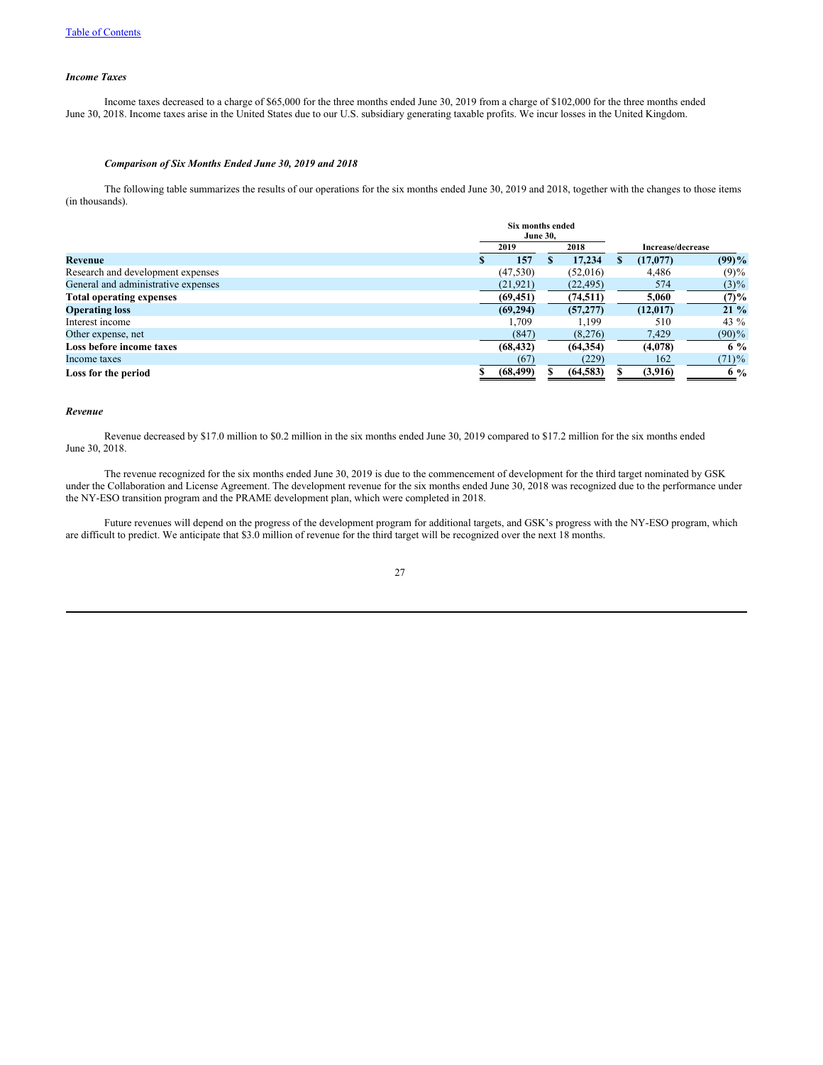### *Income Taxes*

Income taxes decreased to a charge of $65,000 for the three months ended June 30, 2019 from a charge of $102,000 for the three months ended June 30, 2018. Income taxes arise in the United States due to our U.S. subsidiary generating taxable profits. We incur losses in the United Kingdom.

### *Comparison of Six Months Ended June 30, 2019 and 2018*

The following table summarizes the results of our operations for the six months ended June 30, 2019 and 2018, together with the changes to those items (in thousands).

| | Six months ended June 30, | | Increase/decrease | |
|---|---|---|---|---|
| | 2019 | 2018 | | |
| **Revenue** | **$ 157** | **$ 17,234** | **$ (17,077)** | **(99)%** |
| Research and development expenses | (47,530) | (52,016) | 4,486 | (9)% |
| General and administrative expenses | (21,921) | (22,495) | 574 | (3)% |
| **Total operating expenses** | **(69,451)** | **(74,511)** | **5,060** | **(7)%** |
| **Operating loss** | **(69,294)** | **(57,277)** | **(12,017)** | **21 %** |
| Interest income | 1,709 | 1,199 | 510 | 43 % |
| Other expense, net | (847) | (8,276) | 7,429 | (90)% |
| **Loss before income taxes** | **(68,432)** | **(64,354)** | **(4,078)** | **6 %** |
| Income taxes | (67) | (229) | 162 | (71)% |
| **Loss for the period** | **$ (68,499)** | **$ (64,583)** | **$ (3,916)** | **6 %** |

### *Revenue*

Revenue decreased by $17.0 million to $0.2 million in the six months ended June 30, 2019 compared to $17.2 million for the six months ended June 30, 2018.

The revenue recognized for the six months ended June 30, 2019 is due to the commencement of development for the third target nominated by GSK under the Collaboration and License Agreement. The development revenue for the six months ended June 30, 2018 was recognized due to the performance under the NY-ESO transition program and the PRAME development plan, which were completed in 2018.

Future revenues will depend on the progress of the development program for additional targets, and GSK's progress with the NY-ESO program, which are difficult to predict. We anticipate that $3.0 million of revenue for the third target will be recognized over the next 18 months.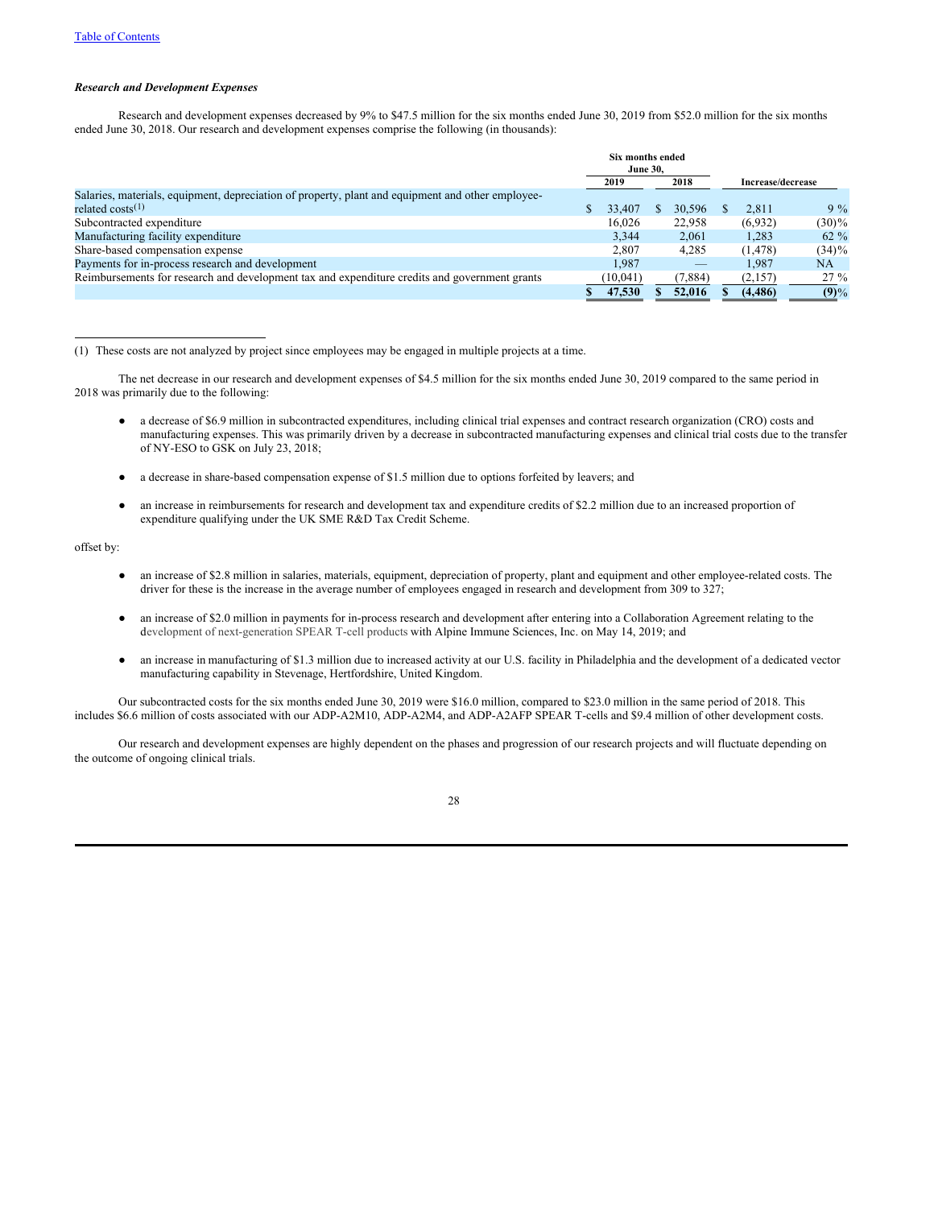### *Research and Development Expenses*

Research and development expenses decreased by 9% to $47.5 million for the six months ended June 30, 2019 from $52.0 million for the six months ended June 30, 2018. Our research and development expenses comprise the following (in thousands):

| | Six months ended June 30, | | Increase/decrease | |
|---|---|---|---|---|
| | 2019 | 2018 | | |
| Salaries, materials, equipment, depreciation of property, plant and equipment and other employee-related costs[1] | $ 33,407 | $ 30,596 | $ 2,811 | 9 % |
| Subcontracted expenditure | 16,026 | 22,958 | (6,932) | (30)% |
| Manufacturing facility expenditure | 3,344 | 2,061 | 1,283 | 62 % |
| Share-based compensation expense | 2,807 | 4,285 | (1,478) | (34)% |
| Payments for in-process research and development | 1,987 | — | 1,987 | NA |
| Reimbursements for research and development tax and expenditure credits and government grants | (10,041) | (7,884) | (2,157) | 27 % |
| | **$ 47,530** | **$ 52,016** | **$ (4,486)** | **(9)%** |

(1) These costs are not analyzed by project since employees may be engaged in multiple projects at a time.

The net decrease in our research and development expenses of $4.5 million for the six months ended June 30, 2019 compared to the same period in 2018 was primarily due to the following:

- a decrease of $6.9 million in subcontracted expenditures, including clinical trial expenses and contract research organization (CRO) costs and manufacturing expenses. This was primarily driven by a decrease in subcontracted manufacturing expenses and clinical trial costs due to the transfer of NY-ESO to GSK on July 23, 2018;

- a decrease in share-based compensation expense of $1.5 million due to options forfeited by leavers; and

- an increase in reimbursements for research and development tax and expenditure credits of $2.2 million due to an increased proportion of expenditure qualifying under the UK SME R&D Tax Credit Scheme.

offset by:

- an increase of $2.8 million in salaries, materials, equipment, depreciation of property, plant and equipment and other employee-related costs. The driver for these is the increase in the average number of employees engaged in research and development from 309 to 327;

- an increase of $2.0 million in payments for in-process research and development after entering into a Collaboration Agreement relating to the development of next-generation SPEAR T-cell products with Alpine Immune Sciences, Inc. on May 14, 2019; and

- an increase in manufacturing of $1.3 million due to increased activity at our U.S. facility in Philadelphia and the development of a dedicated vector manufacturing capability in Stevenage, Hertfordshire, United Kingdom.

Our subcontracted costs for the six months ended June 30, 2019 were $16.0 million, compared to $23.0 million in the same period of 2018. This includes $6.6 million of costs associated with our ADP-A2M10, ADP-A2M4, and ADP-A2AFP SPEAR T-cells and $9.4 million of other development costs.

Our research and development expenses are highly dependent on the phases and progression of our research projects and will fluctuate depending on the outcome of ongoing clinical trials.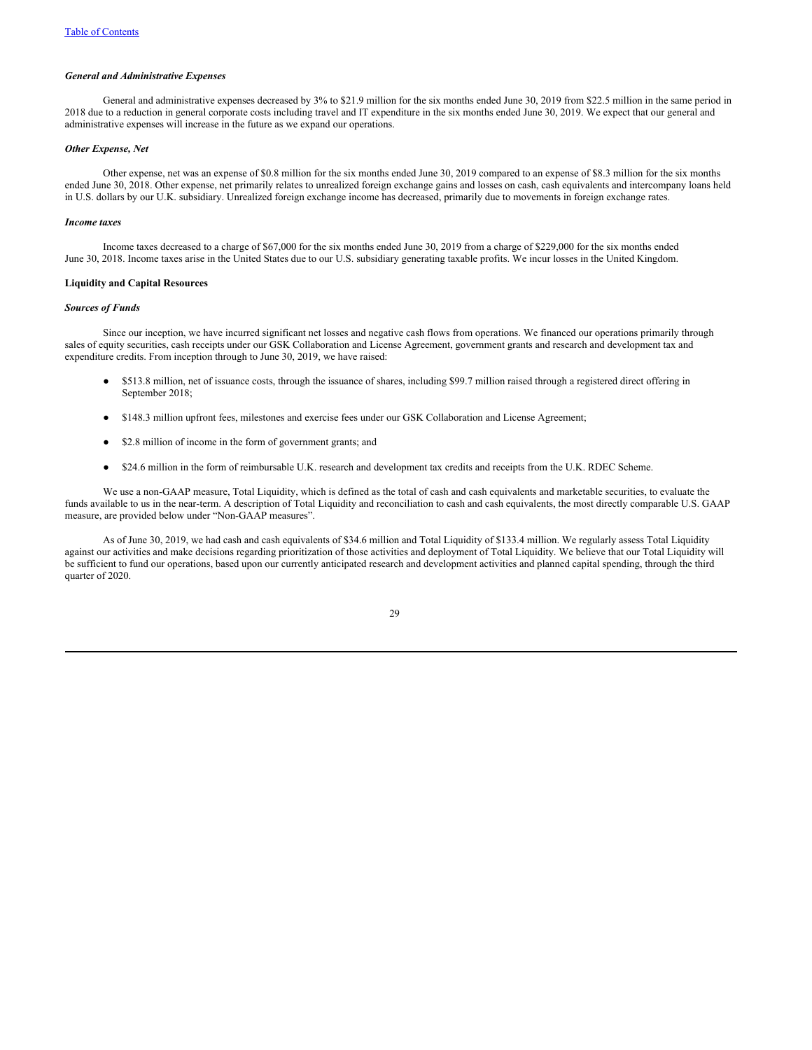### *General and Administrative Expenses*

General and administrative expenses decreased by 3% to $21.9 million for the six months ended June 30, 2019 from $22.5 million in the same period in 2018 due to a reduction in general corporate costs including travel and IT expenditure in the six months ended June 30, 2019. We expect that our general and administrative expenses will increase in the future as we expand our operations.

### *Other Expense, Net*

Other expense, net was an expense of $0.8 million for the six months ended June 30, 2019 compared to an expense of $8.3 million for the six months ended June 30, 2018. Other expense, net primarily relates to unrealized foreign exchange gains and losses on cash, cash equivalents and intercompany loans held in U.S. dollars by our U.K. subsidiary. Unrealized foreign exchange income has decreased, primarily due to movements in foreign exchange rates.

### *Income taxes*

Income taxes decreased to a charge of $67,000 for the six months ended June 30, 2019 from a charge of $229,000 for the six months ended June 30, 2018. Income taxes arise in the United States due to our U.S. subsidiary generating taxable profits. We incur losses in the United Kingdom.

## Liquidity and Capital Resources

### *Sources of Funds*

Since our inception, we have incurred significant net losses and negative cash flows from operations. We financed our operations primarily through sales of equity securities, cash receipts under our GSK Collaboration and License Agreement, government grants and research and development tax and expenditure credits. From inception through to June 30, 2019, we have raised:

- $513.8 million, net of issuance costs, through the issuance of shares, including $99.7 million raised through a registered direct offering in September 2018;
- $148.3 million upfront fees, milestones and exercise fees under our GSK Collaboration and License Agreement;
- $2.8 million of income in the form of government grants; and
- $24.6 million in the form of reimbursable U.K. research and development tax credits and receipts from the U.K. RDEC Scheme.

We use a non-GAAP measure, Total Liquidity, which is defined as the total of cash and cash equivalents and marketable securities, to evaluate the funds available to us in the near-term. A description of Total Liquidity and reconciliation to cash and cash equivalents, the most directly comparable U.S. GAAP measure, are provided below under "Non-GAAP measures".

As of June 30, 2019, we had cash and cash equivalents of $34.6 million and Total Liquidity of $133.4 million. We regularly assess Total Liquidity against our activities and make decisions regarding prioritization of those activities and deployment of Total Liquidity. We believe that our Total Liquidity will be sufficient to fund our operations, based upon our currently anticipated research and development activities and planned capital spending, through the third quarter of 2020.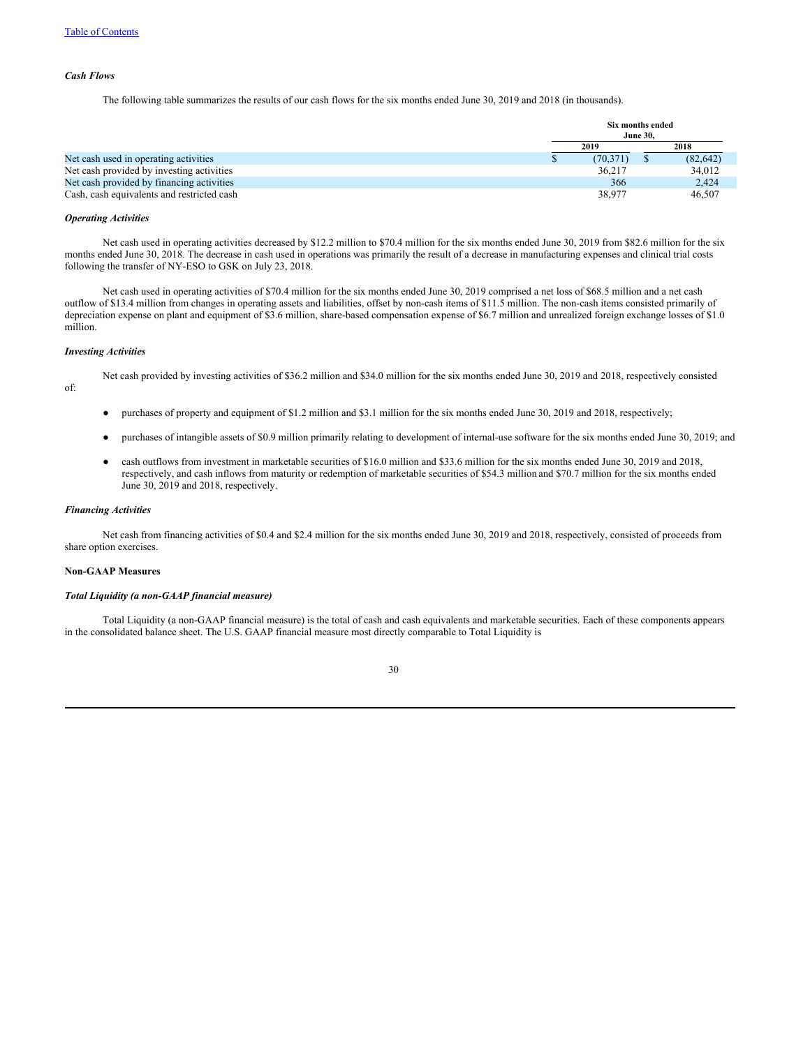### *Cash Flows*

The following table summarizes the results of our cash flows for the six months ended June 30, 2019 and 2018 (in thousands).

| | Six months ended June 30, | |
|---|---|---|
| | 2019 | 2018 |
| Net cash used in operating activities | $ (70,371) | $ (82,642) |
| Net cash provided by investing activities | 36,217 | 34,012 |
| Net cash provided by financing activities | 366 | 2,424 |
| Cash, cash equivalents and restricted cash | 38,977 | 46,507 |

#### *Operating Activities*

Net cash used in operating activities decreased by $12.2 million to $70.4 million for the six months ended June 30, 2019 from $82.6 million for the six months ended June 30, 2018. The decrease in cash used in operations was primarily the result of a decrease in manufacturing expenses and clinical trial costs following the transfer of NY-ESO to GSK on July 23, 2018.

Net cash used in operating activities of $70.4 million for the six months ended June 30, 2019 comprised a net loss of $68.5 million and a net cash outflow of $13.4 million from changes in operating assets and liabilities, offset by non-cash items of $11.5 million. The non-cash items consisted primarily of depreciation expense on plant and equipment of $3.6 million, share-based compensation expense of $6.7 million and unrealized foreign exchange losses of $1.0 million.

#### *Investing Activities*

Net cash provided by investing activities of $36.2 million and $34.0 million for the six months ended June 30, 2019 and 2018, respectively consisted of:

- purchases of property and equipment of $1.2 million and $3.1 million for the six months ended June 30, 2019 and 2018, respectively;
- purchases of intangible assets of $0.9 million primarily relating to development of internal-use software for the six months ended June 30, 2019; and
- cash outflows from investment in marketable securities of $16.0 million and $33.6 million for the six months ended June 30, 2019 and 2018, respectively, and cash inflows from maturity or redemption of marketable securities of $54.3 million and $70.7 million for the six months ended June 30, 2019 and 2018, respectively.

#### *Financing Activities*

Net cash from financing activities of $0.4 and $2.4 million for the six months ended June 30, 2019 and 2018, respectively, consisted of proceeds from share option exercises.

### **Non-GAAP Measures**

#### *Total Liquidity (a non-GAAP financial measure)*

Total Liquidity (a non-GAAP financial measure) is the total of cash and cash equivalents and marketable securities. Each of these components appears in the consolidated balance sheet. The U.S. GAAP financial measure most directly comparable to Total Liquidity is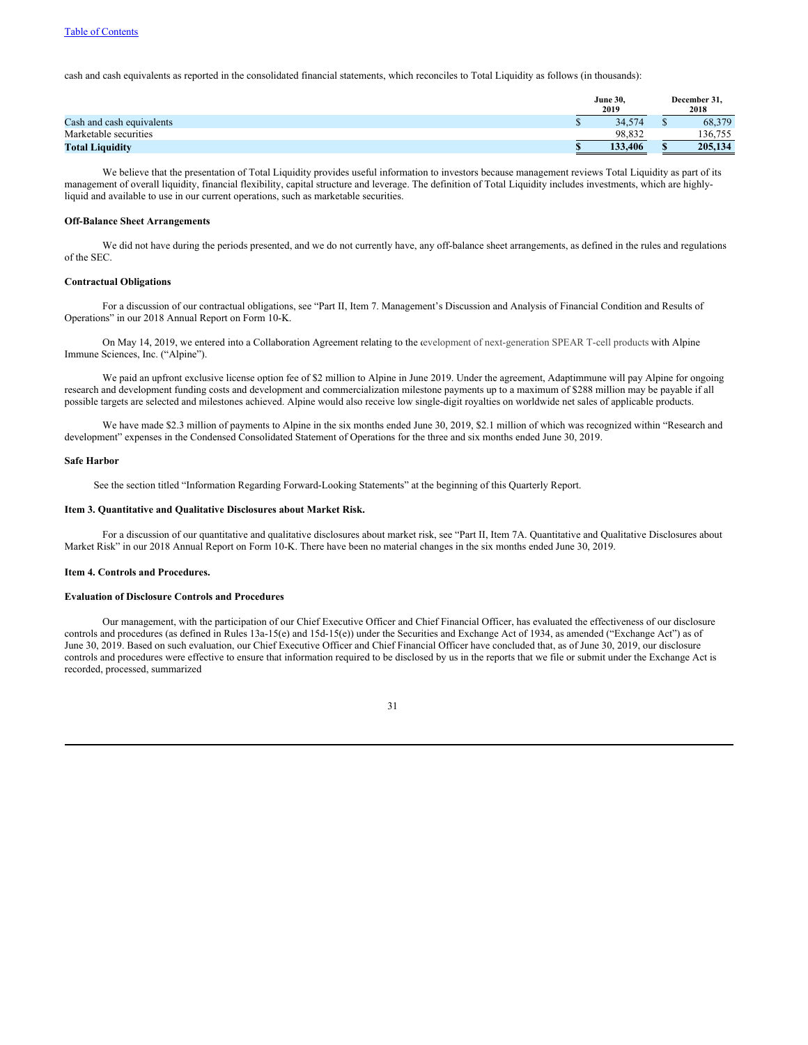cash and cash equivalents as reported in the consolidated financial statements, which reconciles to Total Liquidity as follows (in thousands):

| | June 30, 2019 | December 31, 2018 |
|---|---|---|
| Cash and cash equivalents | $ 34,574 | $ 68,379 |
| Marketable securities | 98,832 | 136,755 |
| **Total Liquidity** | **$ 133,406** | **$ 205,134** |

We believe that the presentation of Total Liquidity provides useful information to investors because management reviews Total Liquidity as part of its management of overall liquidity, financial flexibility, capital structure and leverage. The definition of Total Liquidity includes investments, which are highly-liquid and available to use in our current operations, such as marketable securities.

**Off-Balance Sheet Arrangements**

We did not have during the periods presented, and we do not currently have, any off-balance sheet arrangements, as defined in the rules and regulations of the SEC.

**Contractual Obligations**

For a discussion of our contractual obligations, see "Part II, Item 7. Management's Discussion and Analysis of Financial Condition and Results of Operations" in our 2018 Annual Report on Form 10-K.

On May 14, 2019, we entered into a Collaboration Agreement relating to the development of next-generation SPEAR T-cell products with Alpine Immune Sciences, Inc. ("Alpine").

We paid an upfront exclusive license option fee of $2 million to Alpine in June 2019. Under the agreement, Adaptimmune will pay Alpine for ongoing research and development funding costs and development and commercialization milestone payments up to a maximum of $288 million may be payable if all possible targets are selected and milestones achieved. Alpine would also receive low single-digit royalties on worldwide net sales of applicable products.

We have made $2.3 million of payments to Alpine in the six months ended June 30, 2019, $2.1 million of which was recognized within "Research and development" expenses in the Condensed Consolidated Statement of Operations for the three and six months ended June 30, 2019.

**Safe Harbor**

See the section titled "Information Regarding Forward-Looking Statements" at the beginning of this Quarterly Report.

### Item 3. Quantitative and Qualitative Disclosures about Market Risk.

For a discussion of our quantitative and qualitative disclosures about market risk, see "Part II, Item 7A. Quantitative and Qualitative Disclosures about Market Risk" in our 2018 Annual Report on Form 10-K. There have been no material changes in the six months ended June 30, 2019.

### Item 4. Controls and Procedures.

**Evaluation of Disclosure Controls and Procedures**

Our management, with the participation of our Chief Executive Officer and Chief Financial Officer, has evaluated the effectiveness of our disclosure controls and procedures (as defined in Rules 13a-15(e) and 15d-15(e)) under the Securities and Exchange Act of 1934, as amended ("Exchange Act") as of June 30, 2019. Based on such evaluation, our Chief Executive Officer and Chief Financial Officer have concluded that, as of June 30, 2019, our disclosure controls and procedures were effective to ensure that information required to be disclosed by us in the reports that we file or submit under the Exchange Act is recorded, processed, summarized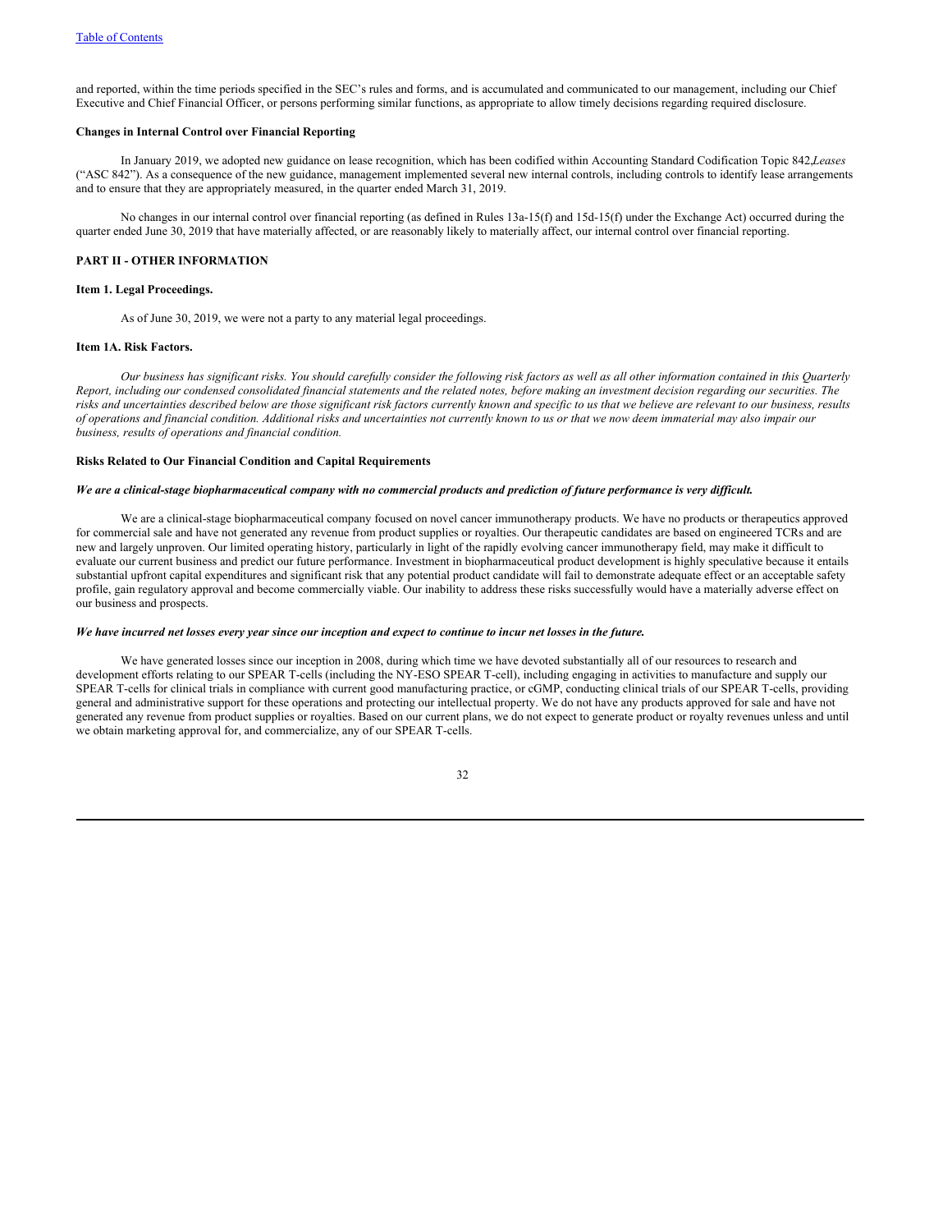and reported, within the time periods specified in the SEC's rules and forms, and is accumulated and communicated to our management, including our Chief Executive and Chief Financial Officer, or persons performing similar functions, as appropriate to allow timely decisions regarding required disclosure.

**Changes in Internal Control over Financial Reporting**

In January 2019, we adopted new guidance on lease recognition, which has been codified within Accounting Standard Codification Topic 842, *Leases* ("ASC 842"). As a consequence of the new guidance, management implemented several new internal controls, including controls to identify lease arrangements and to ensure that they are appropriately measured, in the quarter ended March 31, 2019.

No changes in our internal control over financial reporting (as defined in Rules 13a-15(f) and 15d-15(f) under the Exchange Act) occurred during the quarter ended June 30, 2019 that have materially affected, or are reasonably likely to materially affect, our internal control over financial reporting.

## PART II - OTHER INFORMATION

### Item 1. Legal Proceedings.

As of June 30, 2019, we were not a party to any material legal proceedings.

### Item 1A. Risk Factors.

*Our business has significant risks. You should carefully consider the following risk factors as well as all other information contained in this Quarterly Report, including our condensed consolidated financial statements and the related notes, before making an investment decision regarding our securities. The risks and uncertainties described below are those significant risk factors currently known and specific to us that we believe are relevant to our business, results of operations and financial condition. Additional risks and uncertainties not currently known to us or that we now deem immaterial may also impair our business, results of operations and financial condition.*

**Risks Related to Our Financial Condition and Capital Requirements**

***We are a clinical-stage biopharmaceutical company with no commercial products and prediction of future performance is very difficult.***

We are a clinical-stage biopharmaceutical company focused on novel cancer immunotherapy products. We have no products or therapeutics approved for commercial sale and have not generated any revenue from product supplies or royalties. Our therapeutic candidates are based on engineered TCRs and are new and largely unproven. Our limited operating history, particularly in light of the rapidly evolving cancer immunotherapy field, may make it difficult to evaluate our current business and predict our future performance. Investment in biopharmaceutical product development is highly speculative because it entails substantial upfront capital expenditures and significant risk that any potential product candidate will fail to demonstrate adequate effect or an acceptable safety profile, gain regulatory approval and become commercially viable. Our inability to address these risks successfully would have a materially adverse effect on our business and prospects.

***We have incurred net losses every year since our inception and expect to continue to incur net losses in the future.***

We have generated losses since our inception in 2008, during which time we have devoted substantially all of our resources to research and development efforts relating to our SPEAR T-cells (including the NY-ESO SPEAR T-cell), including engaging in activities to manufacture and supply our SPEAR T-cells for clinical trials in compliance with current good manufacturing practice, or cGMP, conducting clinical trials of our SPEAR T-cells, providing general and administrative support for these operations and protecting our intellectual property. We do not have any products approved for sale and have not generated any revenue from product supplies or royalties. Based on our current plans, we do not expect to generate product or royalty revenues unless and until we obtain marketing approval for, and commercialize, any of our SPEAR T-cells.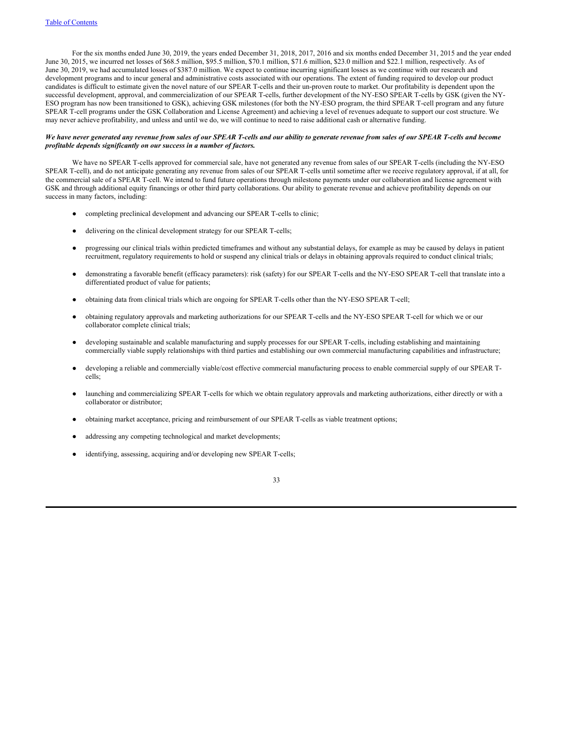For the six months ended June 30, 2019, the years ended December 31, 2018, 2017, 2016 and six months ended December 31, 2015 and the year ended June 30, 2015, we incurred net losses of $68.5 million, $95.5 million, $70.1 million, $71.6 million, $23.0 million and $22.1 million, respectively. As of June 30, 2019, we had accumulated losses of $387.0 million. We expect to continue incurring significant losses as we continue with our research and development programs and to incur general and administrative costs associated with our operations. The extent of funding required to develop our product candidates is difficult to estimate given the novel nature of our SPEAR T-cells and their un-proven route to market. Our profitability is dependent upon the successful development, approval, and commercialization of our SPEAR T-cells, further development of the NY-ESO SPEAR T-cells by GSK (given the NY-ESO program has now been transitioned to GSK), achieving GSK milestones (for both the NY-ESO program, the third SPEAR T-cell program and any future SPEAR T-cell programs under the GSK Collaboration and License Agreement) and achieving a level of revenues adequate to support our cost structure. We may never achieve profitability, and unless and until we do, we will continue to need to raise additional cash or alternative funding.

***We have never generated any revenue from sales of our SPEAR T-cells and our ability to generate revenue from sales of our SPEAR T-cells and become profitable depends significantly on our success in a number of factors.***

We have no SPEAR T-cells approved for commercial sale, have not generated any revenue from sales of our SPEAR T-cells (including the NY-ESO SPEAR T-cell), and do not anticipate generating any revenue from sales of our SPEAR T-cells until sometime after we receive regulatory approval, if at all, for the commercial sale of a SPEAR T-cell. We intend to fund future operations through milestone payments under our collaboration and license agreement with GSK and through additional equity financings or other third party collaborations. Our ability to generate revenue and achieve profitability depends on our success in many factors, including:

- completing preclinical development and advancing our SPEAR T-cells to clinic;
- delivering on the clinical development strategy for our SPEAR T-cells;
- progressing our clinical trials within predicted timeframes and without any substantial delays, for example as may be caused by delays in patient recruitment, regulatory requirements to hold or suspend any clinical trials or delays in obtaining approvals required to conduct clinical trials;
- demonstrating a favorable benefit (efficacy parameters): risk (safety) for our SPEAR T-cells and the NY-ESO SPEAR T-cell that translate into a differentiated product of value for patients;
- obtaining data from clinical trials which are ongoing for SPEAR T-cells other than the NY-ESO SPEAR T-cell;
- obtaining regulatory approvals and marketing authorizations for our SPEAR T-cells and the NY-ESO SPEAR T-cell for which we or our collaborator complete clinical trials;
- developing sustainable and scalable manufacturing and supply processes for our SPEAR T-cells, including establishing and maintaining commercially viable supply relationships with third parties and establishing our own commercial manufacturing capabilities and infrastructure;
- developing a reliable and commercially viable/cost effective commercial manufacturing process to enable commercial supply of our SPEAR T-cells;
- launching and commercializing SPEAR T-cells for which we obtain regulatory approvals and marketing authorizations, either directly or with a collaborator or distributor;
- obtaining market acceptance, pricing and reimbursement of our SPEAR T-cells as viable treatment options;
- addressing any competing technological and market developments;
- identifying, assessing, acquiring and/or developing new SPEAR T-cells;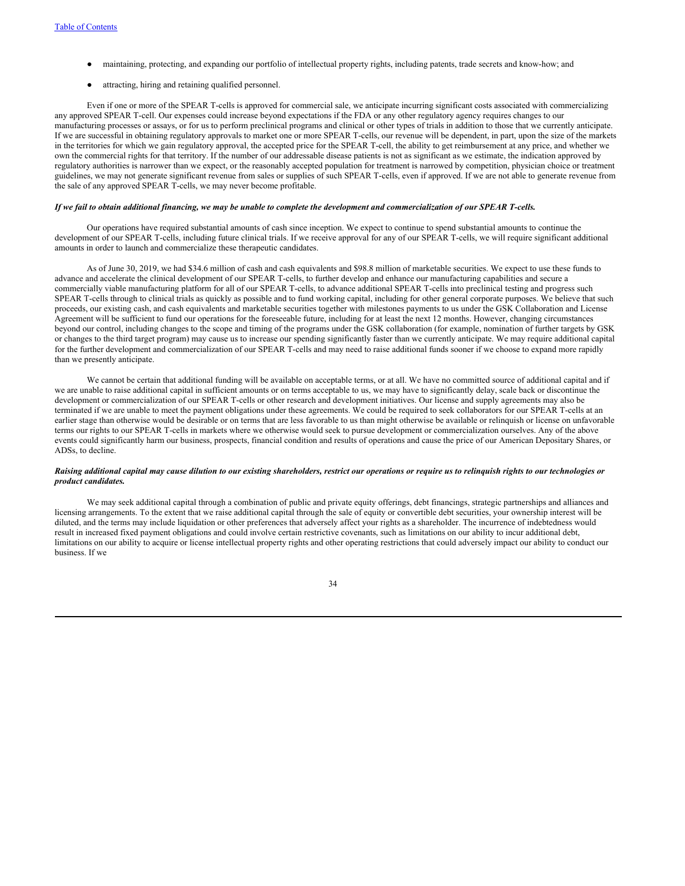- maintaining, protecting, and expanding our portfolio of intellectual property rights, including patents, trade secrets and know-how; and
- attracting, hiring and retaining qualified personnel.

Even if one or more of the SPEAR T-cells is approved for commercial sale, we anticipate incurring significant costs associated with commercializing any approved SPEAR T-cell. Our expenses could increase beyond expectations if the FDA or any other regulatory agency requires changes to our manufacturing processes or assays, or for us to perform preclinical programs and clinical or other types of trials in addition to those that we currently anticipate. If we are successful in obtaining regulatory approvals to market one or more SPEAR T-cells, our revenue will be dependent, in part, upon the size of the markets in the territories for which we gain regulatory approval, the accepted price for the SPEAR T-cell, the ability to get reimbursement at any price, and whether we own the commercial rights for that territory. If the number of our addressable disease patients is not as significant as we estimate, the indication approved by regulatory authorities is narrower than we expect, or the reasonably accepted population for treatment is narrowed by competition, physician choice or treatment guidelines, we may not generate significant revenue from sales or supplies of such SPEAR T-cells, even if approved. If we are not able to generate revenue from the sale of any approved SPEAR T-cells, we may never become profitable.

***If we fail to obtain additional financing, we may be unable to complete the development and commercialization of our SPEAR T-cells.***

Our operations have required substantial amounts of cash since inception. We expect to continue to spend substantial amounts to continue the development of our SPEAR T-cells, including future clinical trials. If we receive approval for any of our SPEAR T-cells, we will require significant additional amounts in order to launch and commercialize these therapeutic candidates.

As of June 30, 2019, we had $34.6 million of cash and cash equivalents and $98.8 million of marketable securities. We expect to use these funds to advance and accelerate the clinical development of our SPEAR T-cells, to further develop and enhance our manufacturing capabilities and secure a commercially viable manufacturing platform for all of our SPEAR T-cells, to advance additional SPEAR T-cells into preclinical testing and progress such SPEAR T-cells through to clinical trials as quickly as possible and to fund working capital, including for other general corporate purposes. We believe that such proceeds, our existing cash, and cash equivalents and marketable securities together with milestones payments to us under the GSK Collaboration and License Agreement will be sufficient to fund our operations for the foreseeable future, including for at least the next 12 months. However, changing circumstances beyond our control, including changes to the scope and timing of the programs under the GSK collaboration (for example, nomination of further targets by GSK or changes to the third target program) may cause us to increase our spending significantly faster than we currently anticipate. We may require additional capital for the further development and commercialization of our SPEAR T-cells and may need to raise additional funds sooner if we choose to expand more rapidly than we presently anticipate.

We cannot be certain that additional funding will be available on acceptable terms, or at all. We have no committed source of additional capital and if we are unable to raise additional capital in sufficient amounts or on terms acceptable to us, we may have to significantly delay, scale back or discontinue the development or commercialization of our SPEAR T-cells or other research and development initiatives. Our license and supply agreements may also be terminated if we are unable to meet the payment obligations under these agreements. We could be required to seek collaborators for our SPEAR T-cells at an earlier stage than otherwise would be desirable or on terms that are less favorable to us than might otherwise be available or relinquish or license on unfavorable terms our rights to our SPEAR T-cells in markets where we otherwise would seek to pursue development or commercialization ourselves. Any of the above events could significantly harm our business, prospects, financial condition and results of operations and cause the price of our American Depositary Shares, or ADSs, to decline.

***Raising additional capital may cause dilution to our existing shareholders, restrict our operations or require us to relinquish rights to our technologies or product candidates.***

We may seek additional capital through a combination of public and private equity offerings, debt financings, strategic partnerships and alliances and licensing arrangements. To the extent that we raise additional capital through the sale of equity or convertible debt securities, your ownership interest will be diluted, and the terms may include liquidation or other preferences that adversely affect your rights as a shareholder. The incurrence of indebtedness would result in increased fixed payment obligations and could involve certain restrictive covenants, such as limitations on our ability to incur additional debt, limitations on our ability to acquire or license intellectual property rights and other operating restrictions that could adversely impact our ability to conduct our business. If we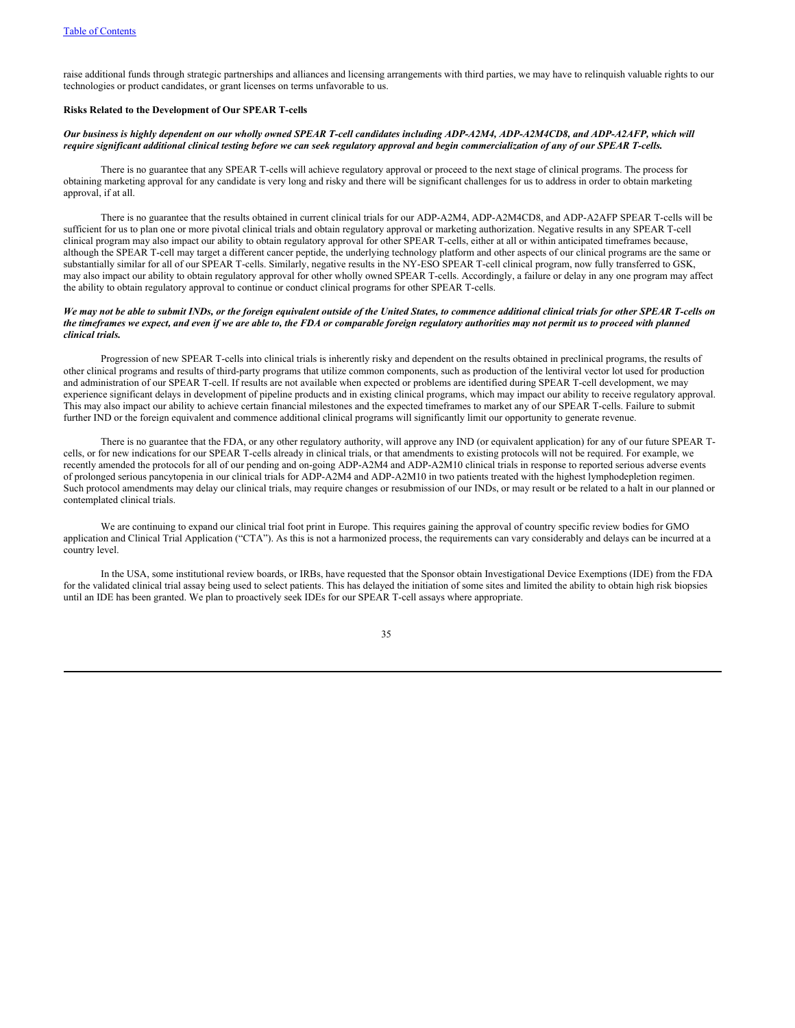raise additional funds through strategic partnerships and alliances and licensing arrangements with third parties, we may have to relinquish valuable rights to our technologies or product candidates, or grant licenses on terms unfavorable to us.

**Risks Related to the Development of Our SPEAR T-cells**

***Our business is highly dependent on our wholly owned SPEAR T-cell candidates including ADP-A2M4, ADP-A2M4CD8, and ADP-A2AFP, which will require significant additional clinical testing before we can seek regulatory approval and begin commercialization of any of our SPEAR T-cells.***

There is no guarantee that any SPEAR T-cells will achieve regulatory approval or proceed to the next stage of clinical programs. The process for obtaining marketing approval for any candidate is very long and risky and there will be significant challenges for us to address in order to obtain marketing approval, if at all.

There is no guarantee that the results obtained in current clinical trials for our ADP-A2M4, ADP-A2M4CD8, and ADP-A2AFP SPEAR T-cells will be sufficient for us to plan one or more pivotal clinical trials and obtain regulatory approval or marketing authorization. Negative results in any SPEAR T-cell clinical program may also impact our ability to obtain regulatory approval for other SPEAR T-cells, either at all or within anticipated timeframes because, although the SPEAR T-cell may target a different cancer peptide, the underlying technology platform and other aspects of our clinical programs are the same or substantially similar for all of our SPEAR T-cells. Similarly, negative results in the NY-ESO SPEAR T-cell clinical program, now fully transferred to GSK, may also impact our ability to obtain regulatory approval for other wholly owned SPEAR T-cells. Accordingly, a failure or delay in any one program may affect the ability to obtain regulatory approval to continue or conduct clinical programs for other SPEAR T-cells.

***We may not be able to submit INDs, or the foreign equivalent outside of the United States, to commence additional clinical trials for other SPEAR T-cells on the timeframes we expect, and even if we are able to, the FDA or comparable foreign regulatory authorities may not permit us to proceed with planned clinical trials.***

Progression of new SPEAR T-cells into clinical trials is inherently risky and dependent on the results obtained in preclinical programs, the results of other clinical programs and results of third-party programs that utilize common components, such as production of the lentiviral vector lot used for production and administration of our SPEAR T-cell. If results are not available when expected or problems are identified during SPEAR T-cell development, we may experience significant delays in development of pipeline products and in existing clinical programs, which may impact our ability to receive regulatory approval. This may also impact our ability to achieve certain financial milestones and the expected timeframes to market any of our SPEAR T-cells. Failure to submit further IND or the foreign equivalent and commence additional clinical programs will significantly limit our opportunity to generate revenue.

There is no guarantee that the FDA, or any other regulatory authority, will approve any IND (or equivalent application) for any of our future SPEAR T-cells, or for new indications for our SPEAR T-cells already in clinical trials, or that amendments to existing protocols will not be required. For example, we recently amended the protocols for all of our pending and on-going ADP-A2M4 and ADP-A2M10 clinical trials in response to reported serious adverse events of prolonged serious pancytopenia in our clinical trials for ADP-A2M4 and ADP-A2M10 in two patients treated with the highest lymphodepletion regimen. Such protocol amendments may delay our clinical trials, may require changes or resubmission of our INDs, or may result or be related to a halt in our planned or contemplated clinical trials.

We are continuing to expand our clinical trial foot print in Europe. This requires gaining the approval of country specific review bodies for GMO application and Clinical Trial Application ("CTA"). As this is not a harmonized process, the requirements can vary considerably and delays can be incurred at a country level.

In the USA, some institutional review boards, or IRBs, have requested that the Sponsor obtain Investigational Device Exemptions (IDE) from the FDA for the validated clinical trial assay being used to select patients. This has delayed the initiation of some sites and limited the ability to obtain high risk biopsies until an IDE has been granted. We plan to proactively seek IDEs for our SPEAR T-cell assays where appropriate.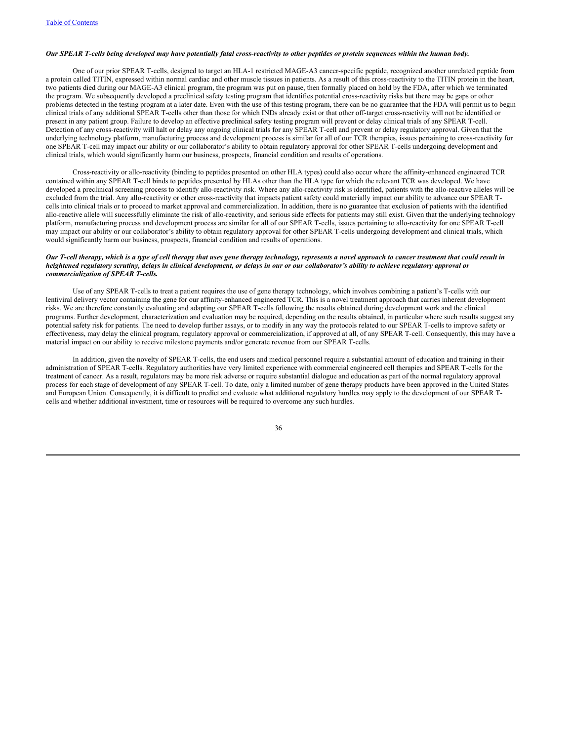***Our SPEAR T-cells being developed may have potentially fatal cross-reactivity to other peptides or protein sequences within the human body.***

One of our prior SPEAR T-cells, designed to target an HLA-1 restricted MAGE-A3 cancer-specific peptide, recognized another unrelated peptide from a protein called TITIN, expressed within normal cardiac and other muscle tissues in patients. As a result of this cross-reactivity to the TITIN protein in the heart, two patients died during our MAGE-A3 clinical program, the program was put on pause, then formally placed on hold by the FDA, after which we terminated the program. We subsequently developed a preclinical safety testing program that identifies potential cross-reactivity risks but there may be gaps or other problems detected in the testing program at a later date. Even with the use of this testing program, there can be no guarantee that the FDA will permit us to begin clinical trials of any additional SPEAR T-cells other than those for which INDs already exist or that other off-target cross-reactivity will not be identified or present in any patient group. Failure to develop an effective preclinical safety testing program will prevent or delay clinical trials of any SPEAR T-cell. Detection of any cross-reactivity will halt or delay any ongoing clinical trials for any SPEAR T-cell and prevent or delay regulatory approval. Given that the underlying technology platform, manufacturing process and development process is similar for all of our TCR therapies, issues pertaining to cross-reactivity for one SPEAR T-cell may impact our ability or our collaborator's ability to obtain regulatory approval for other SPEAR T-cells undergoing development and clinical trials, which would significantly harm our business, prospects, financial condition and results of operations.

Cross-reactivity or allo-reactivity (binding to peptides presented on other HLA types) could also occur where the affinity-enhanced engineered TCR contained within any SPEAR T-cell binds to peptides presented by HLAs other than the HLA type for which the relevant TCR was developed. We have developed a preclinical screening process to identify allo-reactivity risk. Where any allo-reactivity risk is identified, patients with the allo-reactive alleles will be excluded from the trial. Any allo-reactivity or other cross-reactivity that impacts patient safety could materially impact our ability to advance our SPEAR T-cells into clinical trials or to proceed to market approval and commercialization. In addition, there is no guarantee that exclusion of patients with the identified allo-reactive allele will successfully eliminate the risk of allo-reactivity, and serious side effects for patients may still exist. Given that the underlying technology platform, manufacturing process and development process are similar for all of our SPEAR T-cells, issues pertaining to allo-reactivity for one SPEAR T-cell may impact our ability or our collaborator's ability to obtain regulatory approval for other SPEAR T-cells undergoing development and clinical trials, which would significantly harm our business, prospects, financial condition and results of operations.

***Our T-cell therapy, which is a type of cell therapy that uses gene therapy technology, represents a novel approach to cancer treatment that could result in heightened regulatory scrutiny, delays in clinical development, or delays in our or our collaborator's ability to achieve regulatory approval or commercialization of SPEAR T-cells.***

Use of any SPEAR T-cells to treat a patient requires the use of gene therapy technology, which involves combining a patient's T-cells with our lentiviral delivery vector containing the gene for our affinity-enhanced engineered TCR. This is a novel treatment approach that carries inherent development risks. We are therefore constantly evaluating and adapting our SPEAR T-cells following the results obtained during development work and the clinical programs. Further development, characterization and evaluation may be required, depending on the results obtained, in particular where such results suggest any potential safety risk for patients. The need to develop further assays, or to modify in any way the protocols related to our SPEAR T-cells to improve safety or effectiveness, may delay the clinical program, regulatory approval or commercialization, if approved at all, of any SPEAR T-cell. Consequently, this may have a material impact on our ability to receive milestone payments and/or generate revenue from our SPEAR T-cells.

In addition, given the novelty of SPEAR T-cells, the end users and medical personnel require a substantial amount of education and training in their administration of SPEAR T-cells. Regulatory authorities have very limited experience with commercial engineered cell therapies and SPEAR T-cells for the treatment of cancer. As a result, regulators may be more risk adverse or require substantial dialogue and education as part of the normal regulatory approval process for each stage of development of any SPEAR T-cell. To date, only a limited number of gene therapy products have been approved in the United States and European Union. Consequently, it is difficult to predict and evaluate what additional regulatory hurdles may apply to the development of our SPEAR T-cells and whether additional investment, time or resources will be required to overcome any such hurdles.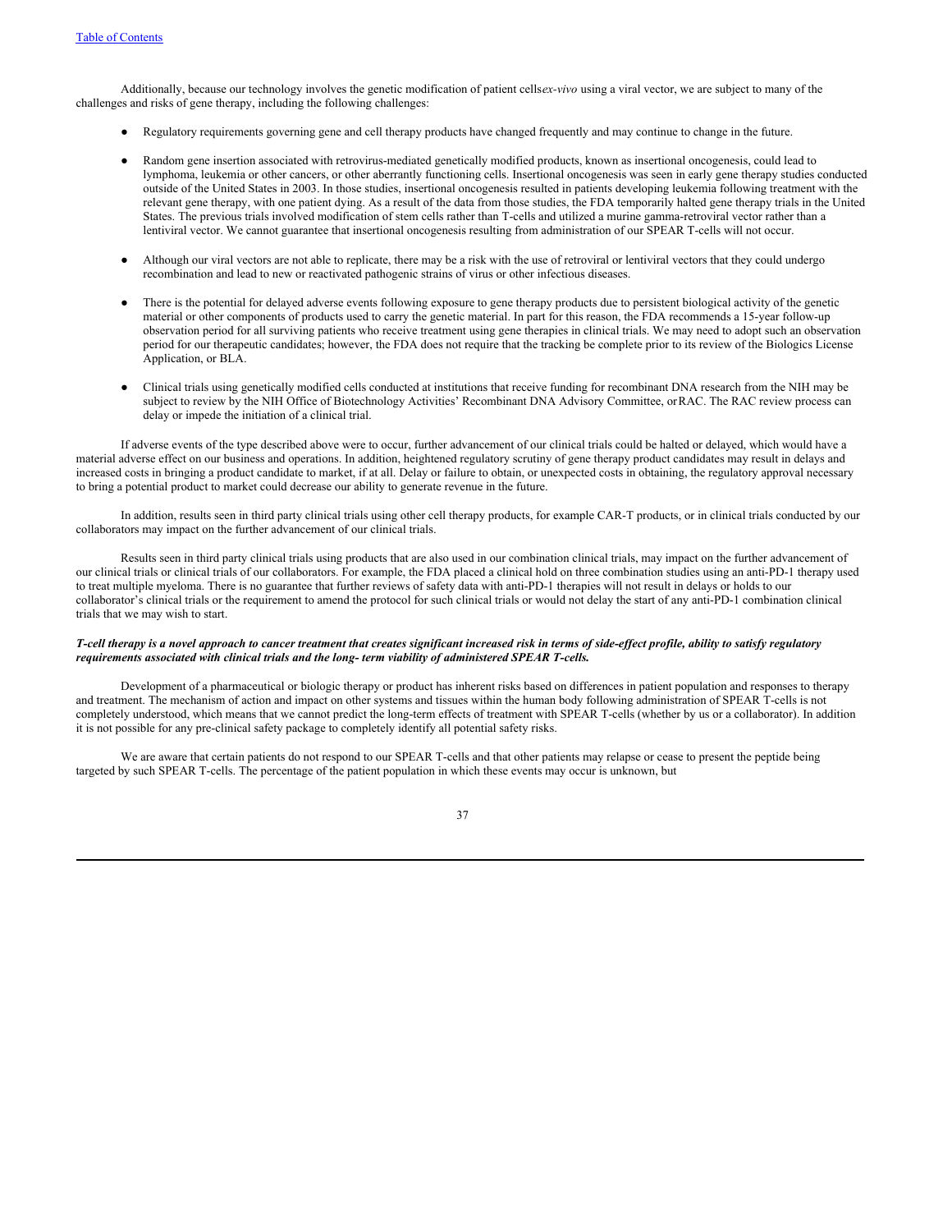Additionally, because our technology involves the genetic modification of patient cells *ex-vivo* using a viral vector, we are subject to many of the challenges and risks of gene therapy, including the following challenges:

- Regulatory requirements governing gene and cell therapy products have changed frequently and may continue to change in the future.
- Random gene insertion associated with retrovirus-mediated genetically modified products, known as insertional oncogenesis, could lead to lymphoma, leukemia or other cancers, or other aberrantly functioning cells. Insertional oncogenesis was seen in early gene therapy studies conducted outside of the United States in 2003. In those studies, insertional oncogenesis resulted in patients developing leukemia following treatment with the relevant gene therapy, with one patient dying. As a result of the data from those studies, the FDA temporarily halted gene therapy trials in the United States. The previous trials involved modification of stem cells rather than T-cells and utilized a murine gamma-retroviral vector rather than a lentiviral vector. We cannot guarantee that insertional oncogenesis resulting from administration of our SPEAR T-cells will not occur.
- Although our viral vectors are not able to replicate, there may be a risk with the use of retroviral or lentiviral vectors that they could undergo recombination and lead to new or reactivated pathogenic strains of virus or other infectious diseases.
- There is the potential for delayed adverse events following exposure to gene therapy products due to persistent biological activity of the genetic material or other components of products used to carry the genetic material. In part for this reason, the FDA recommends a 15-year follow-up observation period for all surviving patients who receive treatment using gene therapies in clinical trials. We may need to adopt such an observation period for our therapeutic candidates; however, the FDA does not require that the tracking be complete prior to its review of the Biologics License Application, or BLA.
- Clinical trials using genetically modified cells conducted at institutions that receive funding for recombinant DNA research from the NIH may be subject to review by the NIH Office of Biotechnology Activities' Recombinant DNA Advisory Committee, or RAC. The RAC review process can delay or impede the initiation of a clinical trial.

If adverse events of the type described above were to occur, further advancement of our clinical trials could be halted or delayed, which would have a material adverse effect on our business and operations. In addition, heightened regulatory scrutiny of gene therapy product candidates may result in delays and increased costs in bringing a product candidate to market, if at all. Delay or failure to obtain, or unexpected costs in obtaining, the regulatory approval necessary to bring a potential product to market could decrease our ability to generate revenue in the future.

In addition, results seen in third party clinical trials using other cell therapy products, for example CAR-T products, or in clinical trials conducted by our collaborators may impact on the further advancement of our clinical trials.

Results seen in third party clinical trials using products that are also used in our combination clinical trials, may impact on the further advancement of our clinical trials or clinical trials of our collaborators. For example, the FDA placed a clinical hold on three combination studies using an anti-PD-1 therapy used to treat multiple myeloma. There is no guarantee that further reviews of safety data with anti-PD-1 therapies will not result in delays or holds to our collaborator's clinical trials or the requirement to amend the protocol for such clinical trials or would not delay the start of any anti-PD-1 combination clinical trials that we may wish to start.

***T-cell therapy is a novel approach to cancer treatment that creates significant increased risk in terms of side-effect profile, ability to satisfy regulatory requirements associated with clinical trials and the long- term viability of administered SPEAR T-cells.***

Development of a pharmaceutical or biologic therapy or product has inherent risks based on differences in patient population and responses to therapy and treatment. The mechanism of action and impact on other systems and tissues within the human body following administration of SPEAR T-cells is not completely understood, which means that we cannot predict the long-term effects of treatment with SPEAR T-cells (whether by us or a collaborator). In addition it is not possible for any pre-clinical safety package to completely identify all potential safety risks.

We are aware that certain patients do not respond to our SPEAR T-cells and that other patients may relapse or cease to present the peptide being targeted by such SPEAR T-cells. The percentage of the patient population in which these events may occur is unknown, but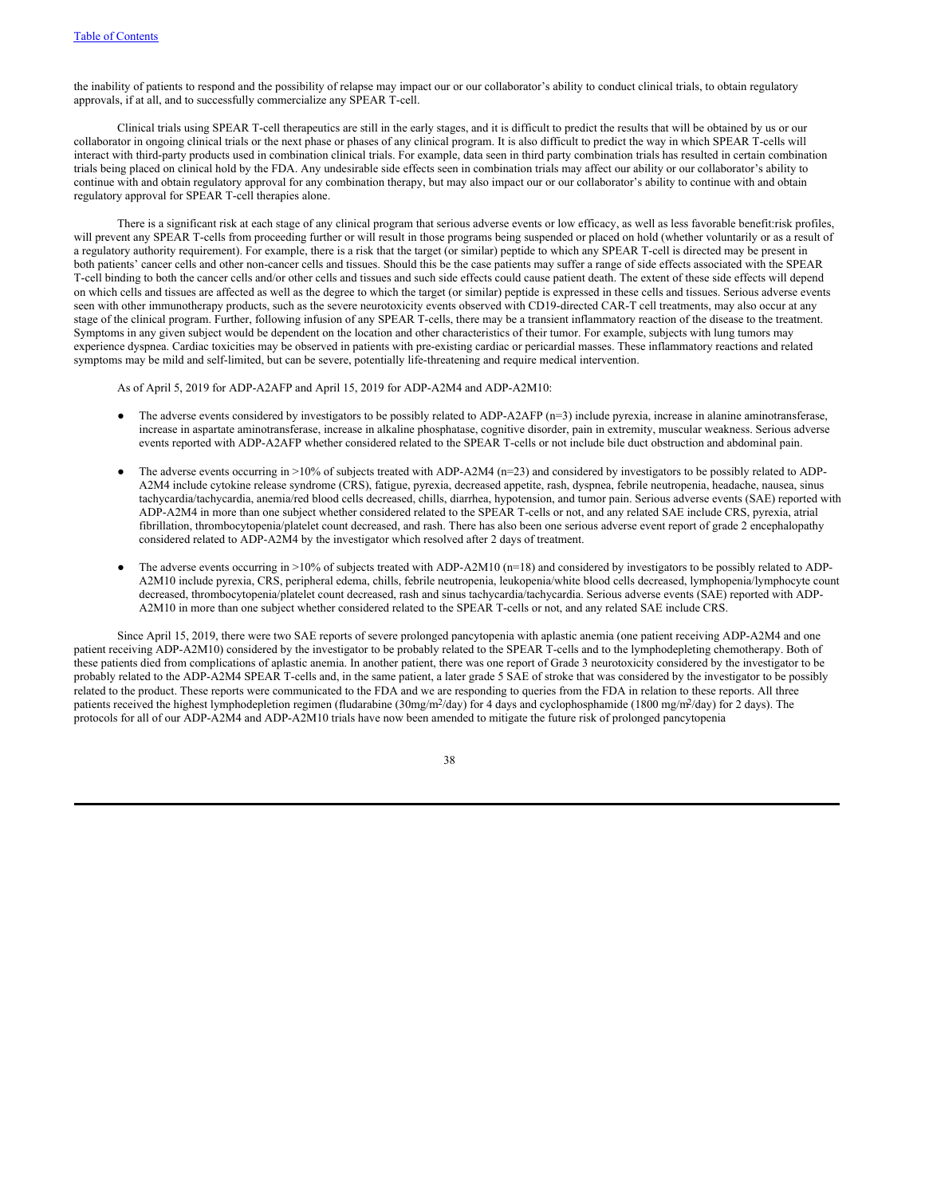the inability of patients to respond and the possibility of relapse may impact our or our collaborator's ability to conduct clinical trials, to obtain regulatory approvals, if at all, and to successfully commercialize any SPEAR T-cell.

Clinical trials using SPEAR T-cell therapeutics are still in the early stages, and it is difficult to predict the results that will be obtained by us or our collaborator in ongoing clinical trials or the next phase or phases of any clinical program. It is also difficult to predict the way in which SPEAR T-cells will interact with third-party products used in combination clinical trials. For example, data seen in third party combination trials has resulted in certain combination trials being placed on clinical hold by the FDA. Any undesirable side effects seen in combination trials may affect our ability or our collaborator's ability to continue with and obtain regulatory approval for any combination therapy, but may also impact our or our collaborator's ability to continue with and obtain regulatory approval for SPEAR T-cell therapies alone.

There is a significant risk at each stage of any clinical program that serious adverse events or low efficacy, as well as less favorable benefit:risk profiles, will prevent any SPEAR T-cells from proceeding further or will result in those programs being suspended or placed on hold (whether voluntarily or as a result of a regulatory authority requirement). For example, there is a risk that the target (or similar) peptide to which any SPEAR T-cell is directed may be present in both patients' cancer cells and other non-cancer cells and tissues. Should this be the case patients may suffer a range of side effects associated with the SPEAR T-cell binding to both the cancer cells and/or other cells and tissues and such side effects could cause patient death. The extent of these side effects will depend on which cells and tissues are affected as well as the degree to which the target (or similar) peptide is expressed in these cells and tissues. Serious adverse events seen with other immunotherapy products, such as the severe neurotoxicity events observed with CD19-directed CAR-T cell treatments, may also occur at any stage of the clinical program. Further, following infusion of any SPEAR T-cells, there may be a transient inflammatory reaction of the disease to the treatment. Symptoms in any given subject would be dependent on the location and other characteristics of their tumor. For example, subjects with lung tumors may experience dyspnea. Cardiac toxicities may be observed in patients with pre-existing cardiac or pericardial masses. These inflammatory reactions and related symptoms may be mild and self-limited, but can be severe, potentially life-threatening and require medical intervention.

As of April 5, 2019 for ADP-A2AFP and April 15, 2019 for ADP-A2M4 and ADP-A2M10:

- The adverse events considered by investigators to be possibly related to ADP-A2AFP (n=3) include pyrexia, increase in alanine aminotransferase, increase in aspartate aminotransferase, increase in alkaline phosphatase, cognitive disorder, pain in extremity, muscular weakness. Serious adverse events reported with ADP-A2AFP whether considered related to the SPEAR T-cells or not include bile duct obstruction and abdominal pain.

- The adverse events occurring in >10% of subjects treated with ADP-A2M4 (n=23) and considered by investigators to be possibly related to ADP-A2M4 include cytokine release syndrome (CRS), fatigue, pyrexia, decreased appetite, rash, dyspnea, febrile neutropenia, headache, nausea, sinus tachycardia/tachycardia, anemia/red blood cells decreased, chills, diarrhea, hypotension, and tumor pain. Serious adverse events (SAE) reported with ADP-A2M4 in more than one subject whether considered related to the SPEAR T-cells or not, and any related SAE include CRS, pyrexia, atrial fibrillation, thrombocytopenia/platelet count decreased, and rash. There has also been one serious adverse event report of grade 2 encephalopathy considered related to ADP-A2M4 by the investigator which resolved after 2 days of treatment.

- The adverse events occurring in >10% of subjects treated with ADP-A2M10 (n=18) and considered by investigators to be possibly related to ADP-A2M10 include pyrexia, CRS, peripheral edema, chills, febrile neutropenia, leukopenia/white blood cells decreased, lymphopenia/lymphocyte count decreased, thrombocytopenia/platelet count decreased, rash and sinus tachycardia/tachycardia. Serious adverse events (SAE) reported with ADP-A2M10 in more than one subject whether considered related to the SPEAR T-cells or not, and any related SAE include CRS.

Since April 15, 2019, there were two SAE reports of severe prolonged pancytopenia with aplastic anemia (one patient receiving ADP-A2M4 and one patient receiving ADP-A2M10) considered by the investigator to be probably related to the SPEAR T-cells and to the lymphodepleting chemotherapy. Both of these patients died from complications of aplastic anemia. In another patient, there was one report of Grade 3 neurotoxicity considered by the investigator to be probably related to the ADP-A2M4 SPEAR T-cells and, in the same patient, a later grade 5 SAE of stroke that was considered by the investigator to be possibly related to the product. These reports were communicated to the FDA and we are responding to queries from the FDA in relation to these reports. All three patients received the highest lymphodepletion regimen (fludarabine (30mg/m$^2$/day) for 4 days and cyclophosphamide (1800 mg/m$^2$/day) for 2 days). The protocols for all of our ADP-A2M4 and ADP-A2M10 trials have now been amended to mitigate the future risk of prolonged pancytopenia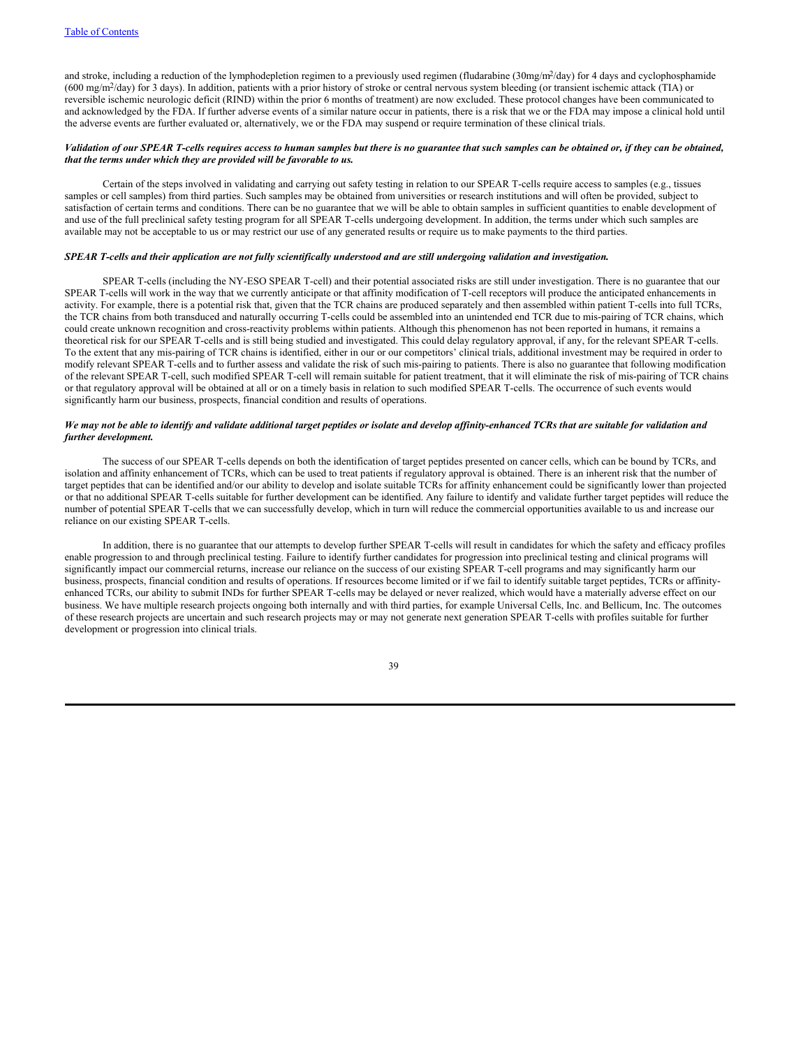and stroke, including a reduction of the lymphodepletion regimen to a previously used regimen (fludarabine (30mg/$m^2$/day) for 4 days and cyclophosphamide (600 mg/$m^2$/day) for 3 days). In addition, patients with a prior history of stroke or central nervous system bleeding (or transient ischemic attack (TIA) or reversible ischemic neurologic deficit (RIND) within the prior 6 months of treatment) are now excluded. These protocol changes have been communicated to and acknowledged by the FDA. If further adverse events of a similar nature occur in patients, there is a risk that we or the FDA may impose a clinical hold until the adverse events are further evaluated or, alternatively, we or the FDA may suspend or require termination of these clinical trials.

***Validation of our SPEAR T-cells requires access to human samples but there is no guarantee that such samples can be obtained or, if they can be obtained, that the terms under which they are provided will be favorable to us.***

Certain of the steps involved in validating and carrying out safety testing in relation to our SPEAR T-cells require access to samples (e.g., tissues samples or cell samples) from third parties. Such samples may be obtained from universities or research institutions and will often be provided, subject to satisfaction of certain terms and conditions. There can be no guarantee that we will be able to obtain samples in sufficient quantities to enable development of and use of the full preclinical safety testing program for all SPEAR T-cells undergoing development. In addition, the terms under which such samples are available may not be acceptable to us or may restrict our use of any generated results or require us to make payments to the third parties.

***SPEAR T-cells and their application are not fully scientifically understood and are still undergoing validation and investigation.***

SPEAR T-cells (including the NY-ESO SPEAR T-cell) and their potential associated risks are still under investigation. There is no guarantee that our SPEAR T-cells will work in the way that we currently anticipate or that affinity modification of T-cell receptors will produce the anticipated enhancements in activity. For example, there is a potential risk that, given that the TCR chains are produced separately and then assembled within patient T-cells into full TCRs, the TCR chains from both transduced and naturally occurring T-cells could be assembled into an unintended end TCR due to mis-pairing of TCR chains, which could create unknown recognition and cross-reactivity problems within patients. Although this phenomenon has not been reported in humans, it remains a theoretical risk for our SPEAR T-cells and is still being studied and investigated. This could delay regulatory approval, if any, for the relevant SPEAR T-cells. To the extent that any mis-pairing of TCR chains is identified, either in our or our competitors' clinical trials, additional investment may be required in order to modify relevant SPEAR T-cells and to further assess and validate the risk of such mis-pairing to patients. There is also no guarantee that following modification of the relevant SPEAR T-cell, such modified SPEAR T-cell will remain suitable for patient treatment, that it will eliminate the risk of mis-pairing of TCR chains or that regulatory approval will be obtained at all or on a timely basis in relation to such modified SPEAR T-cells. The occurrence of such events would significantly harm our business, prospects, financial condition and results of operations.

***We may not be able to identify and validate additional target peptides or isolate and develop affinity-enhanced TCRs that are suitable for validation and further development.***

The success of our SPEAR T-cells depends on both the identification of target peptides presented on cancer cells, which can be bound by TCRs, and isolation and affinity enhancement of TCRs, which can be used to treat patients if regulatory approval is obtained. There is an inherent risk that the number of target peptides that can be identified and/or our ability to develop and isolate suitable TCRs for affinity enhancement could be significantly lower than projected or that no additional SPEAR T-cells suitable for further development can be identified. Any failure to identify and validate further target peptides will reduce the number of potential SPEAR T-cells that we can successfully develop, which in turn will reduce the commercial opportunities available to us and increase our reliance on our existing SPEAR T-cells.

In addition, there is no guarantee that our attempts to develop further SPEAR T-cells will result in candidates for which the safety and efficacy profiles enable progression to and through preclinical testing. Failure to identify further candidates for progression into preclinical testing and clinical programs will significantly impact our commercial returns, increase our reliance on the success of our existing SPEAR T-cell programs and may significantly harm our business, prospects, financial condition and results of operations. If resources become limited or if we fail to identify suitable target peptides, TCRs or affinity-enhanced TCRs, our ability to submit INDs for further SPEAR T-cells may be delayed or never realized, which would have a materially adverse effect on our business. We have multiple research projects ongoing both internally and with third parties, for example Universal Cells, Inc. and Bellicum, Inc. The outcomes of these research projects are uncertain and such research projects may or may not generate next generation SPEAR T-cells with profiles suitable for further development or progression into clinical trials.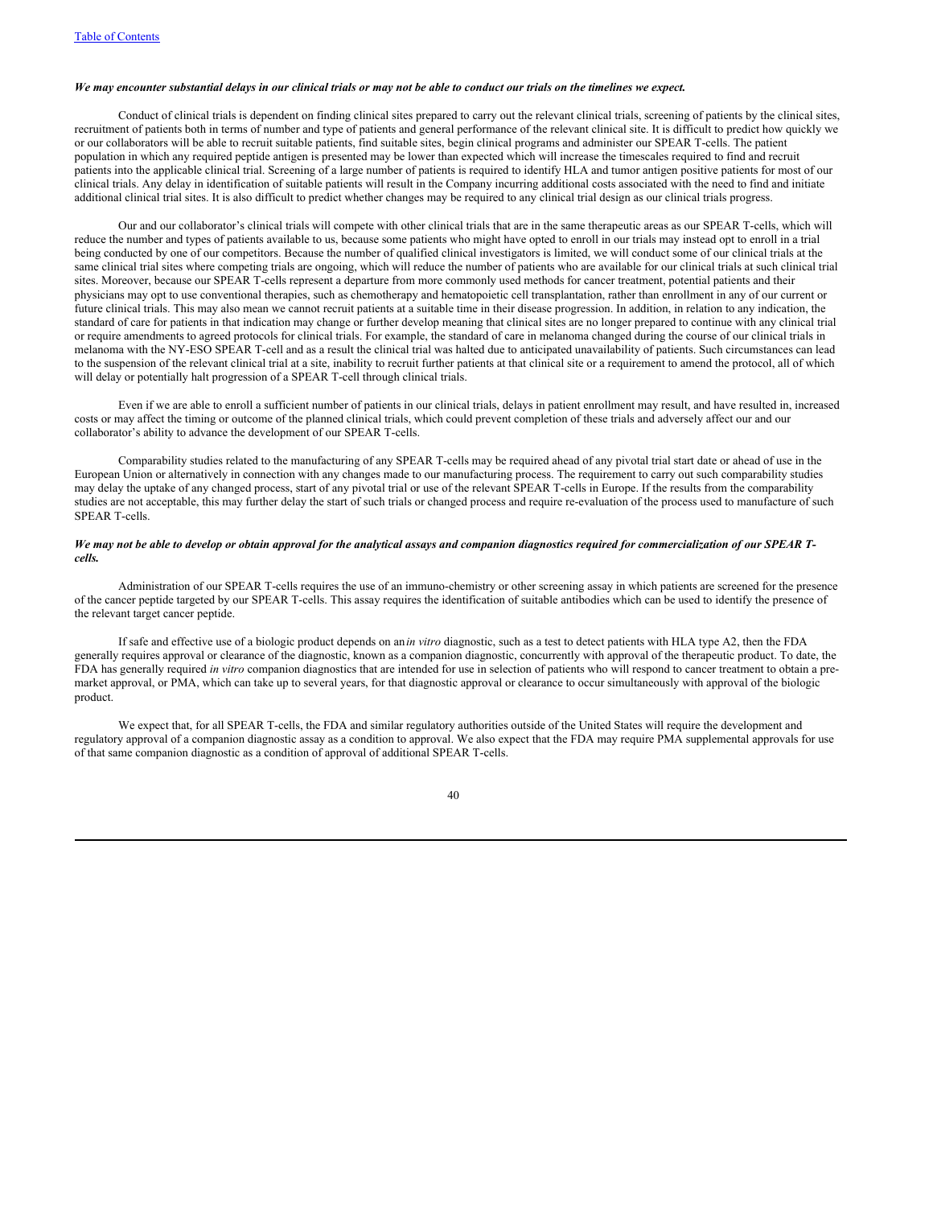***We may encounter substantial delays in our clinical trials or may not be able to conduct our trials on the timelines we expect.***

Conduct of clinical trials is dependent on finding clinical sites prepared to carry out the relevant clinical trials, screening of patients by the clinical sites, recruitment of patients both in terms of number and type of patients and general performance of the relevant clinical site. It is difficult to predict how quickly we or our collaborators will be able to recruit suitable patients, find suitable sites, begin clinical programs and administer our SPEAR T-cells. The patient population in which any required peptide antigen is presented may be lower than expected which will increase the timescales required to find and recruit patients into the applicable clinical trial. Screening of a large number of patients is required to identify HLA and tumor antigen positive patients for most of our clinical trials. Any delay in identification of suitable patients will result in the Company incurring additional costs associated with the need to find and initiate additional clinical trial sites. It is also difficult to predict whether changes may be required to any clinical trial design as our clinical trials progress.

Our and our collaborator's clinical trials will compete with other clinical trials that are in the same therapeutic areas as our SPEAR T-cells, which will reduce the number and types of patients available to us, because some patients who might have opted to enroll in our trials may instead opt to enroll in a trial being conducted by one of our competitors. Because the number of qualified clinical investigators is limited, we will conduct some of our clinical trials at the same clinical trial sites where competing trials are ongoing, which will reduce the number of patients who are available for our clinical trials at such clinical trial sites. Moreover, because our SPEAR T-cells represent a departure from more commonly used methods for cancer treatment, potential patients and their physicians may opt to use conventional therapies, such as chemotherapy and hematopoietic cell transplantation, rather than enrollment in any of our current or future clinical trials. This may also mean we cannot recruit patients at a suitable time in their disease progression. In addition, in relation to any indication, the standard of care for patients in that indication may change or further develop meaning that clinical sites are no longer prepared to continue with any clinical trial or require amendments to agreed protocols for clinical trials. For example, the standard of care in melanoma changed during the course of our clinical trials in melanoma with the NY-ESO SPEAR T-cell and as a result the clinical trial was halted due to anticipated unavailability of patients. Such circumstances can lead to the suspension of the relevant clinical trial at a site, inability to recruit further patients at that clinical site or a requirement to amend the protocol, all of which will delay or potentially halt progression of a SPEAR T-cell through clinical trials.

Even if we are able to enroll a sufficient number of patients in our clinical trials, delays in patient enrollment may result, and have resulted in, increased costs or may affect the timing or outcome of the planned clinical trials, which could prevent completion of these trials and adversely affect our and our collaborator's ability to advance the development of our SPEAR T-cells.

Comparability studies related to the manufacturing of any SPEAR T-cells may be required ahead of any pivotal trial start date or ahead of use in the European Union or alternatively in connection with any changes made to our manufacturing process. The requirement to carry out such comparability studies may delay the uptake of any changed process, start of any pivotal trial or use of the relevant SPEAR T-cells in Europe. If the results from the comparability studies are not acceptable, this may further delay the start of such trials or changed process and require re-evaluation of the process used to manufacture of such SPEAR T-cells.

***We may not be able to develop or obtain approval for the analytical assays and companion diagnostics required for commercialization of our SPEAR T-cells.***

Administration of our SPEAR T-cells requires the use of an immuno-chemistry or other screening assay in which patients are screened for the presence of the cancer peptide targeted by our SPEAR T-cells. This assay requires the identification of suitable antibodies which can be used to identify the presence of the relevant target cancer peptide.

If safe and effective use of a biologic product depends on an *in vitro* diagnostic, such as a test to detect patients with HLA type A2, then the FDA generally requires approval or clearance of the diagnostic, known as a companion diagnostic, concurrently with approval of the therapeutic product. To date, the FDA has generally required *in vitro* companion diagnostics that are intended for use in selection of patients who will respond to cancer treatment to obtain a pre-market approval, or PMA, which can take up to several years, for that diagnostic approval or clearance to occur simultaneously with approval of the biologic product.

We expect that, for all SPEAR T-cells, the FDA and similar regulatory authorities outside of the United States will require the development and regulatory approval of a companion diagnostic assay as a condition to approval. We also expect that the FDA may require PMA supplemental approvals for use of that same companion diagnostic as a condition of approval of additional SPEAR T-cells.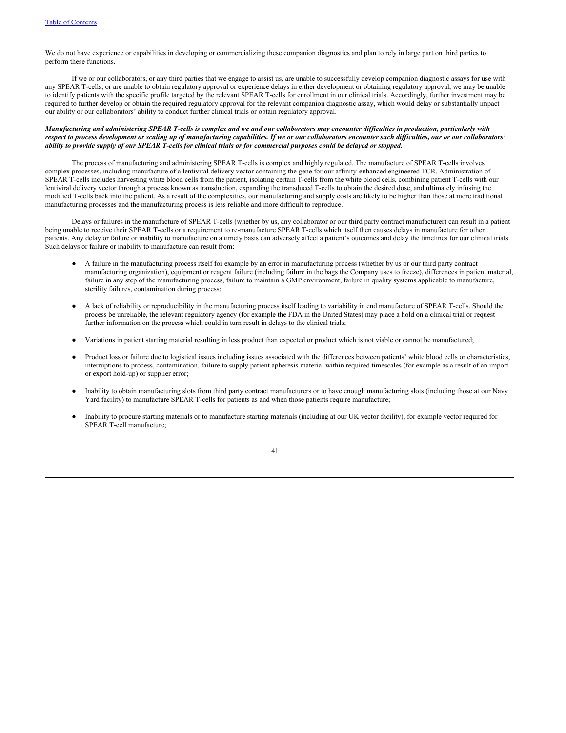We do not have experience or capabilities in developing or commercializing these companion diagnostics and plan to rely in large part on third parties to perform these functions.

If we or our collaborators, or any third parties that we engage to assist us, are unable to successfully develop companion diagnostic assays for use with any SPEAR T-cells, or are unable to obtain regulatory approval or experience delays in either development or obtaining regulatory approval, we may be unable to identify patients with the specific profile targeted by the relevant SPEAR T-cells for enrollment in our clinical trials. Accordingly, further investment may be required to further develop or obtain the required regulatory approval for the relevant companion diagnostic assay, which would delay or substantially impact our ability or our collaborators' ability to conduct further clinical trials or obtain regulatory approval.

***Manufacturing and administering SPEAR T-cells is complex and we and our collaborators may encounter difficulties in production, particularly with respect to process development or scaling up of manufacturing capabilities. If we or our collaborators encounter such difficulties, our or our collaborators' ability to provide supply of our SPEAR T-cells for clinical trials or for commercial purposes could be delayed or stopped.***

The process of manufacturing and administering SPEAR T-cells is complex and highly regulated. The manufacture of SPEAR T-cells involves complex processes, including manufacture of a lentiviral delivery vector containing the gene for our affinity-enhanced engineered TCR. Administration of SPEAR T-cells includes harvesting white blood cells from the patient, isolating certain T-cells from the white blood cells, combining patient T-cells with our lentiviral delivery vector through a process known as transduction, expanding the transduced T-cells to obtain the desired dose, and ultimately infusing the modified T-cells back into the patient. As a result of the complexities, our manufacturing and supply costs are likely to be higher than those at more traditional manufacturing processes and the manufacturing process is less reliable and more difficult to reproduce.

Delays or failures in the manufacture of SPEAR T-cells (whether by us, any collaborator or our third party contract manufacturer) can result in a patient being unable to receive their SPEAR T-cells or a requirement to re-manufacture SPEAR T-cells which itself then causes delays in manufacture for other patients. Any delay or failure or inability to manufacture on a timely basis can adversely affect a patient's outcomes and delay the timelines for our clinical trials. Such delays or failure or inability to manufacture can result from:

- A failure in the manufacturing process itself for example by an error in manufacturing process (whether by us or our third party contract manufacturing organization), equipment or reagent failure (including failure in the bags the Company uses to freeze), differences in patient material, failure in any step of the manufacturing process, failure to maintain a GMP environment, failure in quality systems applicable to manufacture, sterility failures, contamination during process;

- A lack of reliability or reproducibility in the manufacturing process itself leading to variability in end manufacture of SPEAR T-cells. Should the process be unreliable, the relevant regulatory agency (for example the FDA in the United States) may place a hold on a clinical trial or request further information on the process which could in turn result in delays to the clinical trials;

- Variations in patient starting material resulting in less product than expected or product which is not viable or cannot be manufactured;

- Product loss or failure due to logistical issues including issues associated with the differences between patients' white blood cells or characteristics, interruptions to process, contamination, failure to supply patient apheresis material within required timescales (for example as a result of an import or export hold-up) or supplier error;

- Inability to obtain manufacturing slots from third party contract manufacturers or to have enough manufacturing slots (including those at our Navy Yard facility) to manufacture SPEAR T-cells for patients as and when those patients require manufacture;

- Inability to procure starting materials or to manufacture starting materials (including at our UK vector facility), for example vector required for SPEAR T-cell manufacture;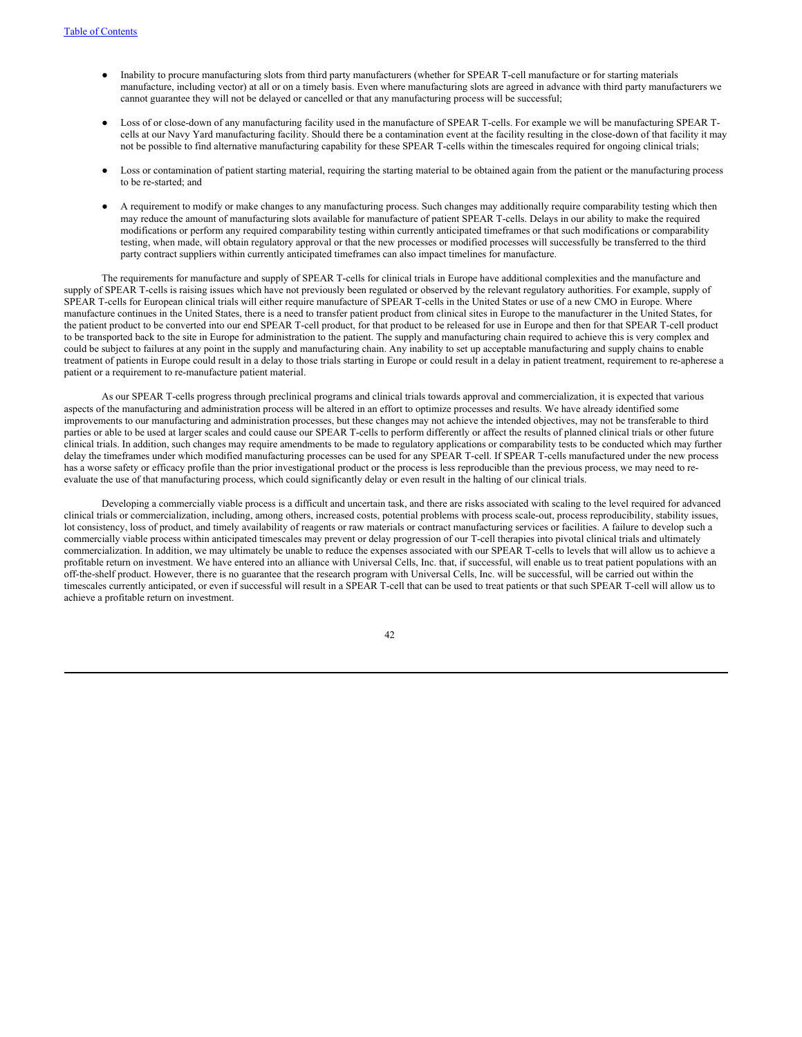- Inability to procure manufacturing slots from third party manufacturers (whether for SPEAR T-cell manufacture or for starting materials manufacture, including vector) at all or on a timely basis. Even where manufacturing slots are agreed in advance with third party manufacturers we cannot guarantee they will not be delayed or cancelled or that any manufacturing process will be successful;

- Loss of or close-down of any manufacturing facility used in the manufacture of SPEAR T-cells. For example we will be manufacturing SPEAR T-cells at our Navy Yard manufacturing facility. Should there be a contamination event at the facility resulting in the close-down of that facility it may not be possible to find alternative manufacturing capability for these SPEAR T-cells within the timescales required for ongoing clinical trials;

- Loss or contamination of patient starting material, requiring the starting material to be obtained again from the patient or the manufacturing process to be re-started; and

- A requirement to modify or make changes to any manufacturing process. Such changes may additionally require comparability testing which then may reduce the amount of manufacturing slots available for manufacture of patient SPEAR T-cells. Delays in our ability to make the required modifications or perform any required comparability testing within currently anticipated timeframes or that such modifications or comparability testing, when made, will obtain regulatory approval or that the new processes or modified processes will successfully be transferred to the third party contract suppliers within currently anticipated timeframes can also impact timelines for manufacture.

The requirements for manufacture and supply of SPEAR T-cells for clinical trials in Europe have additional complexities and the manufacture and supply of SPEAR T-cells is raising issues which have not previously been regulated or observed by the relevant regulatory authorities. For example, supply of SPEAR T-cells for European clinical trials will either require manufacture of SPEAR T-cells in the United States or use of a new CMO in Europe. Where manufacture continues in the United States, there is a need to transfer patient product from clinical sites in Europe to the manufacturer in the United States, for the patient product to be converted into our end SPEAR T-cell product, for that product to be released for use in Europe and then for that SPEAR T-cell product to be transported back to the site in Europe for administration to the patient. The supply and manufacturing chain required to achieve this is very complex and could be subject to failures at any point in the supply and manufacturing chain. Any inability to set up acceptable manufacturing and supply chains to enable treatment of patients in Europe could result in a delay to those trials starting in Europe or could result in a delay in patient treatment, requirement to re-apherese a patient or a requirement to re-manufacture patient material.

As our SPEAR T-cells progress through preclinical programs and clinical trials towards approval and commercialization, it is expected that various aspects of the manufacturing and administration process will be altered in an effort to optimize processes and results. We have already identified some improvements to our manufacturing and administration processes, but these changes may not achieve the intended objectives, may not be transferable to third parties or able to be used at larger scales and could cause our SPEAR T-cells to perform differently or affect the results of planned clinical trials or other future clinical trials. In addition, such changes may require amendments to be made to regulatory applications or comparability tests to be conducted which may further delay the timeframes under which modified manufacturing processes can be used for any SPEAR T-cell. If SPEAR T-cells manufactured under the new process has a worse safety or efficacy profile than the prior investigational product or the process is less reproducible than the previous process, we may need to re-evaluate the use of that manufacturing process, which could significantly delay or even result in the halting of our clinical trials.

Developing a commercially viable process is a difficult and uncertain task, and there are risks associated with scaling to the level required for advanced clinical trials or commercialization, including, among others, increased costs, potential problems with process scale-out, process reproducibility, stability issues, lot consistency, loss of product, and timely availability of reagents or raw materials or contract manufacturing services or facilities. A failure to develop such a commercially viable process within anticipated timescales may prevent or delay progression of our T-cell therapies into pivotal clinical trials and ultimately commercialization. In addition, we may ultimately be unable to reduce the expenses associated with our SPEAR T-cells to levels that will allow us to achieve a profitable return on investment. We have entered into an alliance with Universal Cells, Inc. that, if successful, will enable us to treat patient populations with an off-the-shelf product. However, there is no guarantee that the research program with Universal Cells, Inc. will be successful, will be carried out within the timescales currently anticipated, or even if successful will result in a SPEAR T-cell that can be used to treat patients or that such SPEAR T-cell will allow us to achieve a profitable return on investment.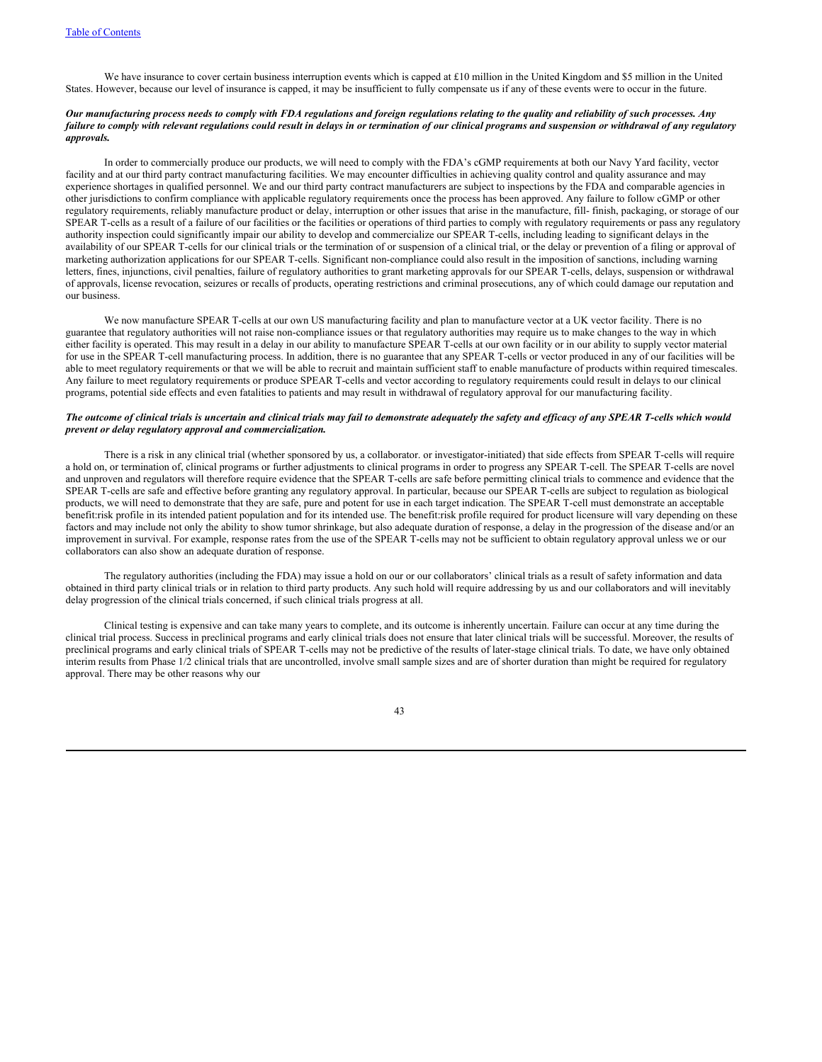We have insurance to cover certain business interruption events which is capped at £10 million in the United Kingdom and $5 million in the United States. However, because our level of insurance is capped, it may be insufficient to fully compensate us if any of these events were to occur in the future.

***Our manufacturing process needs to comply with FDA regulations and foreign regulations relating to the quality and reliability of such processes. Any failure to comply with relevant regulations could result in delays in or termination of our clinical programs and suspension or withdrawal of any regulatory approvals.***

In order to commercially produce our products, we will need to comply with the FDA's cGMP requirements at both our Navy Yard facility, vector facility and at our third party contract manufacturing facilities. We may encounter difficulties in achieving quality control and quality assurance and may experience shortages in qualified personnel. We and our third party contract manufacturers are subject to inspections by the FDA and comparable agencies in other jurisdictions to confirm compliance with applicable regulatory requirements once the process has been approved. Any failure to follow cGMP or other regulatory requirements, reliably manufacture product or delay, interruption or other issues that arise in the manufacture, fill- finish, packaging, or storage of our SPEAR T-cells as a result of a failure of our facilities or the facilities or operations of third parties to comply with regulatory requirements or pass any regulatory authority inspection could significantly impair our ability to develop and commercialize our SPEAR T-cells, including leading to significant delays in the availability of our SPEAR T-cells for our clinical trials or the termination of or suspension of a clinical trial, or the delay or prevention of a filing or approval of marketing authorization applications for our SPEAR T-cells. Significant non-compliance could also result in the imposition of sanctions, including warning letters, fines, injunctions, civil penalties, failure of regulatory authorities to grant marketing approvals for our SPEAR T-cells, delays, suspension or withdrawal of approvals, license revocation, seizures or recalls of products, operating restrictions and criminal prosecutions, any of which could damage our reputation and our business.

We now manufacture SPEAR T-cells at our own US manufacturing facility and plan to manufacture vector at a UK vector facility. There is no guarantee that regulatory authorities will not raise non-compliance issues or that regulatory authorities may require us to make changes to the way in which either facility is operated. This may result in a delay in our ability to manufacture SPEAR T-cells at our own facility or in our ability to supply vector material for use in the SPEAR T-cell manufacturing process. In addition, there is no guarantee that any SPEAR T-cells or vector produced in any of our facilities will be able to meet regulatory requirements or that we will be able to recruit and maintain sufficient staff to enable manufacture of products within required timescales. Any failure to meet regulatory requirements or produce SPEAR T-cells and vector according to regulatory requirements could result in delays to our clinical programs, potential side effects and even fatalities to patients and may result in withdrawal of regulatory approval for our manufacturing facility.

***The outcome of clinical trials is uncertain and clinical trials may fail to demonstrate adequately the safety and efficacy of any SPEAR T-cells which would prevent or delay regulatory approval and commercialization.***

There is a risk in any clinical trial (whether sponsored by us, a collaborator. or investigator-initiated) that side effects from SPEAR T-cells will require a hold on, or termination of, clinical programs or further adjustments to clinical programs in order to progress any SPEAR T-cell. The SPEAR T-cells are novel and unproven and regulators will therefore require evidence that the SPEAR T-cells are safe before permitting clinical trials to commence and evidence that the SPEAR T-cells are safe and effective before granting any regulatory approval. In particular, because our SPEAR T-cells are subject to regulation as biological products, we will need to demonstrate that they are safe, pure and potent for use in each target indication. The SPEAR T-cell must demonstrate an acceptable benefit:risk profile in its intended patient population and for its intended use. The benefit:risk profile required for product licensure will vary depending on these factors and may include not only the ability to show tumor shrinkage, but also adequate duration of response, a delay in the progression of the disease and/or an improvement in survival. For example, response rates from the use of the SPEAR T-cells may not be sufficient to obtain regulatory approval unless we or our collaborators can also show an adequate duration of response.

The regulatory authorities (including the FDA) may issue a hold on our or our collaborators' clinical trials as a result of safety information and data obtained in third party clinical trials or in relation to third party products. Any such hold will require addressing by us and our collaborators and will inevitably delay progression of the clinical trials concerned, if such clinical trials progress at all.

Clinical testing is expensive and can take many years to complete, and its outcome is inherently uncertain. Failure can occur at any time during the clinical trial process. Success in preclinical programs and early clinical trials does not ensure that later clinical trials will be successful. Moreover, the results of preclinical programs and early clinical trials of SPEAR T-cells may not be predictive of the results of later-stage clinical trials. To date, we have only obtained interim results from Phase 1/2 clinical trials that are uncontrolled, involve small sample sizes and are of shorter duration than might be required for regulatory approval. There may be other reasons why our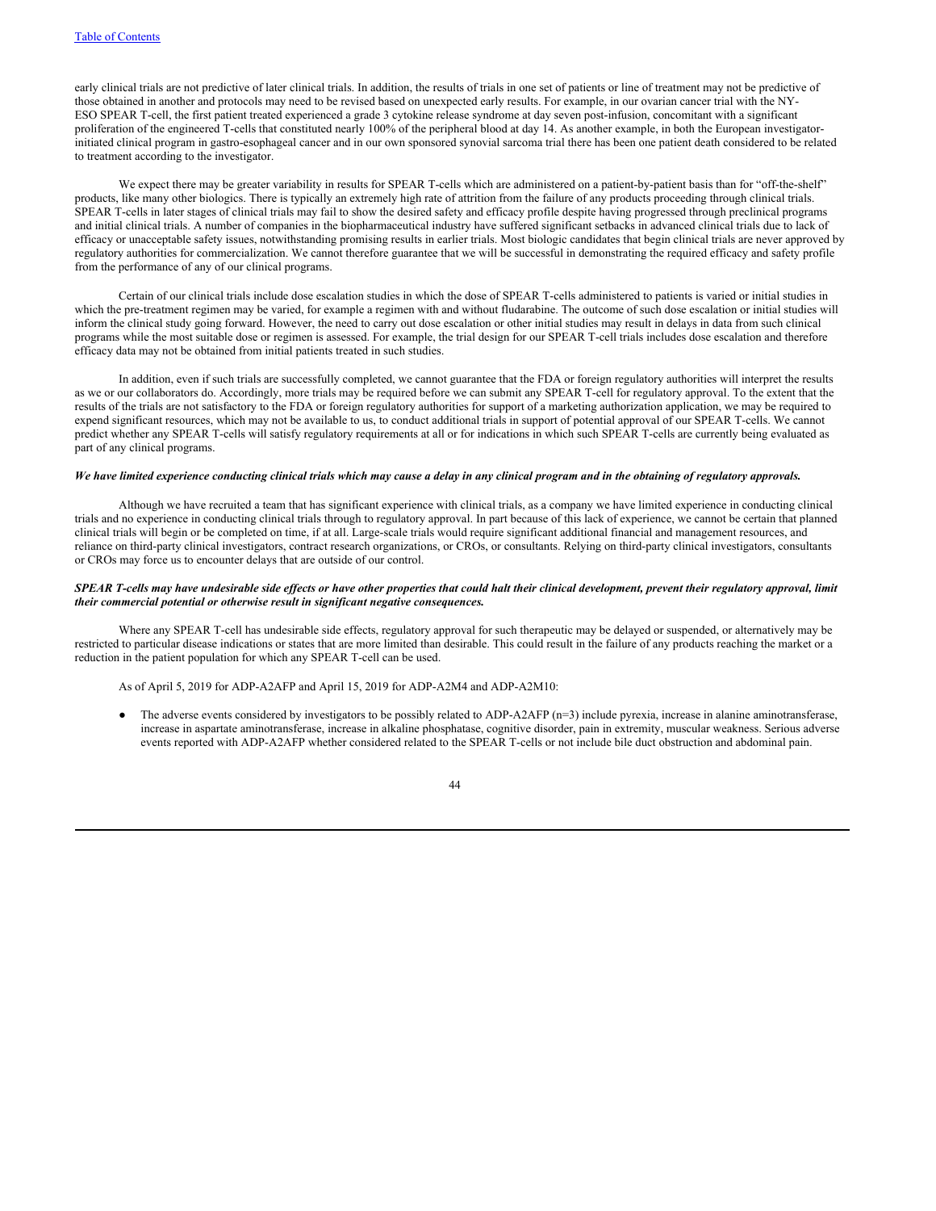early clinical trials are not predictive of later clinical trials. In addition, the results of trials in one set of patients or line of treatment may not be predictive of those obtained in another and protocols may need to be revised based on unexpected early results. For example, in our ovarian cancer trial with the NY-ESO SPEAR T-cell, the first patient treated experienced a grade 3 cytokine release syndrome at day seven post-infusion, concomitant with a significant proliferation of the engineered T-cells that constituted nearly 100% of the peripheral blood at day 14. As another example, in both the European investigator-initiated clinical program in gastro-esophageal cancer and in our own sponsored synovial sarcoma trial there has been one patient death considered to be related to treatment according to the investigator.

We expect there may be greater variability in results for SPEAR T-cells which are administered on a patient-by-patient basis than for "off-the-shelf" products, like many other biologics. There is typically an extremely high rate of attrition from the failure of any products proceeding through clinical trials. SPEAR T-cells in later stages of clinical trials may fail to show the desired safety and efficacy profile despite having progressed through preclinical programs and initial clinical trials. A number of companies in the biopharmaceutical industry have suffered significant setbacks in advanced clinical trials due to lack of efficacy or unacceptable safety issues, notwithstanding promising results in earlier trials. Most biologic candidates that begin clinical trials are never approved by regulatory authorities for commercialization. We cannot therefore guarantee that we will be successful in demonstrating the required efficacy and safety profile from the performance of any of our clinical programs.

Certain of our clinical trials include dose escalation studies in which the dose of SPEAR T-cells administered to patients is varied or initial studies in which the pre-treatment regimen may be varied, for example a regimen with and without fludarabine. The outcome of such dose escalation or initial studies will inform the clinical study going forward. However, the need to carry out dose escalation or other initial studies may result in delays in data from such clinical programs while the most suitable dose or regimen is assessed. For example, the trial design for our SPEAR T-cell trials includes dose escalation and therefore efficacy data may not be obtained from initial patients treated in such studies.

In addition, even if such trials are successfully completed, we cannot guarantee that the FDA or foreign regulatory authorities will interpret the results as we or our collaborators do. Accordingly, more trials may be required before we can submit any SPEAR T-cell for regulatory approval. To the extent that the results of the trials are not satisfactory to the FDA or foreign regulatory authorities for support of a marketing authorization application, we may be required to expend significant resources, which may not be available to us, to conduct additional trials in support of potential approval of our SPEAR T-cells. We cannot predict whether any SPEAR T-cells will satisfy regulatory requirements at all or for indications in which such SPEAR T-cells are currently being evaluated as part of any clinical programs.

***We have limited experience conducting clinical trials which may cause a delay in any clinical program and in the obtaining of regulatory approvals.***

Although we have recruited a team that has significant experience with clinical trials, as a company we have limited experience in conducting clinical trials and no experience in conducting clinical trials through to regulatory approval. In part because of this lack of experience, we cannot be certain that planned clinical trials will begin or be completed on time, if at all. Large-scale trials would require significant additional financial and management resources, and reliance on third-party clinical investigators, contract research organizations, or CROs, or consultants. Relying on third-party clinical investigators, consultants or CROs may force us to encounter delays that are outside of our control.

***SPEAR T-cells may have undesirable side effects or have other properties that could halt their clinical development, prevent their regulatory approval, limit their commercial potential or otherwise result in significant negative consequences.***

Where any SPEAR T-cell has undesirable side effects, regulatory approval for such therapeutic may be delayed or suspended, or alternatively may be restricted to particular disease indications or states that are more limited than desirable. This could result in the failure of any products reaching the market or a reduction in the patient population for which any SPEAR T-cell can be used.

As of April 5, 2019 for ADP-A2AFP and April 15, 2019 for ADP-A2M4 and ADP-A2M10:

- The adverse events considered by investigators to be possibly related to ADP-A2AFP (n=3) include pyrexia, increase in alanine aminotransferase, increase in aspartate aminotransferase, increase in alkaline phosphatase, cognitive disorder, pain in extremity, muscular weakness. Serious adverse events reported with ADP-A2AFP whether considered related to the SPEAR T-cells or not include bile duct obstruction and abdominal pain.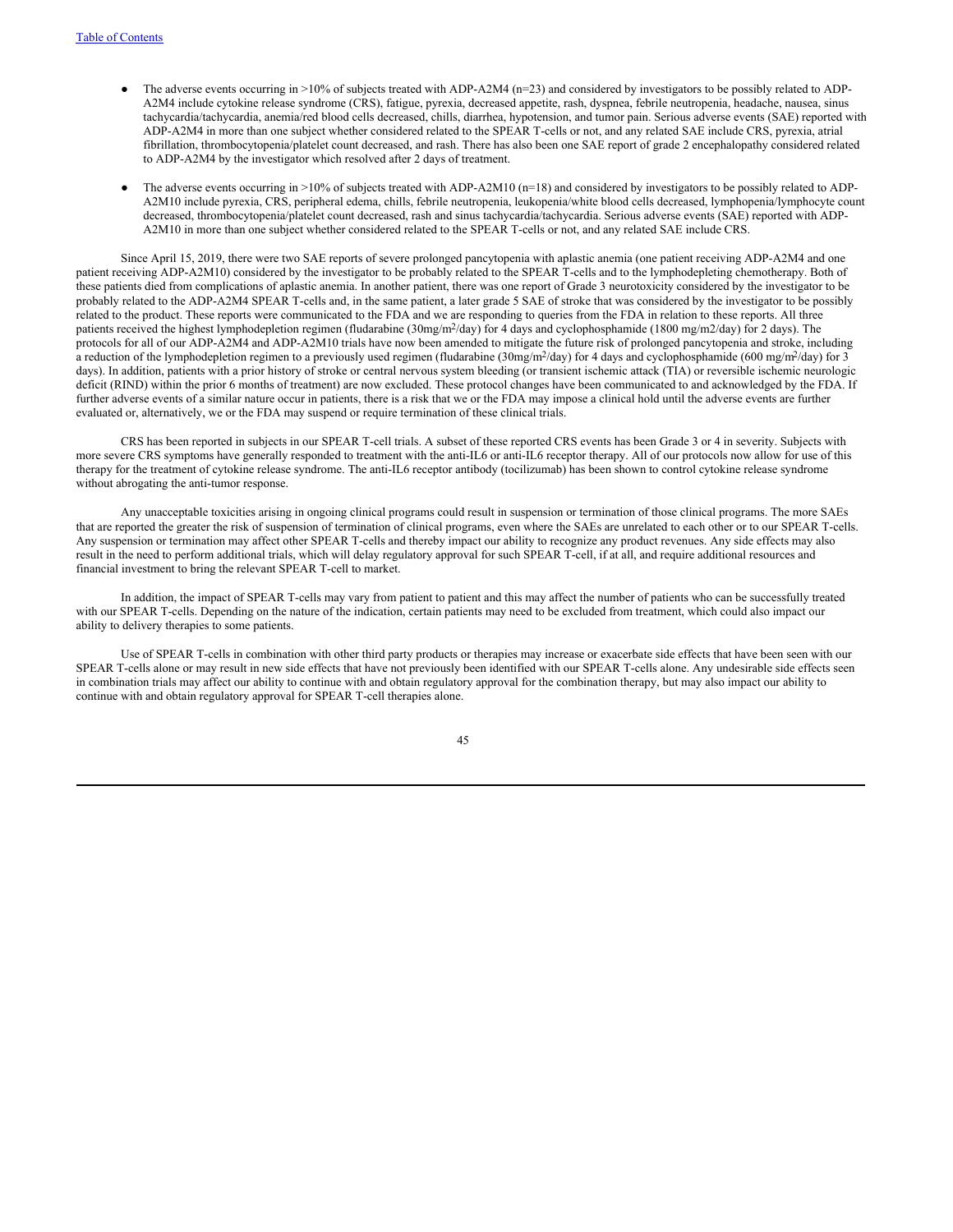- The adverse events occurring in >10% of subjects treated with ADP-A2M4 (n=23) and considered by investigators to be possibly related to ADP-A2M4 include cytokine release syndrome (CRS), fatigue, pyrexia, decreased appetite, rash, dyspnea, febrile neutropenia, headache, nausea, sinus tachycardia/tachycardia, anemia/red blood cells decreased, chills, diarrhea, hypotension, and tumor pain. Serious adverse events (SAE) reported with ADP-A2M4 in more than one subject whether considered related to the SPEAR T-cells or not, and any related SAE include CRS, pyrexia, atrial fibrillation, thrombocytopenia/platelet count decreased, and rash. There has also been one SAE report of grade 2 encephalopathy considered related to ADP-A2M4 by the investigator which resolved after 2 days of treatment.
- The adverse events occurring in >10% of subjects treated with ADP-A2M10 (n=18) and considered by investigators to be possibly related to ADP-A2M10 include pyrexia, CRS, peripheral edema, chills, febrile neutropenia, leukopenia/white blood cells decreased, lymphopenia/lymphocyte count decreased, thrombocytopenia/platelet count decreased, rash and sinus tachycardia/tachycardia. Serious adverse events (SAE) reported with ADP-A2M10 in more than one subject whether considered related to the SPEAR T-cells or not, and any related SAE include CRS.

Since April 15, 2019, there were two SAE reports of severe prolonged pancytopenia with aplastic anemia (one patient receiving ADP-A2M4 and one patient receiving ADP-A2M10) considered by the investigator to be probably related to the SPEAR T-cells and to the lymphodepleting chemotherapy. Both of these patients died from complications of aplastic anemia. In another patient, there was one report of Grade 3 neurotoxicity considered by the investigator to be probably related to the ADP-A2M4 SPEAR T-cells and, in the same patient, a later grade 5 SAE of stroke that was considered by the investigator to be possibly related to the product. These reports were communicated to the FDA and we are responding to queries from the FDA in relation to these reports. All three patients received the highest lymphodepletion regimen (fludarabine (30mg/m$^2$/day) for 4 days and cyclophosphamide (1800 mg/m2/day) for 2 days). The protocols for all of our ADP-A2M4 and ADP-A2M10 trials have now been amended to mitigate the future risk of prolonged pancytopenia and stroke, including a reduction of the lymphodepletion regimen to a previously used regimen (fludarabine (30mg/m$^2$/day) for 4 days and cyclophosphamide (600 mg/m$^2$/day) for 3 days). In addition, patients with a prior history of stroke or central nervous system bleeding (or transient ischemic attack (TIA) or reversible ischemic neurologic deficit (RIND) within the prior 6 months of treatment) are now excluded. These protocol changes have been communicated to and acknowledged by the FDA. If further adverse events of a similar nature occur in patients, there is a risk that we or the FDA may impose a clinical hold until the adverse events are further evaluated or, alternatively, we or the FDA may suspend or require termination of these clinical trials.

CRS has been reported in subjects in our SPEAR T-cell trials. A subset of these reported CRS events has been Grade 3 or 4 in severity. Subjects with more severe CRS symptoms have generally responded to treatment with the anti-IL6 or anti-IL6 receptor therapy. All of our protocols now allow for use of this therapy for the treatment of cytokine release syndrome. The anti-IL6 receptor antibody (tocilizumab) has been shown to control cytokine release syndrome without abrogating the anti-tumor response.

Any unacceptable toxicities arising in ongoing clinical programs could result in suspension or termination of those clinical programs. The more SAEs that are reported the greater the risk of suspension of termination of clinical programs, even where the SAEs are unrelated to each other or to our SPEAR T-cells. Any suspension or termination may affect other SPEAR T-cells and thereby impact our ability to recognize any product revenues. Any side effects may also result in the need to perform additional trials, which will delay regulatory approval for such SPEAR T-cell, if at all, and require additional resources and financial investment to bring the relevant SPEAR T-cell to market.

In addition, the impact of SPEAR T-cells may vary from patient to patient and this may affect the number of patients who can be successfully treated with our SPEAR T-cells. Depending on the nature of the indication, certain patients may need to be excluded from treatment, which could also impact our ability to delivery therapies to some patients.

Use of SPEAR T-cells in combination with other third party products or therapies may increase or exacerbate side effects that have been seen with our SPEAR T-cells alone or may result in new side effects that have not previously been identified with our SPEAR T-cells alone. Any undesirable side effects seen in combination trials may affect our ability to continue with and obtain regulatory approval for the combination therapy, but may also impact our ability to continue with and obtain regulatory approval for SPEAR T-cell therapies alone.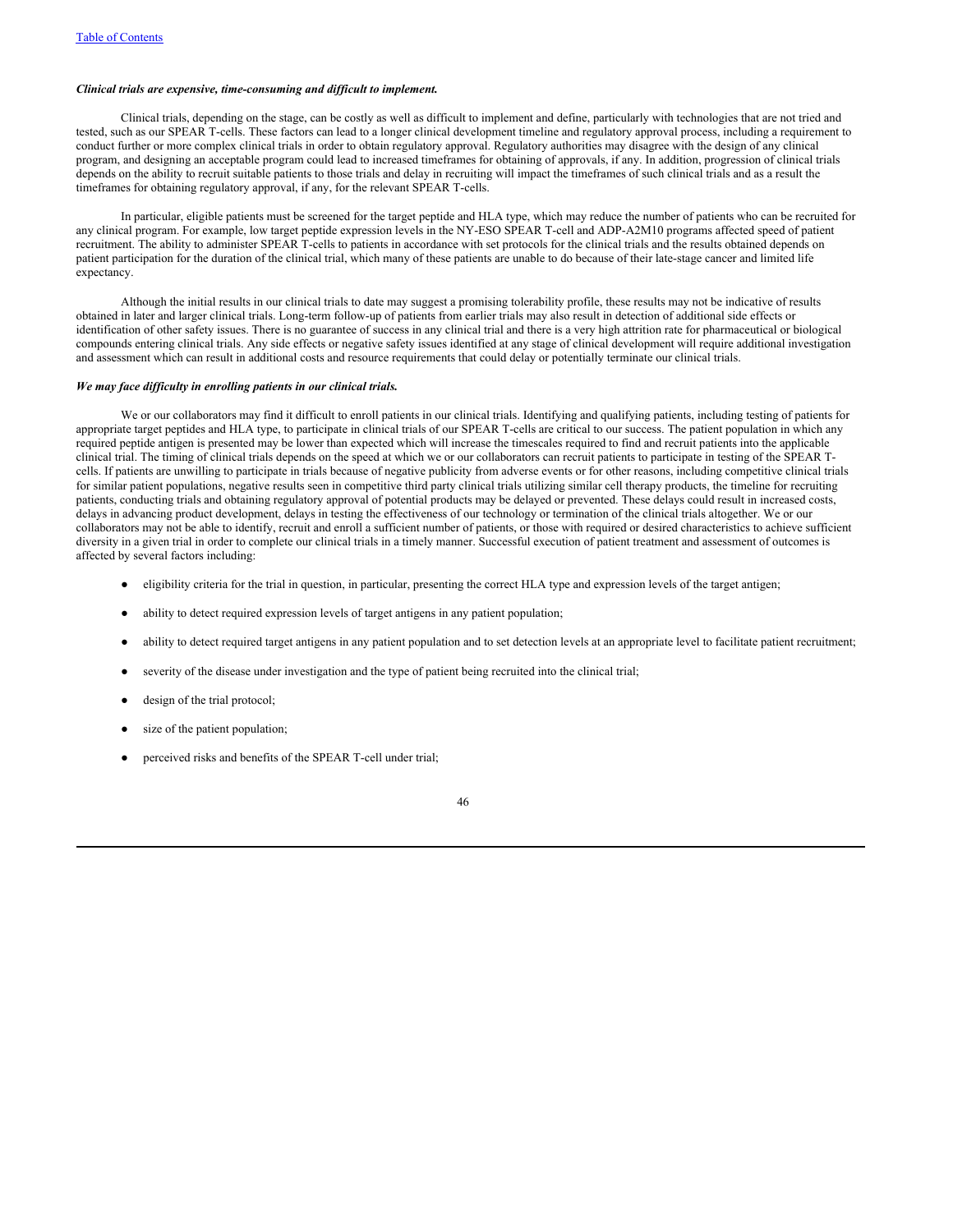***Clinical trials are expensive, time-consuming and difficult to implement.***

Clinical trials, depending on the stage, can be costly as well as difficult to implement and define, particularly with technologies that are not tried and tested, such as our SPEAR T-cells. These factors can lead to a longer clinical development timeline and regulatory approval process, including a requirement to conduct further or more complex clinical trials in order to obtain regulatory approval. Regulatory authorities may disagree with the design of any clinical program, and designing an acceptable program could lead to increased timeframes for obtaining of approvals, if any. In addition, progression of clinical trials depends on the ability to recruit suitable patients to those trials and delay in recruiting will impact the timeframes of such clinical trials and as a result the timeframes for obtaining regulatory approval, if any, for the relevant SPEAR T-cells.

In particular, eligible patients must be screened for the target peptide and HLA type, which may reduce the number of patients who can be recruited for any clinical program. For example, low target peptide expression levels in the NY-ESO SPEAR T-cell and ADP-A2M10 programs affected speed of patient recruitment. The ability to administer SPEAR T-cells to patients in accordance with set protocols for the clinical trials and the results obtained depends on patient participation for the duration of the clinical trial, which many of these patients are unable to do because of their late-stage cancer and limited life expectancy.

Although the initial results in our clinical trials to date may suggest a promising tolerability profile, these results may not be indicative of results obtained in later and larger clinical trials. Long-term follow-up of patients from earlier trials may also result in detection of additional side effects or identification of other safety issues. There is no guarantee of success in any clinical trial and there is a very high attrition rate for pharmaceutical or biological compounds entering clinical trials. Any side effects or negative safety issues identified at any stage of clinical development will require additional investigation and assessment which can result in additional costs and resource requirements that could delay or potentially terminate our clinical trials.

***We may face difficulty in enrolling patients in our clinical trials.***

We or our collaborators may find it difficult to enroll patients in our clinical trials. Identifying and qualifying patients, including testing of patients for appropriate target peptides and HLA type, to participate in clinical trials of our SPEAR T-cells are critical to our success. The patient population in which any required peptide antigen is presented may be lower than expected which will increase the timescales required to find and recruit patients into the applicable clinical trial. The timing of clinical trials depends on the speed at which we or our collaborators can recruit patients to participate in testing of the SPEAR T-cells. If patients are unwilling to participate in trials because of negative publicity from adverse events or for other reasons, including competitive clinical trials for similar patient populations, negative results seen in competitive third party clinical trials utilizing similar cell therapy products, the timeline for recruiting patients, conducting trials and obtaining regulatory approval of potential products may be delayed or prevented. These delays could result in increased costs, delays in advancing product development, delays in testing the effectiveness of our technology or termination of the clinical trials altogether. We or our collaborators may not be able to identify, recruit and enroll a sufficient number of patients, or those with required or desired characteristics to achieve sufficient diversity in a given trial in order to complete our clinical trials in a timely manner. Successful execution of patient treatment and assessment of outcomes is affected by several factors including:

- eligibility criteria for the trial in question, in particular, presenting the correct HLA type and expression levels of the target antigen;
- ability to detect required expression levels of target antigens in any patient population;
- ability to detect required target antigens in any patient population and to set detection levels at an appropriate level to facilitate patient recruitment;
- severity of the disease under investigation and the type of patient being recruited into the clinical trial;
- design of the trial protocol;
- size of the patient population;
- perceived risks and benefits of the SPEAR T-cell under trial;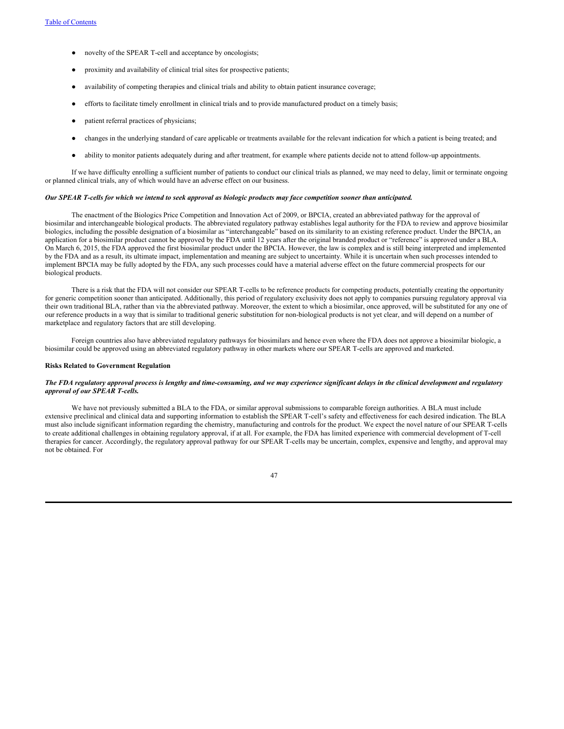- novelty of the SPEAR T-cell and acceptance by oncologists;
- proximity and availability of clinical trial sites for prospective patients;
- availability of competing therapies and clinical trials and ability to obtain patient insurance coverage;
- efforts to facilitate timely enrollment in clinical trials and to provide manufactured product on a timely basis;
- patient referral practices of physicians;
- changes in the underlying standard of care applicable or treatments available for the relevant indication for which a patient is being treated; and
- ability to monitor patients adequately during and after treatment, for example where patients decide not to attend follow-up appointments.

If we have difficulty enrolling a sufficient number of patients to conduct our clinical trials as planned, we may need to delay, limit or terminate ongoing or planned clinical trials, any of which would have an adverse effect on our business.

***Our SPEAR T-cells for which we intend to seek approval as biologic products may face competition sooner than anticipated.***

The enactment of the Biologics Price Competition and Innovation Act of 2009, or BPCIA, created an abbreviated pathway for the approval of biosimilar and interchangeable biological products. The abbreviated regulatory pathway establishes legal authority for the FDA to review and approve biosimilar biologics, including the possible designation of a biosimilar as "interchangeable" based on its similarity to an existing reference product. Under the BPCIA, an application for a biosimilar product cannot be approved by the FDA until 12 years after the original branded product or "reference" is approved under a BLA. On March 6, 2015, the FDA approved the first biosimilar product under the BPCIA. However, the law is complex and is still being interpreted and implemented by the FDA and as a result, its ultimate impact, implementation and meaning are subject to uncertainty. While it is uncertain when such processes intended to implement BPCIA may be fully adopted by the FDA, any such processes could have a material adverse effect on the future commercial prospects for our biological products.

There is a risk that the FDA will not consider our SPEAR T-cells to be reference products for competing products, potentially creating the opportunity for generic competition sooner than anticipated. Additionally, this period of regulatory exclusivity does not apply to companies pursuing regulatory approval via their own traditional BLA, rather than via the abbreviated pathway. Moreover, the extent to which a biosimilar, once approved, will be substituted for any one of our reference products in a way that is similar to traditional generic substitution for non-biological products is not yet clear, and will depend on a number of marketplace and regulatory factors that are still developing.

Foreign countries also have abbreviated regulatory pathways for biosimilars and hence even where the FDA does not approve a biosimilar biologic, a biosimilar could be approved using an abbreviated regulatory pathway in other markets where our SPEAR T-cells are approved and marketed.

**Risks Related to Government Regulation**

***The FDA regulatory approval process is lengthy and time-consuming, and we may experience significant delays in the clinical development and regulatory approval of our SPEAR T-cells.***

We have not previously submitted a BLA to the FDA, or similar approval submissions to comparable foreign authorities. A BLA must include extensive preclinical and clinical data and supporting information to establish the SPEAR T-cell's safety and effectiveness for each desired indication. The BLA must also include significant information regarding the chemistry, manufacturing and controls for the product. We expect the novel nature of our SPEAR T-cells to create additional challenges in obtaining regulatory approval, if at all. For example, the FDA has limited experience with commercial development of T-cell therapies for cancer. Accordingly, the regulatory approval pathway for our SPEAR T-cells may be uncertain, complex, expensive and lengthy, and approval may not be obtained. For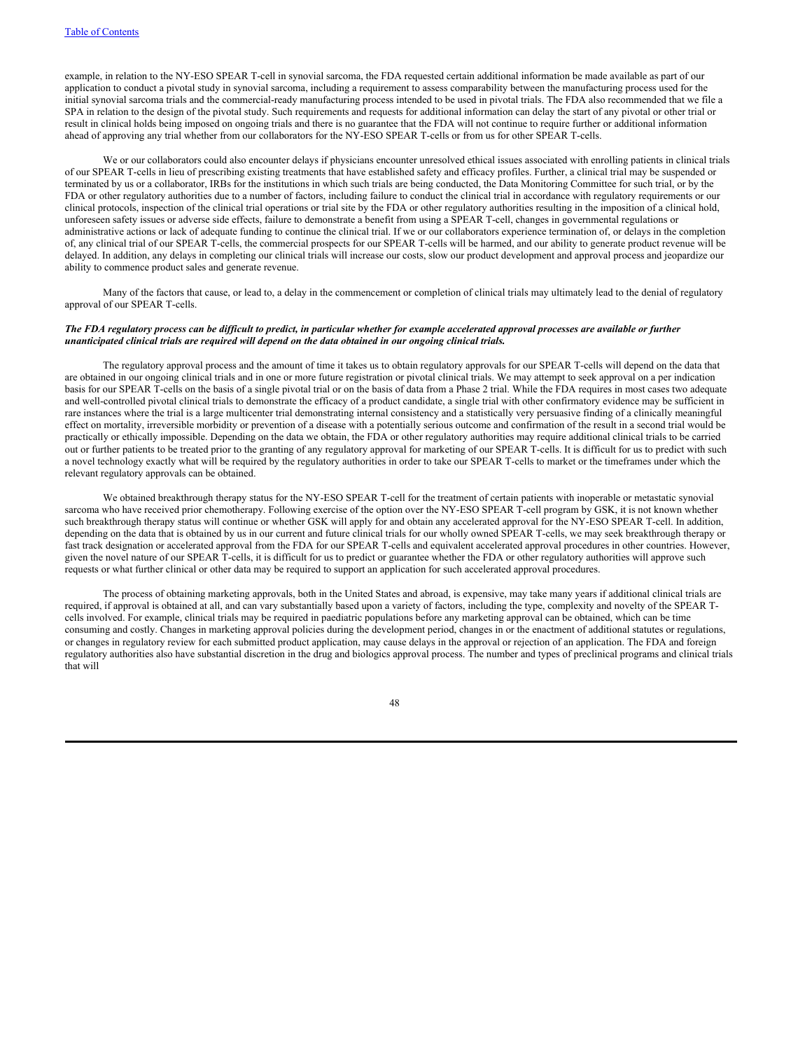example, in relation to the NY-ESO SPEAR T-cell in synovial sarcoma, the FDA requested certain additional information be made available as part of our application to conduct a pivotal study in synovial sarcoma, including a requirement to assess comparability between the manufacturing process used for the initial synovial sarcoma trials and the commercial-ready manufacturing process intended to be used in pivotal trials. The FDA also recommended that we file a SPA in relation to the design of the pivotal study. Such requirements and requests for additional information can delay the start of any pivotal or other trial or result in clinical holds being imposed on ongoing trials and there is no guarantee that the FDA will not continue to require further or additional information ahead of approving any trial whether from our collaborators for the NY-ESO SPEAR T-cells or from us for other SPEAR T-cells.

We or our collaborators could also encounter delays if physicians encounter unresolved ethical issues associated with enrolling patients in clinical trials of our SPEAR T-cells in lieu of prescribing existing treatments that have established safety and efficacy profiles. Further, a clinical trial may be suspended or terminated by us or a collaborator, IRBs for the institutions in which such trials are being conducted, the Data Monitoring Committee for such trial, or by the FDA or other regulatory authorities due to a number of factors, including failure to conduct the clinical trial in accordance with regulatory requirements or our clinical protocols, inspection of the clinical trial operations or trial site by the FDA or other regulatory authorities resulting in the imposition of a clinical hold, unforeseen safety issues or adverse side effects, failure to demonstrate a benefit from using a SPEAR T-cell, changes in governmental regulations or administrative actions or lack of adequate funding to continue the clinical trial. If we or our collaborators experience termination of, or delays in the completion of, any clinical trial of our SPEAR T-cells, the commercial prospects for our SPEAR T-cells will be harmed, and our ability to generate product revenue will be delayed. In addition, any delays in completing our clinical trials will increase our costs, slow our product development and approval process and jeopardize our ability to commence product sales and generate revenue.

Many of the factors that cause, or lead to, a delay in the commencement or completion of clinical trials may ultimately lead to the denial of regulatory approval of our SPEAR T-cells.

***The FDA regulatory process can be difficult to predict, in particular whether for example accelerated approval processes are available or further unanticipated clinical trials are required will depend on the data obtained in our ongoing clinical trials.***

The regulatory approval process and the amount of time it takes us to obtain regulatory approvals for our SPEAR T-cells will depend on the data that are obtained in our ongoing clinical trials and in one or more future registration or pivotal clinical trials. We may attempt to seek approval on a per indication basis for our SPEAR T-cells on the basis of a single pivotal trial or on the basis of data from a Phase 2 trial. While the FDA requires in most cases two adequate and well-controlled pivotal clinical trials to demonstrate the efficacy of a product candidate, a single trial with other confirmatory evidence may be sufficient in rare instances where the trial is a large multicenter trial demonstrating internal consistency and a statistically very persuasive finding of a clinically meaningful effect on mortality, irreversible morbidity or prevention of a disease with a potentially serious outcome and confirmation of the result in a second trial would be practically or ethically impossible. Depending on the data we obtain, the FDA or other regulatory authorities may require additional clinical trials to be carried out or further patients to be treated prior to the granting of any regulatory approval for marketing of our SPEAR T-cells. It is difficult for us to predict with such a novel technology exactly what will be required by the regulatory authorities in order to take our SPEAR T-cells to market or the timeframes under which the relevant regulatory approvals can be obtained.

We obtained breakthrough therapy status for the NY-ESO SPEAR T-cell for the treatment of certain patients with inoperable or metastatic synovial sarcoma who have received prior chemotherapy. Following exercise of the option over the NY-ESO SPEAR T-cell program by GSK, it is not known whether such breakthrough therapy status will continue or whether GSK will apply for and obtain any accelerated approval for the NY-ESO SPEAR T-cell. In addition, depending on the data that is obtained by us in our current and future clinical trials for our wholly owned SPEAR T-cells, we may seek breakthrough therapy or fast track designation or accelerated approval from the FDA for our SPEAR T-cells and equivalent accelerated approval procedures in other countries. However, given the novel nature of our SPEAR T-cells, it is difficult for us to predict or guarantee whether the FDA or other regulatory authorities will approve such requests or what further clinical or other data may be required to support an application for such accelerated approval procedures.

The process of obtaining marketing approvals, both in the United States and abroad, is expensive, may take many years if additional clinical trials are required, if approval is obtained at all, and can vary substantially based upon a variety of factors, including the type, complexity and novelty of the SPEAR T-cells involved. For example, clinical trials may be required in paediatric populations before any marketing approval can be obtained, which can be time consuming and costly. Changes in marketing approval policies during the development period, changes in or the enactment of additional statutes or regulations, or changes in regulatory review for each submitted product application, may cause delays in the approval or rejection of an application. The FDA and foreign regulatory authorities also have substantial discretion in the drug and biologics approval process. The number and types of preclinical programs and clinical trials that will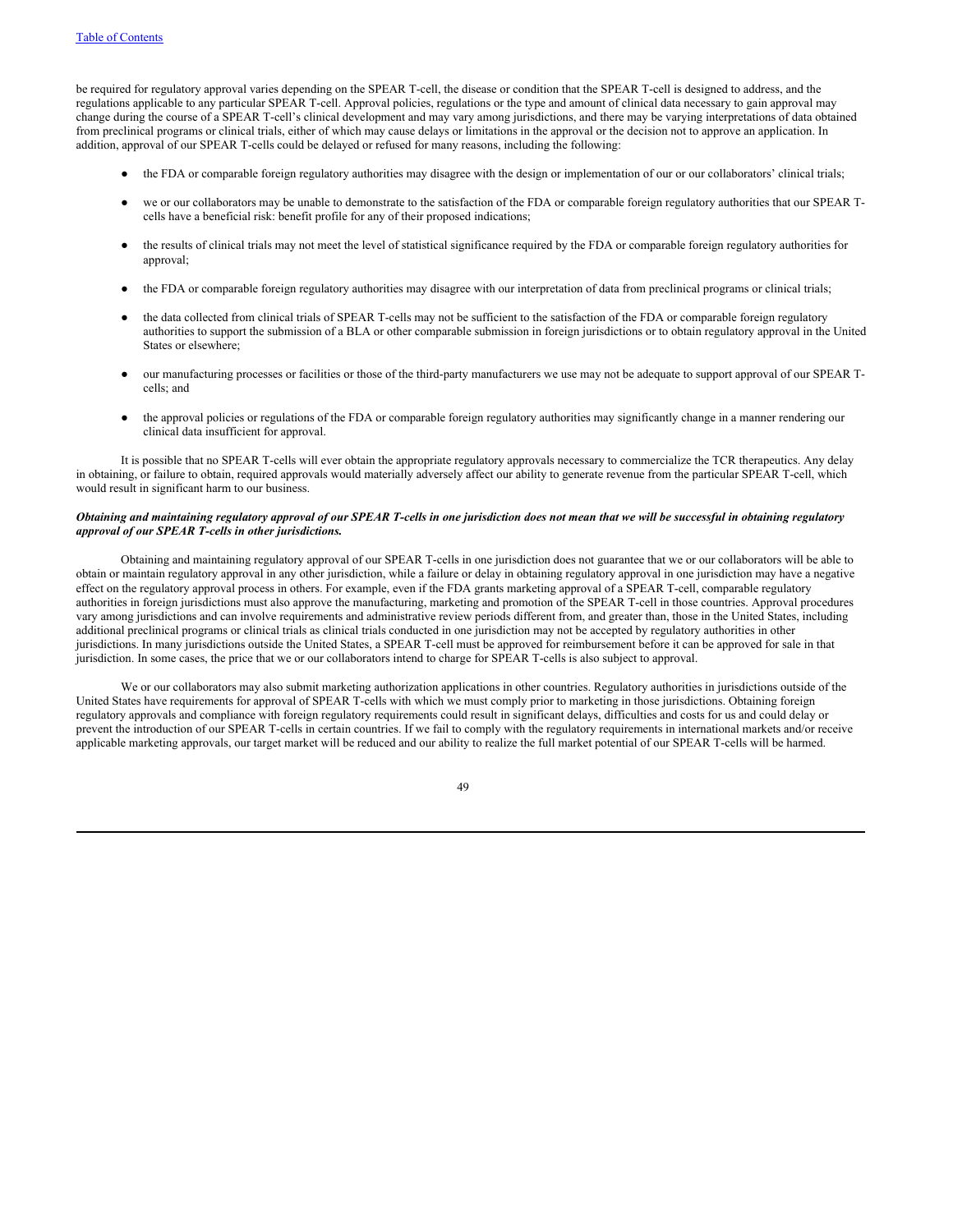be required for regulatory approval varies depending on the SPEAR T-cell, the disease or condition that the SPEAR T-cell is designed to address, and the regulations applicable to any particular SPEAR T-cell. Approval policies, regulations or the type and amount of clinical data necessary to gain approval may change during the course of a SPEAR T-cell's clinical development and may vary among jurisdictions, and there may be varying interpretations of data obtained from preclinical programs or clinical trials, either of which may cause delays or limitations in the approval or the decision not to approve an application. In addition, approval of our SPEAR T-cells could be delayed or refused for many reasons, including the following:

- the FDA or comparable foreign regulatory authorities may disagree with the design or implementation of our or our collaborators' clinical trials;
- we or our collaborators may be unable to demonstrate to the satisfaction of the FDA or comparable foreign regulatory authorities that our SPEAR T-cells have a beneficial risk: benefit profile for any of their proposed indications;
- the results of clinical trials may not meet the level of statistical significance required by the FDA or comparable foreign regulatory authorities for approval;
- the FDA or comparable foreign regulatory authorities may disagree with our interpretation of data from preclinical programs or clinical trials;
- the data collected from clinical trials of SPEAR T-cells may not be sufficient to the satisfaction of the FDA or comparable foreign regulatory authorities to support the submission of a BLA or other comparable submission in foreign jurisdictions or to obtain regulatory approval in the United States or elsewhere;
- our manufacturing processes or facilities or those of the third-party manufacturers we use may not be adequate to support approval of our SPEAR T-cells; and
- the approval policies or regulations of the FDA or comparable foreign regulatory authorities may significantly change in a manner rendering our clinical data insufficient for approval.

It is possible that no SPEAR T-cells will ever obtain the appropriate regulatory approvals necessary to commercialize the TCR therapeutics. Any delay in obtaining, or failure to obtain, required approvals would materially adversely affect our ability to generate revenue from the particular SPEAR T-cell, which would result in significant harm to our business.

***Obtaining and maintaining regulatory approval of our SPEAR T-cells in one jurisdiction does not mean that we will be successful in obtaining regulatory approval of our SPEAR T-cells in other jurisdictions.***

Obtaining and maintaining regulatory approval of our SPEAR T-cells in one jurisdiction does not guarantee that we or our collaborators will be able to obtain or maintain regulatory approval in any other jurisdiction, while a failure or delay in obtaining regulatory approval in one jurisdiction may have a negative effect on the regulatory approval process in others. For example, even if the FDA grants marketing approval of a SPEAR T-cell, comparable regulatory authorities in foreign jurisdictions must also approve the manufacturing, marketing and promotion of the SPEAR T-cell in those countries. Approval procedures vary among jurisdictions and can involve requirements and administrative review periods different from, and greater than, those in the United States, including additional preclinical programs or clinical trials as clinical trials conducted in one jurisdiction may not be accepted by regulatory authorities in other jurisdictions. In many jurisdictions outside the United States, a SPEAR T-cell must be approved for reimbursement before it can be approved for sale in that jurisdiction. In some cases, the price that we or our collaborators intend to charge for SPEAR T-cells is also subject to approval.

We or our collaborators may also submit marketing authorization applications in other countries. Regulatory authorities in jurisdictions outside of the United States have requirements for approval of SPEAR T-cells with which we must comply prior to marketing in those jurisdictions. Obtaining foreign regulatory approvals and compliance with foreign regulatory requirements could result in significant delays, difficulties and costs for us and could delay or prevent the introduction of our SPEAR T-cells in certain countries. If we fail to comply with the regulatory requirements in international markets and/or receive applicable marketing approvals, our target market will be reduced and our ability to realize the full market potential of our SPEAR T-cells will be harmed.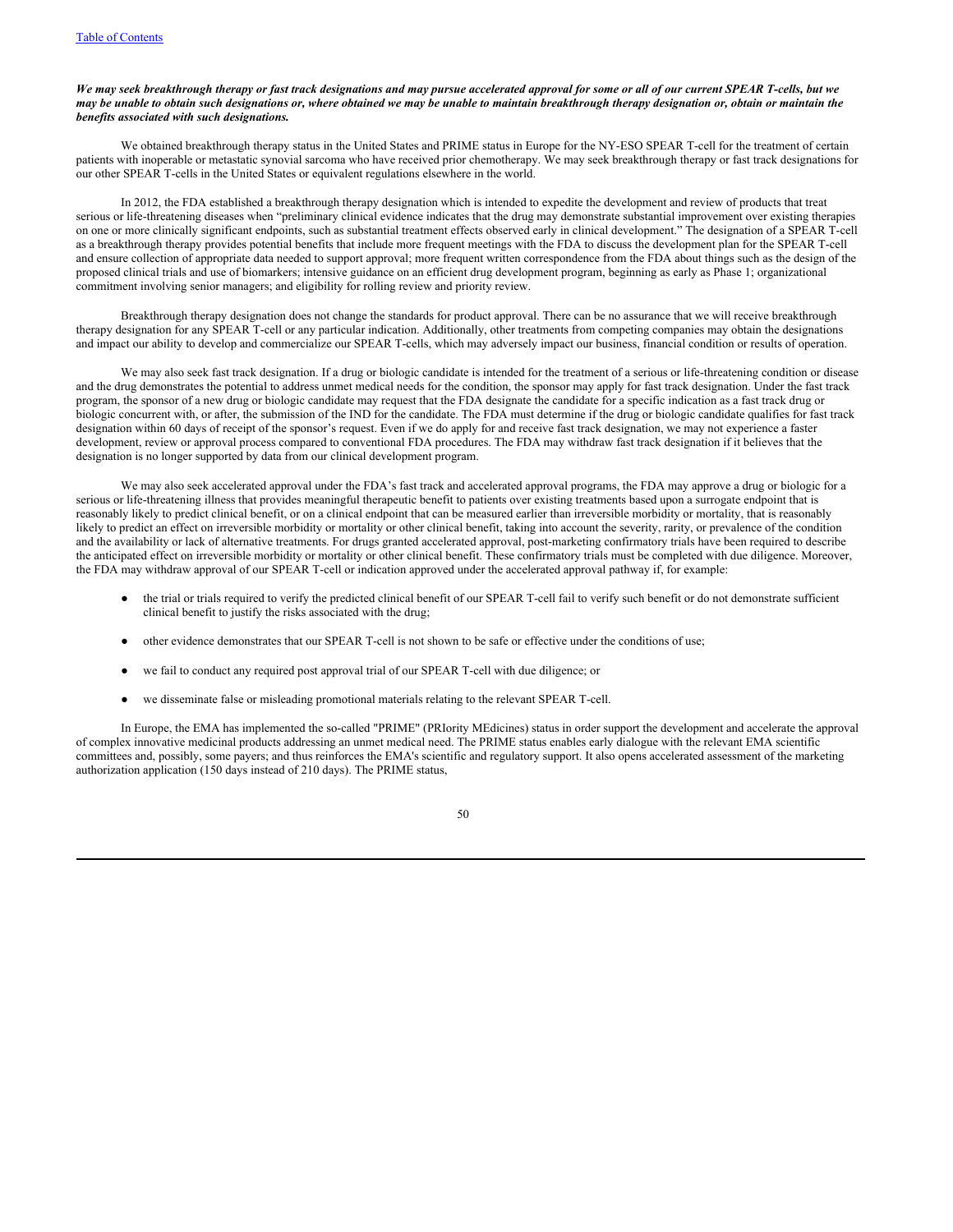***We may seek breakthrough therapy or fast track designations and may pursue accelerated approval for some or all of our current SPEAR T-cells, but we may be unable to obtain such designations or, where obtained we may be unable to maintain breakthrough therapy designation or, obtain or maintain the benefits associated with such designations.***

We obtained breakthrough therapy status in the United States and PRIME status in Europe for the NY-ESO SPEAR T-cell for the treatment of certain patients with inoperable or metastatic synovial sarcoma who have received prior chemotherapy. We may seek breakthrough therapy or fast track designations for our other SPEAR T-cells in the United States or equivalent regulations elsewhere in the world.

In 2012, the FDA established a breakthrough therapy designation which is intended to expedite the development and review of products that treat serious or life-threatening diseases when "preliminary clinical evidence indicates that the drug may demonstrate substantial improvement over existing therapies on one or more clinically significant endpoints, such as substantial treatment effects observed early in clinical development." The designation of a SPEAR T-cell as a breakthrough therapy provides potential benefits that include more frequent meetings with the FDA to discuss the development plan for the SPEAR T-cell and ensure collection of appropriate data needed to support approval; more frequent written correspondence from the FDA about things such as the design of the proposed clinical trials and use of biomarkers; intensive guidance on an efficient drug development program, beginning as early as Phase 1; organizational commitment involving senior managers; and eligibility for rolling review and priority review.

Breakthrough therapy designation does not change the standards for product approval. There can be no assurance that we will receive breakthrough therapy designation for any SPEAR T-cell or any particular indication. Additionally, other treatments from competing companies may obtain the designations and impact our ability to develop and commercialize our SPEAR T-cells, which may adversely impact our business, financial condition or results of operation.

We may also seek fast track designation. If a drug or biologic candidate is intended for the treatment of a serious or life-threatening condition or disease and the drug demonstrates the potential to address unmet medical needs for the condition, the sponsor may apply for fast track designation. Under the fast track program, the sponsor of a new drug or biologic candidate may request that the FDA designate the candidate for a specific indication as a fast track drug or biologic concurrent with, or after, the submission of the IND for the candidate. The FDA must determine if the drug or biologic candidate qualifies for fast track designation within 60 days of receipt of the sponsor's request. Even if we do apply for and receive fast track designation, we may not experience a faster development, review or approval process compared to conventional FDA procedures. The FDA may withdraw fast track designation if it believes that the designation is no longer supported by data from our clinical development program.

We may also seek accelerated approval under the FDA's fast track and accelerated approval programs, the FDA may approve a drug or biologic for a serious or life-threatening illness that provides meaningful therapeutic benefit to patients over existing treatments based upon a surrogate endpoint that is reasonably likely to predict clinical benefit, or on a clinical endpoint that can be measured earlier than irreversible morbidity or mortality, that is reasonably likely to predict an effect on irreversible morbidity or mortality or other clinical benefit, taking into account the severity, rarity, or prevalence of the condition and the availability or lack of alternative treatments. For drugs granted accelerated approval, post-marketing confirmatory trials have been required to describe the anticipated effect on irreversible morbidity or mortality or other clinical benefit. These confirmatory trials must be completed with due diligence. Moreover, the FDA may withdraw approval of our SPEAR T-cell or indication approved under the accelerated approval pathway if, for example:

- the trial or trials required to verify the predicted clinical benefit of our SPEAR T-cell fail to verify such benefit or do not demonstrate sufficient clinical benefit to justify the risks associated with the drug;
- other evidence demonstrates that our SPEAR T-cell is not shown to be safe or effective under the conditions of use;
- we fail to conduct any required post approval trial of our SPEAR T-cell with due diligence; or
- we disseminate false or misleading promotional materials relating to the relevant SPEAR T-cell.

In Europe, the EMA has implemented the so-called "PRIME" (PRIority MEdicines) status in order support the development and accelerate the approval of complex innovative medicinal products addressing an unmet medical need. The PRIME status enables early dialogue with the relevant EMA scientific committees and, possibly, some payers; and thus reinforces the EMA's scientific and regulatory support. It also opens accelerated assessment of the marketing authorization application (150 days instead of 210 days). The PRIME status,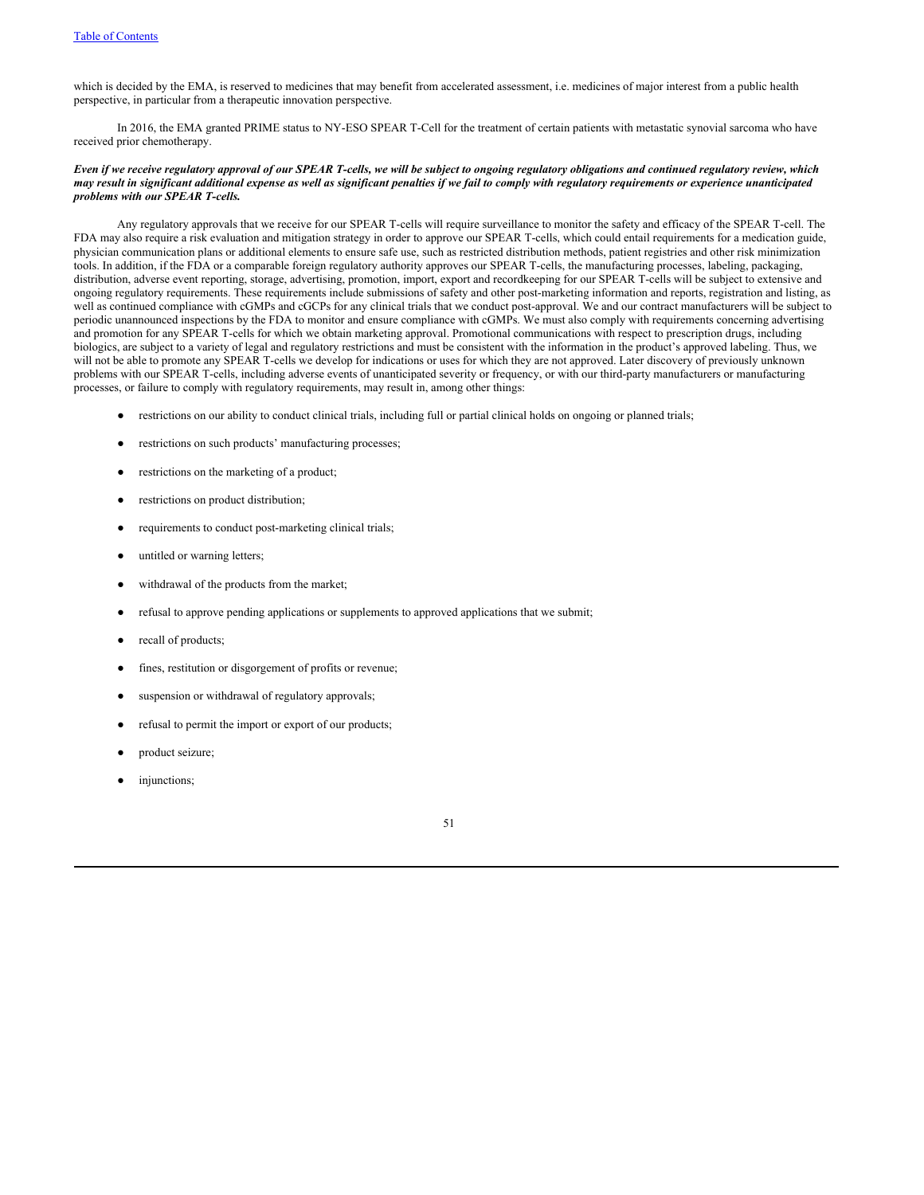which is decided by the EMA, is reserved to medicines that may benefit from accelerated assessment, i.e. medicines of major interest from a public health perspective, in particular from a therapeutic innovation perspective.

In 2016, the EMA granted PRIME status to NY-ESO SPEAR T-Cell for the treatment of certain patients with metastatic synovial sarcoma who have received prior chemotherapy.

***Even if we receive regulatory approval of our SPEAR T-cells, we will be subject to ongoing regulatory obligations and continued regulatory review, which may result in significant additional expense as well as significant penalties if we fail to comply with regulatory requirements or experience unanticipated problems with our SPEAR T-cells.***

Any regulatory approvals that we receive for our SPEAR T-cells will require surveillance to monitor the safety and efficacy of the SPEAR T-cell. The FDA may also require a risk evaluation and mitigation strategy in order to approve our SPEAR T-cells, which could entail requirements for a medication guide, physician communication plans or additional elements to ensure safe use, such as restricted distribution methods, patient registries and other risk minimization tools. In addition, if the FDA or a comparable foreign regulatory authority approves our SPEAR T-cells, the manufacturing processes, labeling, packaging, distribution, adverse event reporting, storage, advertising, promotion, import, export and recordkeeping for our SPEAR T-cells will be subject to extensive and ongoing regulatory requirements. These requirements include submissions of safety and other post-marketing information and reports, registration and listing, as well as continued compliance with cGMPs and cGCPs for any clinical trials that we conduct post-approval. We and our contract manufacturers will be subject to periodic unannounced inspections by the FDA to monitor and ensure compliance with cGMPs. We must also comply with requirements concerning advertising and promotion for any SPEAR T-cells for which we obtain marketing approval. Promotional communications with respect to prescription drugs, including biologics, are subject to a variety of legal and regulatory restrictions and must be consistent with the information in the product's approved labeling. Thus, we will not be able to promote any SPEAR T-cells we develop for indications or uses for which they are not approved. Later discovery of previously unknown problems with our SPEAR T-cells, including adverse events of unanticipated severity or frequency, or with our third-party manufacturers or manufacturing processes, or failure to comply with regulatory requirements, may result in, among other things:

- restrictions on our ability to conduct clinical trials, including full or partial clinical holds on ongoing or planned trials;
- restrictions on such products' manufacturing processes;
- restrictions on the marketing of a product;
- restrictions on product distribution;
- requirements to conduct post-marketing clinical trials;
- untitled or warning letters;
- withdrawal of the products from the market;
- refusal to approve pending applications or supplements to approved applications that we submit;
- recall of products;
- fines, restitution or disgorgement of profits or revenue;
- suspension or withdrawal of regulatory approvals;
- refusal to permit the import or export of our products;
- product seizure;
- injunctions;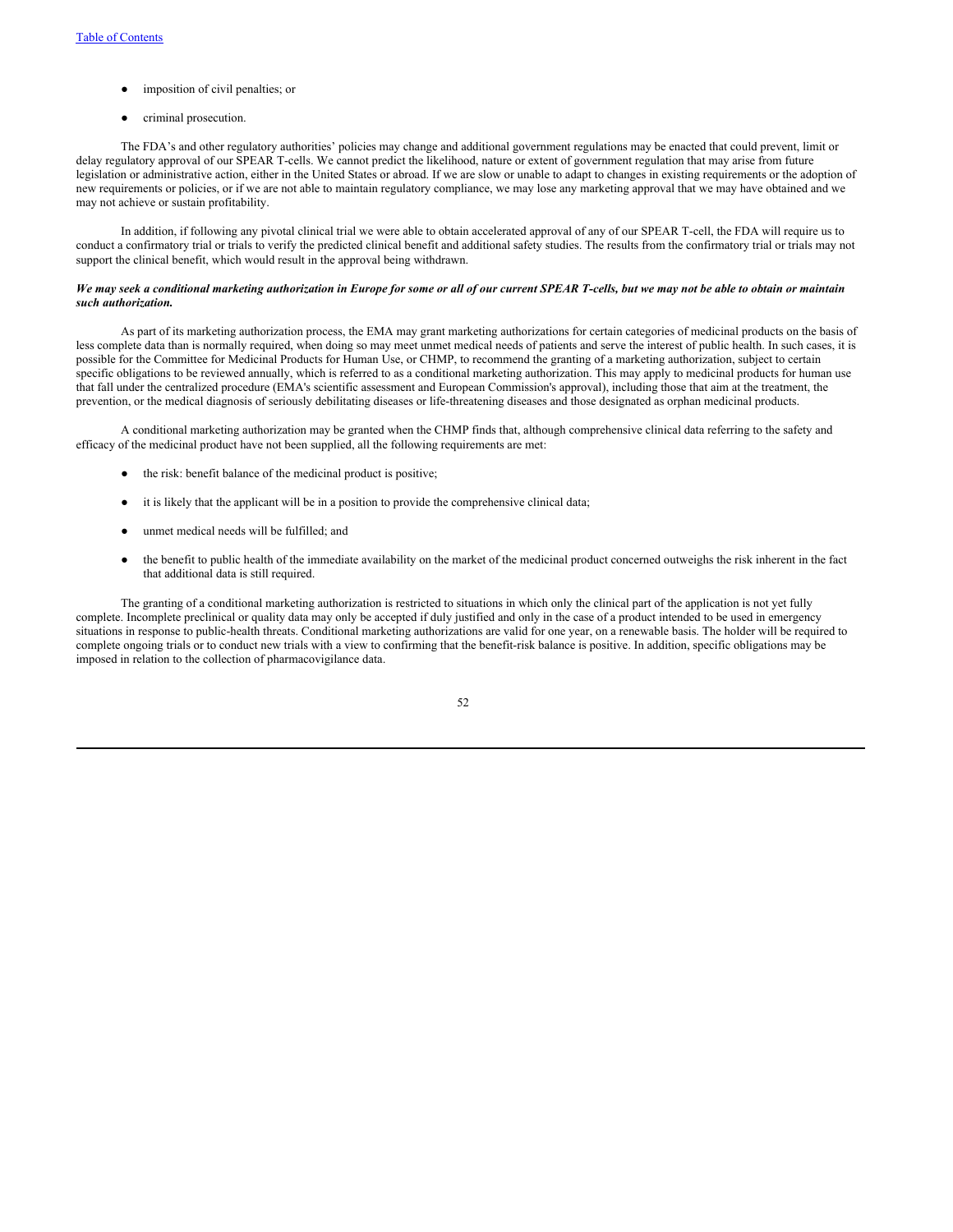- imposition of civil penalties; or
- criminal prosecution.

The FDA's and other regulatory authorities' policies may change and additional government regulations may be enacted that could prevent, limit or delay regulatory approval of our SPEAR T-cells. We cannot predict the likelihood, nature or extent of government regulation that may arise from future legislation or administrative action, either in the United States or abroad. If we are slow or unable to adapt to changes in existing requirements or the adoption of new requirements or policies, or if we are not able to maintain regulatory compliance, we may lose any marketing approval that we may have obtained and we may not achieve or sustain profitability.

In addition, if following any pivotal clinical trial we were able to obtain accelerated approval of any of our SPEAR T-cell, the FDA will require us to conduct a confirmatory trial or trials to verify the predicted clinical benefit and additional safety studies. The results from the confirmatory trial or trials may not support the clinical benefit, which would result in the approval being withdrawn.

***We may seek a conditional marketing authorization in Europe for some or all of our current SPEAR T-cells, but we may not be able to obtain or maintain such authorization.***

As part of its marketing authorization process, the EMA may grant marketing authorizations for certain categories of medicinal products on the basis of less complete data than is normally required, when doing so may meet unmet medical needs of patients and serve the interest of public health. In such cases, it is possible for the Committee for Medicinal Products for Human Use, or CHMP, to recommend the granting of a marketing authorization, subject to certain specific obligations to be reviewed annually, which is referred to as a conditional marketing authorization. This may apply to medicinal products for human use that fall under the centralized procedure (EMA's scientific assessment and European Commission's approval), including those that aim at the treatment, the prevention, or the medical diagnosis of seriously debilitating diseases or life-threatening diseases and those designated as orphan medicinal products.

A conditional marketing authorization may be granted when the CHMP finds that, although comprehensive clinical data referring to the safety and efficacy of the medicinal product have not been supplied, all the following requirements are met:

- the risk: benefit balance of the medicinal product is positive;
- it is likely that the applicant will be in a position to provide the comprehensive clinical data;
- unmet medical needs will be fulfilled; and
- the benefit to public health of the immediate availability on the market of the medicinal product concerned outweighs the risk inherent in the fact that additional data is still required.

The granting of a conditional marketing authorization is restricted to situations in which only the clinical part of the application is not yet fully complete. Incomplete preclinical or quality data may only be accepted if duly justified and only in the case of a product intended to be used in emergency situations in response to public-health threats. Conditional marketing authorizations are valid for one year, on a renewable basis. The holder will be required to complete ongoing trials or to conduct new trials with a view to confirming that the benefit-risk balance is positive. In addition, specific obligations may be imposed in relation to the collection of pharmacovigilance data.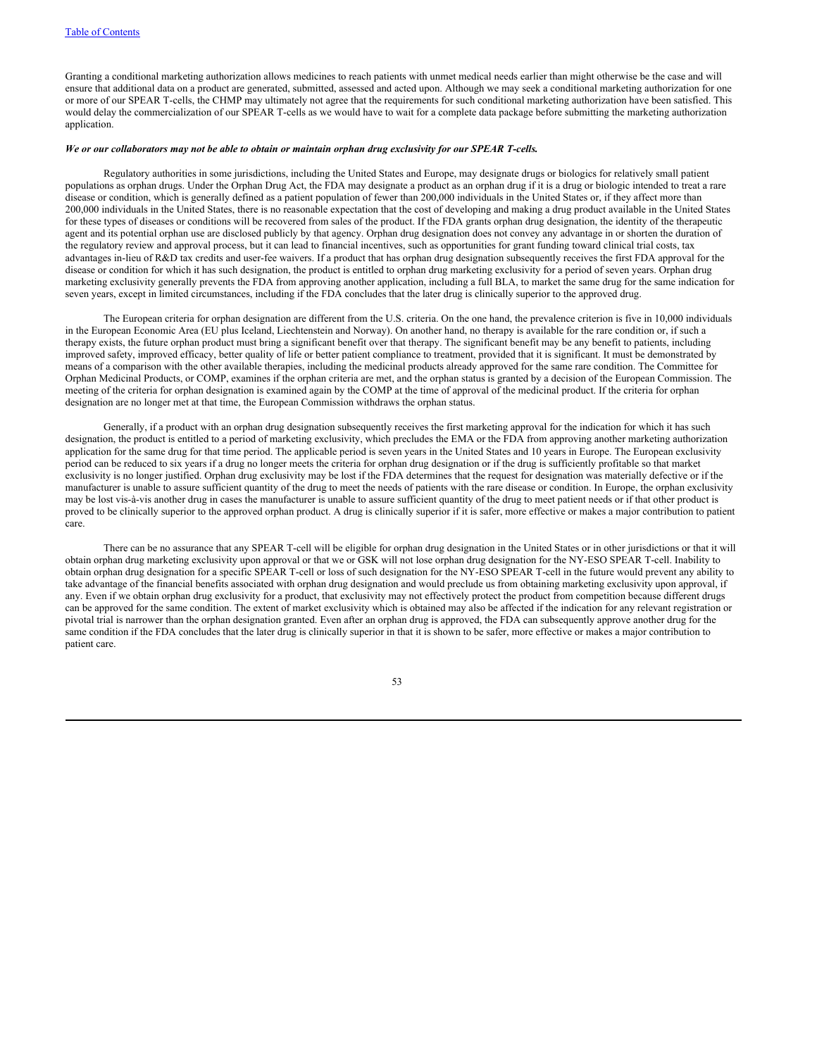Granting a conditional marketing authorization allows medicines to reach patients with unmet medical needs earlier than might otherwise be the case and will ensure that additional data on a product are generated, submitted, assessed and acted upon. Although we may seek a conditional marketing authorization for one or more of our SPEAR T-cells, the CHMP may ultimately not agree that the requirements for such conditional marketing authorization have been satisfied. This would delay the commercialization of our SPEAR T-cells as we would have to wait for a complete data package before submitting the marketing authorization application.

***We or our collaborators may not be able to obtain or maintain orphan drug exclusivity for our SPEAR T-cells.***

Regulatory authorities in some jurisdictions, including the United States and Europe, may designate drugs or biologics for relatively small patient populations as orphan drugs. Under the Orphan Drug Act, the FDA may designate a product as an orphan drug if it is a drug or biologic intended to treat a rare disease or condition, which is generally defined as a patient population of fewer than 200,000 individuals in the United States or, if they affect more than 200,000 individuals in the United States, there is no reasonable expectation that the cost of developing and making a drug product available in the United States for these types of diseases or conditions will be recovered from sales of the product. If the FDA grants orphan drug designation, the identity of the therapeutic agent and its potential orphan use are disclosed publicly by that agency. Orphan drug designation does not convey any advantage in or shorten the duration of the regulatory review and approval process, but it can lead to financial incentives, such as opportunities for grant funding toward clinical trial costs, tax advantages in-lieu of R&D tax credits and user-fee waivers. If a product that has orphan drug designation subsequently receives the first FDA approval for the disease or condition for which it has such designation, the product is entitled to orphan drug marketing exclusivity for a period of seven years. Orphan drug marketing exclusivity generally prevents the FDA from approving another application, including a full BLA, to market the same drug for the same indication for seven years, except in limited circumstances, including if the FDA concludes that the later drug is clinically superior to the approved drug.

The European criteria for orphan designation are different from the U.S. criteria. On the one hand, the prevalence criterion is five in 10,000 individuals in the European Economic Area (EU plus Iceland, Liechtenstein and Norway). On another hand, no therapy is available for the rare condition or, if such a therapy exists, the future orphan product must bring a significant benefit over that therapy. The significant benefit may be any benefit to patients, including improved safety, improved efficacy, better quality of life or better patient compliance to treatment, provided that it is significant. It must be demonstrated by means of a comparison with the other available therapies, including the medicinal products already approved for the same rare condition. The Committee for Orphan Medicinal Products, or COMP, examines if the orphan criteria are met, and the orphan status is granted by a decision of the European Commission. The meeting of the criteria for orphan designation is examined again by the COMP at the time of approval of the medicinal product. If the criteria for orphan designation are no longer met at that time, the European Commission withdraws the orphan status.

Generally, if a product with an orphan drug designation subsequently receives the first marketing approval for the indication for which it has such designation, the product is entitled to a period of marketing exclusivity, which precludes the EMA or the FDA from approving another marketing authorization application for the same drug for that time period. The applicable period is seven years in the United States and 10 years in Europe. The European exclusivity period can be reduced to six years if a drug no longer meets the criteria for orphan drug designation or if the drug is sufficiently profitable so that market exclusivity is no longer justified. Orphan drug exclusivity may be lost if the FDA determines that the request for designation was materially defective or if the manufacturer is unable to assure sufficient quantity of the drug to meet the needs of patients with the rare disease or condition. In Europe, the orphan exclusivity may be lost vis-à-vis another drug in cases the manufacturer is unable to assure sufficient quantity of the drug to meet patient needs or if that other product is proved to be clinically superior to the approved orphan product. A drug is clinically superior if it is safer, more effective or makes a major contribution to patient care.

There can be no assurance that any SPEAR T-cell will be eligible for orphan drug designation in the United States or in other jurisdictions or that it will obtain orphan drug marketing exclusivity upon approval or that we or GSK will not lose orphan drug designation for the NY-ESO SPEAR T-cell. Inability to obtain orphan drug designation for a specific SPEAR T-cell or loss of such designation for the NY-ESO SPEAR T-cell in the future would prevent any ability to take advantage of the financial benefits associated with orphan drug designation and would preclude us from obtaining marketing exclusivity upon approval, if any. Even if we obtain orphan drug exclusivity for a product, that exclusivity may not effectively protect the product from competition because different drugs can be approved for the same condition. The extent of market exclusivity which is obtained may also be affected if the indication for any relevant registration or pivotal trial is narrower than the orphan designation granted. Even after an orphan drug is approved, the FDA can subsequently approve another drug for the same condition if the FDA concludes that the later drug is clinically superior in that it is shown to be safer, more effective or makes a major contribution to patient care.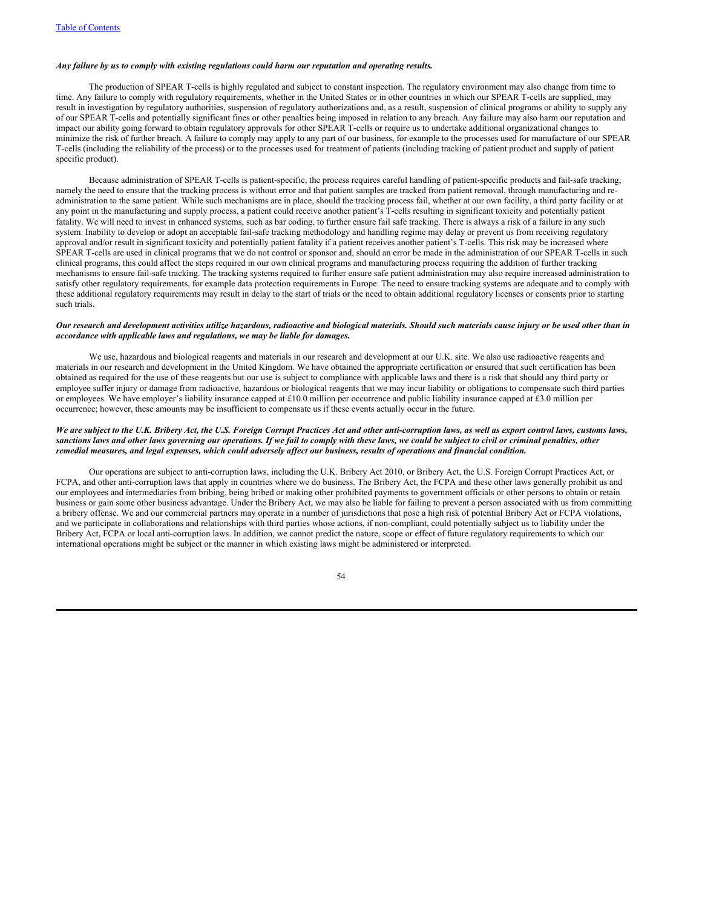*Any failure by us to comply with existing regulations could harm our reputation and operating results.*

The production of SPEAR T-cells is highly regulated and subject to constant inspection. The regulatory environment may also change from time to time. Any failure to comply with regulatory requirements, whether in the United States or in other countries in which our SPEAR T-cells are supplied, may result in investigation by regulatory authorities, suspension of regulatory authorizations and, as a result, suspension of clinical programs or ability to supply any of our SPEAR T-cells and potentially significant fines or other penalties being imposed in relation to any breach. Any failure may also harm our reputation and impact our ability going forward to obtain regulatory approvals for other SPEAR T-cells or require us to undertake additional organizational changes to minimize the risk of further breach. A failure to comply may apply to any part of our business, for example to the processes used for manufacture of our SPEAR T-cells (including the reliability of the process) or to the processes used for treatment of patients (including tracking of patient product and supply of patient specific product).

Because administration of SPEAR T-cells is patient-specific, the process requires careful handling of patient-specific products and fail-safe tracking, namely the need to ensure that the tracking process is without error and that patient samples are tracked from patient removal, through manufacturing and re-administration to the same patient. While such mechanisms are in place, should the tracking process fail, whether at our own facility, a third party facility or at any point in the manufacturing and supply process, a patient could receive another patient's T-cells resulting in significant toxicity and potentially patient fatality. We will need to invest in enhanced systems, such as bar coding, to further ensure fail safe tracking. There is always a risk of a failure in any such system. Inability to develop or adopt an acceptable fail-safe tracking methodology and handling regime may delay or prevent us from receiving regulatory approval and/or result in significant toxicity and potentially patient fatality if a patient receives another patient's T-cells. This risk may be increased where SPEAR T-cells are used in clinical programs that we do not control or sponsor and, should an error be made in the administration of our SPEAR T-cells in such clinical programs, this could affect the steps required in our own clinical programs and manufacturing process requiring the addition of further tracking mechanisms to ensure fail-safe tracking. The tracking systems required to further ensure safe patient administration may also require increased administration to satisfy other regulatory requirements, for example data protection requirements in Europe. The need to ensure tracking systems are adequate and to comply with these additional regulatory requirements may result in delay to the start of trials or the need to obtain additional regulatory licenses or consents prior to starting such trials.

***Our research and development activities utilize hazardous, radioactive and biological materials. Should such materials cause injury or be used other than in accordance with applicable laws and regulations, we may be liable for damages.***

We use, hazardous and biological reagents and materials in our research and development at our U.K. site. We also use radioactive reagents and materials in our research and development in the United Kingdom. We have obtained the appropriate certification or ensured that such certification has been obtained as required for the use of these reagents but our use is subject to compliance with applicable laws and there is a risk that should any third party or employee suffer injury or damage from radioactive, hazardous or biological reagents that we may incur liability or obligations to compensate such third parties or employees. We have employer's liability insurance capped at £10.0 million per occurrence and public liability insurance capped at £3.0 million per occurrence; however, these amounts may be insufficient to compensate us if these events actually occur in the future.

***We are subject to the U.K. Bribery Act, the U.S. Foreign Corrupt Practices Act and other anti-corruption laws, as well as export control laws, customs laws, sanctions laws and other laws governing our operations. If we fail to comply with these laws, we could be subject to civil or criminal penalties, other remedial measures, and legal expenses, which could adversely affect our business, results of operations and financial condition.***

Our operations are subject to anti-corruption laws, including the U.K. Bribery Act 2010, or Bribery Act, the U.S. Foreign Corrupt Practices Act, or FCPA, and other anti-corruption laws that apply in countries where we do business. The Bribery Act, the FCPA and these other laws generally prohibit us and our employees and intermediaries from bribing, being bribed or making other prohibited payments to government officials or other persons to obtain or retain business or gain some other business advantage. Under the Bribery Act, we may also be liable for failing to prevent a person associated with us from committing a bribery offense. We and our commercial partners may operate in a number of jurisdictions that pose a high risk of potential Bribery Act or FCPA violations, and we participate in collaborations and relationships with third parties whose actions, if non-compliant, could potentially subject us to liability under the Bribery Act, FCPA or local anti-corruption laws. In addition, we cannot predict the nature, scope or effect of future regulatory requirements to which our international operations might be subject or the manner in which existing laws might be administered or interpreted.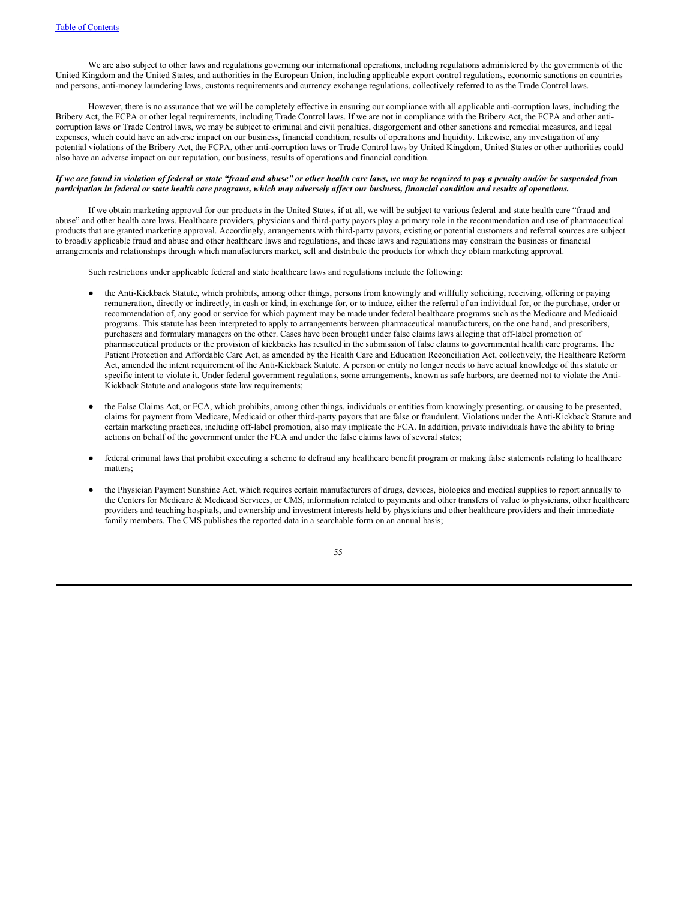We are also subject to other laws and regulations governing our international operations, including regulations administered by the governments of the United Kingdom and the United States, and authorities in the European Union, including applicable export control regulations, economic sanctions on countries and persons, anti-money laundering laws, customs requirements and currency exchange regulations, collectively referred to as the Trade Control laws.

However, there is no assurance that we will be completely effective in ensuring our compliance with all applicable anti-corruption laws, including the Bribery Act, the FCPA or other legal requirements, including Trade Control laws. If we are not in compliance with the Bribery Act, the FCPA and other anti-corruption laws or Trade Control laws, we may be subject to criminal and civil penalties, disgorgement and other sanctions and remedial measures, and legal expenses, which could have an adverse impact on our business, financial condition, results of operations and liquidity. Likewise, any investigation of any potential violations of the Bribery Act, the FCPA, other anti-corruption laws or Trade Control laws by United Kingdom, United States or other authorities could also have an adverse impact on our reputation, our business, results of operations and financial condition.

***If we are found in violation of federal or state "fraud and abuse" or other health care laws, we may be required to pay a penalty and/or be suspended from participation in federal or state health care programs, which may adversely affect our business, financial condition and results of operations.***

If we obtain marketing approval for our products in the United States, if at all, we will be subject to various federal and state health care "fraud and abuse" and other health care laws. Healthcare providers, physicians and third-party payors play a primary role in the recommendation and use of pharmaceutical products that are granted marketing approval. Accordingly, arrangements with third-party payors, existing or potential customers and referral sources are subject to broadly applicable fraud and abuse and other healthcare laws and regulations, and these laws and regulations may constrain the business or financial arrangements and relationships through which manufacturers market, sell and distribute the products for which they obtain marketing approval.

Such restrictions under applicable federal and state healthcare laws and regulations include the following:

- the Anti-Kickback Statute, which prohibits, among other things, persons from knowingly and willfully soliciting, receiving, offering or paying remuneration, directly or indirectly, in cash or kind, in exchange for, or to induce, either the referral of an individual for, or the purchase, order or recommendation of, any good or service for which payment may be made under federal healthcare programs such as the Medicare and Medicaid programs. This statute has been interpreted to apply to arrangements between pharmaceutical manufacturers, on the one hand, and prescribers, purchasers and formulary managers on the other. Cases have been brought under false claims laws alleging that off-label promotion of pharmaceutical products or the provision of kickbacks has resulted in the submission of false claims to governmental health care programs. The Patient Protection and Affordable Care Act, as amended by the Health Care and Education Reconciliation Act, collectively, the Healthcare Reform Act, amended the intent requirement of the Anti-Kickback Statute. A person or entity no longer needs to have actual knowledge of this statute or specific intent to violate it. Under federal government regulations, some arrangements, known as safe harbors, are deemed not to violate the Anti-Kickback Statute and analogous state law requirements;

- the False Claims Act, or FCA, which prohibits, among other things, individuals or entities from knowingly presenting, or causing to be presented, claims for payment from Medicare, Medicaid or other third-party payors that are false or fraudulent. Violations under the Anti-Kickback Statute and certain marketing practices, including off-label promotion, also may implicate the FCA. In addition, private individuals have the ability to bring actions on behalf of the government under the FCA and under the false claims laws of several states;

- federal criminal laws that prohibit executing a scheme to defraud any healthcare benefit program or making false statements relating to healthcare matters;

- the Physician Payment Sunshine Act, which requires certain manufacturers of drugs, devices, biologics and medical supplies to report annually to the Centers for Medicare & Medicaid Services, or CMS, information related to payments and other transfers of value to physicians, other healthcare providers and teaching hospitals, and ownership and investment interests held by physicians and other healthcare providers and their immediate family members. The CMS publishes the reported data in a searchable form on an annual basis;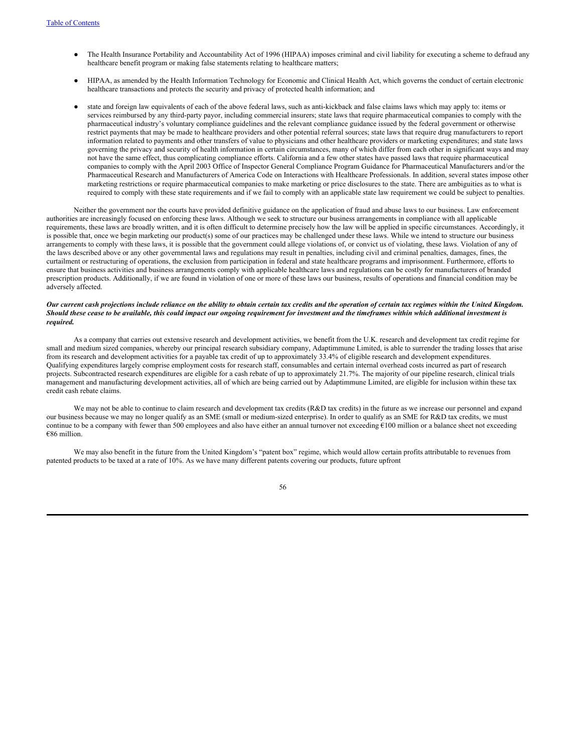- The Health Insurance Portability and Accountability Act of 1996 (HIPAA) imposes criminal and civil liability for executing a scheme to defraud any healthcare benefit program or making false statements relating to healthcare matters;
- HIPAA, as amended by the Health Information Technology for Economic and Clinical Health Act, which governs the conduct of certain electronic healthcare transactions and protects the security and privacy of protected health information; and
- state and foreign law equivalents of each of the above federal laws, such as anti-kickback and false claims laws which may apply to: items or services reimbursed by any third-party payor, including commercial insurers; state laws that require pharmaceutical companies to comply with the pharmaceutical industry's voluntary compliance guidelines and the relevant compliance guidance issued by the federal government or otherwise restrict payments that may be made to healthcare providers and other potential referral sources; state laws that require drug manufacturers to report information related to payments and other transfers of value to physicians and other healthcare providers or marketing expenditures; and state laws governing the privacy and security of health information in certain circumstances, many of which differ from each other in significant ways and may not have the same effect, thus complicating compliance efforts. California and a few other states have passed laws that require pharmaceutical companies to comply with the April 2003 Office of Inspector General Compliance Program Guidance for Pharmaceutical Manufacturers and/or the Pharmaceutical Research and Manufacturers of America Code on Interactions with Healthcare Professionals. In addition, several states impose other marketing restrictions or require pharmaceutical companies to make marketing or price disclosures to the state. There are ambiguities as to what is required to comply with these state requirements and if we fail to comply with an applicable state law requirement we could be subject to penalties.

Neither the government nor the courts have provided definitive guidance on the application of fraud and abuse laws to our business. Law enforcement authorities are increasingly focused on enforcing these laws. Although we seek to structure our business arrangements in compliance with all applicable requirements, these laws are broadly written, and it is often difficult to determine precisely how the law will be applied in specific circumstances. Accordingly, it is possible that, once we begin marketing our product(s) some of our practices may be challenged under these laws. While we intend to structure our business arrangements to comply with these laws, it is possible that the government could allege violations of, or convict us of violating, these laws. Violation of any of the laws described above or any other governmental laws and regulations may result in penalties, including civil and criminal penalties, damages, fines, the curtailment or restructuring of operations, the exclusion from participation in federal and state healthcare programs and imprisonment. Furthermore, efforts to ensure that business activities and business arrangements comply with applicable healthcare laws and regulations can be costly for manufacturers of branded prescription products. Additionally, if we are found in violation of one or more of these laws our business, results of operations and financial condition may be adversely affected.

***Our current cash projections include reliance on the ability to obtain certain tax credits and the operation of certain tax regimes within the United Kingdom. Should these cease to be available, this could impact our ongoing requirement for investment and the timeframes within which additional investment is required.***

As a company that carries out extensive research and development activities, we benefit from the U.K. research and development tax credit regime for small and medium sized companies, whereby our principal research subsidiary company, Adaptimmune Limited, is able to surrender the trading losses that arise from its research and development activities for a payable tax credit of up to approximately 33.4% of eligible research and development expenditures. Qualifying expenditures largely comprise employment costs for research staff, consumables and certain internal overhead costs incurred as part of research projects. Subcontracted research expenditures are eligible for a cash rebate of up to approximately 21.7%. The majority of our pipeline research, clinical trials management and manufacturing development activities, all of which are being carried out by Adaptimmune Limited, are eligible for inclusion within these tax credit cash rebate claims.

We may not be able to continue to claim research and development tax credits (R&D tax credits) in the future as we increase our personnel and expand our business because we may no longer qualify as an SME (small or medium-sized enterprise). In order to qualify as an SME for R&D tax credits, we must continue to be a company with fewer than 500 employees and also have either an annual turnover not exceeding €100 million or a balance sheet not exceeding €86 million.

We may also benefit in the future from the United Kingdom's "patent box" regime, which would allow certain profits attributable to revenues from patented products to be taxed at a rate of 10%. As we have many different patents covering our products, future upfront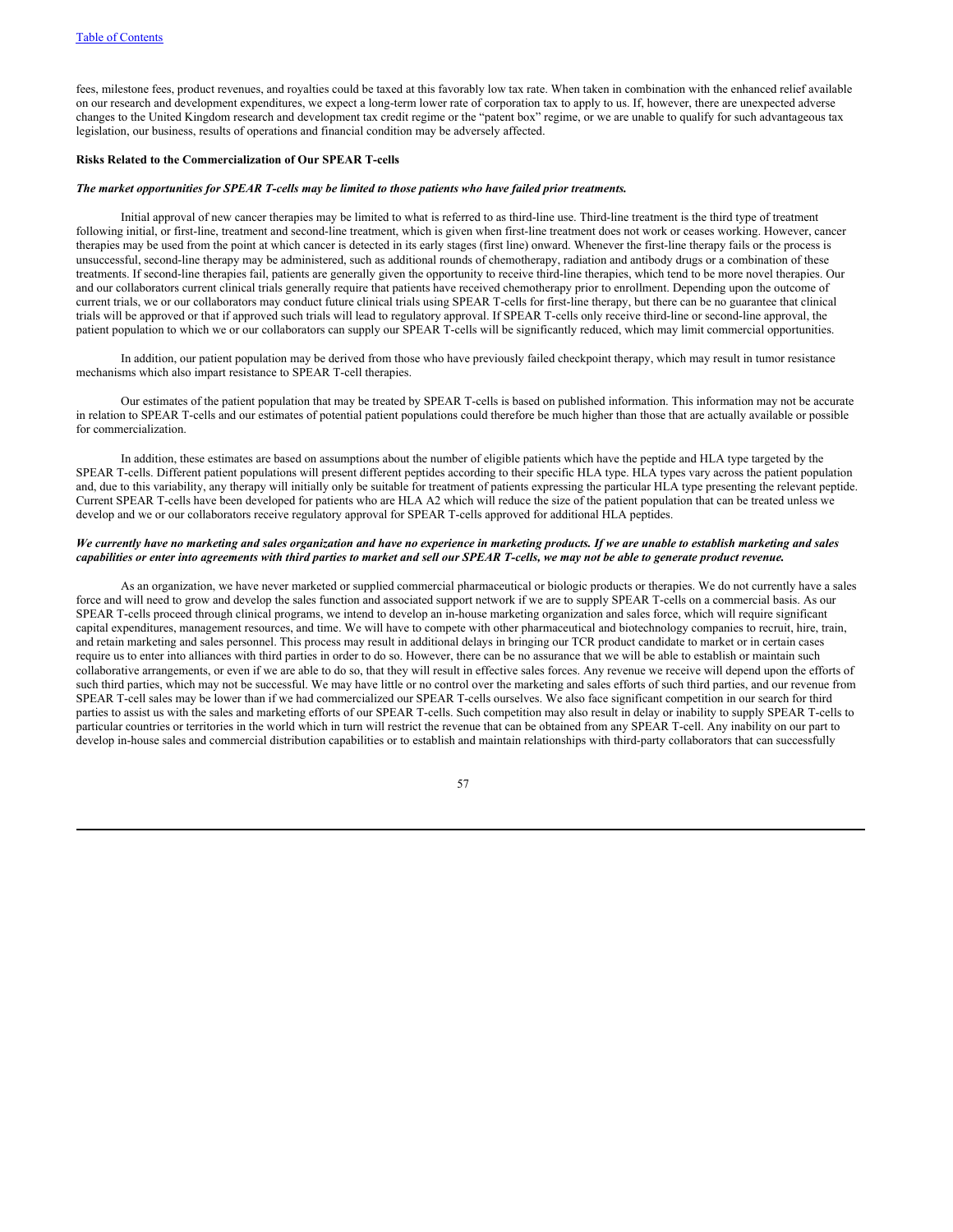fees, milestone fees, product revenues, and royalties could be taxed at this favorably low tax rate. When taken in combination with the enhanced relief available on our research and development expenditures, we expect a long-term lower rate of corporation tax to apply to us. If, however, there are unexpected adverse changes to the United Kingdom research and development tax credit regime or the "patent box" regime, or we are unable to qualify for such advantageous tax legislation, our business, results of operations and financial condition may be adversely affected.

**Risks Related to the Commercialization of Our SPEAR T-cells**

***The market opportunities for SPEAR T-cells may be limited to those patients who have failed prior treatments.***

Initial approval of new cancer therapies may be limited to what is referred to as third-line use. Third-line treatment is the third type of treatment following initial, or first-line, treatment and second-line treatment, which is given when first-line treatment does not work or ceases working. However, cancer therapies may be used from the point at which cancer is detected in its early stages (first line) onward. Whenever the first-line therapy fails or the process is unsuccessful, second-line therapy may be administered, such as additional rounds of chemotherapy, radiation and antibody drugs or a combination of these treatments. If second-line therapies fail, patients are generally given the opportunity to receive third-line therapies, which tend to be more novel therapies. Our and our collaborators current clinical trials generally require that patients have received chemotherapy prior to enrollment. Depending upon the outcome of current trials, we or our collaborators may conduct future clinical trials using SPEAR T-cells for first-line therapy, but there can be no guarantee that clinical trials will be approved or that if approved such trials will lead to regulatory approval. If SPEAR T-cells only receive third-line or second-line approval, the patient population to which we or our collaborators can supply our SPEAR T-cells will be significantly reduced, which may limit commercial opportunities.

In addition, our patient population may be derived from those who have previously failed checkpoint therapy, which may result in tumor resistance mechanisms which also impart resistance to SPEAR T-cell therapies.

Our estimates of the patient population that may be treated by SPEAR T-cells is based on published information. This information may not be accurate in relation to SPEAR T-cells and our estimates of potential patient populations could therefore be much higher than those that are actually available or possible for commercialization.

In addition, these estimates are based on assumptions about the number of eligible patients which have the peptide and HLA type targeted by the SPEAR T-cells. Different patient populations will present different peptides according to their specific HLA type. HLA types vary across the patient population and, due to this variability, any therapy will initially only be suitable for treatment of patients expressing the particular HLA type presenting the relevant peptide. Current SPEAR T-cells have been developed for patients who are HLA A2 which will reduce the size of the patient population that can be treated unless we develop and we or our collaborators receive regulatory approval for SPEAR T-cells approved for additional HLA peptides.

***We currently have no marketing and sales organization and have no experience in marketing products. If we are unable to establish marketing and sales capabilities or enter into agreements with third parties to market and sell our SPEAR T-cells, we may not be able to generate product revenue.***

As an organization, we have never marketed or supplied commercial pharmaceutical or biologic products or therapies. We do not currently have a sales force and will need to grow and develop the sales function and associated support network if we are to supply SPEAR T-cells on a commercial basis. As our SPEAR T-cells proceed through clinical programs, we intend to develop an in-house marketing organization and sales force, which will require significant capital expenditures, management resources, and time. We will have to compete with other pharmaceutical and biotechnology companies to recruit, hire, train, and retain marketing and sales personnel. This process may result in additional delays in bringing our TCR product candidate to market or in certain cases require us to enter into alliances with third parties in order to do so. However, there can be no assurance that we will be able to establish or maintain such collaborative arrangements, or even if we are able to do so, that they will result in effective sales forces. Any revenue we receive will depend upon the efforts of such third parties, which may not be successful. We may have little or no control over the marketing and sales efforts of such third parties, and our revenue from SPEAR T-cell sales may be lower than if we had commercialized our SPEAR T-cells ourselves. We also face significant competition in our search for third parties to assist us with the sales and marketing efforts of our SPEAR T-cells. Such competition may also result in delay or inability to supply SPEAR T-cells to particular countries or territories in the world which in turn will restrict the revenue that can be obtained from any SPEAR T-cell. Any inability on our part to develop in-house sales and commercial distribution capabilities or to establish and maintain relationships with third-party collaborators that can successfully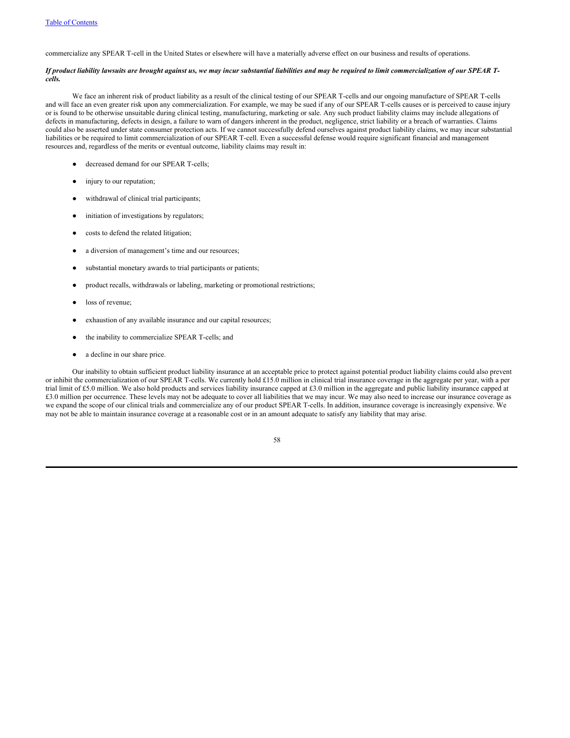commercialize any SPEAR T-cell in the United States or elsewhere will have a materially adverse effect on our business and results of operations.

***If product liability lawsuits are brought against us, we may incur substantial liabilities and may be required to limit commercialization of our SPEAR T-cells.***

We face an inherent risk of product liability as a result of the clinical testing of our SPEAR T-cells and our ongoing manufacture of SPEAR T-cells and will face an even greater risk upon any commercialization. For example, we may be sued if any of our SPEAR T-cells causes or is perceived to cause injury or is found to be otherwise unsuitable during clinical testing, manufacturing, marketing or sale. Any such product liability claims may include allegations of defects in manufacturing, defects in design, a failure to warn of dangers inherent in the product, negligence, strict liability or a breach of warranties. Claims could also be asserted under state consumer protection acts. If we cannot successfully defend ourselves against product liability claims, we may incur substantial liabilities or be required to limit commercialization of our SPEAR T-cell. Even a successful defense would require significant financial and management resources and, regardless of the merits or eventual outcome, liability claims may result in:

- decreased demand for our SPEAR T-cells;
- injury to our reputation;
- withdrawal of clinical trial participants;
- initiation of investigations by regulators;
- costs to defend the related litigation;
- a diversion of management's time and our resources;
- substantial monetary awards to trial participants or patients;
- product recalls, withdrawals or labeling, marketing or promotional restrictions;
- loss of revenue;
- exhaustion of any available insurance and our capital resources;
- the inability to commercialize SPEAR T-cells; and
- a decline in our share price.

Our inability to obtain sufficient product liability insurance at an acceptable price to protect against potential product liability claims could also prevent or inhibit the commercialization of our SPEAR T-cells. We currently hold £15.0 million in clinical trial insurance coverage in the aggregate per year, with a per trial limit of £5.0 million. We also hold products and services liability insurance capped at £3.0 million in the aggregate and public liability insurance capped at £3.0 million per occurrence. These levels may not be adequate to cover all liabilities that we may incur. We may also need to increase our insurance coverage as we expand the scope of our clinical trials and commercialize any of our product SPEAR T-cells. In addition, insurance coverage is increasingly expensive. We may not be able to maintain insurance coverage at a reasonable cost or in an amount adequate to satisfy any liability that may arise.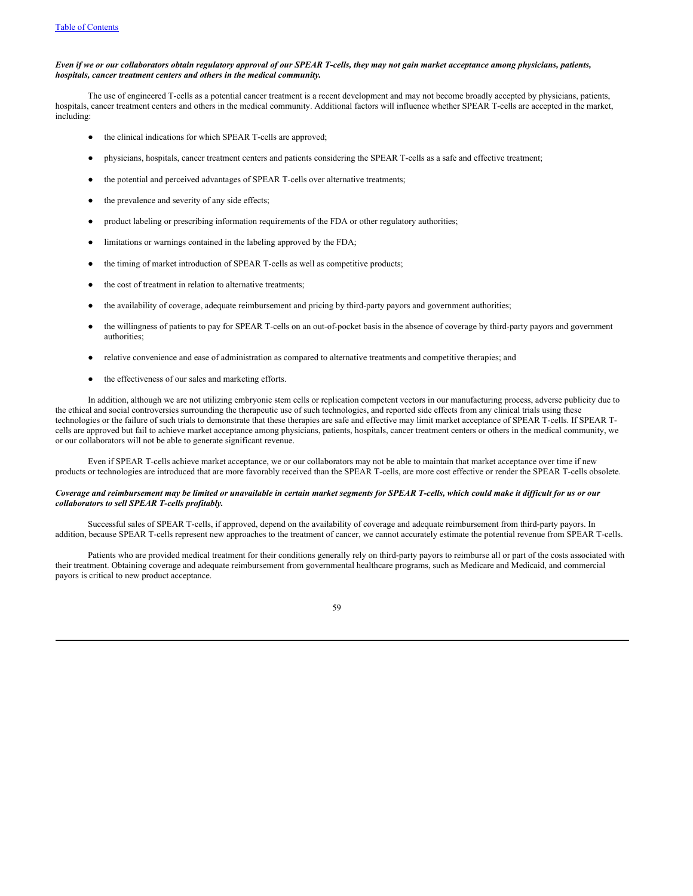***Even if we or our collaborators obtain regulatory approval of our SPEAR T-cells, they may not gain market acceptance among physicians, patients, hospitals, cancer treatment centers and others in the medical community.***

The use of engineered T-cells as a potential cancer treatment is a recent development and may not become broadly accepted by physicians, patients, hospitals, cancer treatment centers and others in the medical community. Additional factors will influence whether SPEAR T-cells are accepted in the market, including:

- the clinical indications for which SPEAR T-cells are approved;
- physicians, hospitals, cancer treatment centers and patients considering the SPEAR T-cells as a safe and effective treatment;
- the potential and perceived advantages of SPEAR T-cells over alternative treatments;
- the prevalence and severity of any side effects;
- product labeling or prescribing information requirements of the FDA or other regulatory authorities;
- limitations or warnings contained in the labeling approved by the FDA;
- the timing of market introduction of SPEAR T-cells as well as competitive products;
- the cost of treatment in relation to alternative treatments;
- the availability of coverage, adequate reimbursement and pricing by third-party payors and government authorities;
- the willingness of patients to pay for SPEAR T-cells on an out-of-pocket basis in the absence of coverage by third-party payors and government authorities;
- relative convenience and ease of administration as compared to alternative treatments and competitive therapies; and
- the effectiveness of our sales and marketing efforts.

In addition, although we are not utilizing embryonic stem cells or replication competent vectors in our manufacturing process, adverse publicity due to the ethical and social controversies surrounding the therapeutic use of such technologies, and reported side effects from any clinical trials using these technologies or the failure of such trials to demonstrate that these therapies are safe and effective may limit market acceptance of SPEAR T-cells. If SPEAR T-cells are approved but fail to achieve market acceptance among physicians, patients, hospitals, cancer treatment centers or others in the medical community, we or our collaborators will not be able to generate significant revenue.

Even if SPEAR T-cells achieve market acceptance, we or our collaborators may not be able to maintain that market acceptance over time if new products or technologies are introduced that are more favorably received than the SPEAR T-cells, are more cost effective or render the SPEAR T-cells obsolete.

***Coverage and reimbursement may be limited or unavailable in certain market segments for SPEAR T-cells, which could make it difficult for us or our collaborators to sell SPEAR T-cells profitably.***

Successful sales of SPEAR T-cells, if approved, depend on the availability of coverage and adequate reimbursement from third-party payors. In addition, because SPEAR T-cells represent new approaches to the treatment of cancer, we cannot accurately estimate the potential revenue from SPEAR T-cells.

Patients who are provided medical treatment for their conditions generally rely on third-party payors to reimburse all or part of the costs associated with their treatment. Obtaining coverage and adequate reimbursement from governmental healthcare programs, such as Medicare and Medicaid, and commercial payors is critical to new product acceptance.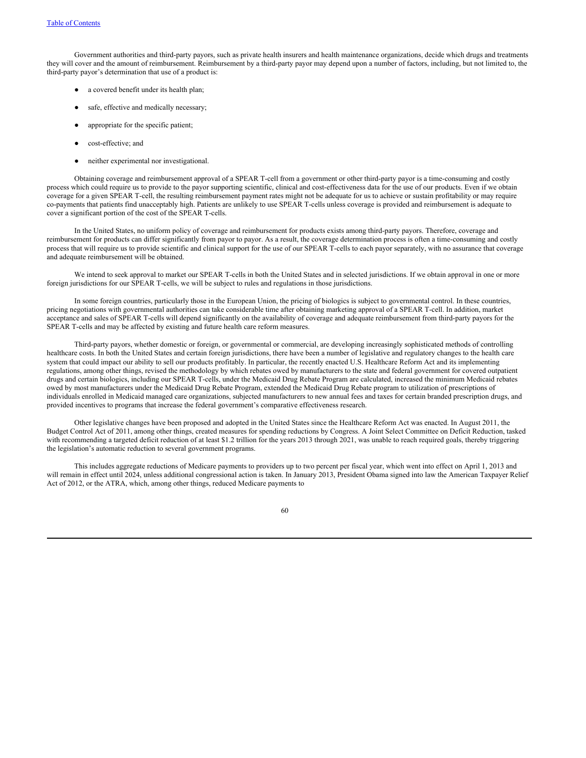Government authorities and third-party payors, such as private health insurers and health maintenance organizations, decide which drugs and treatments they will cover and the amount of reimbursement. Reimbursement by a third-party payor may depend upon a number of factors, including, but not limited to, the third-party payor's determination that use of a product is:

- a covered benefit under its health plan;
- safe, effective and medically necessary;
- appropriate for the specific patient;
- cost-effective; and
- neither experimental nor investigational.

Obtaining coverage and reimbursement approval of a SPEAR T-cell from a government or other third-party payor is a time-consuming and costly process which could require us to provide to the payor supporting scientific, clinical and cost-effectiveness data for the use of our products. Even if we obtain coverage for a given SPEAR T-cell, the resulting reimbursement payment rates might not be adequate for us to achieve or sustain profitability or may require co-payments that patients find unacceptably high. Patients are unlikely to use SPEAR T-cells unless coverage is provided and reimbursement is adequate to cover a significant portion of the cost of the SPEAR T-cells.

In the United States, no uniform policy of coverage and reimbursement for products exists among third-party payors. Therefore, coverage and reimbursement for products can differ significantly from payor to payor. As a result, the coverage determination process is often a time-consuming and costly process that will require us to provide scientific and clinical support for the use of our SPEAR T-cells to each payor separately, with no assurance that coverage and adequate reimbursement will be obtained.

We intend to seek approval to market our SPEAR T-cells in both the United States and in selected jurisdictions. If we obtain approval in one or more foreign jurisdictions for our SPEAR T-cells, we will be subject to rules and regulations in those jurisdictions.

In some foreign countries, particularly those in the European Union, the pricing of biologics is subject to governmental control. In these countries, pricing negotiations with governmental authorities can take considerable time after obtaining marketing approval of a SPEAR T-cell. In addition, market acceptance and sales of SPEAR T-cells will depend significantly on the availability of coverage and adequate reimbursement from third-party payors for the SPEAR T-cells and may be affected by existing and future health care reform measures.

Third-party payors, whether domestic or foreign, or governmental or commercial, are developing increasingly sophisticated methods of controlling healthcare costs. In both the United States and certain foreign jurisdictions, there have been a number of legislative and regulatory changes to the health care system that could impact our ability to sell our products profitably. In particular, the recently enacted U.S. Healthcare Reform Act and its implementing regulations, among other things, revised the methodology by which rebates owed by manufacturers to the state and federal government for covered outpatient drugs and certain biologics, including our SPEAR T-cells, under the Medicaid Drug Rebate Program are calculated, increased the minimum Medicaid rebates owed by most manufacturers under the Medicaid Drug Rebate Program, extended the Medicaid Drug Rebate program to utilization of prescriptions of individuals enrolled in Medicaid managed care organizations, subjected manufacturers to new annual fees and taxes for certain branded prescription drugs, and provided incentives to programs that increase the federal government's comparative effectiveness research.

Other legislative changes have been proposed and adopted in the United States since the Healthcare Reform Act was enacted. In August 2011, the Budget Control Act of 2011, among other things, created measures for spending reductions by Congress. A Joint Select Committee on Deficit Reduction, tasked with recommending a targeted deficit reduction of at least $1.2 trillion for the years 2013 through 2021, was unable to reach required goals, thereby triggering the legislation's automatic reduction to several government programs.

This includes aggregate reductions of Medicare payments to providers up to two percent per fiscal year, which went into effect on April 1, 2013 and will remain in effect until 2024, unless additional congressional action is taken. In January 2013, President Obama signed into law the American Taxpayer Relief Act of 2012, or the ATRA, which, among other things, reduced Medicare payments to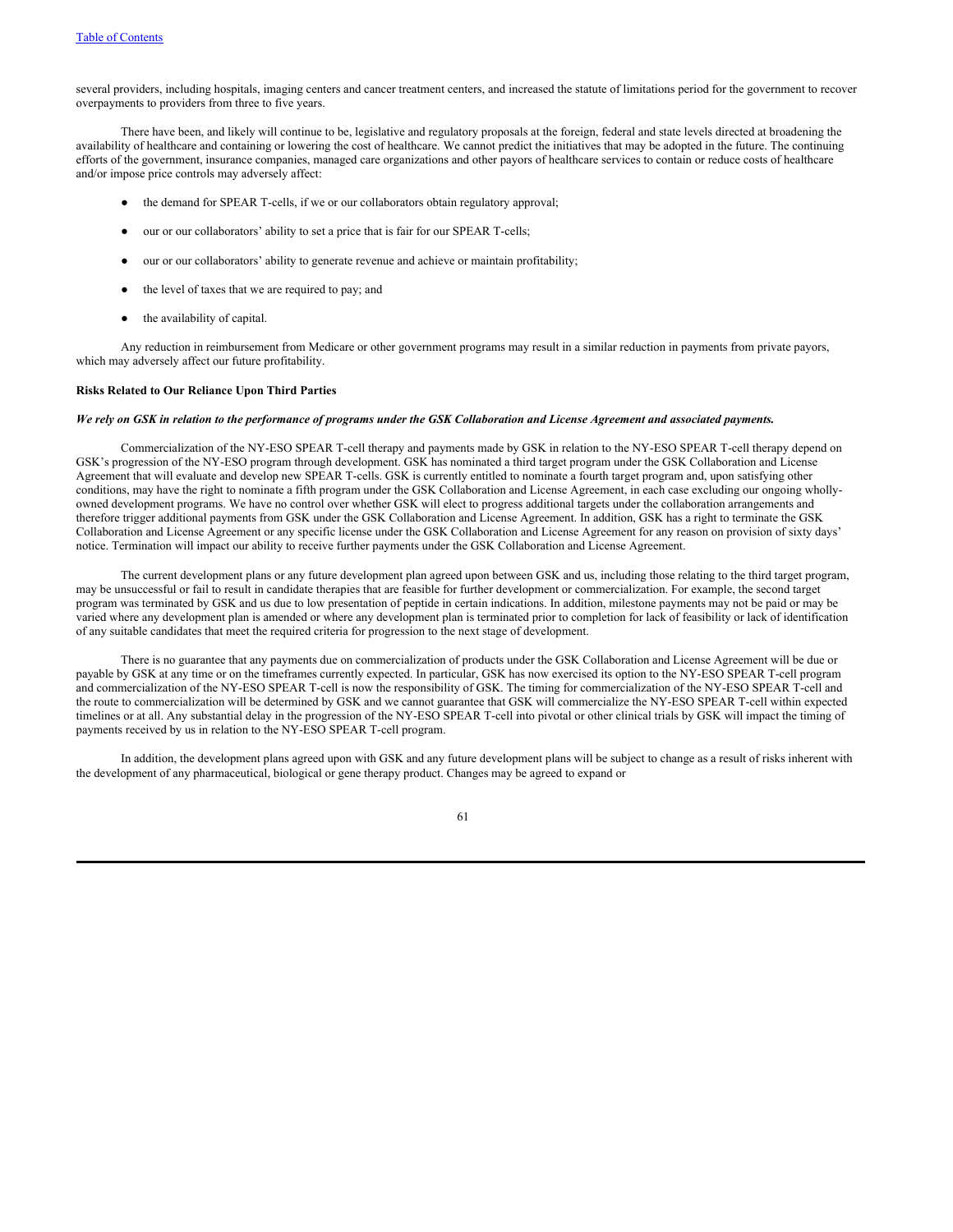several providers, including hospitals, imaging centers and cancer treatment centers, and increased the statute of limitations period for the government to recover overpayments to providers from three to five years.

There have been, and likely will continue to be, legislative and regulatory proposals at the foreign, federal and state levels directed at broadening the availability of healthcare and containing or lowering the cost of healthcare. We cannot predict the initiatives that may be adopted in the future. The continuing efforts of the government, insurance companies, managed care organizations and other payors of healthcare services to contain or reduce costs of healthcare and/or impose price controls may adversely affect:

- the demand for SPEAR T-cells, if we or our collaborators obtain regulatory approval;
- our or our collaborators' ability to set a price that is fair for our SPEAR T-cells;
- our or our collaborators' ability to generate revenue and achieve or maintain profitability;
- the level of taxes that we are required to pay; and
- the availability of capital.

Any reduction in reimbursement from Medicare or other government programs may result in a similar reduction in payments from private payors, which may adversely affect our future profitability.

**Risks Related to Our Reliance Upon Third Parties**

***We rely on GSK in relation to the performance of programs under the GSK Collaboration and License Agreement and associated payments.***

Commercialization of the NY-ESO SPEAR T-cell therapy and payments made by GSK in relation to the NY-ESO SPEAR T-cell therapy depend on GSK's progression of the NY-ESO program through development. GSK has nominated a third target program under the GSK Collaboration and License Agreement that will evaluate and develop new SPEAR T-cells. GSK is currently entitled to nominate a fourth target program and, upon satisfying other conditions, may have the right to nominate a fifth program under the GSK Collaboration and License Agreement, in each case excluding our ongoing wholly-owned development programs. We have no control over whether GSK will elect to progress additional targets under the collaboration arrangements and therefore trigger additional payments from GSK under the GSK Collaboration and License Agreement. In addition, GSK has a right to terminate the GSK Collaboration and License Agreement or any specific license under the GSK Collaboration and License Agreement for any reason on provision of sixty days' notice. Termination will impact our ability to receive further payments under the GSK Collaboration and License Agreement.

The current development plans or any future development plan agreed upon between GSK and us, including those relating to the third target program, may be unsuccessful or fail to result in candidate therapies that are feasible for further development or commercialization. For example, the second target program was terminated by GSK and us due to low presentation of peptide in certain indications. In addition, milestone payments may not be paid or may be varied where any development plan is amended or where any development plan is terminated prior to completion for lack of feasibility or lack of identification of any suitable candidates that meet the required criteria for progression to the next stage of development.

There is no guarantee that any payments due on commercialization of products under the GSK Collaboration and License Agreement will be due or payable by GSK at any time or on the timeframes currently expected. In particular, GSK has now exercised its option to the NY-ESO SPEAR T-cell program and commercialization of the NY-ESO SPEAR T-cell is now the responsibility of GSK. The timing for commercialization of the NY-ESO SPEAR T-cell and the route to commercialization will be determined by GSK and we cannot guarantee that GSK will commercialize the NY-ESO SPEAR T-cell within expected timelines or at all. Any substantial delay in the progression of the NY-ESO SPEAR T-cell into pivotal or other clinical trials by GSK will impact the timing of payments received by us in relation to the NY-ESO SPEAR T-cell program.

In addition, the development plans agreed upon with GSK and any future development plans will be subject to change as a result of risks inherent with the development of any pharmaceutical, biological or gene therapy product. Changes may be agreed to expand or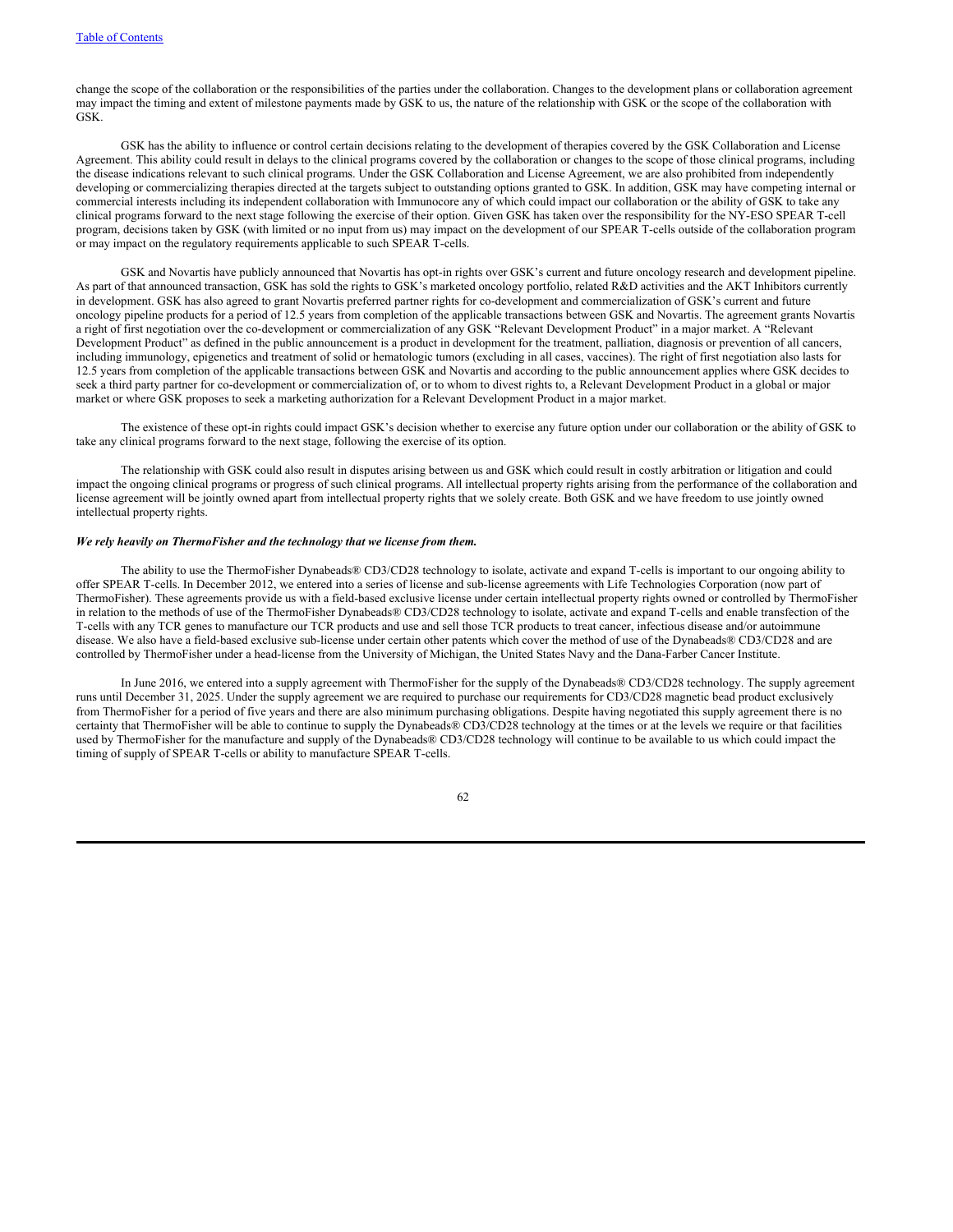change the scope of the collaboration or the responsibilities of the parties under the collaboration. Changes to the development plans or collaboration agreement may impact the timing and extent of milestone payments made by GSK to us, the nature of the relationship with GSK or the scope of the collaboration with GSK.

GSK has the ability to influence or control certain decisions relating to the development of therapies covered by the GSK Collaboration and License Agreement. This ability could result in delays to the clinical programs covered by the collaboration or changes to the scope of those clinical programs, including the disease indications relevant to such clinical programs. Under the GSK Collaboration and License Agreement, we are also prohibited from independently developing or commercializing therapies directed at the targets subject to outstanding options granted to GSK. In addition, GSK may have competing internal or commercial interests including its independent collaboration with Immunocore any of which could impact our collaboration or the ability of GSK to take any clinical programs forward to the next stage following the exercise of their option. Given GSK has taken over the responsibility for the NY-ESO SPEAR T-cell program, decisions taken by GSK (with limited or no input from us) may impact on the development of our SPEAR T-cells outside of the collaboration program or may impact on the regulatory requirements applicable to such SPEAR T-cells.

GSK and Novartis have publicly announced that Novartis has opt-in rights over GSK's current and future oncology research and development pipeline. As part of that announced transaction, GSK has sold the rights to GSK's marketed oncology portfolio, related R&D activities and the AKT Inhibitors currently in development. GSK has also agreed to grant Novartis preferred partner rights for co-development and commercialization of GSK's current and future oncology pipeline products for a period of 12.5 years from completion of the applicable transactions between GSK and Novartis. The agreement grants Novartis a right of first negotiation over the co-development or commercialization of any GSK "Relevant Development Product" in a major market. A "Relevant Development Product" as defined in the public announcement is a product in development for the treatment, palliation, diagnosis or prevention of all cancers, including immunology, epigenetics and treatment of solid or hematologic tumors (excluding in all cases, vaccines). The right of first negotiation also lasts for 12.5 years from completion of the applicable transactions between GSK and Novartis and according to the public announcement applies where GSK decides to seek a third party partner for co-development or commercialization of, or to whom to divest rights to, a Relevant Development Product in a global or major market or where GSK proposes to seek a marketing authorization for a Relevant Development Product in a major market.

The existence of these opt-in rights could impact GSK's decision whether to exercise any future option under our collaboration or the ability of GSK to take any clinical programs forward to the next stage, following the exercise of its option.

The relationship with GSK could also result in disputes arising between us and GSK which could result in costly arbitration or litigation and could impact the ongoing clinical programs or progress of such clinical programs. All intellectual property rights arising from the performance of the collaboration and license agreement will be jointly owned apart from intellectual property rights that we solely create. Both GSK and we have freedom to use jointly owned intellectual property rights.

***We rely heavily on ThermoFisher and the technology that we license from them.***

The ability to use the ThermoFisher Dynabeads® CD3/CD28 technology to isolate, activate and expand T-cells is important to our ongoing ability to offer SPEAR T-cells. In December 2012, we entered into a series of license and sub-license agreements with Life Technologies Corporation (now part of ThermoFisher). These agreements provide us with a field-based exclusive license under certain intellectual property rights owned or controlled by ThermoFisher in relation to the methods of use of the ThermoFisher Dynabeads® CD3/CD28 technology to isolate, activate and expand T-cells and enable transfection of the T-cells with any TCR genes to manufacture our TCR products and use and sell those TCR products to treat cancer, infectious disease and/or autoimmune disease. We also have a field-based exclusive sub-license under certain other patents which cover the method of use of the Dynabeads® CD3/CD28 and are controlled by ThermoFisher under a head-license from the University of Michigan, the United States Navy and the Dana-Farber Cancer Institute.

In June 2016, we entered into a supply agreement with ThermoFisher for the supply of the Dynabeads® CD3/CD28 technology. The supply agreement runs until December 31, 2025. Under the supply agreement we are required to purchase our requirements for CD3/CD28 magnetic bead product exclusively from ThermoFisher for a period of five years and there are also minimum purchasing obligations. Despite having negotiated this supply agreement there is no certainty that ThermoFisher will be able to continue to supply the Dynabeads® CD3/CD28 technology at the times or at the levels we require or that facilities used by ThermoFisher for the manufacture and supply of the Dynabeads® CD3/CD28 technology will continue to be available to us which could impact the timing of supply of SPEAR T-cells or ability to manufacture SPEAR T-cells.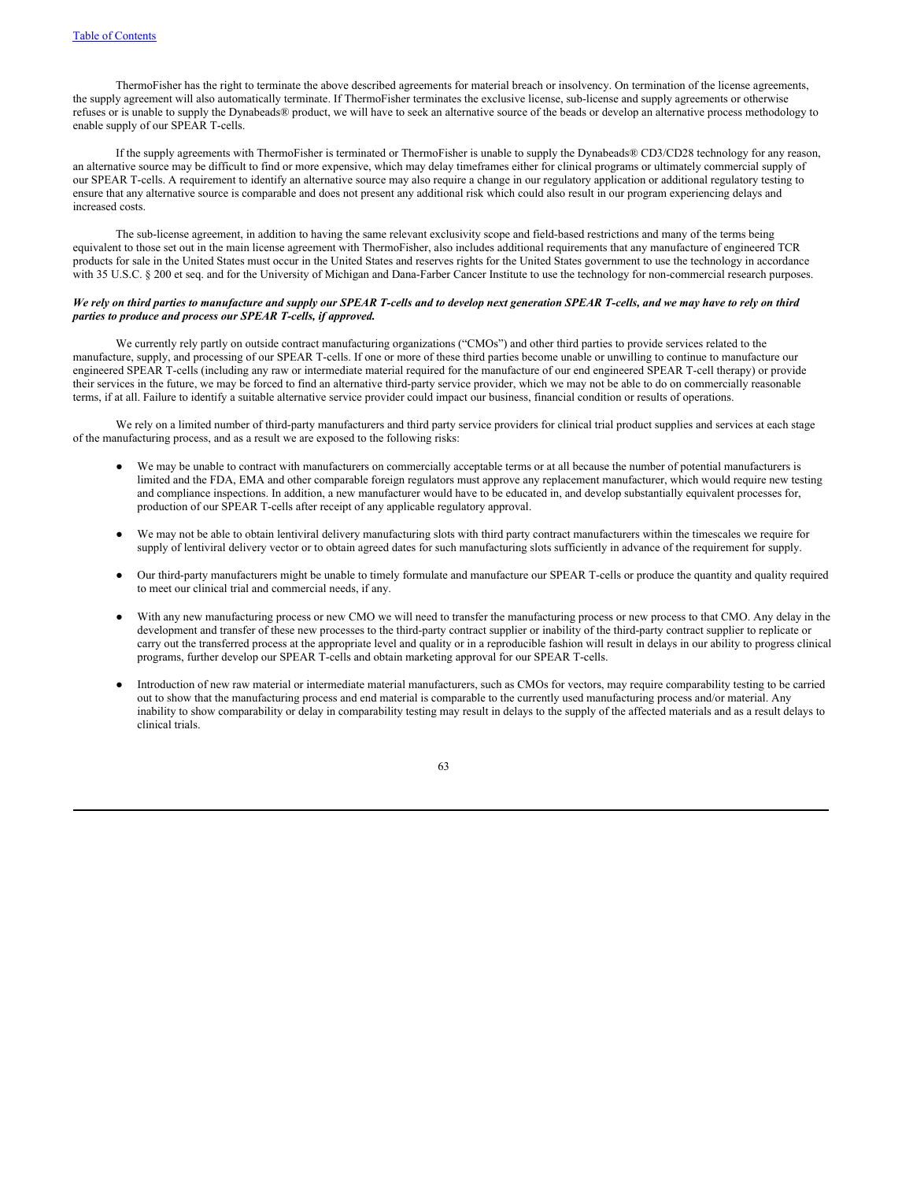ThermoFisher has the right to terminate the above described agreements for material breach or insolvency. On termination of the license agreements, the supply agreement will also automatically terminate. If ThermoFisher terminates the exclusive license, sub-license and supply agreements or otherwise refuses or is unable to supply the Dynabeads® product, we will have to seek an alternative source of the beads or develop an alternative process methodology to enable supply of our SPEAR T-cells.

If the supply agreements with ThermoFisher is terminated or ThermoFisher is unable to supply the Dynabeads® CD3/CD28 technology for any reason, an alternative source may be difficult to find or more expensive, which may delay timeframes either for clinical programs or ultimately commercial supply of our SPEAR T-cells. A requirement to identify an alternative source may also require a change in our regulatory application or additional regulatory testing to ensure that any alternative source is comparable and does not present any additional risk which could also result in our program experiencing delays and increased costs.

The sub-license agreement, in addition to having the same relevant exclusivity scope and field-based restrictions and many of the terms being equivalent to those set out in the main license agreement with ThermoFisher, also includes additional requirements that any manufacture of engineered TCR products for sale in the United States must occur in the United States and reserves rights for the United States government to use the technology in accordance with 35 U.S.C. § 200 et seq. and for the University of Michigan and Dana-Farber Cancer Institute to use the technology for non-commercial research purposes.

***We rely on third parties to manufacture and supply our SPEAR T-cells and to develop next generation SPEAR T-cells, and we may have to rely on third parties to produce and process our SPEAR T-cells, if approved.***

We currently rely partly on outside contract manufacturing organizations ("CMOs") and other third parties to provide services related to the manufacture, supply, and processing of our SPEAR T-cells. If one or more of these third parties become unable or unwilling to continue to manufacture our engineered SPEAR T-cells (including any raw or intermediate material required for the manufacture of our end engineered SPEAR T-cell therapy) or provide their services in the future, we may be forced to find an alternative third-party service provider, which we may not be able to do on commercially reasonable terms, if at all. Failure to identify a suitable alternative service provider could impact our business, financial condition or results of operations.

We rely on a limited number of third-party manufacturers and third party service providers for clinical trial product supplies and services at each stage of the manufacturing process, and as a result we are exposed to the following risks:

- We may be unable to contract with manufacturers on commercially acceptable terms or at all because the number of potential manufacturers is limited and the FDA, EMA and other comparable foreign regulators must approve any replacement manufacturer, which would require new testing and compliance inspections. In addition, a new manufacturer would have to be educated in, and develop substantially equivalent processes for, production of our SPEAR T-cells after receipt of any applicable regulatory approval.

- We may not be able to obtain lentiviral delivery manufacturing slots with third party contract manufacturers within the timescales we require for supply of lentiviral delivery vector or to obtain agreed dates for such manufacturing slots sufficiently in advance of the requirement for supply.

- Our third-party manufacturers might be unable to timely formulate and manufacture our SPEAR T-cells or produce the quantity and quality required to meet our clinical trial and commercial needs, if any.

- With any new manufacturing process or new CMO we will need to transfer the manufacturing process or new process to that CMO. Any delay in the development and transfer of these new processes to the third-party contract supplier or inability of the third-party contract supplier to replicate or carry out the transferred process at the appropriate level and quality or in a reproducible fashion will result in delays in our ability to progress clinical programs, further develop our SPEAR T-cells and obtain marketing approval for our SPEAR T-cells.

- Introduction of new raw material or intermediate material manufacturers, such as CMOs for vectors, may require comparability testing to be carried out to show that the manufacturing process and end material is comparable to the currently used manufacturing process and/or material. Any inability to show comparability or delay in comparability testing may result in delays to the supply of the affected materials and as a result delays to clinical trials.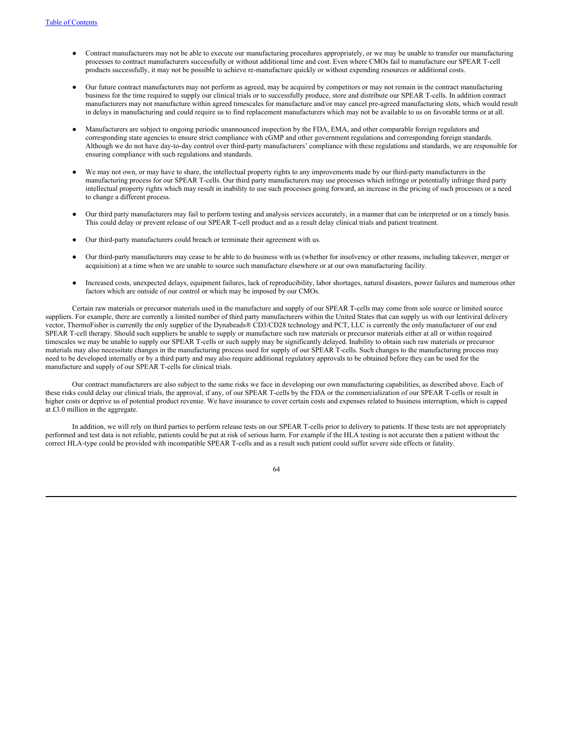- Contract manufacturers may not be able to execute our manufacturing procedures appropriately, or we may be unable to transfer our manufacturing processes to contract manufacturers successfully or without additional time and cost. Even where CMOs fail to manufacture our SPEAR T-cell products successfully, it may not be possible to achieve re-manufacture quickly or without expending resources or additional costs.

- Our future contract manufacturers may not perform as agreed, may be acquired by competitors or may not remain in the contract manufacturing business for the time required to supply our clinical trials or to successfully produce, store and distribute our SPEAR T-cells. In addition contract manufacturers may not manufacture within agreed timescales for manufacture and/or may cancel pre-agreed manufacturing slots, which would result in delays in manufacturing and could require us to find replacement manufacturers which may not be available to us on favorable terms or at all.

- Manufacturers are subject to ongoing periodic unannounced inspection by the FDA, EMA, and other comparable foreign regulators and corresponding state agencies to ensure strict compliance with cGMP and other government regulations and corresponding foreign standards. Although we do not have day-to-day control over third-party manufacturers' compliance with these regulations and standards, we are responsible for ensuring compliance with such regulations and standards.

- We may not own, or may have to share, the intellectual property rights to any improvements made by our third-party manufacturers in the manufacturing process for our SPEAR T-cells. Our third party manufacturers may use processes which infringe or potentially infringe third party intellectual property rights which may result in inability to use such processes going forward, an increase in the pricing of such processes or a need to change a different process.

- Our third party manufacturers may fail to perform testing and analysis services accurately, in a manner that can be interpreted or on a timely basis. This could delay or prevent release of our SPEAR T-cell product and as a result delay clinical trials and patient treatment.

- Our third-party manufacturers could breach or terminate their agreement with us.

- Our third-party manufacturers may cease to be able to do business with us (whether for insolvency or other reasons, including takeover, merger or acquisition) at a time when we are unable to source such manufacture elsewhere or at our own manufacturing facility.

- Increased costs, unexpected delays, equipment failures, lack of reproducibility, labor shortages, natural disasters, power failures and numerous other factors which are outside of our control or which may be imposed by our CMOs.

Certain raw materials or precursor materials used in the manufacture and supply of our SPEAR T-cells may come from sole source or limited source suppliers. For example, there are currently a limited number of third party manufacturers within the United States that can supply us with our lentiviral delivery vector, ThermoFisher is currently the only supplier of the Dynabeads® CD3/CD28 technology and PCT, LLC is currently the only manufacturer of our end SPEAR T-cell therapy. Should such suppliers be unable to supply or manufacture such raw materials or precursor materials either at all or within required timescales we may be unable to supply our SPEAR T-cells or such supply may be significantly delayed. Inability to obtain such raw materials or precursor materials may also necessitate changes in the manufacturing process used for supply of our SPEAR T-cells. Such changes to the manufacturing process may need to be developed internally or by a third party and may also require additional regulatory approvals to be obtained before they can be used for the manufacture and supply of our SPEAR T-cells for clinical trials.

Our contract manufacturers are also subject to the same risks we face in developing our own manufacturing capabilities, as described above. Each of these risks could delay our clinical trials, the approval, if any, of our SPEAR T-cells by the FDA or the commercialization of our SPEAR T-cells or result in higher costs or deprive us of potential product revenue. We have insurance to cover certain costs and expenses related to business interruption, which is capped at £3.0 million in the aggregate.

In addition, we will rely on third parties to perform release tests on our SPEAR T-cells prior to delivery to patients. If these tests are not appropriately performed and test data is not reliable, patients could be put at risk of serious harm. For example if the HLA testing is not accurate then a patient without the correct HLA-type could be provided with incompatible SPEAR T-cells and as a result such patient could suffer severe side effects or fatality.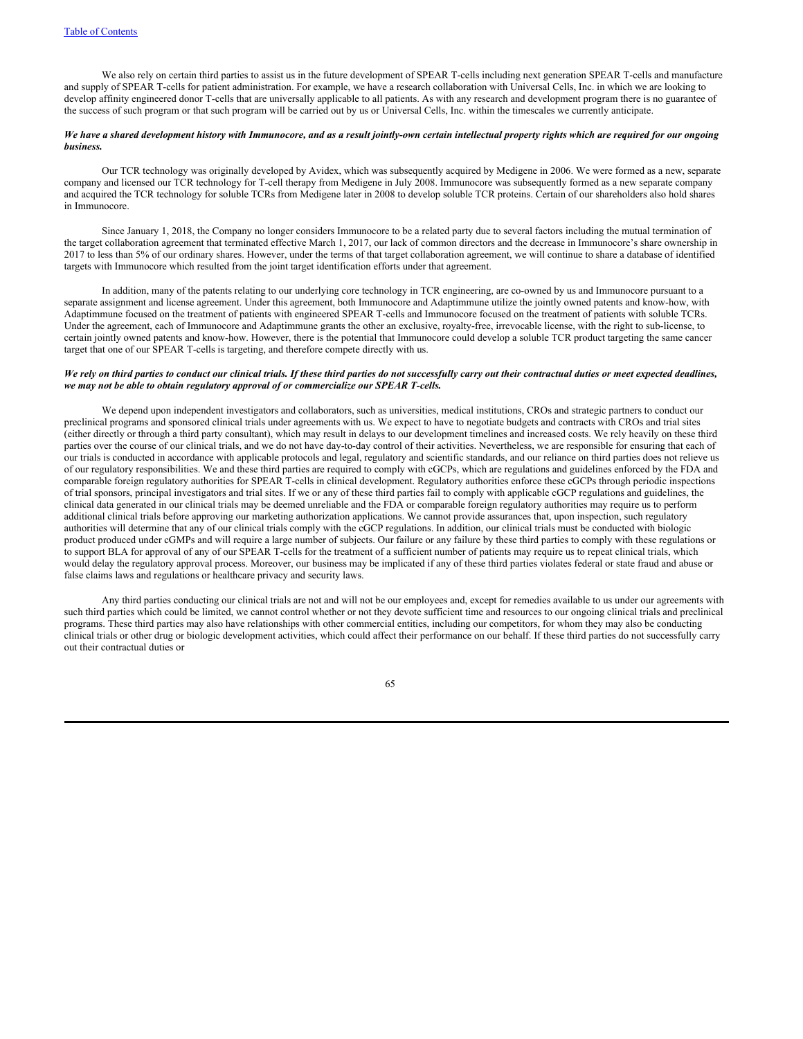We also rely on certain third parties to assist us in the future development of SPEAR T-cells including next generation SPEAR T-cells and manufacture and supply of SPEAR T-cells for patient administration. For example, we have a research collaboration with Universal Cells, Inc. in which we are looking to develop affinity engineered donor T-cells that are universally applicable to all patients. As with any research and development program there is no guarantee of the success of such program or that such program will be carried out by us or Universal Cells, Inc. within the timescales we currently anticipate.

***We have a shared development history with Immunocore, and as a result jointly-own certain intellectual property rights which are required for our ongoing business.***

Our TCR technology was originally developed by Avidex, which was subsequently acquired by Medigene in 2006. We were formed as a new, separate company and licensed our TCR technology for T-cell therapy from Medigene in July 2008. Immunocore was subsequently formed as a new separate company and acquired the TCR technology for soluble TCRs from Medigene later in 2008 to develop soluble TCR proteins. Certain of our shareholders also hold shares in Immunocore.

Since January 1, 2018, the Company no longer considers Immunocore to be a related party due to several factors including the mutual termination of the target collaboration agreement that terminated effective March 1, 2017, our lack of common directors and the decrease in Immunocore's share ownership in 2017 to less than 5% of our ordinary shares. However, under the terms of that target collaboration agreement, we will continue to share a database of identified targets with Immunocore which resulted from the joint target identification efforts under that agreement.

In addition, many of the patents relating to our underlying core technology in TCR engineering, are co-owned by us and Immunocore pursuant to a separate assignment and license agreement. Under this agreement, both Immunocore and Adaptimmune utilize the jointly owned patents and know-how, with Adaptimmune focused on the treatment of patients with engineered SPEAR T-cells and Immunocore focused on the treatment of patients with soluble TCRs. Under the agreement, each of Immunocore and Adaptimmune grants the other an exclusive, royalty-free, irrevocable license, with the right to sub-license, to certain jointly owned patents and know-how. However, there is the potential that Immunocore could develop a soluble TCR product targeting the same cancer target that one of our SPEAR T-cells is targeting, and therefore compete directly with us.

***We rely on third parties to conduct our clinical trials. If these third parties do not successfully carry out their contractual duties or meet expected deadlines, we may not be able to obtain regulatory approval of or commercialize our SPEAR T-cells.***

We depend upon independent investigators and collaborators, such as universities, medical institutions, CROs and strategic partners to conduct our preclinical programs and sponsored clinical trials under agreements with us. We expect to have to negotiate budgets and contracts with CROs and trial sites (either directly or through a third party consultant), which may result in delays to our development timelines and increased costs. We rely heavily on these third parties over the course of our clinical trials, and we do not have day-to-day control of their activities. Nevertheless, we are responsible for ensuring that each of our trials is conducted in accordance with applicable protocols and legal, regulatory and scientific standards, and our reliance on third parties does not relieve us of our regulatory responsibilities. We and these third parties are required to comply with cGCPs, which are regulations and guidelines enforced by the FDA and comparable foreign regulatory authorities for SPEAR T-cells in clinical development. Regulatory authorities enforce these cGCPs through periodic inspections of trial sponsors, principal investigators and trial sites. If we or any of these third parties fail to comply with applicable cGCP regulations and guidelines, the clinical data generated in our clinical trials may be deemed unreliable and the FDA or comparable foreign regulatory authorities may require us to perform additional clinical trials before approving our marketing authorization applications. We cannot provide assurances that, upon inspection, such regulatory authorities will determine that any of our clinical trials comply with the cGCP regulations. In addition, our clinical trials must be conducted with biologic product produced under cGMPs and will require a large number of subjects. Our failure or any failure by these third parties to comply with these regulations or to support BLA for approval of any of our SPEAR T-cells for the treatment of a sufficient number of patients may require us to repeat clinical trials, which would delay the regulatory approval process. Moreover, our business may be implicated if any of these third parties violates federal or state fraud and abuse or false claims laws and regulations or healthcare privacy and security laws.

Any third parties conducting our clinical trials are not and will not be our employees and, except for remedies available to us under our agreements with such third parties which could be limited, we cannot control whether or not they devote sufficient time and resources to our ongoing clinical trials and preclinical programs. These third parties may also have relationships with other commercial entities, including our competitors, for whom they may also be conducting clinical trials or other drug or biologic development activities, which could affect their performance on our behalf. If these third parties do not successfully carry out their contractual duties or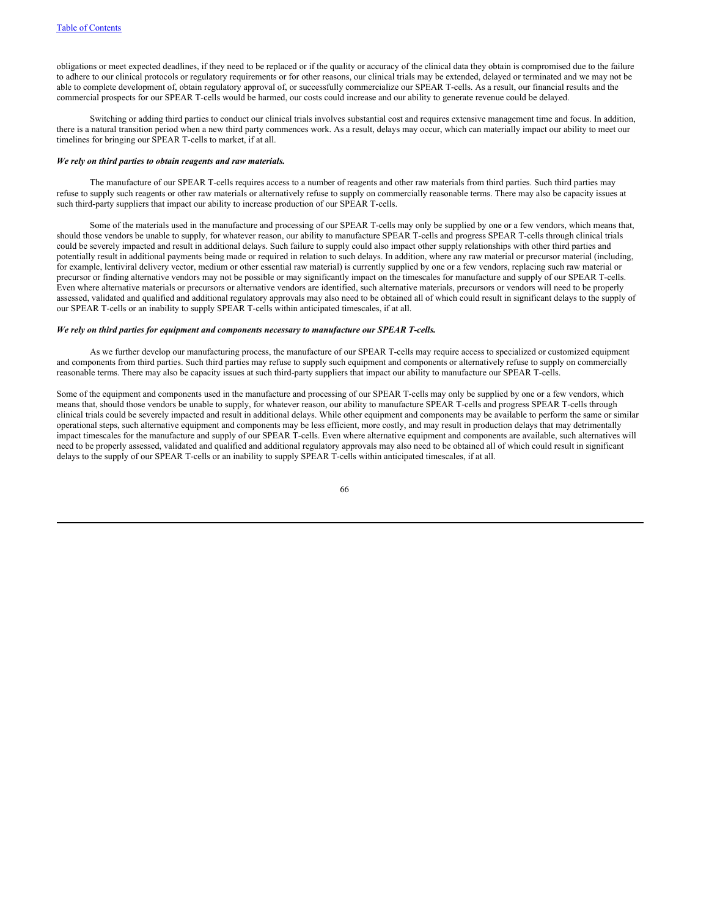obligations or meet expected deadlines, if they need to be replaced or if the quality or accuracy of the clinical data they obtain is compromised due to the failure to adhere to our clinical protocols or regulatory requirements or for other reasons, our clinical trials may be extended, delayed or terminated and we may not be able to complete development of, obtain regulatory approval of, or successfully commercialize our SPEAR T-cells. As a result, our financial results and the commercial prospects for our SPEAR T-cells would be harmed, our costs could increase and our ability to generate revenue could be delayed.

Switching or adding third parties to conduct our clinical trials involves substantial cost and requires extensive management time and focus. In addition, there is a natural transition period when a new third party commences work. As a result, delays may occur, which can materially impact our ability to meet our timelines for bringing our SPEAR T-cells to market, if at all.

***We rely on third parties to obtain reagents and raw materials.***

The manufacture of our SPEAR T-cells requires access to a number of reagents and other raw materials from third parties. Such third parties may refuse to supply such reagents or other raw materials or alternatively refuse to supply on commercially reasonable terms. There may also be capacity issues at such third-party suppliers that impact our ability to increase production of our SPEAR T-cells.

Some of the materials used in the manufacture and processing of our SPEAR T-cells may only be supplied by one or a few vendors, which means that, should those vendors be unable to supply, for whatever reason, our ability to manufacture SPEAR T-cells and progress SPEAR T-cells through clinical trials could be severely impacted and result in additional delays. Such failure to supply could also impact other supply relationships with other third parties and potentially result in additional payments being made or required in relation to such delays. In addition, where any raw material or precursor material (including, for example, lentiviral delivery vector, medium or other essential raw material) is currently supplied by one or a few vendors, replacing such raw material or precursor or finding alternative vendors may not be possible or may significantly impact on the timescales for manufacture and supply of our SPEAR T-cells. Even where alternative materials or precursors or alternative vendors are identified, such alternative materials, precursors or vendors will need to be properly assessed, validated and qualified and additional regulatory approvals may also need to be obtained all of which could result in significant delays to the supply of our SPEAR T-cells or an inability to supply SPEAR T-cells within anticipated timescales, if at all.

***We rely on third parties for equipment and components necessary to manufacture our SPEAR T-cells.***

As we further develop our manufacturing process, the manufacture of our SPEAR T-cells may require access to specialized or customized equipment and components from third parties. Such third parties may refuse to supply such equipment and components or alternatively refuse to supply on commercially reasonable terms. There may also be capacity issues at such third-party suppliers that impact our ability to manufacture our SPEAR T-cells.

Some of the equipment and components used in the manufacture and processing of our SPEAR T-cells may only be supplied by one or a few vendors, which means that, should those vendors be unable to supply, for whatever reason, our ability to manufacture SPEAR T-cells and progress SPEAR T-cells through clinical trials could be severely impacted and result in additional delays. While other equipment and components may be available to perform the same or similar operational steps, such alternative equipment and components may be less efficient, more costly, and may result in production delays that may detrimentally impact timescales for the manufacture and supply of our SPEAR T-cells. Even where alternative equipment and components are available, such alternatives will need to be properly assessed, validated and qualified and additional regulatory approvals may also need to be obtained all of which could result in significant delays to the supply of our SPEAR T-cells or an inability to supply SPEAR T-cells within anticipated timescales, if at all.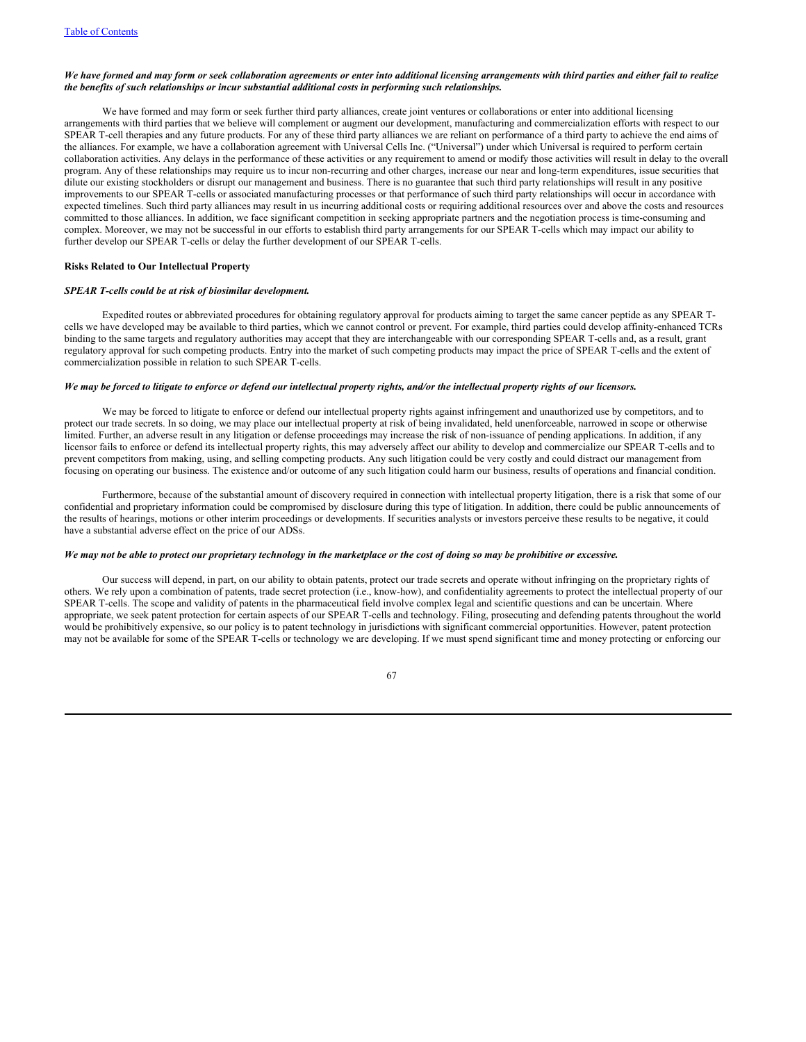***We have formed and may form or seek collaboration agreements or enter into additional licensing arrangements with third parties and either fail to realize the benefits of such relationships or incur substantial additional costs in performing such relationships.***

We have formed and may form or seek further third party alliances, create joint ventures or collaborations or enter into additional licensing arrangements with third parties that we believe will complement or augment our development, manufacturing and commercialization efforts with respect to our SPEAR T-cell therapies and any future products. For any of these third party alliances we are reliant on performance of a third party to achieve the end aims of the alliances. For example, we have a collaboration agreement with Universal Cells Inc. ("Universal") under which Universal is required to perform certain collaboration activities. Any delays in the performance of these activities or any requirement to amend or modify those activities will result in delay to the overall program. Any of these relationships may require us to incur non-recurring and other charges, increase our near and long-term expenditures, issue securities that dilute our existing stockholders or disrupt our management and business. There is no guarantee that such third party relationships will result in any positive improvements to our SPEAR T-cells or associated manufacturing processes or that performance of such third party relationships will occur in accordance with expected timelines. Such third party alliances may result in us incurring additional costs or requiring additional resources over and above the costs and resources committed to those alliances. In addition, we face significant competition in seeking appropriate partners and the negotiation process is time-consuming and complex. Moreover, we may not be successful in our efforts to establish third party arrangements for our SPEAR T-cells which may impact our ability to further develop our SPEAR T-cells or delay the further development of our SPEAR T-cells.

**Risks Related to Our Intellectual Property**

***SPEAR T-cells could be at risk of biosimilar development.***

Expedited routes or abbreviated procedures for obtaining regulatory approval for products aiming to target the same cancer peptide as any SPEAR T-cells we have developed may be available to third parties, which we cannot control or prevent. For example, third parties could develop affinity-enhanced TCRs binding to the same targets and regulatory authorities may accept that they are interchangeable with our corresponding SPEAR T-cells and, as a result, grant regulatory approval for such competing products. Entry into the market of such competing products may impact the price of SPEAR T-cells and the extent of commercialization possible in relation to such SPEAR T-cells.

***We may be forced to litigate to enforce or defend our intellectual property rights, and/or the intellectual property rights of our licensors.***

We may be forced to litigate to enforce or defend our intellectual property rights against infringement and unauthorized use by competitors, and to protect our trade secrets. In so doing, we may place our intellectual property at risk of being invalidated, held unenforceable, narrowed in scope or otherwise limited. Further, an adverse result in any litigation or defense proceedings may increase the risk of non-issuance of pending applications. In addition, if any licensor fails to enforce or defend its intellectual property rights, this may adversely affect our ability to develop and commercialize our SPEAR T-cells and to prevent competitors from making, using, and selling competing products. Any such litigation could be very costly and could distract our management from focusing on operating our business. The existence and/or outcome of any such litigation could harm our business, results of operations and financial condition.

Furthermore, because of the substantial amount of discovery required in connection with intellectual property litigation, there is a risk that some of our confidential and proprietary information could be compromised by disclosure during this type of litigation. In addition, there could be public announcements of the results of hearings, motions or other interim proceedings or developments. If securities analysts or investors perceive these results to be negative, it could have a substantial adverse effect on the price of our ADSs.

***We may not be able to protect our proprietary technology in the marketplace or the cost of doing so may be prohibitive or excessive.***

Our success will depend, in part, on our ability to obtain patents, protect our trade secrets and operate without infringing on the proprietary rights of others. We rely upon a combination of patents, trade secret protection (i.e., know-how), and confidentiality agreements to protect the intellectual property of our SPEAR T-cells. The scope and validity of patents in the pharmaceutical field involve complex legal and scientific questions and can be uncertain. Where appropriate, we seek patent protection for certain aspects of our SPEAR T-cells and technology. Filing, prosecuting and defending patents throughout the world would be prohibitively expensive, so our policy is to patent technology in jurisdictions with significant commercial opportunities. However, patent protection may not be available for some of the SPEAR T-cells or technology we are developing. If we must spend significant time and money protecting or enforcing our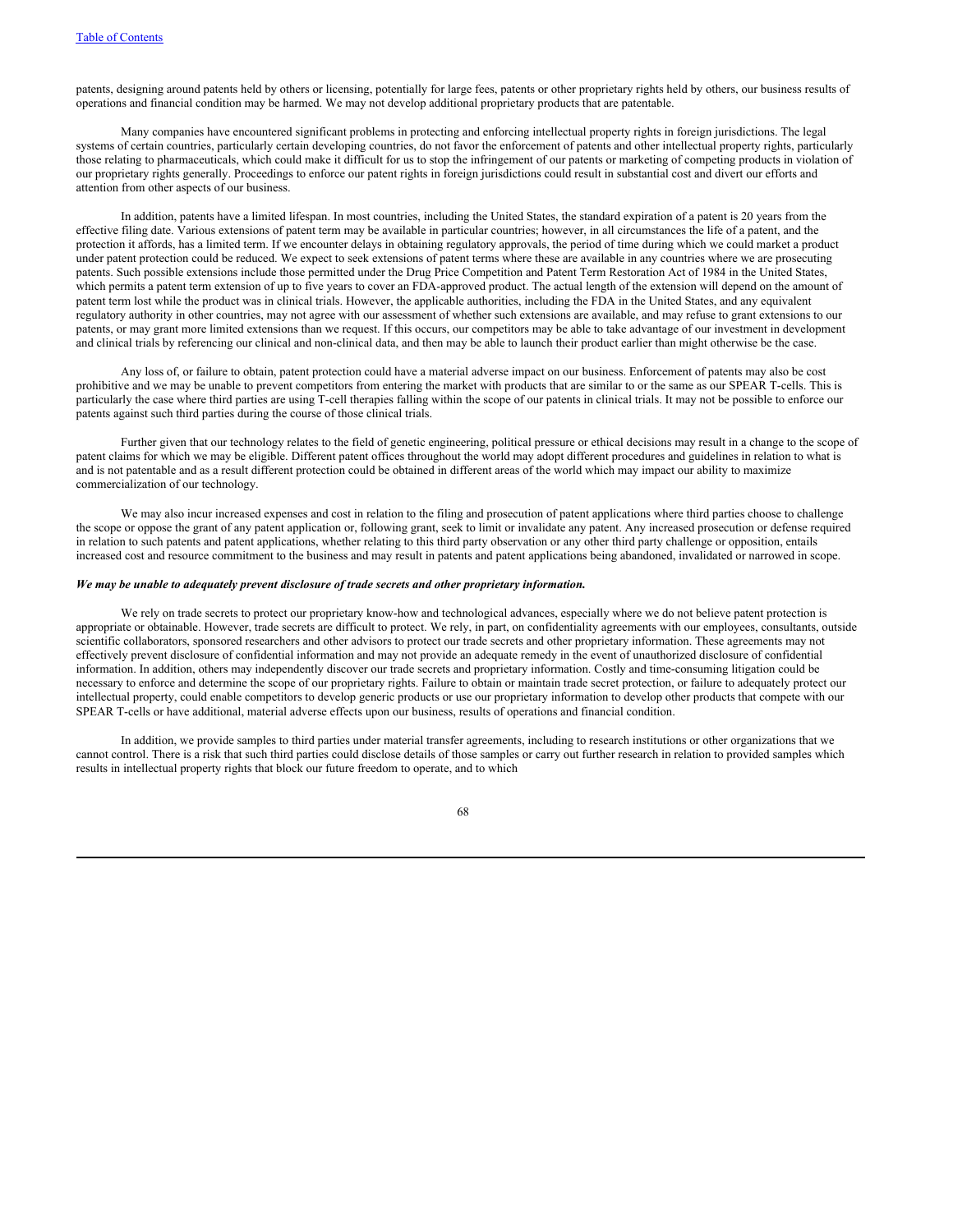patents, designing around patents held by others or licensing, potentially for large fees, patents or other proprietary rights held by others, our business results of operations and financial condition may be harmed. We may not develop additional proprietary products that are patentable.

Many companies have encountered significant problems in protecting and enforcing intellectual property rights in foreign jurisdictions. The legal systems of certain countries, particularly certain developing countries, do not favor the enforcement of patents and other intellectual property rights, particularly those relating to pharmaceuticals, which could make it difficult for us to stop the infringement of our patents or marketing of competing products in violation of our proprietary rights generally. Proceedings to enforce our patent rights in foreign jurisdictions could result in substantial cost and divert our efforts and attention from other aspects of our business.

In addition, patents have a limited lifespan. In most countries, including the United States, the standard expiration of a patent is 20 years from the effective filing date. Various extensions of patent term may be available in particular countries; however, in all circumstances the life of a patent, and the protection it affords, has a limited term. If we encounter delays in obtaining regulatory approvals, the period of time during which we could market a product under patent protection could be reduced. We expect to seek extensions of patent terms where these are available in any countries where we are prosecuting patents. Such possible extensions include those permitted under the Drug Price Competition and Patent Term Restoration Act of 1984 in the United States, which permits a patent term extension of up to five years to cover an FDA-approved product. The actual length of the extension will depend on the amount of patent term lost while the product was in clinical trials. However, the applicable authorities, including the FDA in the United States, and any equivalent regulatory authority in other countries, may not agree with our assessment of whether such extensions are available, and may refuse to grant extensions to our patents, or may grant more limited extensions than we request. If this occurs, our competitors may be able to take advantage of our investment in development and clinical trials by referencing our clinical and non-clinical data, and then may be able to launch their product earlier than might otherwise be the case.

Any loss of, or failure to obtain, patent protection could have a material adverse impact on our business. Enforcement of patents may also be cost prohibitive and we may be unable to prevent competitors from entering the market with products that are similar to or the same as our SPEAR T-cells. This is particularly the case where third parties are using T-cell therapies falling within the scope of our patents in clinical trials. It may not be possible to enforce our patents against such third parties during the course of those clinical trials.

Further given that our technology relates to the field of genetic engineering, political pressure or ethical decisions may result in a change to the scope of patent claims for which we may be eligible. Different patent offices throughout the world may adopt different procedures and guidelines in relation to what is and is not patentable and as a result different protection could be obtained in different areas of the world which may impact our ability to maximize commercialization of our technology.

We may also incur increased expenses and cost in relation to the filing and prosecution of patent applications where third parties choose to challenge the scope or oppose the grant of any patent application or, following grant, seek to limit or invalidate any patent. Any increased prosecution or defense required in relation to such patents and patent applications, whether relating to this third party observation or any other third party challenge or opposition, entails increased cost and resource commitment to the business and may result in patents and patent applications being abandoned, invalidated or narrowed in scope.

***We may be unable to adequately prevent disclosure of trade secrets and other proprietary information.***

We rely on trade secrets to protect our proprietary know-how and technological advances, especially where we do not believe patent protection is appropriate or obtainable. However, trade secrets are difficult to protect. We rely, in part, on confidentiality agreements with our employees, consultants, outside scientific collaborators, sponsored researchers and other advisors to protect our trade secrets and other proprietary information. These agreements may not effectively prevent disclosure of confidential information and may not provide an adequate remedy in the event of unauthorized disclosure of confidential information. In addition, others may independently discover our trade secrets and proprietary information. Costly and time-consuming litigation could be necessary to enforce and determine the scope of our proprietary rights. Failure to obtain or maintain trade secret protection, or failure to adequately protect our intellectual property, could enable competitors to develop generic products or use our proprietary information to develop other products that compete with our SPEAR T-cells or have additional, material adverse effects upon our business, results of operations and financial condition.

In addition, we provide samples to third parties under material transfer agreements, including to research institutions or other organizations that we cannot control. There is a risk that such third parties could disclose details of those samples or carry out further research in relation to provided samples which results in intellectual property rights that block our future freedom to operate, and to which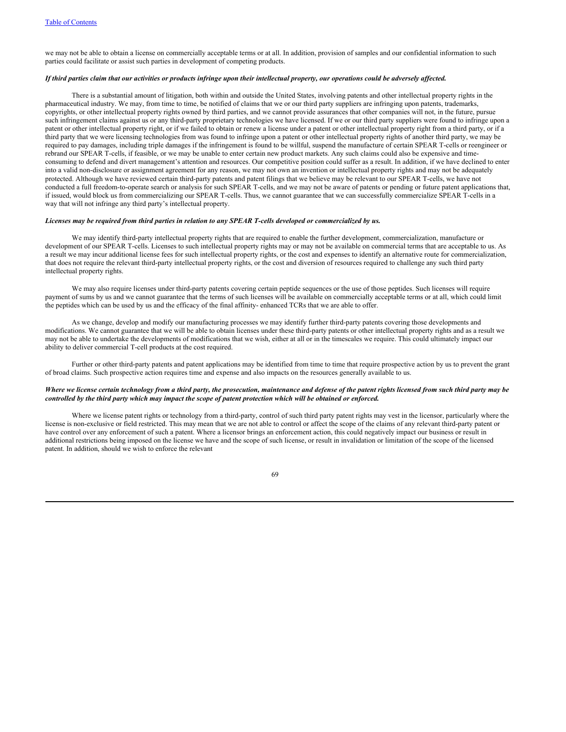we may not be able to obtain a license on commercially acceptable terms or at all. In addition, provision of samples and our confidential information to such parties could facilitate or assist such parties in development of competing products.

***If third parties claim that our activities or products infringe upon their intellectual property, our operations could be adversely affected.***

There is a substantial amount of litigation, both within and outside the United States, involving patents and other intellectual property rights in the pharmaceutical industry. We may, from time to time, be notified of claims that we or our third party suppliers are infringing upon patents, trademarks, copyrights, or other intellectual property rights owned by third parties, and we cannot provide assurances that other companies will not, in the future, pursue such infringement claims against us or any third-party proprietary technologies we have licensed. If we or our third party suppliers were found to infringe upon a patent or other intellectual property right, or if we failed to obtain or renew a license under a patent or other intellectual property right from a third party, or if a third party that we were licensing technologies from was found to infringe upon a patent or other intellectual property rights of another third party, we may be required to pay damages, including triple damages if the infringement is found to be willful, suspend the manufacture of certain SPEAR T-cells or reengineer or rebrand our SPEAR T-cells, if feasible, or we may be unable to enter certain new product markets. Any such claims could also be expensive and time-consuming to defend and divert management's attention and resources. Our competitive position could suffer as a result. In addition, if we have declined to enter into a valid non-disclosure or assignment agreement for any reason, we may not own an invention or intellectual property rights and may not be adequately protected. Although we have reviewed certain third-party patents and patent filings that we believe may be relevant to our SPEAR T-cells, we have not conducted a full freedom-to-operate search or analysis for such SPEAR T-cells, and we may not be aware of patents or pending or future patent applications that, if issued, would block us from commercializing our SPEAR T-cells. Thus, we cannot guarantee that we can successfully commercialize SPEAR T-cells in a way that will not infringe any third party's intellectual property.

***Licenses may be required from third parties in relation to any SPEAR T-cells developed or commercialized by us.***

We may identify third-party intellectual property rights that are required to enable the further development, commercialization, manufacture or development of our SPEAR T-cells. Licenses to such intellectual property rights may or may not be available on commercial terms that are acceptable to us. As a result we may incur additional license fees for such intellectual property rights, or the cost and expenses to identify an alternative route for commercialization, that does not require the relevant third-party intellectual property rights, or the cost and diversion of resources required to challenge any such third party intellectual property rights.

We may also require licenses under third-party patents covering certain peptide sequences or the use of those peptides. Such licenses will require payment of sums by us and we cannot guarantee that the terms of such licenses will be available on commercially acceptable terms or at all, which could limit the peptides which can be used by us and the efficacy of the final affinity- enhanced TCRs that we are able to offer.

As we change, develop and modify our manufacturing processes we may identify further third-party patents covering those developments and modifications. We cannot guarantee that we will be able to obtain licenses under these third-party patents or other intellectual property rights and as a result we may not be able to undertake the developments of modifications that we wish, either at all or in the timescales we require. This could ultimately impact our ability to deliver commercial T-cell products at the cost required.

Further or other third-party patents and patent applications may be identified from time to time that require prospective action by us to prevent the grant of broad claims. Such prospective action requires time and expense and also impacts on the resources generally available to us.

***Where we license certain technology from a third party, the prosecution, maintenance and defense of the patent rights licensed from such third party may be controlled by the third party which may impact the scope of patent protection which will be obtained or enforced.***

Where we license patent rights or technology from a third-party, control of such third party patent rights may vest in the licensor, particularly where the license is non-exclusive or field restricted. This may mean that we are not able to control or affect the scope of the claims of any relevant third-party patent or have control over any enforcement of such a patent. Where a licensor brings an enforcement action, this could negatively impact our business or result in additional restrictions being imposed on the license we have and the scope of such license, or result in invalidation or limitation of the scope of the licensed patent. In addition, should we wish to enforce the relevant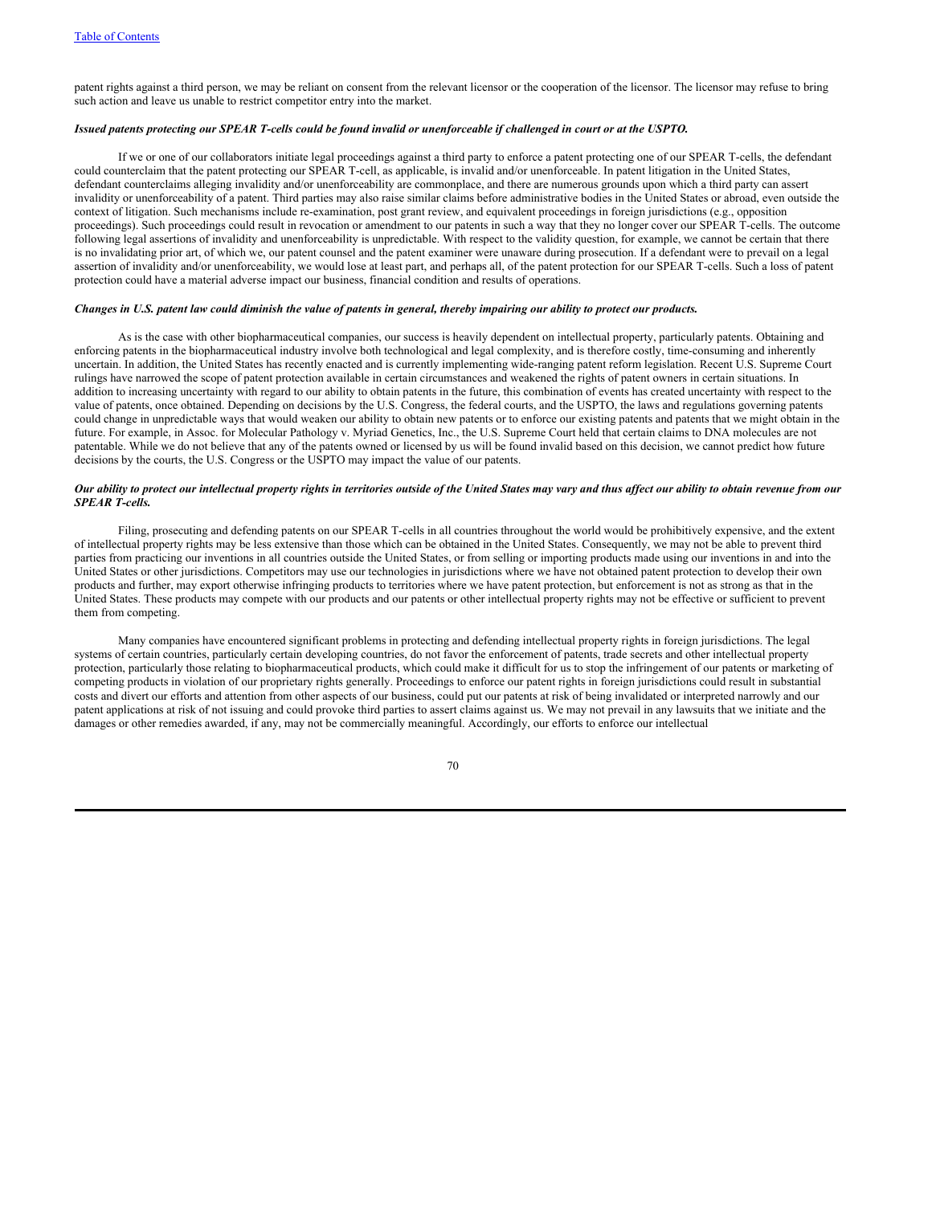patent rights against a third person, we may be reliant on consent from the relevant licensor or the cooperation of the licensor. The licensor may refuse to bring such action and leave us unable to restrict competitor entry into the market.

***Issued patents protecting our SPEAR T-cells could be found invalid or unenforceable if challenged in court or at the USPTO.***

If we or one of our collaborators initiate legal proceedings against a third party to enforce a patent protecting one of our SPEAR T-cells, the defendant could counterclaim that the patent protecting our SPEAR T-cell, as applicable, is invalid and/or unenforceable. In patent litigation in the United States, defendant counterclaims alleging invalidity and/or unenforceability are commonplace, and there are numerous grounds upon which a third party can assert invalidity or unenforceability of a patent. Third parties may also raise similar claims before administrative bodies in the United States or abroad, even outside the context of litigation. Such mechanisms include re-examination, post grant review, and equivalent proceedings in foreign jurisdictions (e.g., opposition proceedings). Such proceedings could result in revocation or amendment to our patents in such a way that they no longer cover our SPEAR T-cells. The outcome following legal assertions of invalidity and unenforceability is unpredictable. With respect to the validity question, for example, we cannot be certain that there is no invalidating prior art, of which we, our patent counsel and the patent examiner were unaware during prosecution. If a defendant were to prevail on a legal assertion of invalidity and/or unenforceability, we would lose at least part, and perhaps all, of the patent protection for our SPEAR T-cells. Such a loss of patent protection could have a material adverse impact our business, financial condition and results of operations.

***Changes in U.S. patent law could diminish the value of patents in general, thereby impairing our ability to protect our products.***

As is the case with other biopharmaceutical companies, our success is heavily dependent on intellectual property, particularly patents. Obtaining and enforcing patents in the biopharmaceutical industry involve both technological and legal complexity, and is therefore costly, time-consuming and inherently uncertain. In addition, the United States has recently enacted and is currently implementing wide-ranging patent reform legislation. Recent U.S. Supreme Court rulings have narrowed the scope of patent protection available in certain circumstances and weakened the rights of patent owners in certain situations. In addition to increasing uncertainty with regard to our ability to obtain patents in the future, this combination of events has created uncertainty with respect to the value of patents, once obtained. Depending on decisions by the U.S. Congress, the federal courts, and the USPTO, the laws and regulations governing patents could change in unpredictable ways that would weaken our ability to obtain new patents or to enforce our existing patents and patents that we might obtain in the future. For example, in Assoc. for Molecular Pathology v. Myriad Genetics, Inc., the U.S. Supreme Court held that certain claims to DNA molecules are not patentable. While we do not believe that any of the patents owned or licensed by us will be found invalid based on this decision, we cannot predict how future decisions by the courts, the U.S. Congress or the USPTO may impact the value of our patents.

***Our ability to protect our intellectual property rights in territories outside of the United States may vary and thus affect our ability to obtain revenue from our SPEAR T-cells.***

Filing, prosecuting and defending patents on our SPEAR T-cells in all countries throughout the world would be prohibitively expensive, and the extent of intellectual property rights may be less extensive than those which can be obtained in the United States. Consequently, we may not be able to prevent third parties from practicing our inventions in all countries outside the United States, or from selling or importing products made using our inventions in and into the United States or other jurisdictions. Competitors may use our technologies in jurisdictions where we have not obtained patent protection to develop their own products and further, may export otherwise infringing products to territories where we have patent protection, but enforcement is not as strong as that in the United States. These products may compete with our products and our patents or other intellectual property rights may not be effective or sufficient to prevent them from competing.

Many companies have encountered significant problems in protecting and defending intellectual property rights in foreign jurisdictions. The legal systems of certain countries, particularly certain developing countries, do not favor the enforcement of patents, trade secrets and other intellectual property protection, particularly those relating to biopharmaceutical products, which could make it difficult for us to stop the infringement of our patents or marketing of competing products in violation of our proprietary rights generally. Proceedings to enforce our patent rights in foreign jurisdictions could result in substantial costs and divert our efforts and attention from other aspects of our business, could put our patents at risk of being invalidated or interpreted narrowly and our patent applications at risk of not issuing and could provoke third parties to assert claims against us. We may not prevail in any lawsuits that we initiate and the damages or other remedies awarded, if any, may not be commercially meaningful. Accordingly, our efforts to enforce our intellectual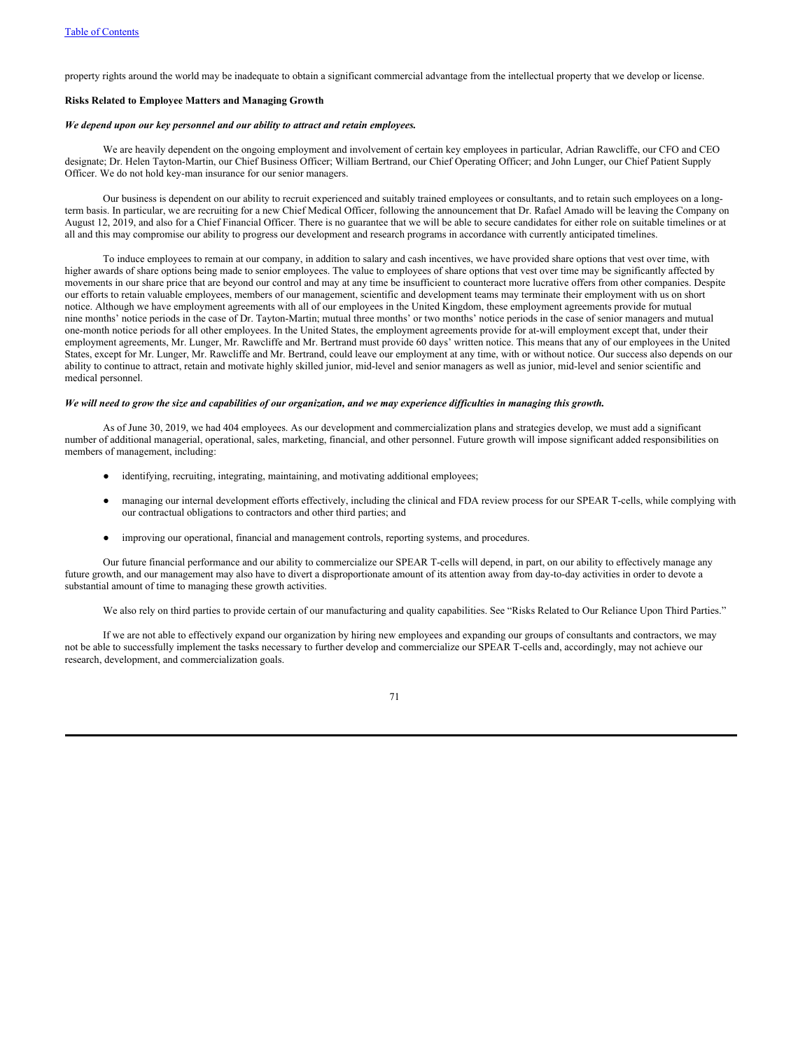property rights around the world may be inadequate to obtain a significant commercial advantage from the intellectual property that we develop or license.

**Risks Related to Employee Matters and Managing Growth**

***We depend upon our key personnel and our ability to attract and retain employees.***

We are heavily dependent on the ongoing employment and involvement of certain key employees in particular, Adrian Rawcliffe, our CFO and CEO designate; Dr. Helen Tayton-Martin, our Chief Business Officer; William Bertrand, our Chief Operating Officer; and John Lunger, our Chief Patient Supply Officer. We do not hold key-man insurance for our senior managers.

Our business is dependent on our ability to recruit experienced and suitably trained employees or consultants, and to retain such employees on a long-term basis. In particular, we are recruiting for a new Chief Medical Officer, following the announcement that Dr. Rafael Amado will be leaving the Company on August 12, 2019, and also for a Chief Financial Officer. There is no guarantee that we will be able to secure candidates for either role on suitable timelines or at all and this may compromise our ability to progress our development and research programs in accordance with currently anticipated timelines.

To induce employees to remain at our company, in addition to salary and cash incentives, we have provided share options that vest over time, with higher awards of share options being made to senior employees. The value to employees of share options that vest over time may be significantly affected by movements in our share price that are beyond our control and may at any time be insufficient to counteract more lucrative offers from other companies. Despite our efforts to retain valuable employees, members of our management, scientific and development teams may terminate their employment with us on short notice. Although we have employment agreements with all of our employees in the United Kingdom, these employment agreements provide for mutual nine months' notice periods in the case of Dr. Tayton-Martin; mutual three months' or two months' notice periods in the case of senior managers and mutual one-month notice periods for all other employees. In the United States, the employment agreements provide for at-will employment except that, under their employment agreements, Mr. Lunger, Mr. Rawcliffe and Mr. Bertrand must provide 60 days' written notice. This means that any of our employees in the United States, except for Mr. Lunger, Mr. Rawcliffe and Mr. Bertrand, could leave our employment at any time, with or without notice. Our success also depends on our ability to continue to attract, retain and motivate highly skilled junior, mid-level and senior managers as well as junior, mid-level and senior scientific and medical personnel.

***We will need to grow the size and capabilities of our organization, and we may experience difficulties in managing this growth.***

As of June 30, 2019, we had 404 employees. As our development and commercialization plans and strategies develop, we must add a significant number of additional managerial, operational, sales, marketing, financial, and other personnel. Future growth will impose significant added responsibilities on members of management, including:

- identifying, recruiting, integrating, maintaining, and motivating additional employees;
- managing our internal development efforts effectively, including the clinical and FDA review process for our SPEAR T-cells, while complying with our contractual obligations to contractors and other third parties; and
- improving our operational, financial and management controls, reporting systems, and procedures.

Our future financial performance and our ability to commercialize our SPEAR T-cells will depend, in part, on our ability to effectively manage any future growth, and our management may also have to divert a disproportionate amount of its attention away from day-to-day activities in order to devote a substantial amount of time to managing these growth activities.

We also rely on third parties to provide certain of our manufacturing and quality capabilities. See "Risks Related to Our Reliance Upon Third Parties."

If we are not able to effectively expand our organization by hiring new employees and expanding our groups of consultants and contractors, we may not be able to successfully implement the tasks necessary to further develop and commercialize our SPEAR T-cells and, accordingly, may not achieve our research, development, and commercialization goals.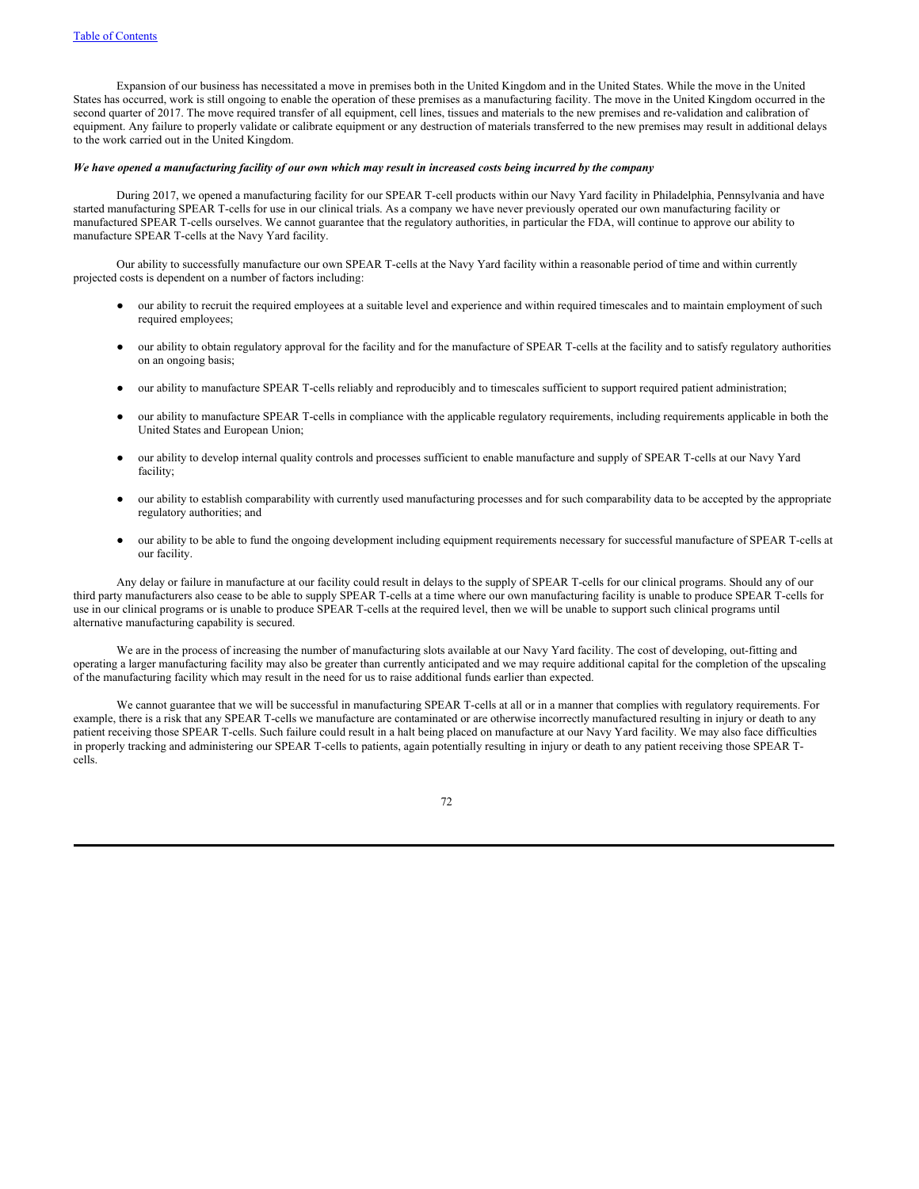Expansion of our business has necessitated a move in premises both in the United Kingdom and in the United States. While the move in the United States has occurred, work is still ongoing to enable the operation of these premises as a manufacturing facility. The move in the United Kingdom occurred in the second quarter of 2017. The move required transfer of all equipment, cell lines, tissues and materials to the new premises and re-validation and calibration of equipment. Any failure to properly validate or calibrate equipment or any destruction of materials transferred to the new premises may result in additional delays to the work carried out in the United Kingdom.

***We have opened a manufacturing facility of our own which may result in increased costs being incurred by the company***

During 2017, we opened a manufacturing facility for our SPEAR T-cell products within our Navy Yard facility in Philadelphia, Pennsylvania and have started manufacturing SPEAR T-cells for use in our clinical trials. As a company we have never previously operated our own manufacturing facility or manufactured SPEAR T-cells ourselves. We cannot guarantee that the regulatory authorities, in particular the FDA, will continue to approve our ability to manufacture SPEAR T-cells at the Navy Yard facility.

Our ability to successfully manufacture our own SPEAR T-cells at the Navy Yard facility within a reasonable period of time and within currently projected costs is dependent on a number of factors including:

- our ability to recruit the required employees at a suitable level and experience and within required timescales and to maintain employment of such required employees;
- our ability to obtain regulatory approval for the facility and for the manufacture of SPEAR T-cells at the facility and to satisfy regulatory authorities on an ongoing basis;
- our ability to manufacture SPEAR T-cells reliably and reproducibly and to timescales sufficient to support required patient administration;
- our ability to manufacture SPEAR T-cells in compliance with the applicable regulatory requirements, including requirements applicable in both the United States and European Union;
- our ability to develop internal quality controls and processes sufficient to enable manufacture and supply of SPEAR T-cells at our Navy Yard facility;
- our ability to establish comparability with currently used manufacturing processes and for such comparability data to be accepted by the appropriate regulatory authorities; and
- our ability to be able to fund the ongoing development including equipment requirements necessary for successful manufacture of SPEAR T-cells at our facility.

Any delay or failure in manufacture at our facility could result in delays to the supply of SPEAR T-cells for our clinical programs. Should any of our third party manufacturers also cease to be able to supply SPEAR T-cells at a time where our own manufacturing facility is unable to produce SPEAR T-cells for use in our clinical programs or is unable to produce SPEAR T-cells at the required level, then we will be unable to support such clinical programs until alternative manufacturing capability is secured.

We are in the process of increasing the number of manufacturing slots available at our Navy Yard facility. The cost of developing, out-fitting and operating a larger manufacturing facility may also be greater than currently anticipated and we may require additional capital for the completion of the upscaling of the manufacturing facility which may result in the need for us to raise additional funds earlier than expected.

We cannot guarantee that we will be successful in manufacturing SPEAR T-cells at all or in a manner that complies with regulatory requirements. For example, there is a risk that any SPEAR T-cells we manufacture are contaminated or are otherwise incorrectly manufactured resulting in injury or death to any patient receiving those SPEAR T-cells. Such failure could result in a halt being placed on manufacture at our Navy Yard facility. We may also face difficulties in properly tracking and administering our SPEAR T-cells to patients, again potentially resulting in injury or death to any patient receiving those SPEAR T-cells.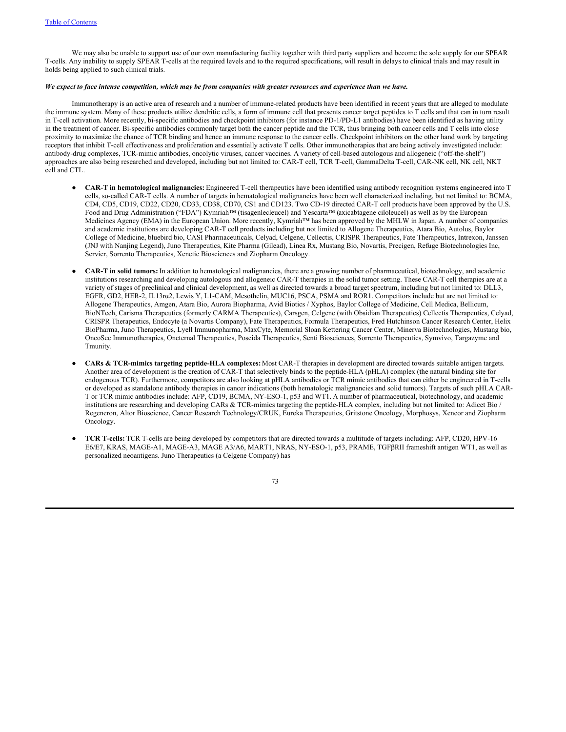We may also be unable to support use of our own manufacturing facility together with third party suppliers and become the sole supply for our SPEAR T-cells. Any inability to supply SPEAR T-cells at the required levels and to the required specifications, will result in delays to clinical trials and may result in holds being applied to such clinical trials.

***We expect to face intense competition, which may be from companies with greater resources and experience than we have.***

Immunotherapy is an active area of research and a number of immune-related products have been identified in recent years that are alleged to modulate the immune system. Many of these products utilize dendritic cells, a form of immune cell that presents cancer target peptides to T cells and that can in turn result in T-cell activation. More recently, bi-specific antibodies and checkpoint inhibitors (for instance PD-1/PD-L1 antibodies) have been identified as having utility in the treatment of cancer. Bi-specific antibodies commonly target both the cancer peptide and the TCR, thus bringing both cancer cells and T cells into close proximity to maximize the chance of TCR binding and hence an immune response to the cancer cells. Checkpoint inhibitors on the other hand work by targeting receptors that inhibit T-cell effectiveness and proliferation and essentially activate T cells. Other immunotherapies that are being actively investigated include: antibody-drug complexes, TCR-mimic antibodies, oncolytic viruses, cancer vaccines. A variety of cell-based autologous and allogeneic ("off-the-shelf") approaches are also being researched and developed, including but not limited to: CAR-T cell, TCR T-cell, GammaDelta T-cell, CAR-NK cell, NK cell, NKT cell and CTL.

- **CAR-T in hematological malignancies:** Engineered T-cell therapeutics have been identified using antibody recognition systems engineered into T cells, so-called CAR-T cells. A number of targets in hematological malignancies have been well characterized including, but not limited to: BCMA, CD4, CD5, CD19, CD22, CD20, CD33, CD38, CD70, CS1 and CD123. Two CD-19 directed CAR-T cell products have been approved by the U.S. Food and Drug Administration ("FDA") Kymriah™ (tisagenlecleucel) and Yescarta™ (axicabtagene ciloleucel) as well as by the European Medicines Agency (EMA) in the European Union. More recently, Kymriah™ has been approved by the MHLW in Japan. A number of companies and academic institutions are developing CAR-T cell products including but not limited to Allogene Therapeutics, Atara Bio, Autolus, Baylor College of Medicine, bluebird bio, CASI Pharmaceuticals, Celyad, Celgene, Cellectis, CRISPR Therapeutics, Fate Therapeutics, Intrexon, Janssen (JNJ with Nanjing Legend), Juno Therapeutics, Kite Pharma (Gilead), Linea Rx, Mustang Bio, Novartis, Precigen, Refuge Biotechnologies Inc, Servier, Sorrento Therapeutics, Xenetic Biosciences and Ziopharm Oncology.

- **CAR-T in solid tumors:** In addition to hematological malignancies, there are a growing number of pharmaceutical, biotechnology, and academic institutions researching and developing autologous and allogeneic CAR-T therapies in the solid tumor setting. These CAR-T cell therapies are at a variety of stages of preclinical and clinical development, as well as directed towards a broad target spectrum, including but not limited to: DLL3, EGFR, GD2, HER-2, IL13rα2, Lewis Y, L1-CAM, Mesothelin, MUC16, PSCA, PSMA and ROR1. Competitors include but are not limited to: Allogene Therapeutics, Amgen, Atara Bio, Aurora Biopharma, Avid Biotics / Xyphos, Baylor College of Medicine, Cell Medica, Bellicum, BioNTech, Carisma Therapeutics (formerly CARMA Therapeutics), Carsgen, Celgene (with Obsidian Therapeutics) Cellectis Therapeutics, Celyad, CRISPR Therapeutics, Endocyte (a Novartis Company), Fate Therapeutics, Formula Therapeutics, Fred Hutchinson Cancer Research Center, Helix BioPharma, Juno Therapeutics, Lyell Immunopharma, MaxCyte, Memorial Sloan Kettering Cancer Center, Minerva Biotechnologies, Mustang bio, OncoSec Immunotherapies, Oncternal Therapeutics, Poseida Therapeutics, Senti Biosciences, Sorrento Therapeutics, Symvivo, Targazyme and Tmunity.

- **CARs & TCR-mimics targeting peptide-HLA complexes:** Most CAR-T therapies in development are directed towards suitable antigen targets. Another area of development is the creation of CAR-T that selectively binds to the peptide-HLA (pHLA) complex (the natural binding site for endogenous TCR). Furthermore, competitors are also looking at pHLA antibodies or TCR mimic antibodies that can either be engineered in T-cells or developed as standalone antibody therapies in cancer indications (both hematologic malignancies and solid tumors). Targets of such pHLA CAR-T or TCR mimic antibodies include: AFP, CD19, BCMA, NY-ESO-1, p53 and WT1. A number of pharmaceutical, biotechnology, and academic institutions are researching and developing CARs & TCR-mimics targeting the peptide-HLA complex, including but not limited to: Adicet Bio / Regeneron, Altor Bioscience, Cancer Research Technology/CRUK, Eureka Therapeutics, Gritstone Oncology, Morphosys, Xencor and Ziopharm Oncology.

- **TCR T-cells:** TCR T-cells are being developed by competitors that are directed towards a multitude of targets including: AFP, CD20, HPV-16 E6/E7, KRAS, MAGE-A1, MAGE-A3, MAGE A3/A6, MART1, NRAS, NY-ESO-1, p53, PRAME, TGFβRII frameshift antigen WT1, as well as personalized neoantigens. Juno Therapeutics (a Celgene Company) has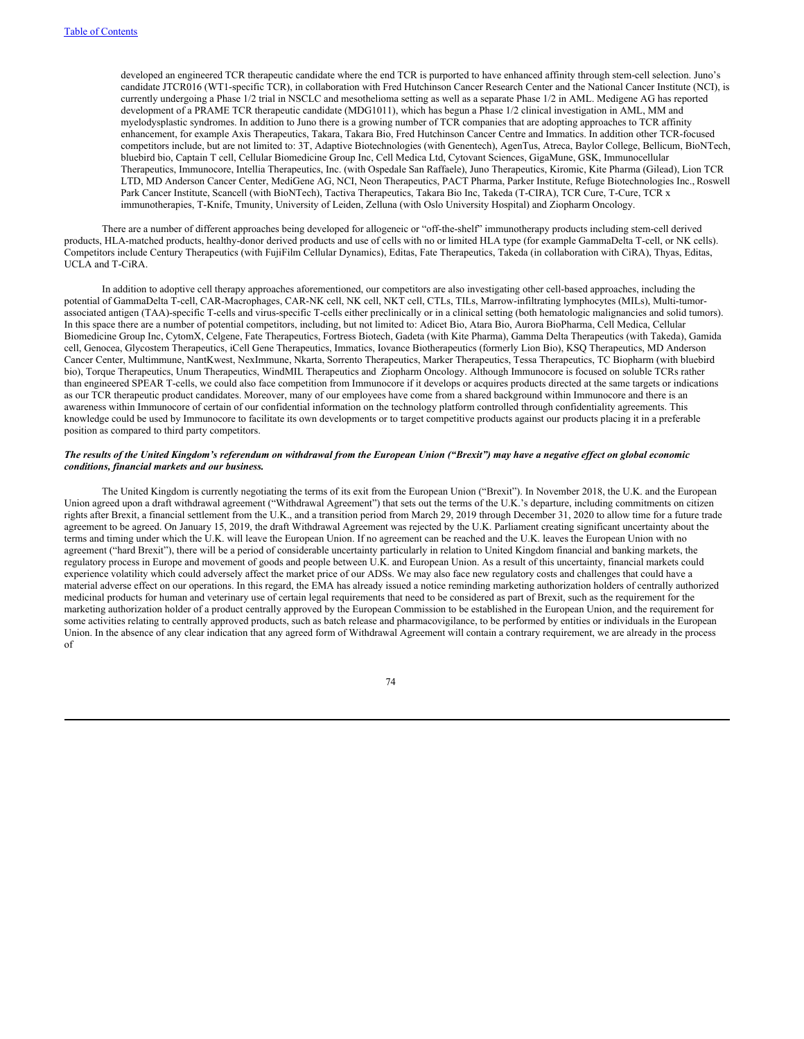developed an engineered TCR therapeutic candidate where the end TCR is purported to have enhanced affinity through stem-cell selection. Juno's candidate JTCR016 (WT1-specific TCR), in collaboration with Fred Hutchinson Cancer Research Center and the National Cancer Institute (NCI), is currently undergoing a Phase 1/2 trial in NSCLC and mesothelioma setting as well as a separate Phase 1/2 in AML. Medigene AG has reported development of a PRAME TCR therapeutic candidate (MDG1011), which has begun a Phase 1/2 clinical investigation in AML, MM and myelodysplastic syndromes. In addition to Juno there is a growing number of TCR companies that are adopting approaches to TCR affinity enhancement, for example Axis Therapeutics, Takara, Takara Bio, Fred Hutchinson Cancer Centre and Immatics. In addition other TCR-focused competitors include, but are not limited to: 3T, Adaptive Biotechnologies (with Genentech), AgenTus, Atreca, Baylor College, Bellicum, BioNTech, bluebird bio, Captain T cell, Cellular Biomedicine Group Inc, Cell Medica Ltd, Cytovant Sciences, GigaMune, GSK, Immunocellular Therapeutics, Immunocore, Intellia Therapeutics, Inc. (with Ospedale San Raffaele), Juno Therapeutics, Kiromic, Kite Pharma (Gilead), Lion TCR LTD, MD Anderson Cancer Center, MediGene AG, NCI, Neon Therapeutics, PACT Pharma, Parker Institute, Refuge Biotechnologies Inc., Roswell Park Cancer Institute, Scancell (with BioNTech), Tactiva Therapeutics, Takara Bio Inc, Takeda (T-CIRA), TCR Cure, T-Cure, TCR x immunotherapies, T-Knife, Tmunity, University of Leiden, Zelluna (with Oslo University Hospital) and Ziopharm Oncology.

There are a number of different approaches being developed for allogeneic or "off-the-shelf" immunotherapy products including stem-cell derived products, HLA-matched products, healthy-donor derived products and use of cells with no or limited HLA type (for example GammaDelta T-cell, or NK cells). Competitors include Century Therapeutics (with FujiFilm Cellular Dynamics), Editas, Fate Therapeutics, Takeda (in collaboration with CiRA), Thyas, Editas, UCLA and T-CiRA.

In addition to adoptive cell therapy approaches aforementioned, our competitors are also investigating other cell-based approaches, including the potential of GammaDelta T-cell, CAR-Macrophages, CAR-NK cell, NK cell, NKT cell, CTLs, TILs, Marrow-infiltrating lymphocytes (MILs), Multi-tumor-associated antigen (TAA)-specific T-cells and virus-specific T-cells either preclinically or in a clinical setting (both hematologic malignancies and solid tumors). In this space there are a number of potential competitors, including, but not limited to: Adicet Bio, Atara Bio, Aurora BioPharma, Cell Medica, Cellular Biomedicine Group Inc, CytomX, Celgene, Fate Therapeutics, Fortress Biotech, Gadeta (with Kite Pharma), Gamma Delta Therapeutics (with Takeda), Gamida cell, Genocea, Glycostem Therapeutics, iCell Gene Therapeutics, Immatics, Iovance Biotherapeutics (formerly Lion Bio), KSQ Therapeutics, MD Anderson Cancer Center, Multimmune, NantKwest, NexImmune, Nkarta, Sorrento Therapeutics, Marker Therapeutics, Tessa Therapeutics, TC Biopharm (with bluebird bio), Torque Therapeutics, Unum Therapeutics, WindMIL Therapeutics and Ziopharm Oncology. Although Immunocore is focused on soluble TCRs rather than engineered SPEAR T-cells, we could also face competition from Immunocore if it develops or acquires products directed at the same targets or indications as our TCR therapeutic product candidates. Moreover, many of our employees have come from a shared background within Immunocore and there is an awareness within Immunocore of certain of our confidential information on the technology platform controlled through confidentiality agreements. This knowledge could be used by Immunocore to facilitate its own developments or to target competitive products against our products placing it in a preferable position as compared to third party competitors.

***The results of the United Kingdom's referendum on withdrawal from the European Union ("Brexit") may have a negative effect on global economic conditions, financial markets and our business.***

The United Kingdom is currently negotiating the terms of its exit from the European Union ("Brexit"). In November 2018, the U.K. and the European Union agreed upon a draft withdrawal agreement ("Withdrawal Agreement") that sets out the terms of the U.K.'s departure, including commitments on citizen rights after Brexit, a financial settlement from the U.K., and a transition period from March 29, 2019 through December 31, 2020 to allow time for a future trade agreement to be agreed. On January 15, 2019, the draft Withdrawal Agreement was rejected by the U.K. Parliament creating significant uncertainty about the terms and timing under which the U.K. will leave the European Union. If no agreement can be reached and the U.K. leaves the European Union with no agreement ("hard Brexit"), there will be a period of considerable uncertainty particularly in relation to United Kingdom financial and banking markets, the regulatory process in Europe and movement of goods and people between U.K. and European Union. As a result of this uncertainty, financial markets could experience volatility which could adversely affect the market price of our ADSs. We may also face new regulatory costs and challenges that could have a material adverse effect on our operations. In this regard, the EMA has already issued a notice reminding marketing authorization holders of centrally authorized medicinal products for human and veterinary use of certain legal requirements that need to be considered as part of Brexit, such as the requirement for the marketing authorization holder of a product centrally approved by the European Commission to be established in the European Union, and the requirement for some activities relating to centrally approved products, such as batch release and pharmacovigilance, to be performed by entities or individuals in the European Union. In the absence of any clear indication that any agreed form of Withdrawal Agreement will contain a contrary requirement, we are already in the process of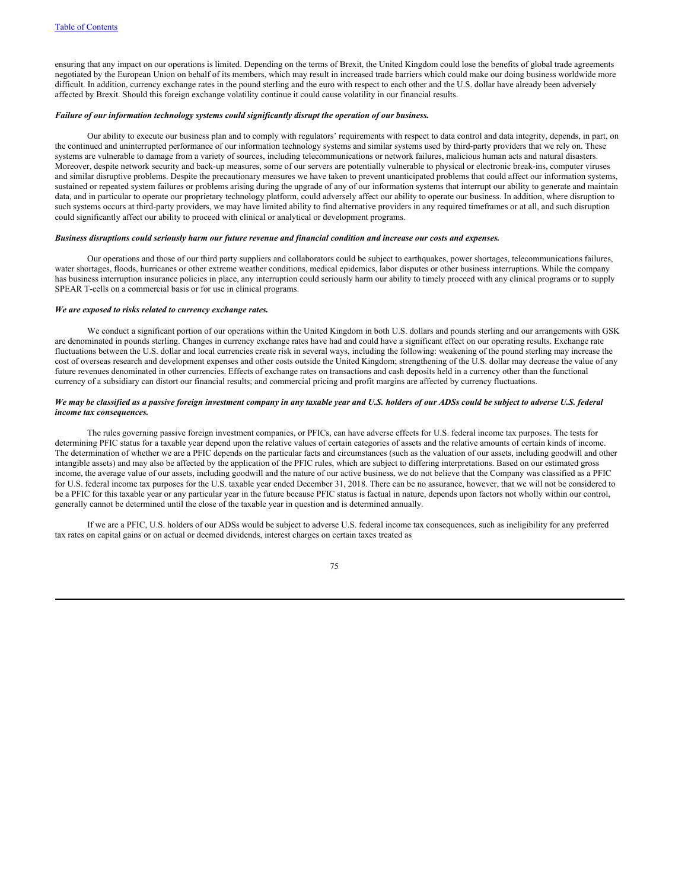ensuring that any impact on our operations is limited. Depending on the terms of Brexit, the United Kingdom could lose the benefits of global trade agreements negotiated by the European Union on behalf of its members, which may result in increased trade barriers which could make our doing business worldwide more difficult. In addition, currency exchange rates in the pound sterling and the euro with respect to each other and the U.S. dollar have already been adversely affected by Brexit. Should this foreign exchange volatility continue it could cause volatility in our financial results.

***Failure of our information technology systems could significantly disrupt the operation of our business.***

Our ability to execute our business plan and to comply with regulators' requirements with respect to data control and data integrity, depends, in part, on the continued and uninterrupted performance of our information technology systems and similar systems used by third-party providers that we rely on. These systems are vulnerable to damage from a variety of sources, including telecommunications or network failures, malicious human acts and natural disasters. Moreover, despite network security and back-up measures, some of our servers are potentially vulnerable to physical or electronic break-ins, computer viruses and similar disruptive problems. Despite the precautionary measures we have taken to prevent unanticipated problems that could affect our information systems, sustained or repeated system failures or problems arising during the upgrade of any of our information systems that interrupt our ability to generate and maintain data, and in particular to operate our proprietary technology platform, could adversely affect our ability to operate our business. In addition, where disruption to such systems occurs at third-party providers, we may have limited ability to find alternative providers in any required timeframes or at all, and such disruption could significantly affect our ability to proceed with clinical or analytical or development programs.

***Business disruptions could seriously harm our future revenue and financial condition and increase our costs and expenses.***

Our operations and those of our third party suppliers and collaborators could be subject to earthquakes, power shortages, telecommunications failures, water shortages, floods, hurricanes or other extreme weather conditions, medical epidemics, labor disputes or other business interruptions. While the company has business interruption insurance policies in place, any interruption could seriously harm our ability to timely proceed with any clinical programs or to supply SPEAR T-cells on a commercial basis or for use in clinical programs.

***We are exposed to risks related to currency exchange rates.***

We conduct a significant portion of our operations within the United Kingdom in both U.S. dollars and pounds sterling and our arrangements with GSK are denominated in pounds sterling. Changes in currency exchange rates have had and could have a significant effect on our operating results. Exchange rate fluctuations between the U.S. dollar and local currencies create risk in several ways, including the following: weakening of the pound sterling may increase the cost of overseas research and development expenses and other costs outside the United Kingdom; strengthening of the U.S. dollar may decrease the value of any future revenues denominated in other currencies. Effects of exchange rates on transactions and cash deposits held in a currency other than the functional currency of a subsidiary can distort our financial results; and commercial pricing and profit margins are affected by currency fluctuations.

***We may be classified as a passive foreign investment company in any taxable year and U.S. holders of our ADSs could be subject to adverse U.S. federal income tax consequences.***

The rules governing passive foreign investment companies, or PFICs, can have adverse effects for U.S. federal income tax purposes. The tests for determining PFIC status for a taxable year depend upon the relative values of certain categories of assets and the relative amounts of certain kinds of income. The determination of whether we are a PFIC depends on the particular facts and circumstances (such as the valuation of our assets, including goodwill and other intangible assets) and may also be affected by the application of the PFIC rules, which are subject to differing interpretations. Based on our estimated gross income, the average value of our assets, including goodwill and the nature of our active business, we do not believe that the Company was classified as a PFIC for U.S. federal income tax purposes for the U.S. taxable year ended December 31, 2018. There can be no assurance, however, that we will not be considered to be a PFIC for this taxable year or any particular year in the future because PFIC status is factual in nature, depends upon factors not wholly within our control, generally cannot be determined until the close of the taxable year in question and is determined annually.

If we are a PFIC, U.S. holders of our ADSs would be subject to adverse U.S. federal income tax consequences, such as ineligibility for any preferred tax rates on capital gains or on actual or deemed dividends, interest charges on certain taxes treated as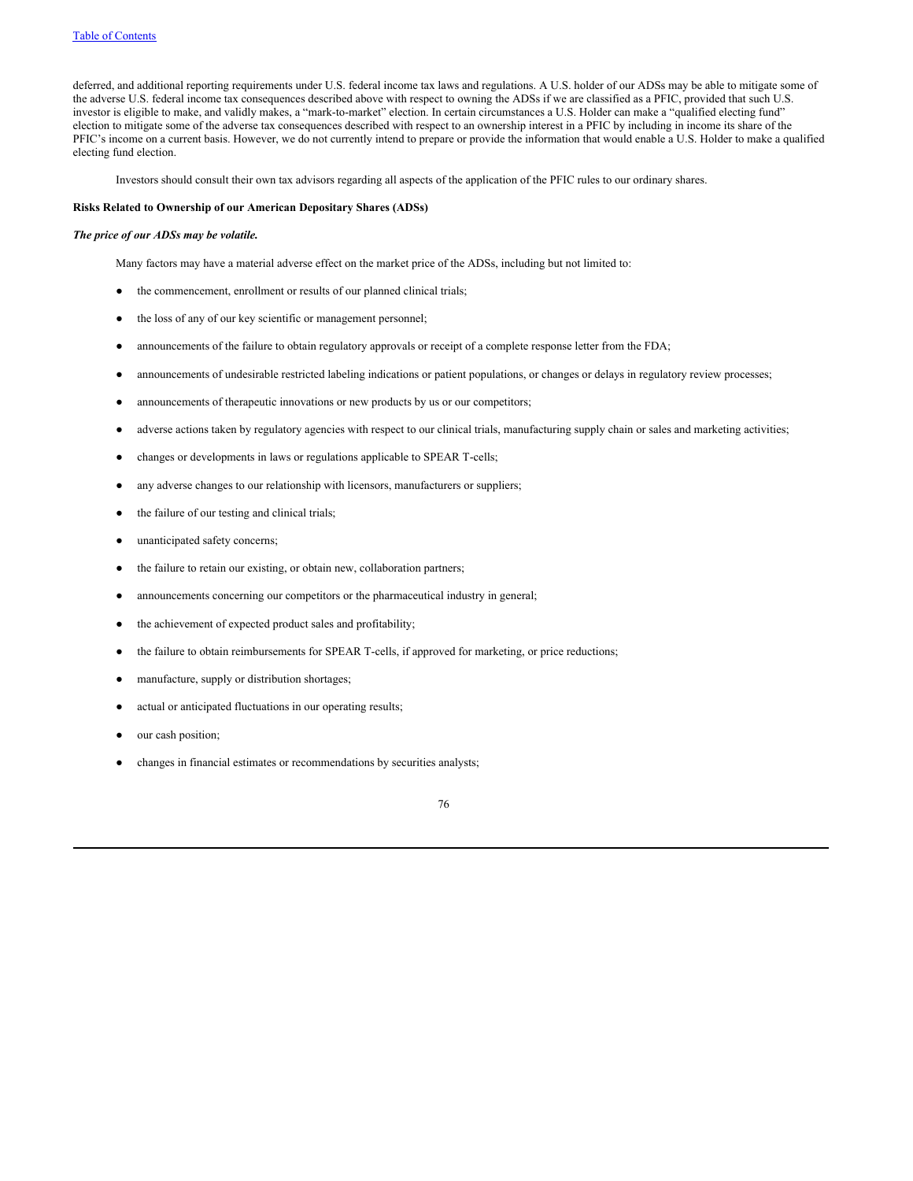deferred, and additional reporting requirements under U.S. federal income tax laws and regulations. A U.S. holder of our ADSs may be able to mitigate some of the adverse U.S. federal income tax consequences described above with respect to owning the ADSs if we are classified as a PFIC, provided that such U.S. investor is eligible to make, and validly makes, a "mark-to-market" election. In certain circumstances a U.S. Holder can make a "qualified electing fund" election to mitigate some of the adverse tax consequences described with respect to an ownership interest in a PFIC by including in income its share of the PFIC's income on a current basis. However, we do not currently intend to prepare or provide the information that would enable a U.S. Holder to make a qualified electing fund election.

Investors should consult their own tax advisors regarding all aspects of the application of the PFIC rules to our ordinary shares.

**Risks Related to Ownership of our American Depositary Shares (ADSs)**

***The price of our ADSs may be volatile.***

Many factors may have a material adverse effect on the market price of the ADSs, including but not limited to:

- the commencement, enrollment or results of our planned clinical trials;
- the loss of any of our key scientific or management personnel;
- announcements of the failure to obtain regulatory approvals or receipt of a complete response letter from the FDA;
- announcements of undesirable restricted labeling indications or patient populations, or changes or delays in regulatory review processes;
- announcements of therapeutic innovations or new products by us or our competitors;
- adverse actions taken by regulatory agencies with respect to our clinical trials, manufacturing supply chain or sales and marketing activities;
- changes or developments in laws or regulations applicable to SPEAR T-cells;
- any adverse changes to our relationship with licensors, manufacturers or suppliers;
- the failure of our testing and clinical trials;
- unanticipated safety concerns;
- the failure to retain our existing, or obtain new, collaboration partners;
- announcements concerning our competitors or the pharmaceutical industry in general;
- the achievement of expected product sales and profitability;
- the failure to obtain reimbursements for SPEAR T-cells, if approved for marketing, or price reductions;
- manufacture, supply or distribution shortages;
- actual or anticipated fluctuations in our operating results;
- our cash position;
- changes in financial estimates or recommendations by securities analysts;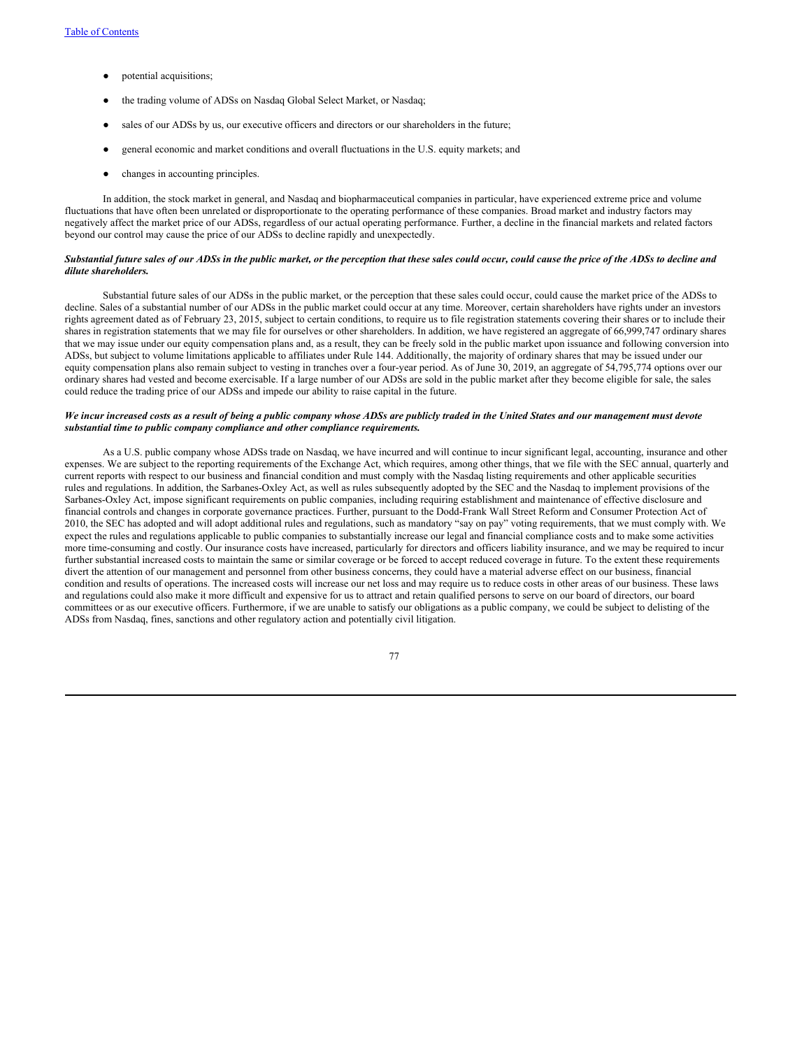- potential acquisitions;
- the trading volume of ADSs on Nasdaq Global Select Market, or Nasdaq;
- sales of our ADSs by us, our executive officers and directors or our shareholders in the future;
- general economic and market conditions and overall fluctuations in the U.S. equity markets; and
- changes in accounting principles.

In addition, the stock market in general, and Nasdaq and biopharmaceutical companies in particular, have experienced extreme price and volume fluctuations that have often been unrelated or disproportionate to the operating performance of these companies. Broad market and industry factors may negatively affect the market price of our ADSs, regardless of our actual operating performance. Further, a decline in the financial markets and related factors beyond our control may cause the price of our ADSs to decline rapidly and unexpectedly.

***Substantial future sales of our ADSs in the public market, or the perception that these sales could occur, could cause the price of the ADSs to decline and dilute shareholders.***

Substantial future sales of our ADSs in the public market, or the perception that these sales could occur, could cause the market price of the ADSs to decline. Sales of a substantial number of our ADSs in the public market could occur at any time. Moreover, certain shareholders have rights under an investors rights agreement dated as of February 23, 2015, subject to certain conditions, to require us to file registration statements covering their shares or to include their shares in registration statements that we may file for ourselves or other shareholders. In addition, we have registered an aggregate of 66,999,747 ordinary shares that we may issue under our equity compensation plans and, as a result, they can be freely sold in the public market upon issuance and following conversion into ADSs, but subject to volume limitations applicable to affiliates under Rule 144. Additionally, the majority of ordinary shares that may be issued under our equity compensation plans also remain subject to vesting in tranches over a four-year period. As of June 30, 2019, an aggregate of 54,795,774 options over our ordinary shares had vested and become exercisable. If a large number of our ADSs are sold in the public market after they become eligible for sale, the sales could reduce the trading price of our ADSs and impede our ability to raise capital in the future.

***We incur increased costs as a result of being a public company whose ADSs are publicly traded in the United States and our management must devote substantial time to public company compliance and other compliance requirements.***

As a U.S. public company whose ADSs trade on Nasdaq, we have incurred and will continue to incur significant legal, accounting, insurance and other expenses. We are subject to the reporting requirements of the Exchange Act, which requires, among other things, that we file with the SEC annual, quarterly and current reports with respect to our business and financial condition and must comply with the Nasdaq listing requirements and other applicable securities rules and regulations. In addition, the Sarbanes-Oxley Act, as well as rules subsequently adopted by the SEC and the Nasdaq to implement provisions of the Sarbanes-Oxley Act, impose significant requirements on public companies, including requiring establishment and maintenance of effective disclosure and financial controls and changes in corporate governance practices. Further, pursuant to the Dodd-Frank Wall Street Reform and Consumer Protection Act of 2010, the SEC has adopted and will adopt additional rules and regulations, such as mandatory "say on pay" voting requirements, that we must comply with. We expect the rules and regulations applicable to public companies to substantially increase our legal and financial compliance costs and to make some activities more time-consuming and costly. Our insurance costs have increased, particularly for directors and officers liability insurance, and we may be required to incur further substantial increased costs to maintain the same or similar coverage or be forced to accept reduced coverage in future. To the extent these requirements divert the attention of our management and personnel from other business concerns, they could have a material adverse effect on our business, financial condition and results of operations. The increased costs will increase our net loss and may require us to reduce costs in other areas of our business. These laws and regulations could also make it more difficult and expensive for us to attract and retain qualified persons to serve on our board of directors, our board committees or as our executive officers. Furthermore, if we are unable to satisfy our obligations as a public company, we could be subject to delisting of the ADSs from Nasdaq, fines, sanctions and other regulatory action and potentially civil litigation.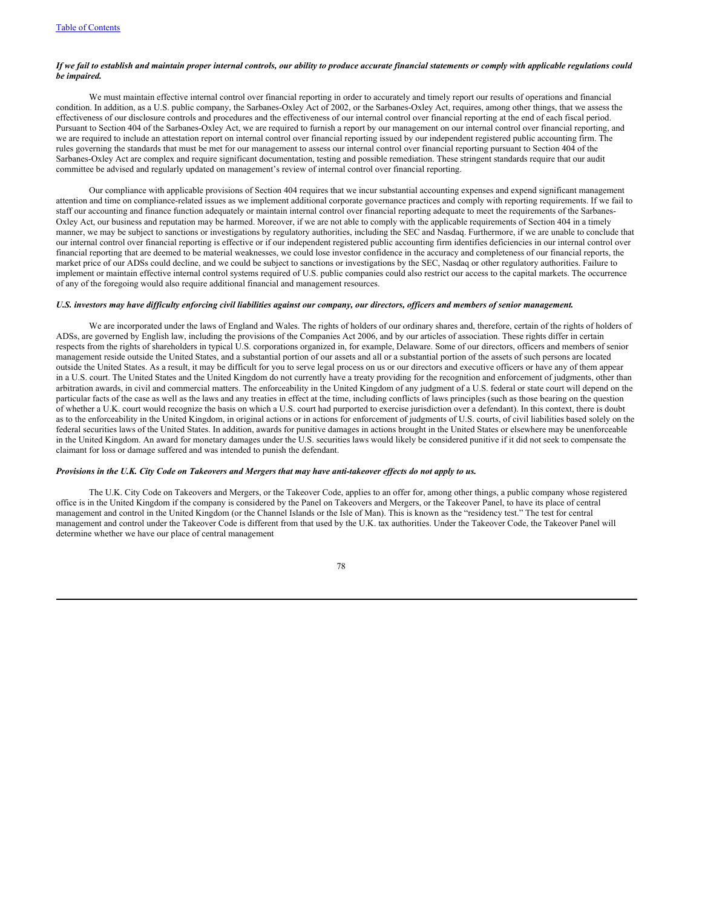***If we fail to establish and maintain proper internal controls, our ability to produce accurate financial statements or comply with applicable regulations could be impaired.***

We must maintain effective internal control over financial reporting in order to accurately and timely report our results of operations and financial condition. In addition, as a U.S. public company, the Sarbanes-Oxley Act of 2002, or the Sarbanes-Oxley Act, requires, among other things, that we assess the effectiveness of our disclosure controls and procedures and the effectiveness of our internal control over financial reporting at the end of each fiscal period. Pursuant to Section 404 of the Sarbanes-Oxley Act, we are required to furnish a report by our management on our internal control over financial reporting, and we are required to include an attestation report on internal control over financial reporting issued by our independent registered public accounting firm. The rules governing the standards that must be met for our management to assess our internal control over financial reporting pursuant to Section 404 of the Sarbanes-Oxley Act are complex and require significant documentation, testing and possible remediation. These stringent standards require that our audit committee be advised and regularly updated on management's review of internal control over financial reporting.

Our compliance with applicable provisions of Section 404 requires that we incur substantial accounting expenses and expend significant management attention and time on compliance-related issues as we implement additional corporate governance practices and comply with reporting requirements. If we fail to staff our accounting and finance function adequately or maintain internal control over financial reporting adequate to meet the requirements of the Sarbanes-Oxley Act, our business and reputation may be harmed. Moreover, if we are not able to comply with the applicable requirements of Section 404 in a timely manner, we may be subject to sanctions or investigations by regulatory authorities, including the SEC and Nasdaq. Furthermore, if we are unable to conclude that our internal control over financial reporting is effective or if our independent registered public accounting firm identifies deficiencies in our internal control over financial reporting that are deemed to be material weaknesses, we could lose investor confidence in the accuracy and completeness of our financial reports, the market price of our ADSs could decline, and we could be subject to sanctions or investigations by the SEC, Nasdaq or other regulatory authorities. Failure to implement or maintain effective internal control systems required of U.S. public companies could also restrict our access to the capital markets. The occurrence of any of the foregoing would also require additional financial and management resources.

***U.S. investors may have difficulty enforcing civil liabilities against our company, our directors, officers and members of senior management.***

We are incorporated under the laws of England and Wales. The rights of holders of our ordinary shares and, therefore, certain of the rights of holders of ADSs, are governed by English law, including the provisions of the Companies Act 2006, and by our articles of association. These rights differ in certain respects from the rights of shareholders in typical U.S. corporations organized in, for example, Delaware. Some of our directors, officers and members of senior management reside outside the United States, and a substantial portion of our assets and all or a substantial portion of the assets of such persons are located outside the United States. As a result, it may be difficult for you to serve legal process on us or our directors and executive officers or have any of them appear in a U.S. court. The United States and the United Kingdom do not currently have a treaty providing for the recognition and enforcement of judgments, other than arbitration awards, in civil and commercial matters. The enforceability in the United Kingdom of any judgment of a U.S. federal or state court will depend on the particular facts of the case as well as the laws and any treaties in effect at the time, including conflicts of laws principles (such as those bearing on the question of whether a U.K. court would recognize the basis on which a U.S. court had purported to exercise jurisdiction over a defendant). In this context, there is doubt as to the enforceability in the United Kingdom, in original actions or in actions for enforcement of judgments of U.S. courts, of civil liabilities based solely on the federal securities laws of the United States. In addition, awards for punitive damages in actions brought in the United States or elsewhere may be unenforceable in the United Kingdom. An award for monetary damages under the U.S. securities laws would likely be considered punitive if it did not seek to compensate the claimant for loss or damage suffered and was intended to punish the defendant.

***Provisions in the U.K. City Code on Takeovers and Mergers that may have anti-takeover effects do not apply to us.***

The U.K. City Code on Takeovers and Mergers, or the Takeover Code, applies to an offer for, among other things, a public company whose registered office is in the United Kingdom if the company is considered by the Panel on Takeovers and Mergers, or the Takeover Panel, to have its place of central management and control in the United Kingdom (or the Channel Islands or the Isle of Man). This is known as the "residency test." The test for central management and control under the Takeover Code is different from that used by the U.K. tax authorities. Under the Takeover Code, the Takeover Panel will determine whether we have our place of central management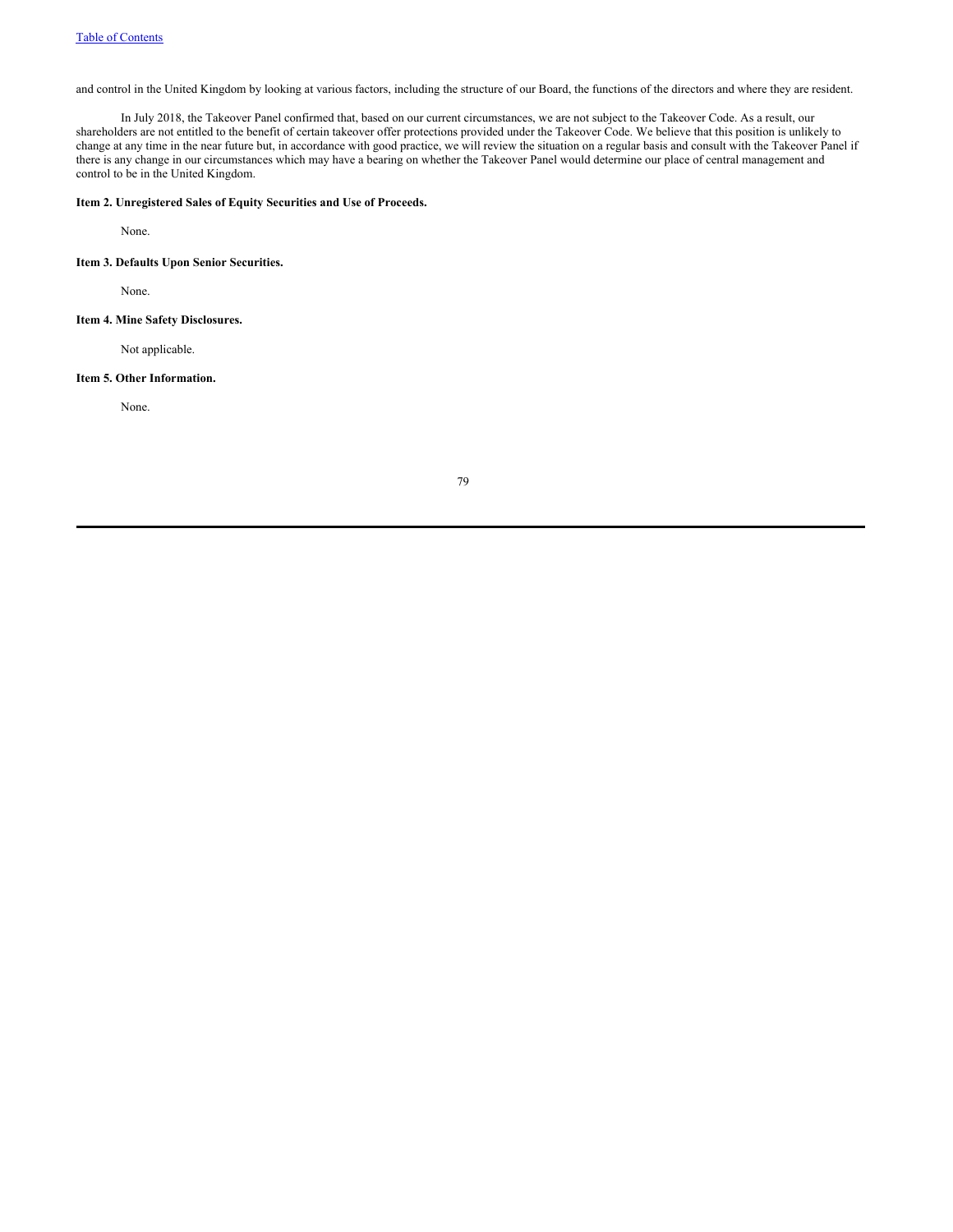and control in the United Kingdom by looking at various factors, including the structure of our Board, the functions of the directors and where they are resident.

In July 2018, the Takeover Panel confirmed that, based on our current circumstances, we are not subject to the Takeover Code. As a result, our shareholders are not entitled to the benefit of certain takeover offer protections provided under the Takeover Code. We believe that this position is unlikely to change at any time in the near future but, in accordance with good practice, we will review the situation on a regular basis and consult with the Takeover Panel if there is any change in our circumstances which may have a bearing on whether the Takeover Panel would determine our place of central management and control to be in the United Kingdom.

### Item 2. Unregistered Sales of Equity Securities and Use of Proceeds.

None.

### Item 3. Defaults Upon Senior Securities.

None.

### Item 4. Mine Safety Disclosures.

Not applicable.

### Item 5. Other Information.

None.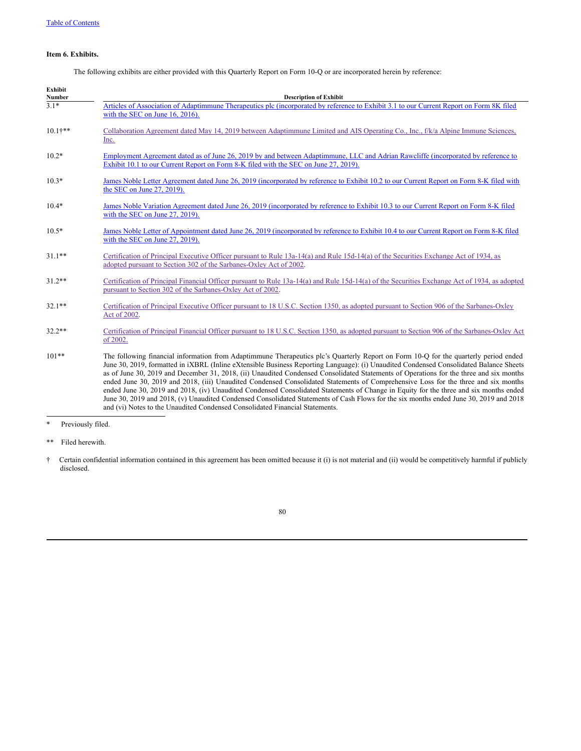**Item 6. Exhibits.**

The following exhibits are either provided with this Quarterly Report on Form 10-Q or are incorporated herein by reference:

| Exhibit Number | Description of Exhibit |
|---|---|
| 3.1* | Articles of Association of Adaptimmune Therapeutics plc (incorporated by reference to Exhibit 3.1 to our Current Report on Form 8K filed with the SEC on June 16, 2016). |
| 10.1†** | Collaboration Agreement dated May 14, 2019 between Adaptimmune Limited and AIS Operating Co., Inc., f/k/a Alpine Immune Sciences, Inc. |
| 10.2* | Employment Agreement dated as of June 26, 2019 by and between Adaptimmune, LLC and Adrian Rawcliffe (incorporated by reference to Exhibit 10.1 to our Current Report on Form 8-K filed with the SEC on June 27, 2019). |
| 10.3* | James Noble Letter Agreement dated June 26, 2019 (incorporated by reference to Exhibit 10.2 to our Current Report on Form 8-K filed with the SEC on June 27, 2019). |
| 10.4* | James Noble Variation Agreement dated June 26, 2019 (incorporated by reference to Exhibit 10.3 to our Current Report on Form 8-K filed with the SEC on June 27, 2019). |
| 10.5* | James Noble Letter of Appointment dated June 26, 2019 (incorporated by reference to Exhibit 10.4 to our Current Report on Form 8-K filed with the SEC on June 27, 2019). |
| 31.1** | Certification of Principal Executive Officer pursuant to Rule 13a-14(a) and Rule 15d-14(a) of the Securities Exchange Act of 1934, as adopted pursuant to Section 302 of the Sarbanes-Oxley Act of 2002. |
| 31.2** | Certification of Principal Financial Officer pursuant to Rule 13a-14(a) and Rule 15d-14(a) of the Securities Exchange Act of 1934, as adopted pursuant to Section 302 of the Sarbanes-Oxley Act of 2002. |
| 32.1** | Certification of Principal Executive Officer pursuant to 18 U.S.C. Section 1350, as adopted pursuant to Section 906 of the Sarbanes-Oxley Act of 2002. |
| 32.2** | Certification of Principal Financial Officer pursuant to 18 U.S.C. Section 1350, as adopted pursuant to Section 906 of the Sarbanes-Oxley Act of 2002. |
| 101** | The following financial information from Adaptimmune Therapeutics plc's Quarterly Report on Form 10-Q for the quarterly period ended June 30, 2019, formatted in iXBRL (Inline eXtensible Business Reporting Language): (i) Unaudited Condensed Consolidated Balance Sheets as of June 30, 2019 and December 31, 2018, (ii) Unaudited Condensed Consolidated Statements of Operations for the three and six months ended June 30, 2019 and 2018, (iii) Unaudited Condensed Consolidated Statements of Comprehensive Loss for the three and six months ended June 30, 2019 and 2018, (iv) Unaudited Condensed Consolidated Statements of Change in Equity for the three and six months ended June 30, 2019 and 2018, (v) Unaudited Condensed Consolidated Statements of Cash Flows for the six months ended June 30, 2019 and 2018 and (vi) Notes to the Unaudited Condensed Consolidated Financial Statements. |

\* Previously filed.

\** Filed herewith.

† Certain confidential information contained in this agreement has been omitted because it (i) is not material and (ii) would be competitively harmful if publicly disclosed.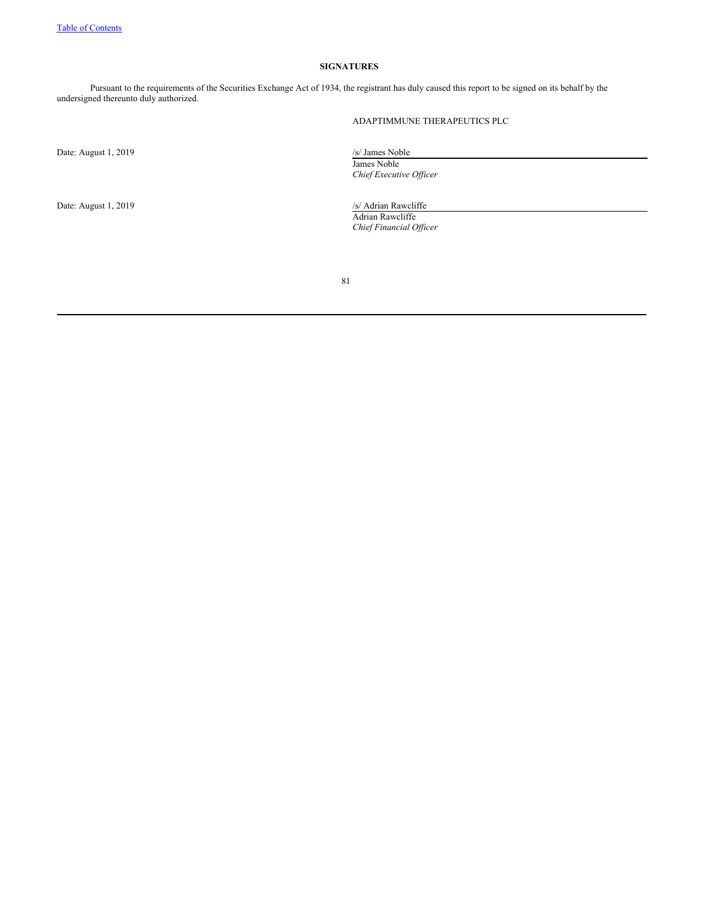**SIGNATURES**

Pursuant to the requirements of the Securities Exchange Act of 1934, the registrant has duly caused this report to be signed on its behalf by the undersigned thereunto duly authorized.

ADAPTIMMUNE THERAPEUTICS PLC

Date: August 1, 2019

/s/ James Noble
James Noble
*Chief Executive Officer*

Date: August 1, 2019

/s/ Adrian Rawcliffe
Adrian Rawcliffe
*Chief Financial Officer*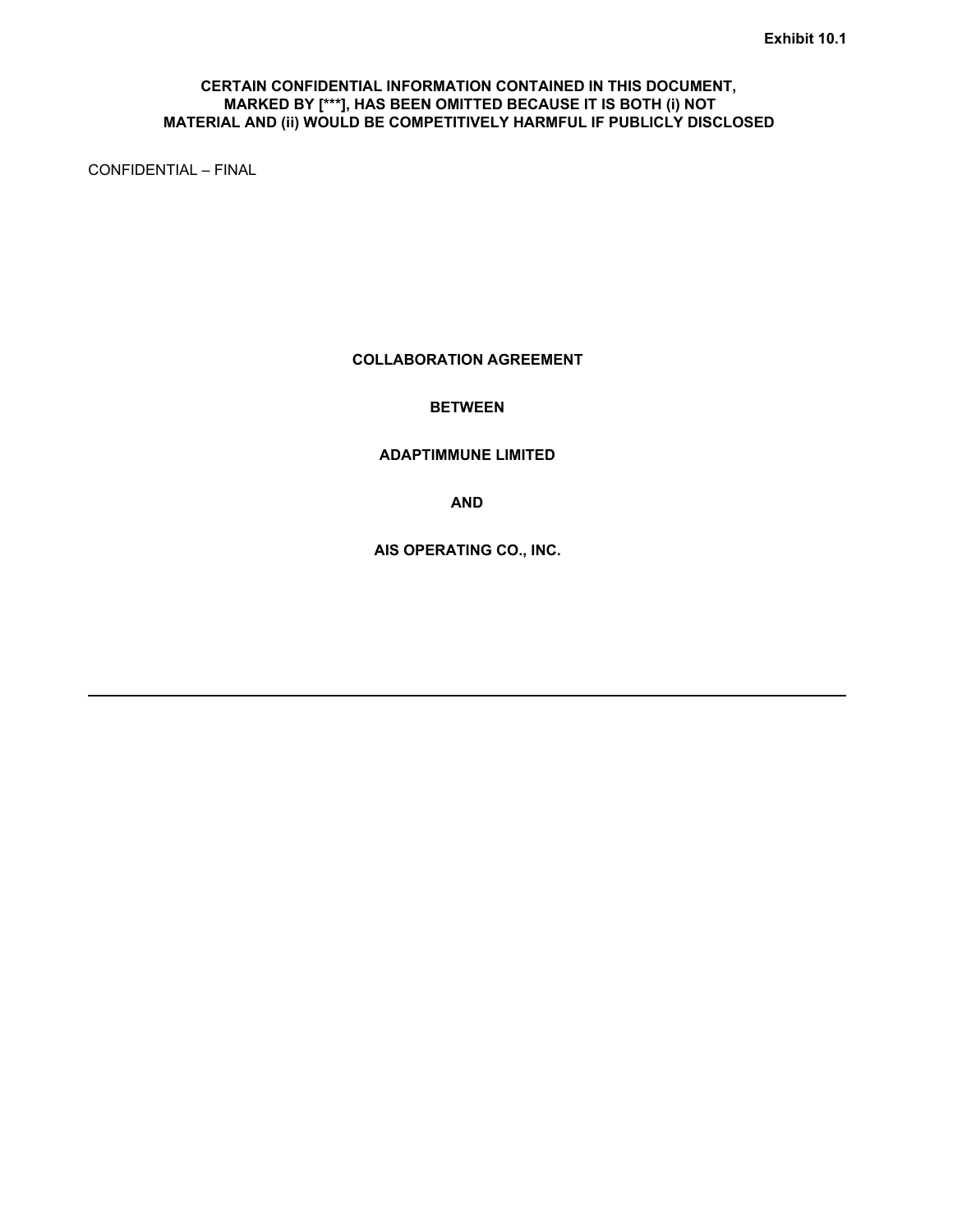**Exhibit 10.1**

**CERTAIN CONFIDENTIAL INFORMATION CONTAINED IN THIS DOCUMENT, MARKED BY [***], HAS BEEN OMITTED BECAUSE IT IS BOTH (i) NOT MATERIAL AND (ii) WOULD BE COMPETITIVELY HARMFUL IF PUBLICLY DISCLOSED**

CONFIDENTIAL – FINAL

# COLLABORATION AGREEMENT

**BETWEEN**

**ADAPTIMMUNE LIMITED**

**AND**

**AIS OPERATING CO., INC.**

---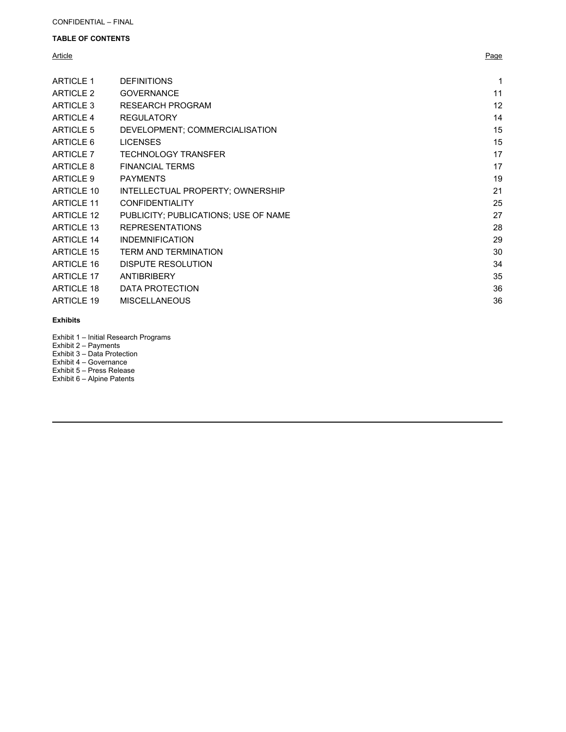CONFIDENTIAL – FINAL

**TABLE OF CONTENTS**

| Article | | Page |
|---|---|---|
| ARTICLE 1 | DEFINITIONS | 1 |
| ARTICLE 2 | GOVERNANCE | 11 |
| ARTICLE 3 | RESEARCH PROGRAM | 12 |
| ARTICLE 4 | REGULATORY | 14 |
| ARTICLE 5 | DEVELOPMENT; COMMERCIALISATION | 15 |
| ARTICLE 6 | LICENSES | 15 |
| ARTICLE 7 | TECHNOLOGY TRANSFER | 17 |
| ARTICLE 8 | FINANCIAL TERMS | 17 |
| ARTICLE 9 | PAYMENTS | 19 |
| ARTICLE 10 | INTELLECTUAL PROPERTY; OWNERSHIP | 21 |
| ARTICLE 11 | CONFIDENTIALITY | 25 |
| ARTICLE 12 | PUBLICITY; PUBLICATIONS; USE OF NAME | 27 |
| ARTICLE 13 | REPRESENTATIONS | 28 |
| ARTICLE 14 | INDEMNIFICATION | 29 |
| ARTICLE 15 | TERM AND TERMINATION | 30 |
| ARTICLE 16 | DISPUTE RESOLUTION | 34 |
| ARTICLE 17 | ANTIBRIBERY | 35 |
| ARTICLE 18 | DATA PROTECTION | 36 |
| ARTICLE 19 | MISCELLANEOUS | 36 |

**Exhibits**

Exhibit 1 – Initial Research Programs
Exhibit 2 – Payments
Exhibit 3 – Data Protection
Exhibit 4 – Governance
Exhibit 5 – Press Release
Exhibit 6 – Alpine Patents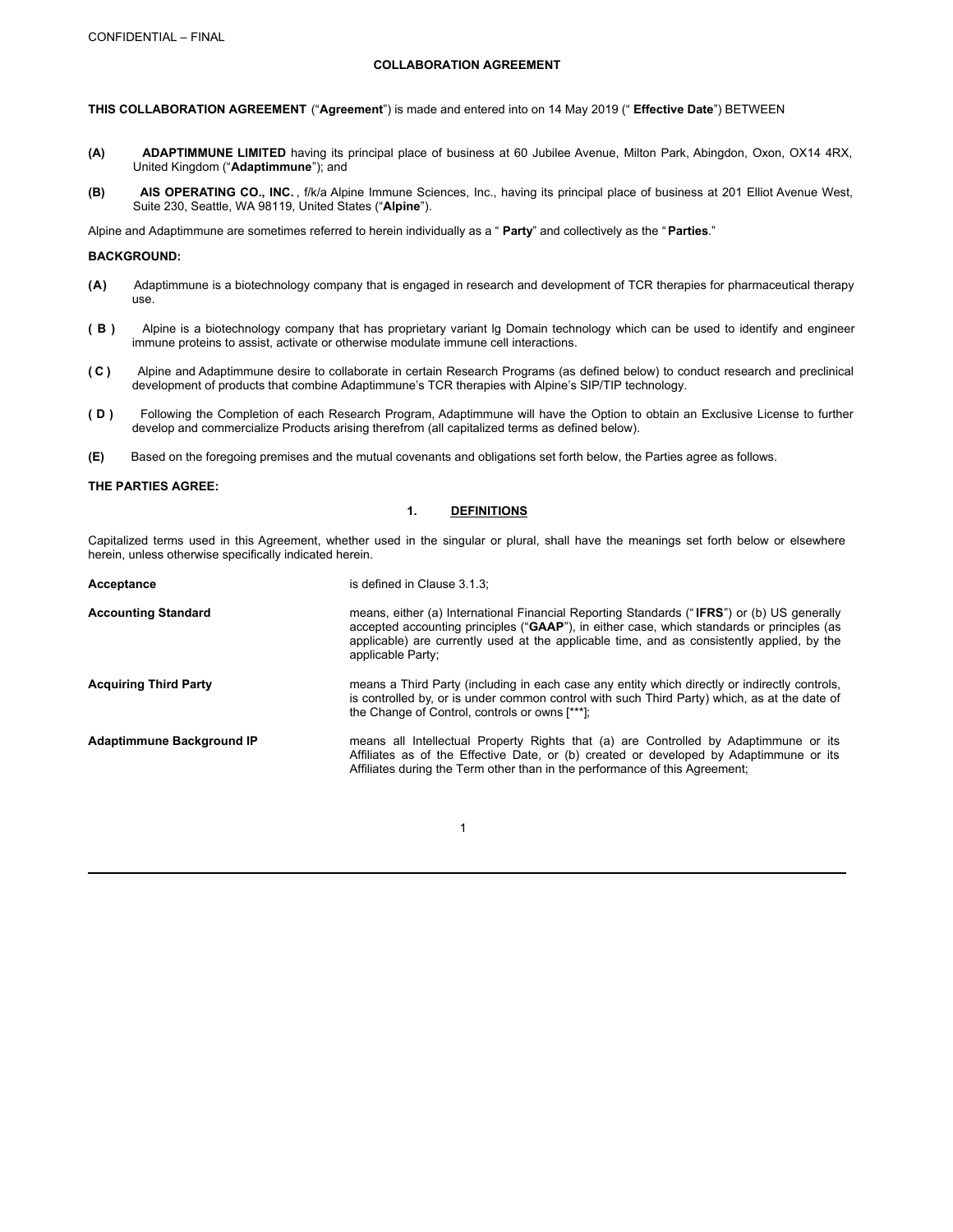CONFIDENTIAL – FINAL

**COLLABORATION AGREEMENT**

**THIS COLLABORATION AGREEMENT** ("**Agreement**") is made and entered into on 14 May 2019 (" **Effective Date**") BETWEEN

**(A)** **ADAPTIMMUNE LIMITED** having its principal place of business at 60 Jubilee Avenue, Milton Park, Abingdon, Oxon, OX14 4RX, United Kingdom ("**Adaptimmune**"); and

**(B)** **AIS OPERATING CO., INC.** , f/k/a Alpine Immune Sciences, Inc., having its principal place of business at 201 Elliot Avenue West, Suite 230, Seattle, WA 98119, United States ("**Alpine**").

Alpine and Adaptimmune are sometimes referred to herein individually as a " **Party**" and collectively as the " **Parties**."

**BACKGROUND:**

**(A)** Adaptimmune is a biotechnology company that is engaged in research and development of TCR therapies for pharmaceutical therapy use.

**( B )** Alpine is a biotechnology company that has proprietary variant Ig Domain technology which can be used to identify and engineer immune proteins to assist, activate or otherwise modulate immune cell interactions.

**( C )** Alpine and Adaptimmune desire to collaborate in certain Research Programs (as defined below) to conduct research and preclinical development of products that combine Adaptimmune's TCR therapies with Alpine's SIP/TIP technology.

**( D )** Following the Completion of each Research Program, Adaptimmune will have the Option to obtain an Exclusive License to further develop and commercialize Products arising therefrom (all capitalized terms as defined below).

**(E)** Based on the foregoing premises and the mutual covenants and obligations set forth below, the Parties agree as follows.

**THE PARTIES AGREE:**

## 1. DEFINITIONS

Capitalized terms used in this Agreement, whether used in the singular or plural, shall have the meanings set forth below or elsewhere herein, unless otherwise specifically indicated herein.

| | |
|---|---|
| **Acceptance** | is defined in Clause 3.1.3; |
| **Accounting Standard** | means, either (a) International Financial Reporting Standards (" **IFRS**") or (b) US generally accepted accounting principles ("**GAAP**"), in either case, which standards or principles (as applicable) are currently used at the applicable time, and as consistently applied, by the applicable Party; |
| **Acquiring Third Party** | means a Third Party (including in each case any entity which directly or indirectly controls, is controlled by, or is under common control with such Third Party) which, as at the date of the Change of Control, controls or owns [***]; |
| **Adaptimmune Background IP** | means all Intellectual Property Rights that (a) are Controlled by Adaptimmune or its Affiliates as of the Effective Date, or (b) created or developed by Adaptimmune or its Affiliates during the Term other than in the performance of this Agreement; |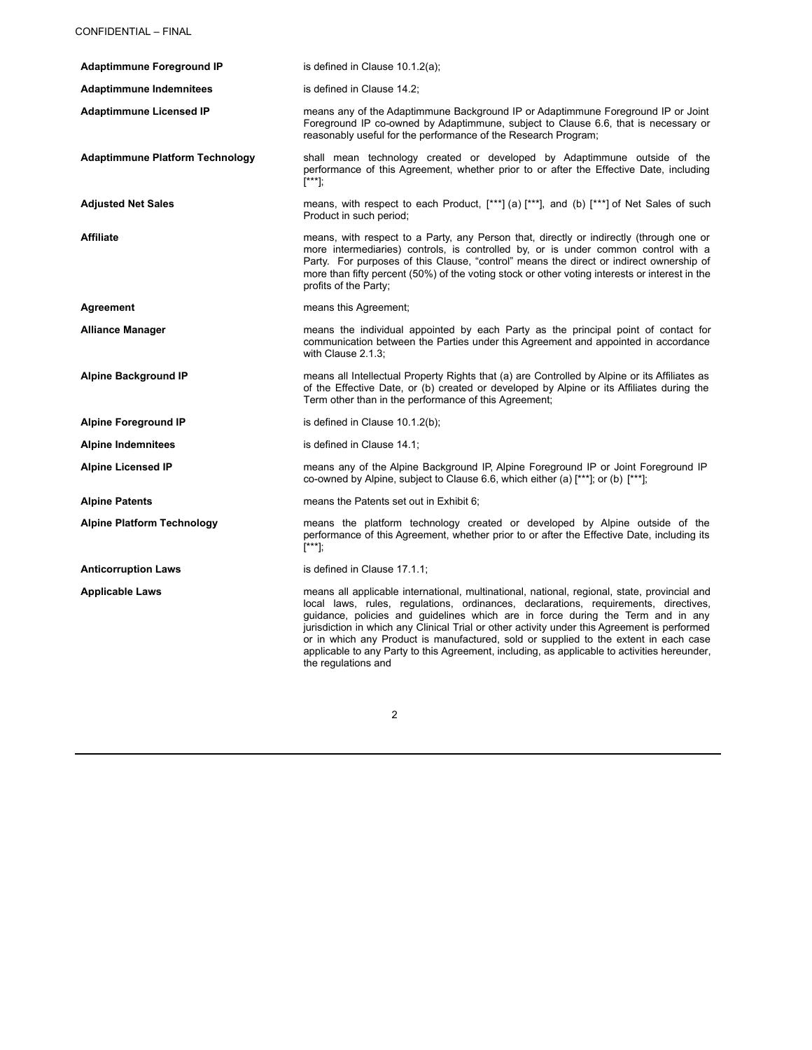| | |
|---|---|
| **Adaptimmune Foreground IP** | is defined in Clause 10.1.2(a); |
| **Adaptimmune Indemnitees** | is defined in Clause 14.2; |
| **Adaptimmune Licensed IP** | means any of the Adaptimmune Background IP or Adaptimmune Foreground IP or Joint Foreground IP co-owned by Adaptimmune, subject to Clause 6.6, that is necessary or reasonably useful for the performance of the Research Program; |
| **Adaptimmune Platform Technology** | shall mean technology created or developed by Adaptimmune outside of the performance of this Agreement, whether prior to or after the Effective Date, including [***]; |
| **Adjusted Net Sales** | means, with respect to each Product, [***] (a) [***], and (b) [***] of Net Sales of such Product in such period; |
| **Affiliate** | means, with respect to a Party, any Person that, directly or indirectly (through one or more intermediaries) controls, is controlled by, or is under common control with a Party. For purposes of this Clause, "control" means the direct or indirect ownership of more than fifty percent (50%) of the voting stock or other voting interests or interest in the profits of the Party; |
| **Agreement** | means this Agreement; |
| **Alliance Manager** | means the individual appointed by each Party as the principal point of contact for communication between the Parties under this Agreement and appointed in accordance with Clause 2.1.3; |
| **Alpine Background IP** | means all Intellectual Property Rights that (a) are Controlled by Alpine or its Affiliates as of the Effective Date, or (b) created or developed by Alpine or its Affiliates during the Term other than in the performance of this Agreement; |
| **Alpine Foreground IP** | is defined in Clause 10.1.2(b); |
| **Alpine Indemnitees** | is defined in Clause 14.1; |
| **Alpine Licensed IP** | means any of the Alpine Background IP, Alpine Foreground IP or Joint Foreground IP co-owned by Alpine, subject to Clause 6.6, which either (a) [***]; or (b) [***]; |
| **Alpine Patents** | means the Patents set out in Exhibit 6; |
| **Alpine Platform Technology** | means the platform technology created or developed by Alpine outside of the performance of this Agreement, whether prior to or after the Effective Date, including its [***]; |
| **Anticorruption Laws** | is defined in Clause 17.1.1; |
| **Applicable Laws** | means all applicable international, multinational, national, regional, state, provincial and local laws, rules, regulations, ordinances, declarations, requirements, directives, guidance, policies and guidelines which are in force during the Term and in any jurisdiction in which any Clinical Trial or other activity under this Agreement is performed or in which any Product is manufactured, sold or supplied to the extent in each case applicable to any Party to this Agreement, including, as applicable to activities hereunder, the regulations and |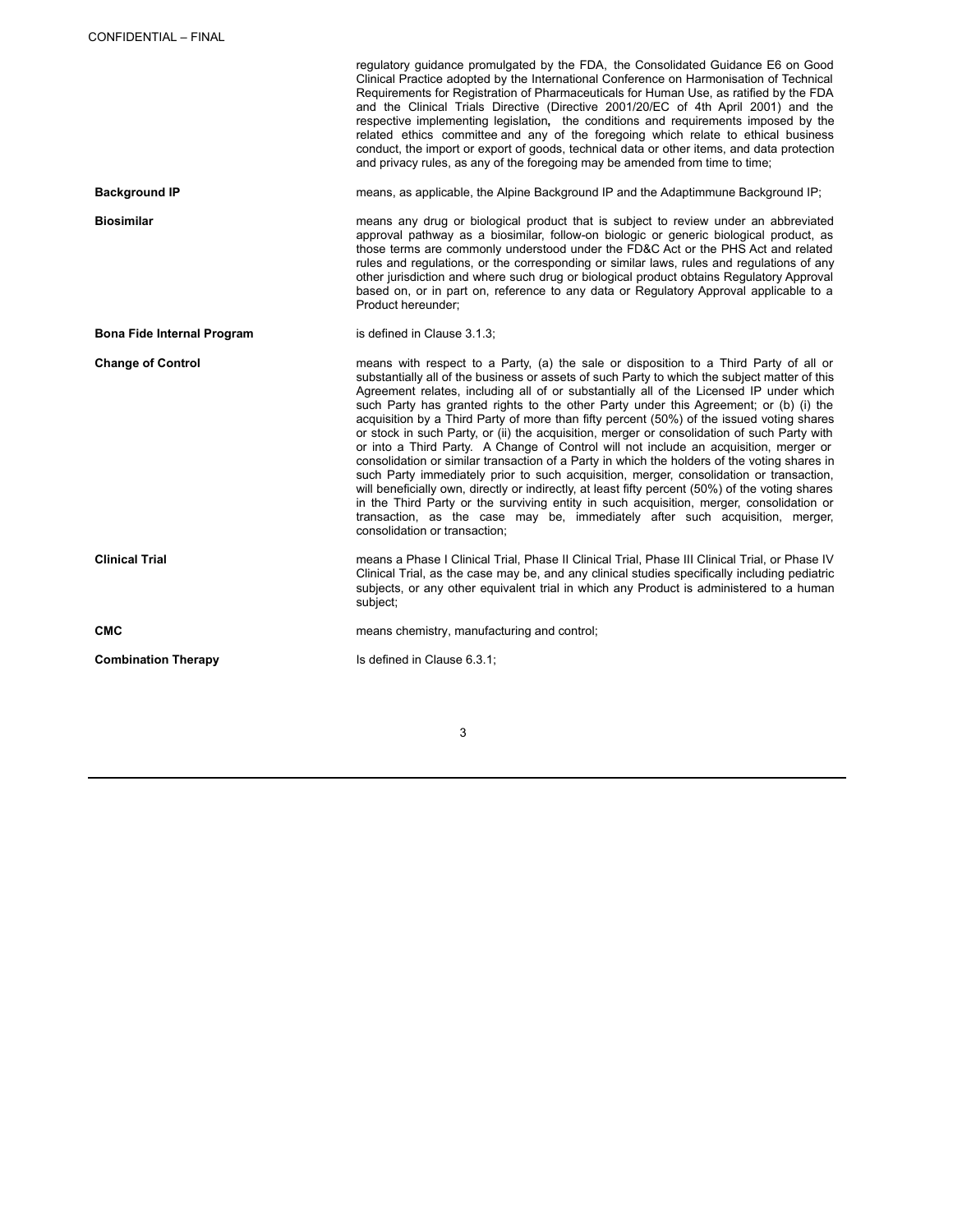regulatory guidance promulgated by the FDA, the Consolidated Guidance E6 on Good Clinical Practice adopted by the International Conference on Harmonisation of Technical Requirements for Registration of Pharmaceuticals for Human Use, as ratified by the FDA and the Clinical Trials Directive (Directive 2001/20/EC of 4th April 2001) and the respective implementing legislation, the conditions and requirements imposed by the related ethics committee and any of the foregoing which relate to ethical business conduct, the import or export of goods, technical data or other items, and data protection and privacy rules, as any of the foregoing may be amended from time to time;

**Background IP** means, as applicable, the Alpine Background IP and the Adaptimmune Background IP;

**Biosimilar** means any drug or biological product that is subject to review under an abbreviated approval pathway as a biosimilar, follow-on biologic or generic biological product, as those terms are commonly understood under the FD&C Act or the PHS Act and related rules and regulations, or the corresponding or similar laws, rules and regulations of any other jurisdiction and where such drug or biological product obtains Regulatory Approval based on, or in part on, reference to any data or Regulatory Approval applicable to a Product hereunder;

**Bona Fide Internal Program** is defined in Clause 3.1.3;

**Change of Control** means with respect to a Party, (a) the sale or disposition to a Third Party of all or substantially all of the business or assets of such Party to which the subject matter of this Agreement relates, including all of or substantially all of the Licensed IP under which such Party has granted rights to the other Party under this Agreement; or (b) (i) the acquisition by a Third Party of more than fifty percent (50%) of the issued voting shares or stock in such Party, or (ii) the acquisition, merger or consolidation of such Party with or into a Third Party. A Change of Control will not include an acquisition, merger or consolidation or similar transaction of a Party in which the holders of the voting shares in such Party immediately prior to such acquisition, merger, consolidation or transaction, will beneficially own, directly or indirectly, at least fifty percent (50%) of the voting shares in the Third Party or the surviving entity in such acquisition, merger, consolidation or transaction, as the case may be, immediately after such acquisition, merger, consolidation or transaction;

**Clinical Trial** means a Phase I Clinical Trial, Phase II Clinical Trial, Phase III Clinical Trial, or Phase IV Clinical Trial, as the case may be, and any clinical studies specifically including pediatric subjects, or any other equivalent trial in which any Product is administered to a human subject;

**CMC** means chemistry, manufacturing and control;

**Combination Therapy** Is defined in Clause 6.3.1;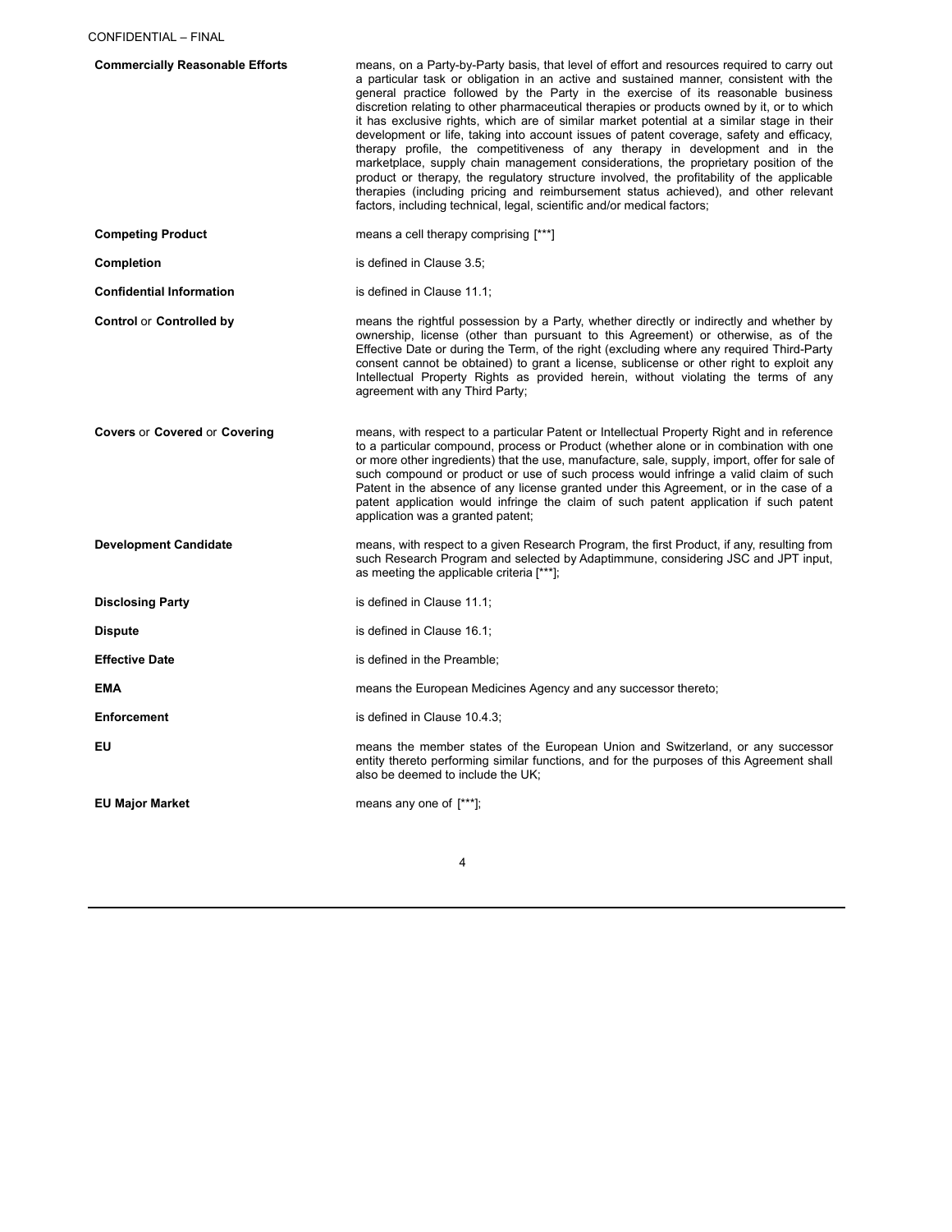CONFIDENTIAL – FINAL

| | |
|---|---|
| **Commercially Reasonable Efforts** | means, on a Party-by-Party basis, that level of effort and resources required to carry out a particular task or obligation in an active and sustained manner, consistent with the general practice followed by the Party in the exercise of its reasonable business discretion relating to other pharmaceutical therapies or products owned by it, or to which it has exclusive rights, which are of similar market potential at a similar stage in their development or life, taking into account issues of patent coverage, safety and efficacy, therapy profile, the competitiveness of any therapy in development and in the marketplace, supply chain management considerations, the proprietary position of the product or therapy, the regulatory structure involved, the profitability of the applicable therapies (including pricing and reimbursement status achieved), and other relevant factors, including technical, legal, scientific and/or medical factors; |
| **Competing Product** | means a cell therapy comprising [***] |
| **Completion** | is defined in Clause 3.5; |
| **Confidential Information** | is defined in Clause 11.1; |
| **Control** or **Controlled by** | means the rightful possession by a Party, whether directly or indirectly and whether by ownership, license (other than pursuant to this Agreement) or otherwise, as of the Effective Date or during the Term, of the right (excluding where any required Third-Party consent cannot be obtained) to grant a license, sublicense or other right to exploit any Intellectual Property Rights as provided herein, without violating the terms of any agreement with any Third Party; |
| **Covers** or **Covered** or **Covering** | means, with respect to a particular Patent or Intellectual Property Right and in reference to a particular compound, process or Product (whether alone or in combination with one or more other ingredients) that the use, manufacture, sale, supply, import, offer for sale of such compound or product or use of such process would infringe a valid claim of such Patent in the absence of any license granted under this Agreement, or in the case of a patent application would infringe the claim of such patent application if such patent application was a granted patent; |
| **Development Candidate** | means, with respect to a given Research Program, the first Product, if any, resulting from such Research Program and selected by Adaptimmune, considering JSC and JPT input, as meeting the applicable criteria [***]; |
| **Disclosing Party** | is defined in Clause 11.1; |
| **Dispute** | is defined in Clause 16.1; |
| **Effective Date** | is defined in the Preamble; |
| **EMA** | means the European Medicines Agency and any successor thereto; |
| **Enforcement** | is defined in Clause 10.4.3; |
| **EU** | means the member states of the European Union and Switzerland, or any successor entity thereto performing similar functions, and for the purposes of this Agreement shall also be deemed to include the UK; |
| **EU Major Market** | means any one of [***]; |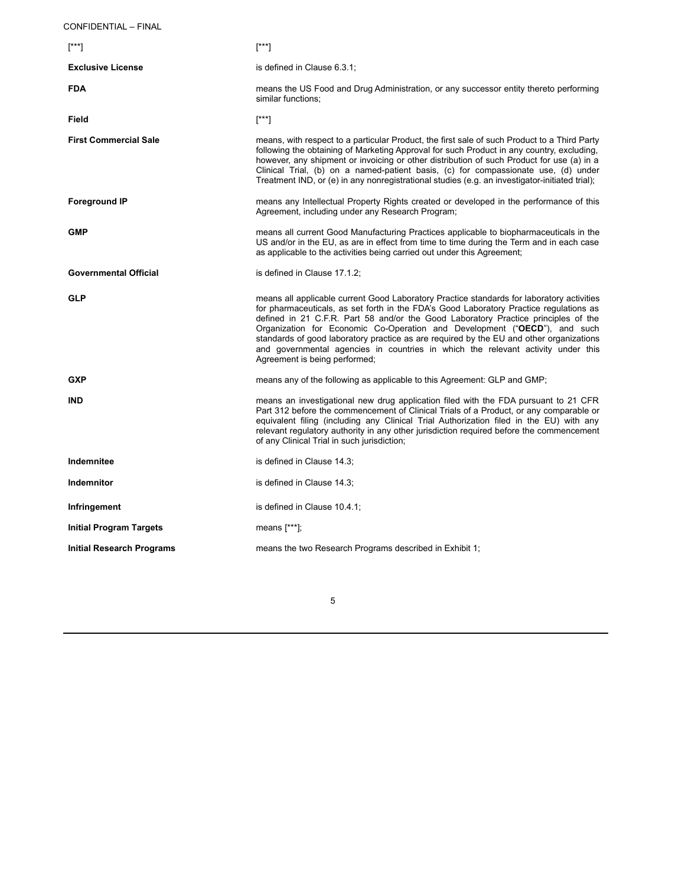| | |
|---|---|
| [***] | [***] |
| **Exclusive License** | is defined in Clause 6.3.1; |
| **FDA** | means the US Food and Drug Administration, or any successor entity thereto performing similar functions; |
| **Field** | [***] |
| **First Commercial Sale** | means, with respect to a particular Product, the first sale of such Product to a Third Party following the obtaining of Marketing Approval for such Product in any country, excluding, however, any shipment or invoicing or other distribution of such Product for use (a) in a Clinical Trial, (b) on a named-patient basis, (c) for compassionate use, (d) under Treatment IND, or (e) in any nonregistrational studies (e.g. an investigator-initiated trial); |
| **Foreground IP** | means any Intellectual Property Rights created or developed in the performance of this Agreement, including under any Research Program; |
| **GMP** | means all current Good Manufacturing Practices applicable to biopharmaceuticals in the US and/or in the EU, as are in effect from time to time during the Term and in each case as applicable to the activities being carried out under this Agreement; |
| **Governmental Official** | is defined in Clause 17.1.2; |
| **GLP** | means all applicable current Good Laboratory Practice standards for laboratory activities for pharmaceuticals, as set forth in the FDA's Good Laboratory Practice regulations as defined in 21 C.F.R. Part 58 and/or the Good Laboratory Practice principles of the Organization for Economic Co-Operation and Development ("**OECD**"), and such standards of good laboratory practice as are required by the EU and other organizations and governmental agencies in countries in which the relevant activity under this Agreement is being performed; |
| **GXP** | means any of the following as applicable to this Agreement: GLP and GMP; |
| **IND** | means an investigational new drug application filed with the FDA pursuant to 21 CFR Part 312 before the commencement of Clinical Trials of a Product, or any comparable or equivalent filing (including any Clinical Trial Authorization filed in the EU) with any relevant regulatory authority in any other jurisdiction required before the commencement of any Clinical Trial in such jurisdiction; |
| **Indemnitee** | is defined in Clause 14.3; |
| **Indemnitor** | is defined in Clause 14.3; |
| **Infringement** | is defined in Clause 10.4.1; |
| **Initial Program Targets** | means [***]; |
| **Initial Research Programs** | means the two Research Programs described in Exhibit 1; |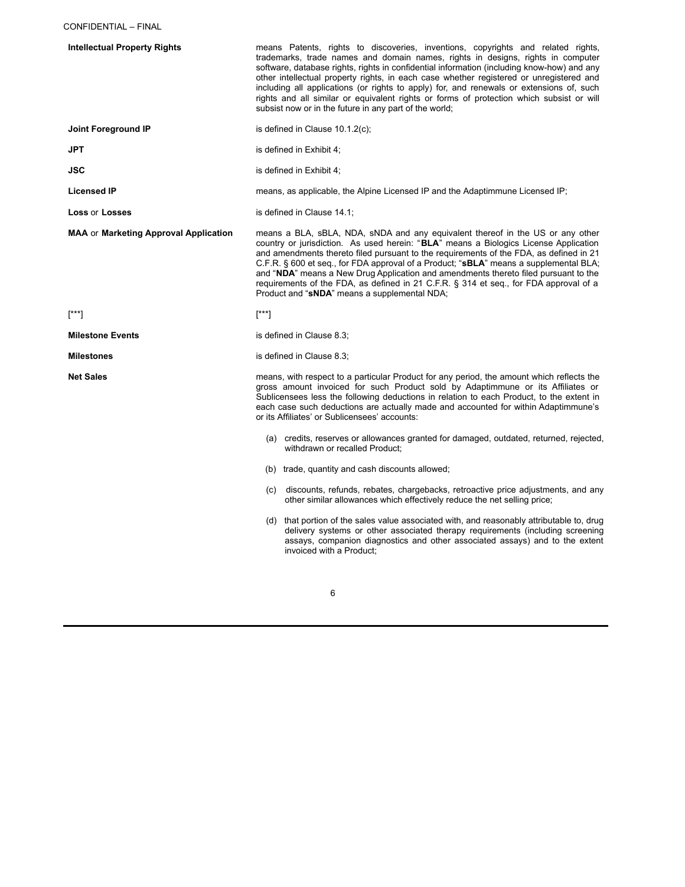| | |
|---|---|
| **Intellectual Property Rights** | means Patents, rights to discoveries, inventions, copyrights and related rights, trademarks, trade names and domain names, rights in designs, rights in computer software, database rights, rights in confidential information (including know-how) and any other intellectual property rights, in each case whether registered or unregistered and including all applications (or rights to apply) for, and renewals or extensions of, such rights and all similar or equivalent rights or forms of protection which subsist or will subsist now or in the future in any part of the world; |
| **Joint Foreground IP** | is defined in Clause 10.1.2(c); |
| **JPT** | is defined in Exhibit 4; |
| **JSC** | is defined in Exhibit 4; |
| **Licensed IP** | means, as applicable, the Alpine Licensed IP and the Adaptimmune Licensed IP; |
| **Loss** or **Losses** | is defined in Clause 14.1; |
| **MAA** or **Marketing Approval Application** | means a BLA, sBLA, NDA, sNDA and any equivalent thereof in the US or any other country or jurisdiction. As used herein: "**BLA**" means a Biologics License Application and amendments thereto filed pursuant to the requirements of the FDA, as defined in 21 C.F.R. § 600 et seq., for FDA approval of a Product; "**sBLA**" means a supplemental BLA; and "**NDA**" means a New Drug Application and amendments thereto filed pursuant to the requirements of the FDA, as defined in 21 C.F.R. § 314 et seq., for FDA approval of a Product and "**sNDA**" means a supplemental NDA; |
| [***] | [***] |
| **Milestone Events** | is defined in Clause 8.3; |
| **Milestones** | is defined in Clause 8.3; |
| **Net Sales** | means, with respect to a particular Product for any period, the amount which reflects the gross amount invoiced for such Product sold by Adaptimmune or its Affiliates or Sublicensees less the following deductions in relation to each Product, to the extent in each case such deductions are actually made and accounted for within Adaptimmune's or its Affiliates' or Sublicensees' accounts:<br><br>(a) credits, reserves or allowances granted for damaged, outdated, returned, rejected, withdrawn or recalled Product;<br><br>(b) trade, quantity and cash discounts allowed;<br><br>(c) discounts, refunds, rebates, chargebacks, retroactive price adjustments, and any other similar allowances which effectively reduce the net selling price;<br><br>(d) that portion of the sales value associated with, and reasonably attributable to, drug delivery systems or other associated therapy requirements (including screening assays, companion diagnostics and other associated assays) and to the extent invoiced with a Product; |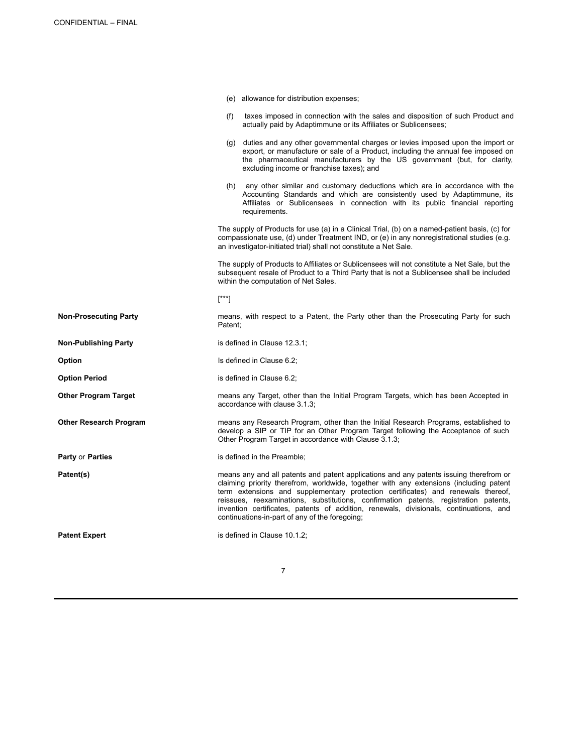(e) allowance for distribution expenses;

(f) taxes imposed in connection with the sales and disposition of such Product and actually paid by Adaptimmune or its Affiliates or Sublicensees;

(g) duties and any other governmental charges or levies imposed upon the import or export, or manufacture or sale of a Product, including the annual fee imposed on the pharmaceutical manufacturers by the US government (but, for clarity, excluding income or franchise taxes); and

(h) any other similar and customary deductions which are in accordance with the Accounting Standards and which are consistently used by Adaptimmune, its Affiliates or Sublicensees in connection with its public financial reporting requirements.

The supply of Products for use (a) in a Clinical Trial, (b) on a named-patient basis, (c) for compassionate use, (d) under Treatment IND, or (e) in any nonregistrational studies (e.g. an investigator-initiated trial) shall not constitute a Net Sale.

The supply of Products to Affiliates or Sublicensees will not constitute a Net Sale, but the subsequent resale of Product to a Third Party that is not a Sublicensee shall be included within the computation of Net Sales.

[***]

| | |
|---|---|
| **Non-Prosecuting Party** | means, with respect to a Patent, the Party other than the Prosecuting Party for such Patent; |
| **Non-Publishing Party** | is defined in Clause 12.3.1; |
| **Option** | Is defined in Clause 6.2; |
| **Option Period** | is defined in Clause 6.2; |
| **Other Program Target** | means any Target, other than the Initial Program Targets, which has been Accepted in accordance with clause 3.1.3; |
| **Other Research Program** | means any Research Program, other than the Initial Research Programs, established to develop a SIP or TIP for an Other Program Target following the Acceptance of such Other Program Target in accordance with Clause 3.1.3; |
| **Party** or **Parties** | is defined in the Preamble; |
| **Patent(s)** | means any and all patents and patent applications and any patents issuing therefrom or claiming priority therefrom, worldwide, together with any extensions (including patent term extensions and supplementary protection certificates) and renewals thereof, reissues, reexaminations, substitutions, confirmation patents, registration patents, invention certificates, patents of addition, renewals, divisionals, continuations, and continuations-in-part of any of the foregoing; |
| **Patent Expert** | is defined in Clause 10.1.2; |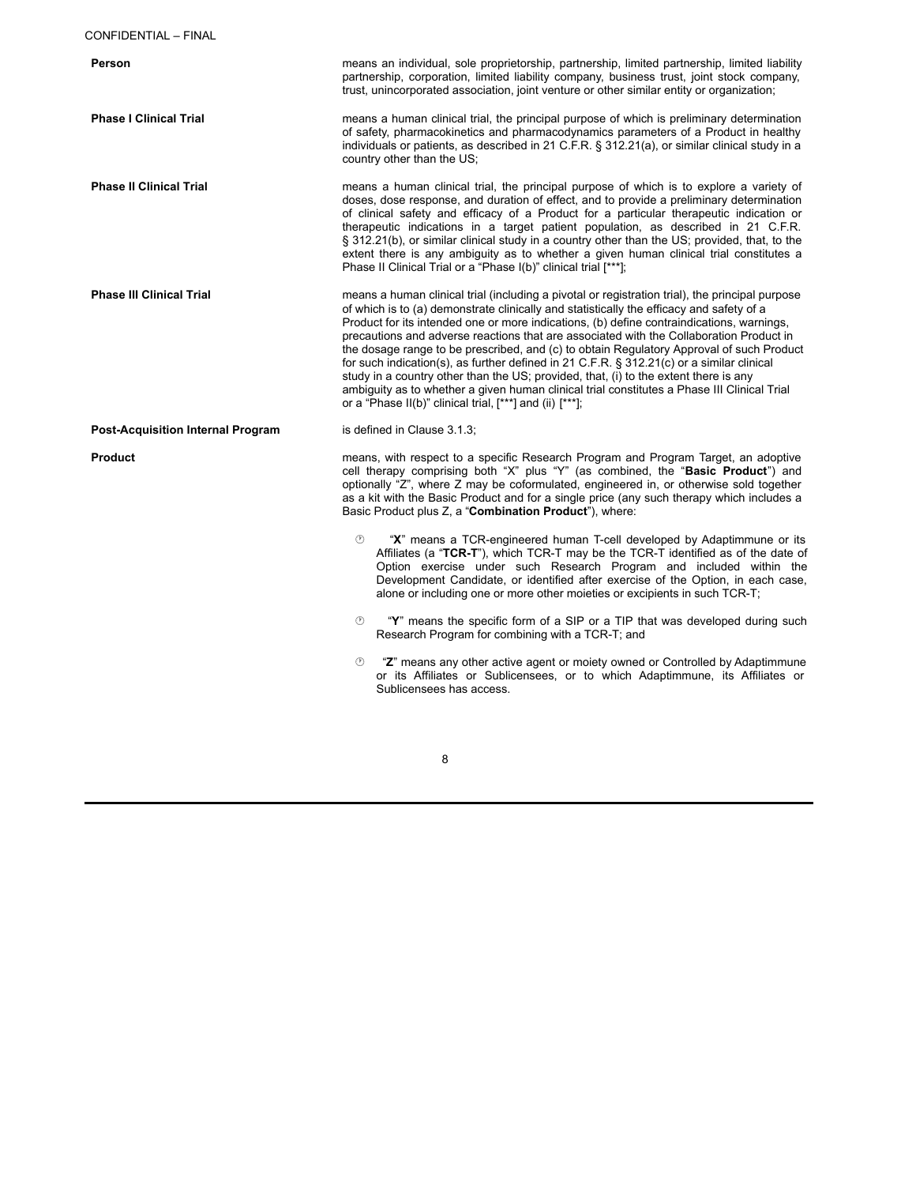**Person** means an individual, sole proprietorship, partnership, limited partnership, limited liability partnership, corporation, limited liability company, business trust, joint stock company, trust, unincorporated association, joint venture or other similar entity or organization;

**Phase I Clinical Trial** means a human clinical trial, the principal purpose of which is preliminary determination of safety, pharmacokinetics and pharmacodynamics parameters of a Product in healthy individuals or patients, as described in 21 C.F.R. § 312.21(a), or similar clinical study in a country other than the US;

**Phase II Clinical Trial** means a human clinical trial, the principal purpose of which is to explore a variety of doses, dose response, and duration of effect, and to provide a preliminary determination of clinical safety and efficacy of a Product for a particular therapeutic indication or therapeutic indications in a target patient population, as described in 21 C.F.R. § 312.21(b), or similar clinical study in a country other than the US; provided, that, to the extent there is any ambiguity as to whether a given human clinical trial constitutes a Phase II Clinical Trial or a "Phase I(b)" clinical trial [***];

**Phase III Clinical Trial** means a human clinical trial (including a pivotal or registration trial), the principal purpose of which is to (a) demonstrate clinically and statistically the efficacy and safety of a Product for its intended one or more indications, (b) define contraindications, warnings, precautions and adverse reactions that are associated with the Collaboration Product in the dosage range to be prescribed, and (c) to obtain Regulatory Approval of such Product for such indication(s), as further defined in 21 C.F.R. § 312.21(c) or a similar clinical study in a country other than the US; provided, that, (i) to the extent there is any ambiguity as to whether a given human clinical trial constitutes a Phase III Clinical Trial or a "Phase II(b)" clinical trial, [***] and (ii) [***];

**Post-Acquisition Internal Program** is defined in Clause 3.1.3;

**Product** means, with respect to a specific Research Program and Program Target, an adoptive cell therapy comprising both "X" plus "Y" (as combined, the "**Basic Product**") and optionally "Z", where Z may be coformulated, engineered in, or otherwise sold together as a kit with the Basic Product and for a single price (any such therapy which includes a Basic Product plus Z, a "**Combination Product**"), where:

- "**X**" means a TCR-engineered human T-cell developed by Adaptimmune or its Affiliates (a "**TCR-T**"), which TCR-T may be the TCR-T identified as of the date of Option exercise under such Research Program and included within the Development Candidate, or identified after exercise of the Option, in each case, alone or including one or more other moieties or excipients in such TCR-T;

- "**Y**" means the specific form of a SIP or a TIP that was developed during such Research Program for combining with a TCR-T; and

- "**Z**" means any other active agent or moiety owned or Controlled by Adaptimmune or its Affiliates or Sublicensees, or to which Adaptimmune, its Affiliates or Sublicensees has access.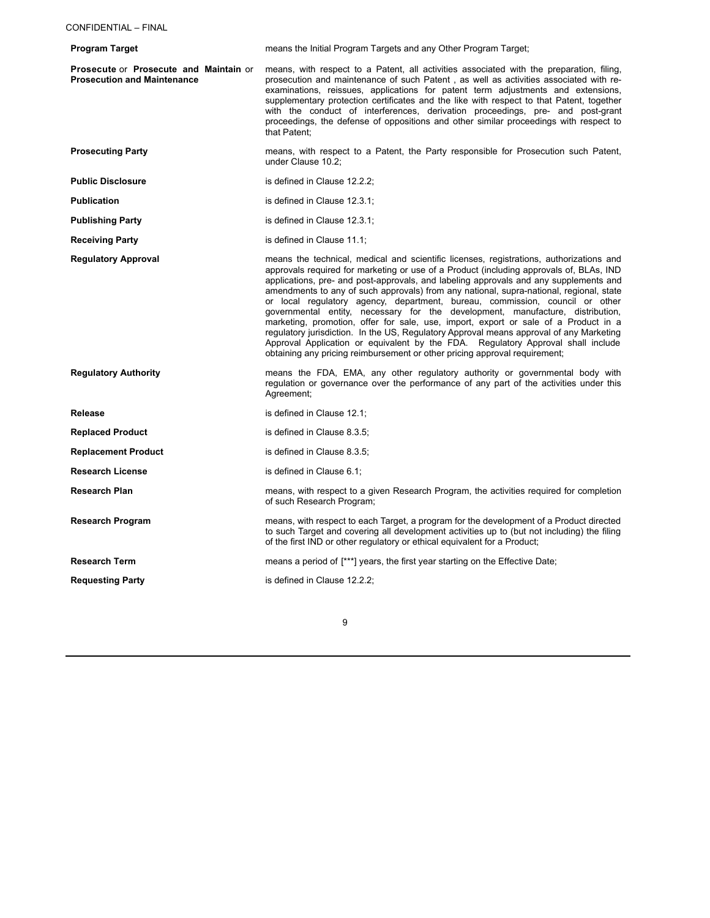| | |
|---|---|
| **Program Target** | means the Initial Program Targets and any Other Program Target; |
| **Prosecute** or **Prosecute and Maintain** or **Prosecution and Maintenance** | means, with respect to a Patent, all activities associated with the preparation, filing, prosecution and maintenance of such Patent , as well as activities associated with re-examinations, reissues, applications for patent term adjustments and extensions, supplementary protection certificates and the like with respect to that Patent, together with the conduct of interferences, derivation proceedings, pre- and post-grant proceedings, the defense of oppositions and other similar proceedings with respect to that Patent; |
| **Prosecuting Party** | means, with respect to a Patent, the Party responsible for Prosecution such Patent, under Clause 10.2; |
| **Public Disclosure** | is defined in Clause 12.2.2; |
| **Publication** | is defined in Clause 12.3.1; |
| **Publishing Party** | is defined in Clause 12.3.1; |
| **Receiving Party** | is defined in Clause 11.1; |
| **Regulatory Approval** | means the technical, medical and scientific licenses, registrations, authorizations and approvals required for marketing or use of a Product (including approvals of, BLAs, IND applications, pre- and post-approvals, and labeling approvals and any supplements and amendments to any of such approvals) from any national, supra-national, regional, state or local regulatory agency, department, bureau, commission, council or other governmental entity, necessary for the development, manufacture, distribution, marketing, promotion, offer for sale, use, import, export or sale of a Product in a regulatory jurisdiction. In the US, Regulatory Approval means approval of any Marketing Approval Application or equivalent by the FDA. Regulatory Approval shall include obtaining any pricing reimbursement or other pricing approval requirement; |
| **Regulatory Authority** | means the FDA, EMA, any other regulatory authority or governmental body with regulation or governance over the performance of any part of the activities under this Agreement; |
| **Release** | is defined in Clause 12.1; |
| **Replaced Product** | is defined in Clause 8.3.5; |
| **Replacement Product** | is defined in Clause 8.3.5; |
| **Research License** | is defined in Clause 6.1; |
| **Research Plan** | means, with respect to a given Research Program, the activities required for completion of such Research Program; |
| **Research Program** | means, with respect to each Target, a program for the development of a Product directed to such Target and covering all development activities up to (but not including) the filing of the first IND or other regulatory or ethical equivalent for a Product; |
| **Research Term** | means a period of [***] years, the first year starting on the Effective Date; |
| **Requesting Party** | is defined in Clause 12.2.2; |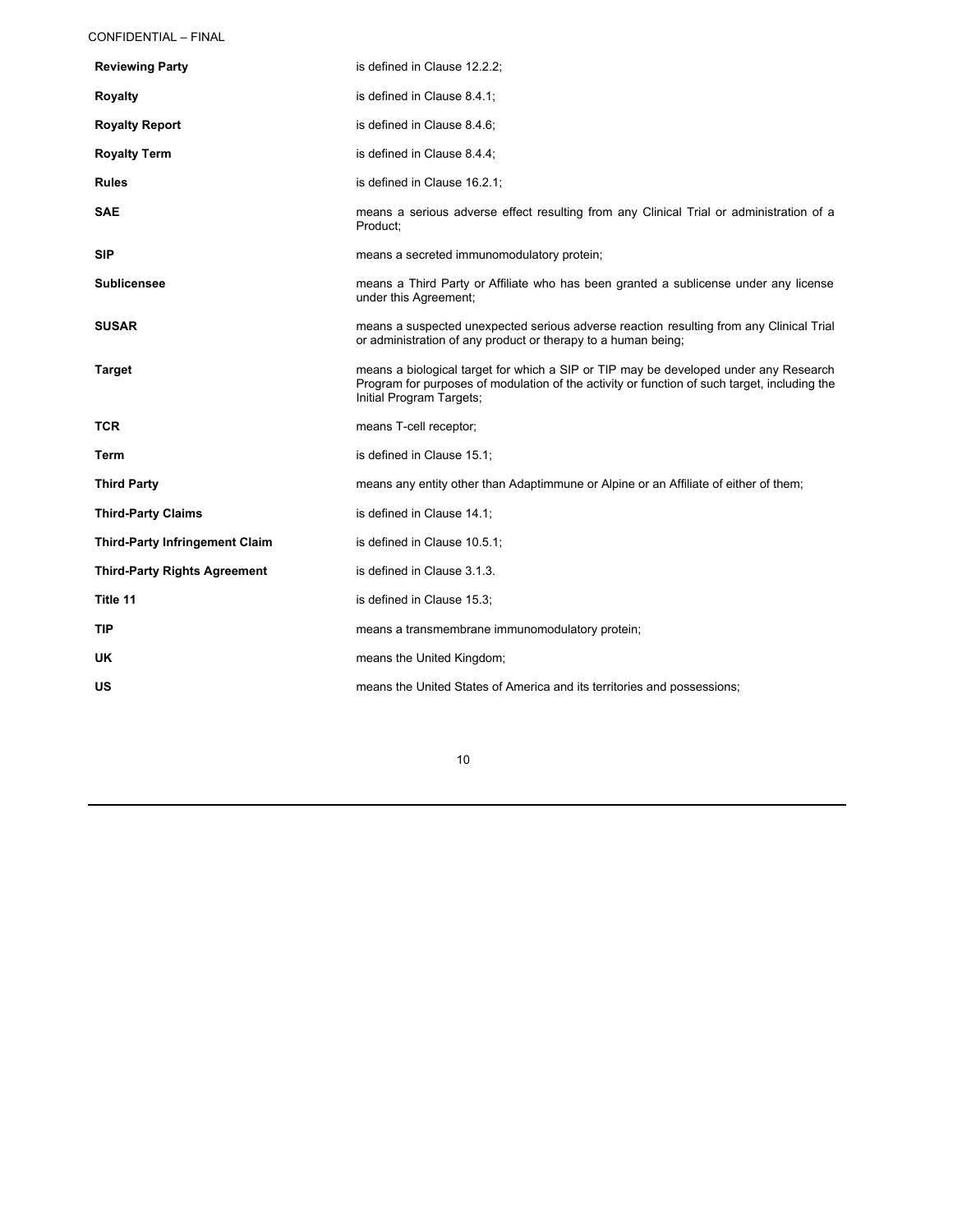| | |
|---|---|
| **Reviewing Party** | is defined in Clause 12.2.2; |
| **Royalty** | is defined in Clause 8.4.1; |
| **Royalty Report** | is defined in Clause 8.4.6; |
| **Royalty Term** | is defined in Clause 8.4.4; |
| **Rules** | is defined in Clause 16.2.1; |
| **SAE** | means a serious adverse effect resulting from any Clinical Trial or administration of a Product; |
| **SIP** | means a secreted immunomodulatory protein; |
| **Sublicensee** | means a Third Party or Affiliate who has been granted a sublicense under any license under this Agreement; |
| **SUSAR** | means a suspected unexpected serious adverse reaction resulting from any Clinical Trial or administration of any product or therapy to a human being; |
| **Target** | means a biological target for which a SIP or TIP may be developed under any Research Program for purposes of modulation of the activity or function of such target, including the Initial Program Targets; |
| **TCR** | means T-cell receptor; |
| **Term** | is defined in Clause 15.1; |
| **Third Party** | means any entity other than Adaptimmune or Alpine or an Affiliate of either of them; |
| **Third-Party Claims** | is defined in Clause 14.1; |
| **Third-Party Infringement Claim** | is defined in Clause 10.5.1; |
| **Third-Party Rights Agreement** | is defined in Clause 3.1.3. |
| **Title 11** | is defined in Clause 15.3; |
| **TIP** | means a transmembrane immunomodulatory protein; |
| **UK** | means the United Kingdom; |
| **US** | means the United States of America and its territories and possessions; |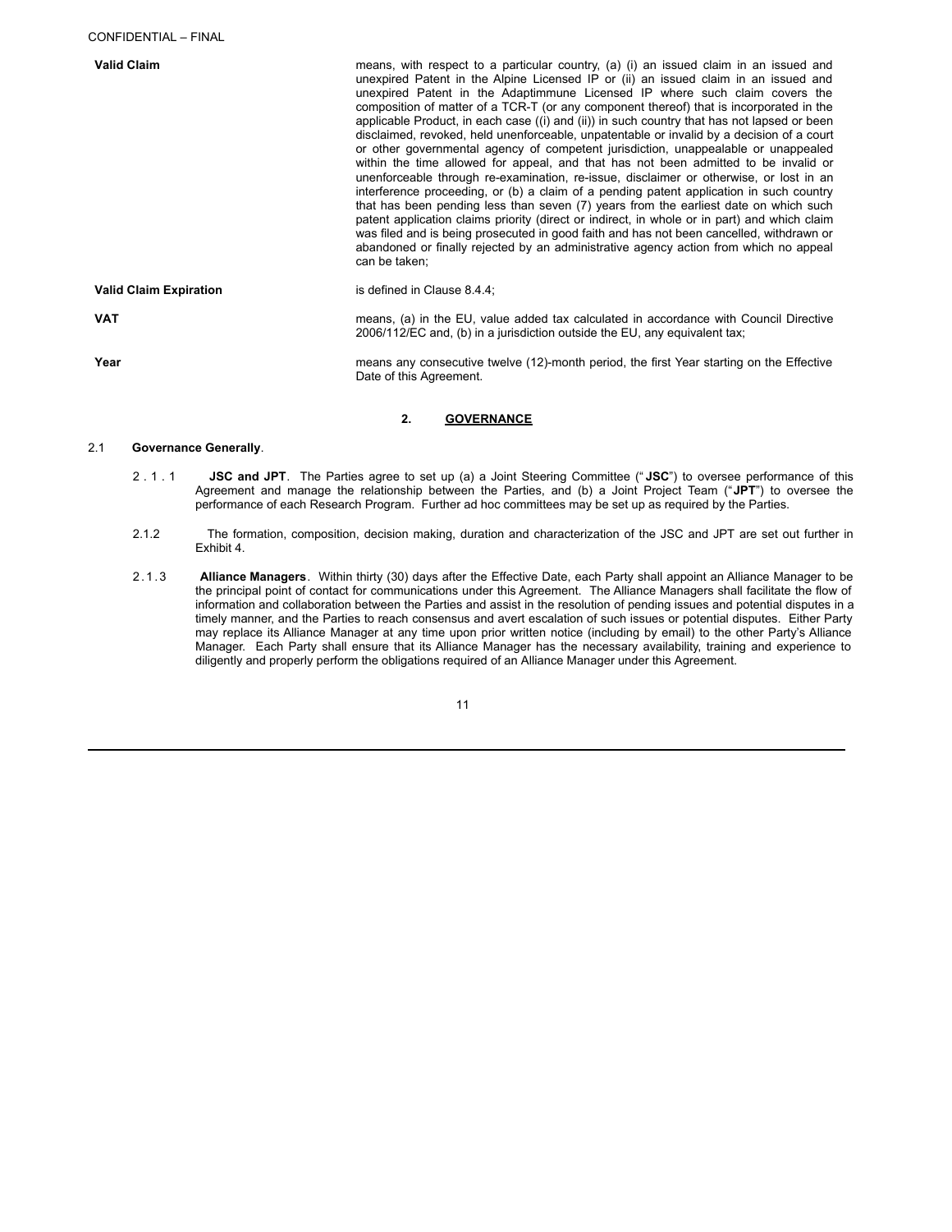| | |
|---|---|
| **Valid Claim** | means, with respect to a particular country, (a) (i) an issued claim in an issued and unexpired Patent in the Alpine Licensed IP or (ii) an issued claim in an issued and unexpired Patent in the Adaptimmune Licensed IP where such claim covers the composition of matter of a TCR-T (or any component thereof) that is incorporated in the applicable Product, in each case ((i) and (ii)) in such country that has not lapsed or been disclaimed, revoked, held unenforceable, unpatentable or invalid by a decision of a court or other governmental agency of competent jurisdiction, unappealable or unappealed within the time allowed for appeal, and that has not been admitted to be invalid or unenforceable through re-examination, re-issue, disclaimer or otherwise, or lost in an interference proceeding, or (b) a claim of a pending patent application in such country that has been pending less than seven (7) years from the earliest date on which such patent application claims priority (direct or indirect, in whole or in part) and which claim was filed and is being prosecuted in good faith and has not been cancelled, withdrawn or abandoned or finally rejected by an administrative agency action from which no appeal can be taken; |
| **Valid Claim Expiration** | is defined in Clause 8.4.4; |
| **VAT** | means, (a) in the EU, value added tax calculated in accordance with Council Directive 2006/112/EC and, (b) in a jurisdiction outside the EU, any equivalent tax; |
| **Year** | means any consecutive twelve (12)-month period, the first Year starting on the Effective Date of this Agreement. |

## 2. GOVERNANCE

2.1 **Governance Generally**.

2.1.1 **JSC and JPT**. The Parties agree to set up (a) a Joint Steering Committee ("**JSC**") to oversee performance of this Agreement and manage the relationship between the Parties, and (b) a Joint Project Team ("**JPT**") to oversee the performance of each Research Program. Further ad hoc committees may be set up as required by the Parties.

2.1.2 The formation, composition, decision making, duration and characterization of the JSC and JPT are set out further in Exhibit 4.

2.1.3 **Alliance Managers**. Within thirty (30) days after the Effective Date, each Party shall appoint an Alliance Manager to be the principal point of contact for communications under this Agreement. The Alliance Managers shall facilitate the flow of information and collaboration between the Parties and assist in the resolution of pending issues and potential disputes in a timely manner, and the Parties to reach consensus and avert escalation of such issues or potential disputes. Either Party may replace its Alliance Manager at any time upon prior written notice (including by email) to the other Party's Alliance Manager. Each Party shall ensure that its Alliance Manager has the necessary availability, training and experience to diligently and properly perform the obligations required of an Alliance Manager under this Agreement.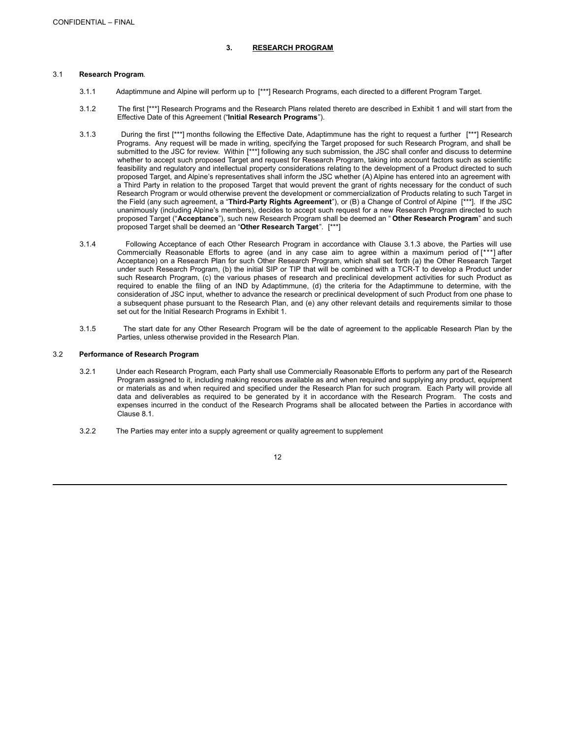CONFIDENTIAL – FINAL

## 3. RESEARCH PROGRAM

3.1 **Research Program**.

3.1.1 Adaptimmune and Alpine will perform up to [***] Research Programs, each directed to a different Program Target.

3.1.2 The first [***] Research Programs and the Research Plans related thereto are described in Exhibit 1 and will start from the Effective Date of this Agreement ("**Initial Research Programs**").

3.1.3 During the first [***] months following the Effective Date, Adaptimmune has the right to request a further [***] Research Programs. Any request will be made in writing, specifying the Target proposed for such Research Program, and shall be submitted to the JSC for review. Within [***] following any such submission, the JSC shall confer and discuss to determine whether to accept such proposed Target and request for Research Program, taking into account factors such as scientific feasibility and regulatory and intellectual property considerations relating to the development of a Product directed to such proposed Target, and Alpine's representatives shall inform the JSC whether (A) Alpine has entered into an agreement with a Third Party in relation to the proposed Target that would prevent the grant of rights necessary for the conduct of such Research Program or would otherwise prevent the development or commercialization of Products relating to such Target in the Field (any such agreement, a "**Third-Party Rights Agreement**"), or (B) a Change of Control of Alpine [***]. If the JSC unanimously (including Alpine's members), decides to accept such request for a new Research Program directed to such proposed Target ("**Acceptance**"), such new Research Program shall be deemed an "**Other Research Program**" and such proposed Target shall be deemed an "**Other Research Target**". [***]

3.1.4 Following Acceptance of each Other Research Program in accordance with Clause 3.1.3 above, the Parties will use Commercially Reasonable Efforts to agree (and in any case aim to agree within a maximum period of [***] after Acceptance) on a Research Plan for such Other Research Program, which shall set forth (a) the Other Research Target under such Research Program, (b) the initial SIP or TIP that will be combined with a TCR-T to develop a Product under such Research Program, (c) the various phases of research and preclinical development activities for such Product as required to enable the filing of an IND by Adaptimmune, (d) the criteria for the Adaptimmune to determine, with the consideration of JSC input, whether to advance the research or preclinical development of such Product from one phase to a subsequent phase pursuant to the Research Plan, and (e) any other relevant details and requirements similar to those set out for the Initial Research Programs in Exhibit 1.

3.1.5 The start date for any Other Research Program will be the date of agreement to the applicable Research Plan by the Parties, unless otherwise provided in the Research Plan.

3.2 **Performance of Research Program**

3.2.1 Under each Research Program, each Party shall use Commercially Reasonable Efforts to perform any part of the Research Program assigned to it, including making resources available as and when required and supplying any product, equipment or materials as and when required and specified under the Research Plan for such program. Each Party will provide all data and deliverables as required to be generated by it in accordance with the Research Program. The costs and expenses incurred in the conduct of the Research Programs shall be allocated between the Parties in accordance with Clause 8.1.

3.2.2 The Parties may enter into a supply agreement or quality agreement to supplement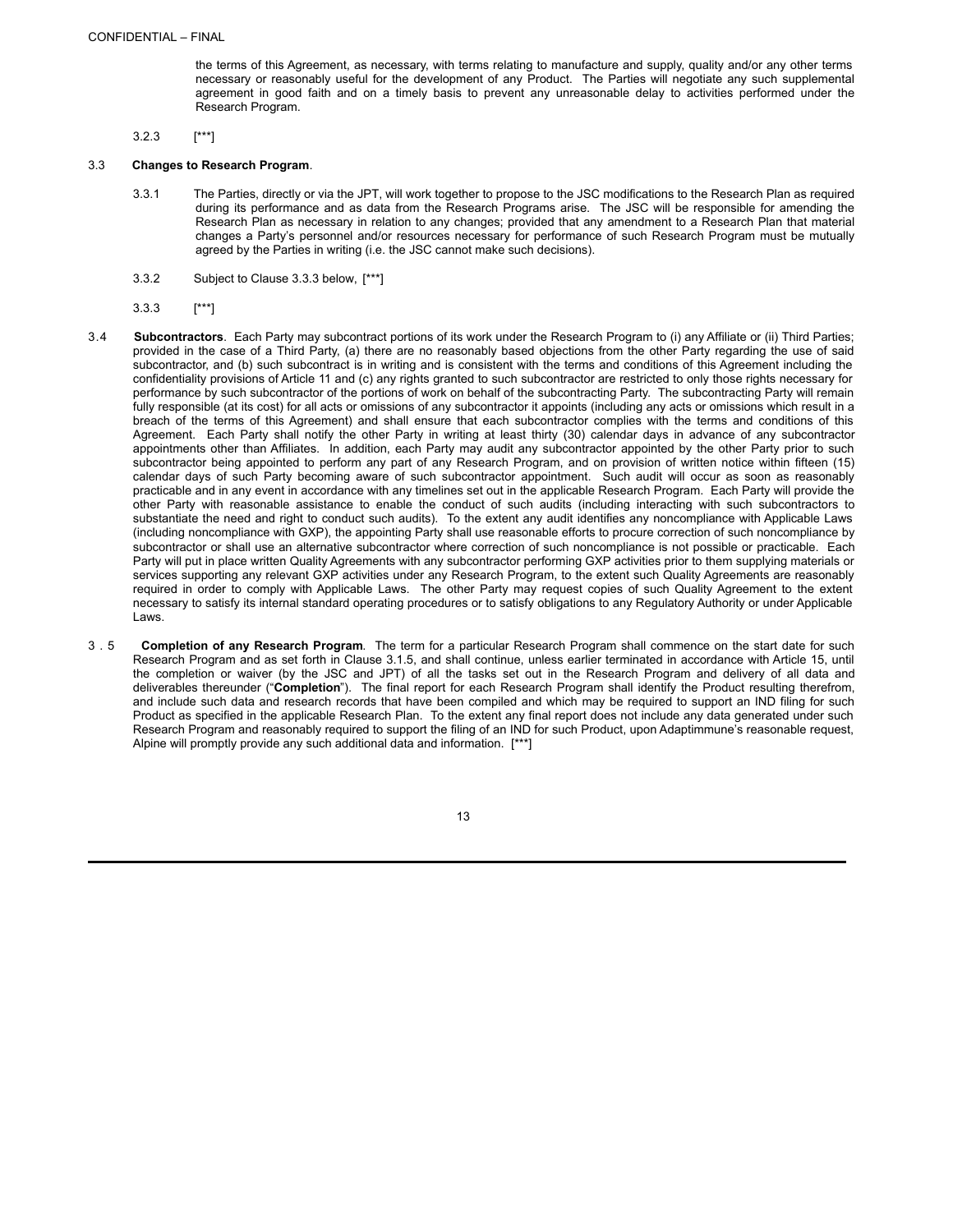the terms of this Agreement, as necessary, with terms relating to manufacture and supply, quality and/or any other terms necessary or reasonably useful for the development of any Product. The Parties will negotiate any such supplemental agreement in good faith and on a timely basis to prevent any unreasonable delay to activities performed under the Research Program.

3.2.3 [***]

3.3 **Changes to Research Program**.

3.3.1 The Parties, directly or via the JPT, will work together to propose to the JSC modifications to the Research Plan as required during its performance and as data from the Research Programs arise. The JSC will be responsible for amending the Research Plan as necessary in relation to any changes; provided that any amendment to a Research Plan that material changes a Party's personnel and/or resources necessary for performance of such Research Program must be mutually agreed by the Parties in writing (i.e. the JSC cannot make such decisions).

3.3.2 Subject to Clause 3.3.3 below, [***]

3.3.3 [***]

3.4 **Subcontractors**. Each Party may subcontract portions of its work under the Research Program to (i) any Affiliate or (ii) Third Parties; provided in the case of a Third Party, (a) there are no reasonably based objections from the other Party regarding the use of said subcontractor, and (b) such subcontract is in writing and is consistent with the terms and conditions of this Agreement including the confidentiality provisions of Article 11 and (c) any rights granted to such subcontractor are restricted to only those rights necessary for performance by such subcontractor of the portions of work on behalf of the subcontracting Party. The subcontracting Party will remain fully responsible (at its cost) for all acts or omissions of any subcontractor it appoints (including any acts or omissions which result in a breach of the terms of this Agreement) and shall ensure that each subcontractor complies with the terms and conditions of this Agreement. Each Party shall notify the other Party in writing at least thirty (30) calendar days in advance of any subcontractor appointments other than Affiliates. In addition, each Party may audit any subcontractor appointed by the other Party prior to such subcontractor being appointed to perform any part of any Research Program, and on provision of written notice within fifteen (15) calendar days of such Party becoming aware of such subcontractor appointment. Such audit will occur as soon as reasonably practicable and in any event in accordance with any timelines set out in the applicable Research Program. Each Party will provide the other Party with reasonable assistance to enable the conduct of such audits (including interacting with such subcontractors to substantiate the need and right to conduct such audits). To the extent any audit identifies any noncompliance with Applicable Laws (including noncompliance with GXP), the appointing Party shall use reasonable efforts to procure correction of such noncompliance by subcontractor or shall use an alternative subcontractor where correction of such noncompliance is not possible or practicable. Each Party will put in place written Quality Agreements with any subcontractor performing GXP activities prior to them supplying materials or services supporting any relevant GXP activities under any Research Program, to the extent such Quality Agreements are reasonably required in order to comply with Applicable Laws. The other Party may request copies of such Quality Agreement to the extent necessary to satisfy its internal standard operating procedures or to satisfy obligations to any Regulatory Authority or under Applicable Laws.

3.5 **Completion of any Research Program**. The term for a particular Research Program shall commence on the start date for such Research Program and as set forth in Clause 3.1.5, and shall continue, unless earlier terminated in accordance with Article 15, until the completion or waiver (by the JSC and JPT) of all the tasks set out in the Research Program and delivery of all data and deliverables thereunder ("**Completion**"). The final report for each Research Program shall identify the Product resulting therefrom, and include such data and research records that have been compiled and which may be required to support an IND filing for such Product as specified in the applicable Research Plan. To the extent any final report does not include any data generated under such Research Program and reasonably required to support the filing of an IND for such Product, upon Adaptimmune's reasonable request, Alpine will promptly provide any such additional data and information. [***]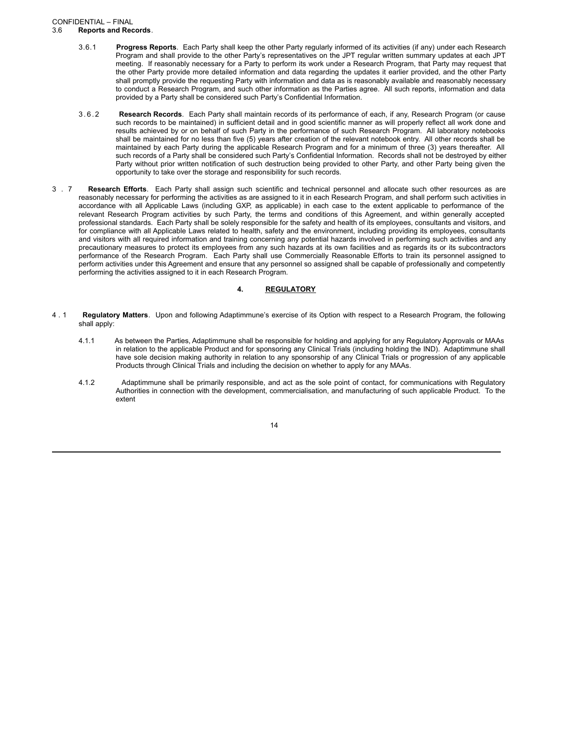3.6 **Reports and Records**.

3.6.1 **Progress Reports**. Each Party shall keep the other Party regularly informed of its activities (if any) under each Research Program and shall provide to the other Party's representatives on the JPT regular written summary updates at each JPT meeting. If reasonably necessary for a Party to perform its work under a Research Program, that Party may request that the other Party provide more detailed information and data regarding the updates it earlier provided, and the other Party shall promptly provide the requesting Party with information and data as is reasonably available and reasonably necessary to conduct a Research Program, and such other information as the Parties agree. All such reports, information and data provided by a Party shall be considered such Party's Confidential Information.

3.6.2 **Research Records**. Each Party shall maintain records of its performance of each, if any, Research Program (or cause such records to be maintained) in sufficient detail and in good scientific manner as will properly reflect all work done and results achieved by or on behalf of such Party in the performance of such Research Program. All laboratory notebooks shall be maintained for no less than five (5) years after creation of the relevant notebook entry. All other records shall be maintained by each Party during the applicable Research Program and for a minimum of three (3) years thereafter. All such records of a Party shall be considered such Party's Confidential Information. Records shall not be destroyed by either Party without prior written notification of such destruction being provided to other Party, and other Party being given the opportunity to take over the storage and responsibility for such records.

3.7 **Research Efforts**. Each Party shall assign such scientific and technical personnel and allocate such other resources as are reasonably necessary for performing the activities as are assigned to it in each Research Program, and shall perform such activities in accordance with all Applicable Laws (including GXP, as applicable) in each case to the extent applicable to performance of the relevant Research Program activities by such Party, the terms and conditions of this Agreement, and within generally accepted professional standards. Each Party shall be solely responsible for the safety and health of its employees, consultants and visitors, and for compliance with all Applicable Laws related to health, safety and the environment, including providing its employees, consultants and visitors with all required information and training concerning any potential hazards involved in performing such activities and any precautionary measures to protect its employees from any such hazards at its own facilities and as regards its or its subcontractors performance of the Research Program. Each Party shall use Commercially Reasonable Efforts to train its personnel assigned to perform activities under this Agreement and ensure that any personnel so assigned shall be capable of professionally and competently performing the activities assigned to it in each Research Program.

## 4. REGULATORY

4.1 **Regulatory Matters**. Upon and following Adaptimmune's exercise of its Option with respect to a Research Program, the following shall apply:

4.1.1 As between the Parties, Adaptimmune shall be responsible for holding and applying for any Regulatory Approvals or MAAs in relation to the applicable Product and for sponsoring any Clinical Trials (including holding the IND). Adaptimmune shall have sole decision making authority in relation to any sponsorship of any Clinical Trials or progression of any applicable Products through Clinical Trials and including the decision on whether to apply for any MAAs.

4.1.2 Adaptimmune shall be primarily responsible, and act as the sole point of contact, for communications with Regulatory Authorities in connection with the development, commercialisation, and manufacturing of such applicable Product. To the extent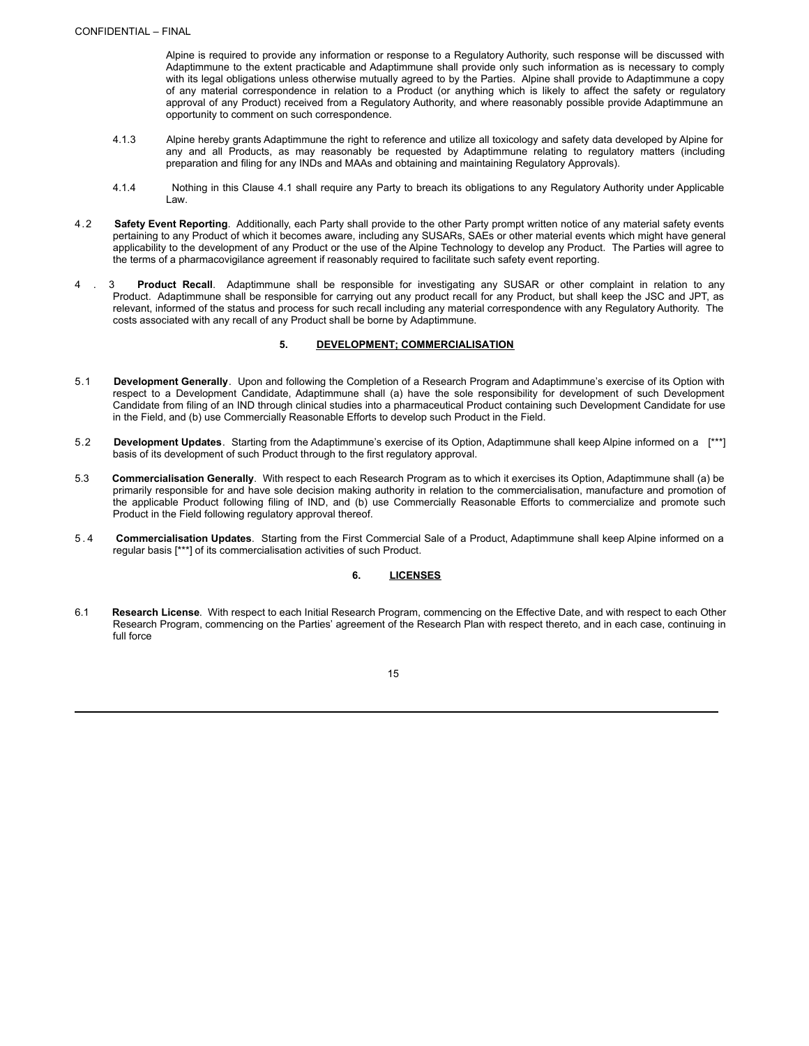Alpine is required to provide any information or response to a Regulatory Authority, such response will be discussed with Adaptimmune to the extent practicable and Adaptimmune shall provide only such information as is necessary to comply with its legal obligations unless otherwise mutually agreed to by the Parties. Alpine shall provide to Adaptimmune a copy of any material correspondence in relation to a Product (or anything which is likely to affect the safety or regulatory approval of any Product) received from a Regulatory Authority, and where reasonably possible provide Adaptimmune an opportunity to comment on such correspondence.

4.1.3 Alpine hereby grants Adaptimmune the right to reference and utilize all toxicology and safety data developed by Alpine for any and all Products, as may reasonably be requested by Adaptimmune relating to regulatory matters (including preparation and filing for any INDs and MAAs and obtaining and maintaining Regulatory Approvals).

4.1.4 Nothing in this Clause 4.1 shall require any Party to breach its obligations to any Regulatory Authority under Applicable Law.

4.2 **Safety Event Reporting**. Additionally, each Party shall provide to the other Party prompt written notice of any material safety events pertaining to any Product of which it becomes aware, including any SUSARs, SAEs or other material events which might have general applicability to the development of any Product or the use of the Alpine Technology to develop any Product. The Parties will agree to the terms of a pharmacovigilance agreement if reasonably required to facilitate such safety event reporting.

4.3 **Product Recall**. Adaptimmune shall be responsible for investigating any SUSAR or other complaint in relation to any Product. Adaptimmune shall be responsible for carrying out any product recall for any Product, but shall keep the JSC and JPT, as relevant, informed of the status and process for such recall including any material correspondence with any Regulatory Authority. The costs associated with any recall of any Product shall be borne by Adaptimmune.

## 5. DEVELOPMENT; COMMERCIALISATION

5.1 **Development Generally**. Upon and following the Completion of a Research Program and Adaptimmune's exercise of its Option with respect to a Development Candidate, Adaptimmune shall (a) have the sole responsibility for development of such Development Candidate from filing of an IND through clinical studies into a pharmaceutical Product containing such Development Candidate for use in the Field, and (b) use Commercially Reasonable Efforts to develop such Product in the Field.

5.2 **Development Updates**. Starting from the Adaptimmune's exercise of its Option, Adaptimmune shall keep Alpine informed on a [***] basis of its development of such Product through to the first regulatory approval.

5.3 **Commercialisation Generally**. With respect to each Research Program as to which it exercises its Option, Adaptimmune shall (a) be primarily responsible for and have sole decision making authority in relation to the commercialisation, manufacture and promotion of the applicable Product following filing of IND, and (b) use Commercially Reasonable Efforts to commercialize and promote such Product in the Field following regulatory approval thereof.

5.4 **Commercialisation Updates**. Starting from the First Commercial Sale of a Product, Adaptimmune shall keep Alpine informed on a regular basis [***] of its commercialisation activities of such Product.

## 6. LICENSES

6.1 **Research License**. With respect to each Initial Research Program, commencing on the Effective Date, and with respect to each Other Research Program, commencing on the Parties' agreement of the Research Plan with respect thereto, and in each case, continuing in full force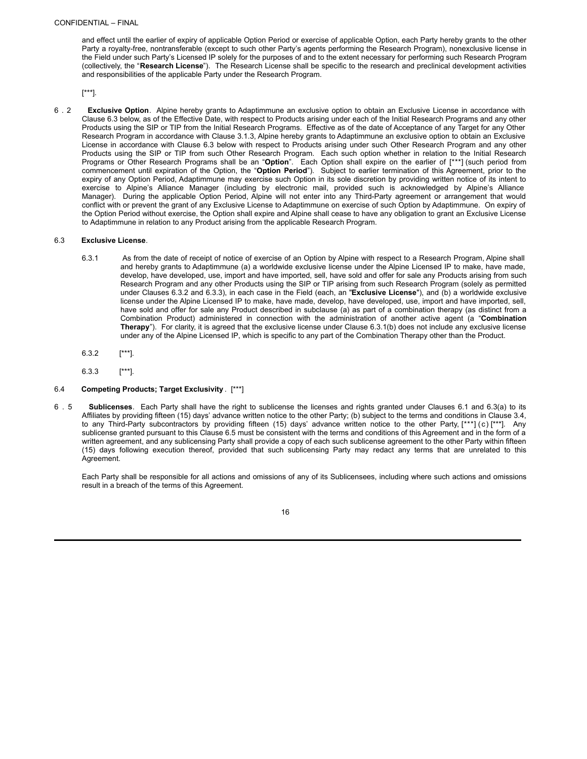and effect until the earlier of expiry of applicable Option Period or exercise of applicable Option, each Party hereby grants to the other Party a royalty-free, nontransferable (except to such other Party's agents performing the Research Program), nonexclusive license in the Field under such Party's Licensed IP solely for the purposes of and to the extent necessary for performing such Research Program (collectively, the "**Research License**"). The Research License shall be specific to the research and preclinical development activities and responsibilities of the applicable Party under the Research Program.

[***].

6.2 **Exclusive Option**. Alpine hereby grants to Adaptimmune an exclusive option to obtain an Exclusive License in accordance with Clause 6.3 below, as of the Effective Date, with respect to Products arising under each of the Initial Research Programs and any other Products using the SIP or TIP from the Initial Research Programs. Effective as of the date of Acceptance of any Target for any Other Research Program in accordance with Clause 3.1.3, Alpine hereby grants to Adaptimmune an exclusive option to obtain an Exclusive License in accordance with Clause 6.3 below with respect to Products arising under such Other Research Program and any other Products using the SIP or TIP from such Other Research Program. Each such option whether in relation to the Initial Research Programs or Other Research Programs shall be an "**Option**". Each Option shall expire on the earlier of [***] (such period from commencement until expiration of the Option, the "**Option Period**"). Subject to earlier termination of this Agreement, prior to the expiry of any Option Period, Adaptimmune may exercise such Option in its sole discretion by providing written notice of its intent to exercise to Alpine's Alliance Manager (including by electronic mail, provided such is acknowledged by Alpine's Alliance Manager). During the applicable Option Period, Alpine will not enter into any Third-Party agreement or arrangement that would conflict with or prevent the grant of any Exclusive License to Adaptimmune on exercise of such Option by Adaptimmune. On expiry of the Option Period without exercise, the Option shall expire and Alpine shall cease to have any obligation to grant an Exclusive License to Adaptimmune in relation to any Product arising from the applicable Research Program.

6.3 **Exclusive License**.

6.3.1 As from the date of receipt of notice of exercise of an Option by Alpine with respect to a Research Program, Alpine shall and hereby grants to Adaptimmune (a) a worldwide exclusive license under the Alpine Licensed IP to make, have made, develop, have developed, use, import and have imported, sell, have sold and offer for sale any Products arising from such Research Program and any other Products using the SIP or TIP arising from such Research Program (solely as permitted under Clauses 6.3.2 and 6.3.3), in each case in the Field (each, an "**Exclusive License**"), and (b) a worldwide exclusive license under the Alpine Licensed IP to make, have made, develop, have developed, use, import and have imported, sell, have sold and offer for sale any Product described in subclause (a) as part of a combination therapy (as distinct from a Combination Product) administered in connection with the administration of another active agent (a "**Combination Therapy**"). For clarity, it is agreed that the exclusive license under Clause 6.3.1(b) does not include any exclusive license under any of the Alpine Licensed IP, which is specific to any part of the Combination Therapy other than the Product.

6.3.2 [***].

6.3.3 [***].

6.4 **Competing Products; Target Exclusivity**. [***]

6.5 **Sublicenses**. Each Party shall have the right to sublicense the licenses and rights granted under Clauses 6.1 and 6.3(a) to its Affiliates by providing fifteen (15) days' advance written notice to the other Party; (b) subject to the terms and conditions in Clause 3.4, to any Third-Party subcontractors by providing fifteen (15) days' advance written notice to the other Party, [***] (c) [***]. Any sublicense granted pursuant to this Clause 6.5 must be consistent with the terms and conditions of this Agreement and in the form of a written agreement, and any sublicensing Party shall provide a copy of each such sublicense agreement to the other Party within fifteen (15) days following execution thereof, provided that such sublicensing Party may redact any terms that are unrelated to this Agreement.

Each Party shall be responsible for all actions and omissions of any of its Sublicensees, including where such actions and omissions result in a breach of the terms of this Agreement.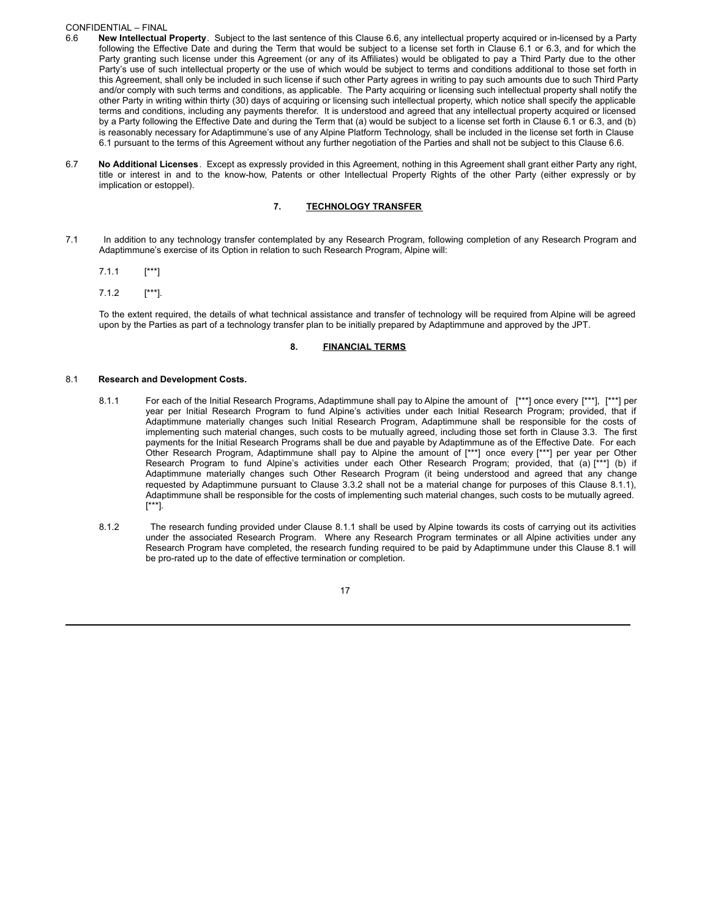CONFIDENTIAL – FINAL

6.6 **New Intellectual Property**. Subject to the last sentence of this Clause 6.6, any intellectual property acquired or in-licensed by a Party following the Effective Date and during the Term that would be subject to a license set forth in Clause 6.1 or 6.3, and for which the Party granting such license under this Agreement (or any of its Affiliates) would be obligated to pay a Third Party due to the other Party's use of such intellectual property or the use of which would be subject to terms and conditions additional to those set forth in this Agreement, shall only be included in such license if such other Party agrees in writing to pay such amounts due to such Third Party and/or comply with such terms and conditions, as applicable. The Party acquiring or licensing such intellectual property shall notify the other Party in writing within thirty (30) days of acquiring or licensing such intellectual property, which notice shall specify the applicable terms and conditions, including any payments therefor. It is understood and agreed that any intellectual property acquired or licensed by a Party following the Effective Date and during the Term that (a) would be subject to a license set forth in Clause 6.1 or 6.3, and (b) is reasonably necessary for Adaptimmune's use of any Alpine Platform Technology, shall be included in the license set forth in Clause 6.1 pursuant to the terms of this Agreement without any further negotiation of the Parties and shall not be subject to this Clause 6.6.

6.7 **No Additional Licenses**. Except as expressly provided in this Agreement, nothing in this Agreement shall grant either Party any right, title or interest in and to the know-how, Patents or other Intellectual Property Rights of the other Party (either expressly or by implication or estoppel).

## 7. TECHNOLOGY TRANSFER

7.1 In addition to any technology transfer contemplated by any Research Program, following completion of any Research Program and Adaptimmune's exercise of its Option in relation to such Research Program, Alpine will:

7.1.1 [***]

7.1.2 [***].

To the extent required, the details of what technical assistance and transfer of technology will be required from Alpine will be agreed upon by the Parties as part of a technology transfer plan to be initially prepared by Adaptimmune and approved by the JPT.

## 8. FINANCIAL TERMS

8.1 **Research and Development Costs.**

8.1.1 For each of the Initial Research Programs, Adaptimmune shall pay to Alpine the amount of [***] once every [***], [***] per year per Initial Research Program to fund Alpine's activities under each Initial Research Program; provided, that if Adaptimmune materially changes such Initial Research Program, Adaptimmune shall be responsible for the costs of implementing such material changes, such costs to be mutually agreed, including those set forth in Clause 3.3. The first payments for the Initial Research Programs shall be due and payable by Adaptimmune as of the Effective Date. For each Other Research Program, Adaptimmune shall pay to Alpine the amount of [***] once every [***] per year per Other Research Program to fund Alpine's activities under each Other Research Program; provided, that (a) [***] (b) if Adaptimmune materially changes such Other Research Program (it being understood and agreed that any change requested by Adaptimmune pursuant to Clause 3.3.2 shall not be a material change for purposes of this Clause 8.1.1), Adaptimmune shall be responsible for the costs of implementing such material changes, such costs to be mutually agreed. [***].

8.1.2 The research funding provided under Clause 8.1.1 shall be used by Alpine towards its costs of carrying out its activities under the associated Research Program. Where any Research Program terminates or all Alpine activities under any Research Program have completed, the research funding required to be paid by Adaptimmune under this Clause 8.1 will be pro-rated up to the date of effective termination or completion.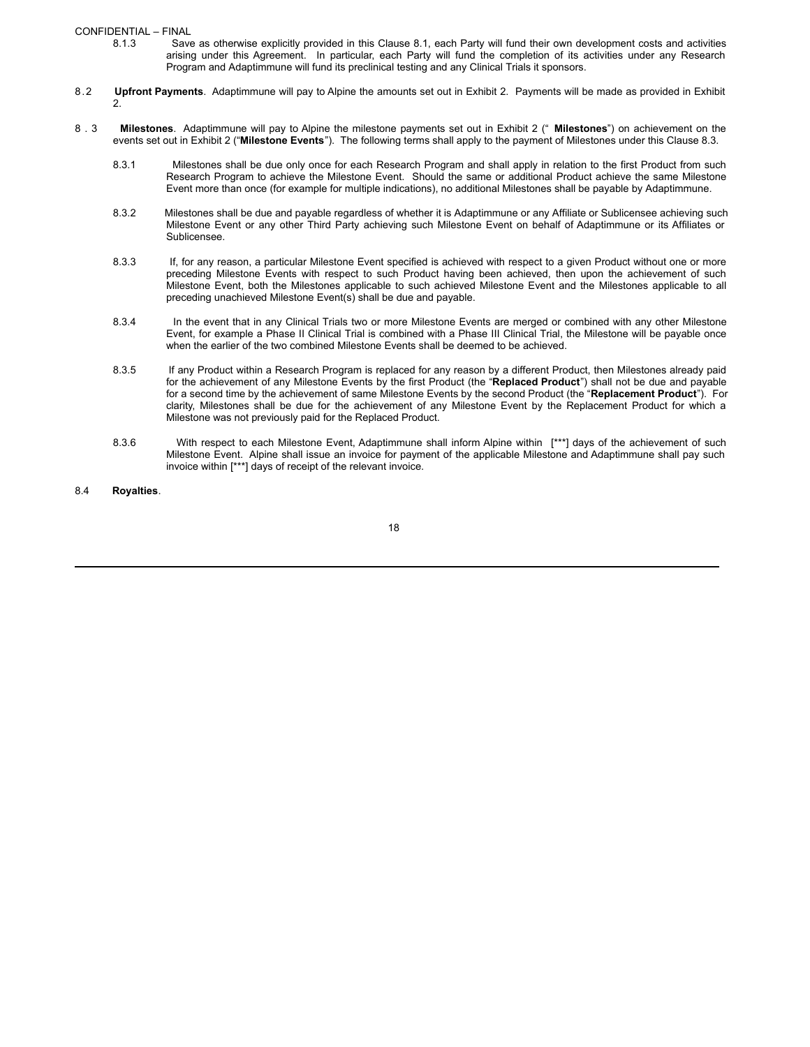8.1.3 Save as otherwise explicitly provided in this Clause 8.1, each Party will fund their own development costs and activities arising under this Agreement. In particular, each Party will fund the completion of its activities under any Research Program and Adaptimmune will fund its preclinical testing and any Clinical Trials it sponsors.

8.2 **Upfront Payments**. Adaptimmune will pay to Alpine the amounts set out in Exhibit 2. Payments will be made as provided in Exhibit 2.

8.3 **Milestones**. Adaptimmune will pay to Alpine the milestone payments set out in Exhibit 2 ("**Milestones**") on achievement on the events set out in Exhibit 2 ("**Milestone Events**"). The following terms shall apply to the payment of Milestones under this Clause 8.3.

8.3.1 Milestones shall be due only once for each Research Program and shall apply in relation to the first Product from such Research Program to achieve the Milestone Event. Should the same or additional Product achieve the same Milestone Event more than once (for example for multiple indications), no additional Milestones shall be payable by Adaptimmune.

8.3.2 Milestones shall be due and payable regardless of whether it is Adaptimmune or any Affiliate or Sublicensee achieving such Milestone Event or any other Third Party achieving such Milestone Event on behalf of Adaptimmune or its Affiliates or Sublicensee.

8.3.3 If, for any reason, a particular Milestone Event specified is achieved with respect to a given Product without one or more preceding Milestone Events with respect to such Product having been achieved, then upon the achievement of such Milestone Event, both the Milestones applicable to such achieved Milestone Event and the Milestones applicable to all preceding unachieved Milestone Event(s) shall be due and payable.

8.3.4 In the event that in any Clinical Trials two or more Milestone Events are merged or combined with any other Milestone Event, for example a Phase II Clinical Trial is combined with a Phase III Clinical Trial, the Milestone will be payable once when the earlier of the two combined Milestone Events shall be deemed to be achieved.

8.3.5 If any Product within a Research Program is replaced for any reason by a different Product, then Milestones already paid for the achievement of any Milestone Events by the first Product (the "**Replaced Product**") shall not be due and payable for a second time by the achievement of same Milestone Events by the second Product (the "**Replacement Product**"). For clarity, Milestones shall be due for the achievement of any Milestone Event by the Replacement Product for which a Milestone was not previously paid for the Replaced Product.

8.3.6 With respect to each Milestone Event, Adaptimmune shall inform Alpine within [***] days of the achievement of such Milestone Event. Alpine shall issue an invoice for payment of the applicable Milestone and Adaptimmune shall pay such invoice within [***] days of receipt of the relevant invoice.

8.4 **Royalties**.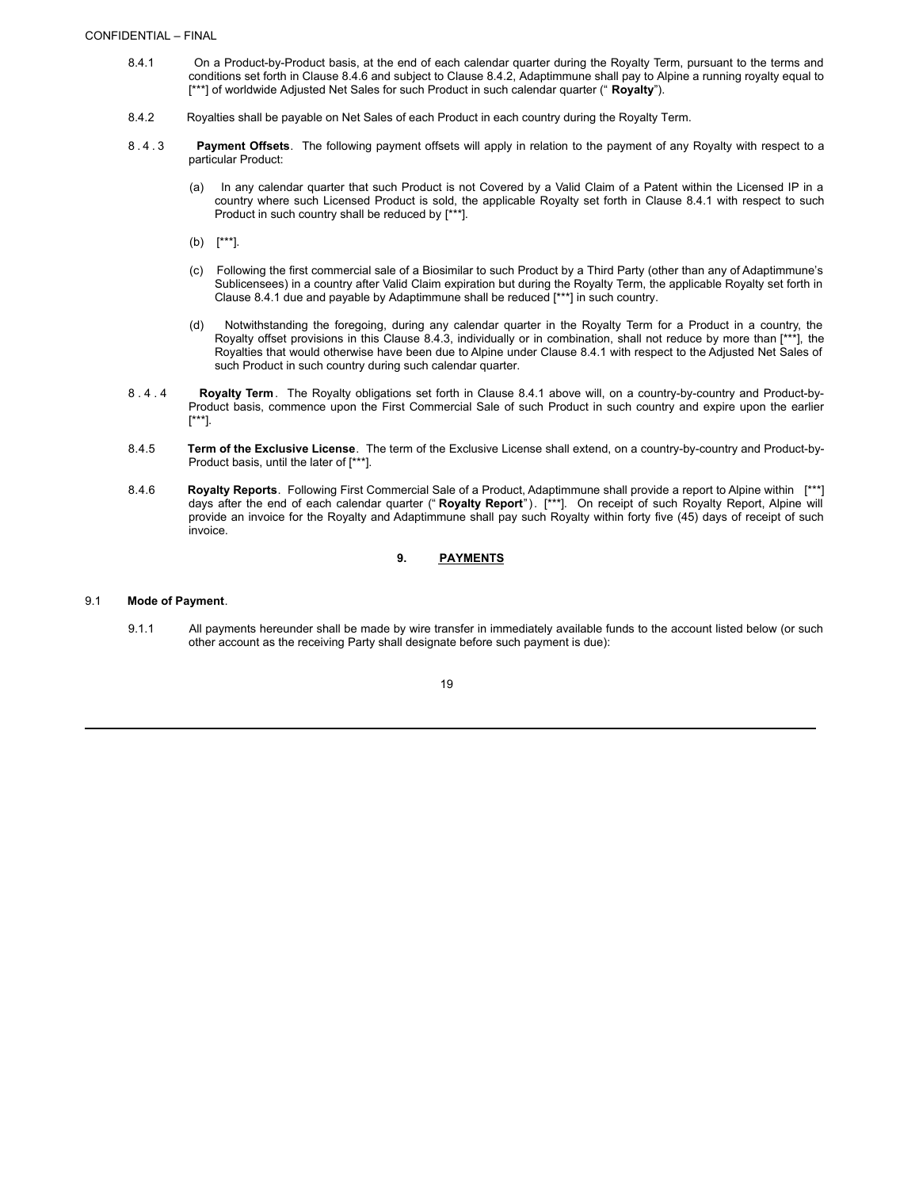CONFIDENTIAL – FINAL

8.4.1 On a Product-by-Product basis, at the end of each calendar quarter during the Royalty Term, pursuant to the terms and conditions set forth in Clause 8.4.6 and subject to Clause 8.4.2, Adaptimmune shall pay to Alpine a running royalty equal to [***] of worldwide Adjusted Net Sales for such Product in such calendar quarter (" **Royalty**").

8.4.2 Royalties shall be payable on Net Sales of each Product in each country during the Royalty Term.

8.4.3 **Payment Offsets**. The following payment offsets will apply in relation to the payment of any Royalty with respect to a particular Product:

(a) In any calendar quarter that such Product is not Covered by a Valid Claim of a Patent within the Licensed IP in a country where such Licensed Product is sold, the applicable Royalty set forth in Clause 8.4.1 with respect to such Product in such country shall be reduced by [***].

(b) [***].

(c) Following the first commercial sale of a Biosimilar to such Product by a Third Party (other than any of Adaptimmune's Sublicensees) in a country after Valid Claim expiration but during the Royalty Term, the applicable Royalty set forth in Clause 8.4.1 due and payable by Adaptimmune shall be reduced [***] in such country.

(d) Notwithstanding the foregoing, during any calendar quarter in the Royalty Term for a Product in a country, the Royalty offset provisions in this Clause 8.4.3, individually or in combination, shall not reduce by more than [***], the Royalties that would otherwise have been due to Alpine under Clause 8.4.1 with respect to the Adjusted Net Sales of such Product in such country during such calendar quarter.

8.4.4 **Royalty Term**. The Royalty obligations set forth in Clause 8.4.1 above will, on a country-by-country and Product-by-Product basis, commence upon the First Commercial Sale of such Product in such country and expire upon the earlier [***].

8.4.5 **Term of the Exclusive License**. The term of the Exclusive License shall extend, on a country-by-country and Product-by-Product basis, until the later of [***].

8.4.6 **Royalty Reports**. Following First Commercial Sale of a Product, Adaptimmune shall provide a report to Alpine within [***] days after the end of each calendar quarter (" **Royalty Report**"). [***]. On receipt of such Royalty Report, Alpine will provide an invoice for the Royalty and Adaptimmune shall pay such Royalty within forty five (45) days of receipt of such invoice.

## 9. PAYMENTS

9.1 **Mode of Payment**.

9.1.1 All payments hereunder shall be made by wire transfer in immediately available funds to the account listed below (or such other account as the receiving Party shall designate before such payment is due):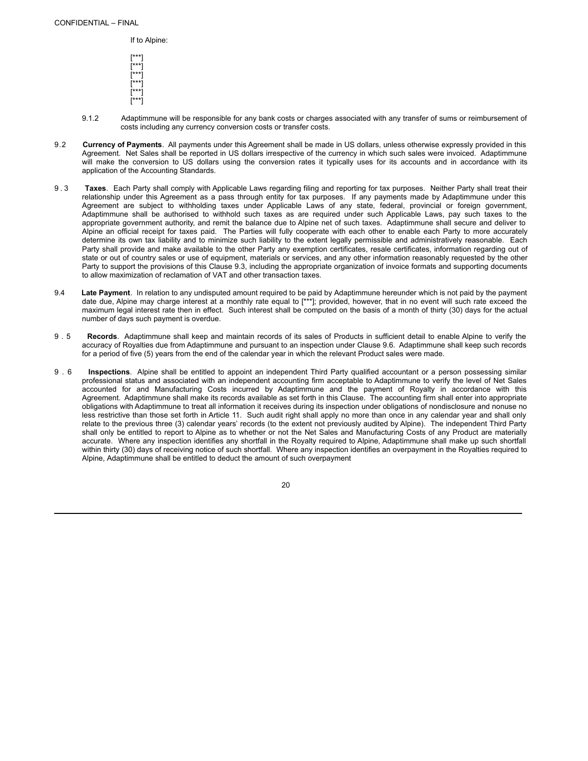If to Alpine:

[***]
[***]
[***]
[***]
[***]
[***]

9.1.2 Adaptimmune will be responsible for any bank costs or charges associated with any transfer of sums or reimbursement of costs including any currency conversion costs or transfer costs.

9.2 **Currency of Payments**. All payments under this Agreement shall be made in US dollars, unless otherwise expressly provided in this Agreement. Net Sales shall be reported in US dollars irrespective of the currency in which such sales were invoiced. Adaptimmune will make the conversion to US dollars using the conversion rates it typically uses for its accounts and in accordance with its application of the Accounting Standards.

9.3 **Taxes**. Each Party shall comply with Applicable Laws regarding filing and reporting for tax purposes. Neither Party shall treat their relationship under this Agreement as a pass through entity for tax purposes. If any payments made by Adaptimmune under this Agreement are subject to withholding taxes under Applicable Laws of any state, federal, provincial or foreign government, Adaptimmune shall be authorised to withhold such taxes as are required under such Applicable Laws, pay such taxes to the appropriate government authority, and remit the balance due to Alpine net of such taxes. Adaptimmune shall secure and deliver to Alpine an official receipt for taxes paid. The Parties will fully cooperate with each other to enable each Party to more accurately determine its own tax liability and to minimize such liability to the extent legally permissible and administratively reasonable. Each Party shall provide and make available to the other Party any exemption certificates, resale certificates, information regarding out of state or out of country sales or use of equipment, materials or services, and any other information reasonably requested by the other Party to support the provisions of this Clause 9.3, including the appropriate organization of invoice formats and supporting documents to allow maximization of reclamation of VAT and other transaction taxes.

9.4 **Late Payment**. In relation to any undisputed amount required to be paid by Adaptimmune hereunder which is not paid by the payment date due, Alpine may charge interest at a monthly rate equal to [***]; provided, however, that in no event will such rate exceed the maximum legal interest rate then in effect. Such interest shall be computed on the basis of a month of thirty (30) days for the actual number of days such payment is overdue.

9.5 **Records**. Adaptimmune shall keep and maintain records of its sales of Products in sufficient detail to enable Alpine to verify the accuracy of Royalties due from Adaptimmune and pursuant to an inspection under Clause 9.6. Adaptimmune shall keep such records for a period of five (5) years from the end of the calendar year in which the relevant Product sales were made.

9.6 **Inspections**. Alpine shall be entitled to appoint an independent Third Party qualified accountant or a person possessing similar professional status and associated with an independent accounting firm acceptable to Adaptimmune to verify the level of Net Sales accounted for and Manufacturing Costs incurred by Adaptimmune and the payment of Royalty in accordance with this Agreement. Adaptimmune shall make its records available as set forth in this Clause. The accounting firm shall enter into appropriate obligations with Adaptimmune to treat all information it receives during its inspection under obligations of nondisclosure and nonuse no less restrictive than those set forth in Article 11. Such audit right shall apply no more than once in any calendar year and shall only relate to the previous three (3) calendar years' records (to the extent not previously audited by Alpine). The independent Third Party shall only be entitled to report to Alpine as to whether or not the Net Sales and Manufacturing Costs of any Product are materially accurate. Where any inspection identifies any shortfall in the Royalty required to Alpine, Adaptimmune shall make up such shortfall within thirty (30) days of receiving notice of such shortfall. Where any inspection identifies an overpayment in the Royalties required to Alpine, Adaptimmune shall be entitled to deduct the amount of such overpayment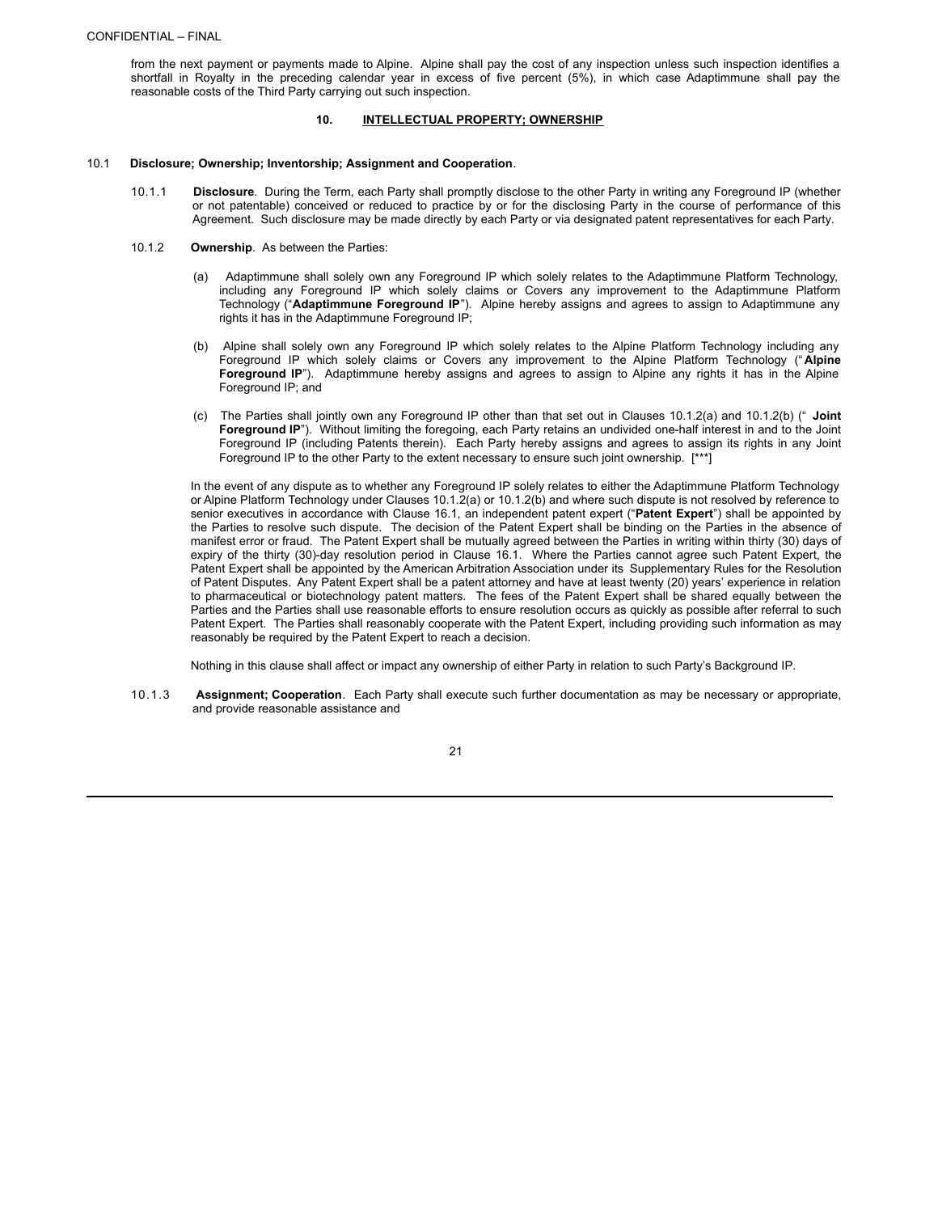from the next payment or payments made to Alpine. Alpine shall pay the cost of any inspection unless such inspection identifies a shortfall in Royalty in the preceding calendar year in excess of five percent (5%), in which case Adaptimmune shall pay the reasonable costs of the Third Party carrying out such inspection.

## 10. INTELLECTUAL PROPERTY; OWNERSHIP

10.1 **Disclosure; Ownership; Inventorship; Assignment and Cooperation**.

10.1.1 **Disclosure**. During the Term, each Party shall promptly disclose to the other Party in writing any Foreground IP (whether or not patentable) conceived or reduced to practice by or for the disclosing Party in the course of performance of this Agreement. Such disclosure may be made directly by each Party or via designated patent representatives for each Party.

10.1.2 **Ownership**. As between the Parties:

(a) Adaptimmune shall solely own any Foreground IP which solely relates to the Adaptimmune Platform Technology, including any Foreground IP which solely claims or Covers any improvement to the Adaptimmune Platform Technology ("**Adaptimmune Foreground IP**"). Alpine hereby assigns and agrees to assign to Adaptimmune any rights it has in the Adaptimmune Foreground IP;

(b) Alpine shall solely own any Foreground IP which solely relates to the Alpine Platform Technology including any Foreground IP which solely claims or Covers any improvement to the Alpine Platform Technology ("**Alpine Foreground IP**"). Adaptimmune hereby assigns and agrees to assign to Alpine any rights it has in the Alpine Foreground IP; and

(c) The Parties shall jointly own any Foreground IP other than that set out in Clauses 10.1.2(a) and 10.1.2(b) ("**Joint Foreground IP**"). Without limiting the foregoing, each Party retains an undivided one-half interest in and to the Joint Foreground IP (including Patents therein). Each Party hereby assigns and agrees to assign its rights in any Joint Foreground IP to the other Party to the extent necessary to ensure such joint ownership. [***]

In the event of any dispute as to whether any Foreground IP solely relates to either the Adaptimmune Platform Technology or Alpine Platform Technology under Clauses 10.1.2(a) or 10.1.2(b) and where such dispute is not resolved by reference to senior executives in accordance with Clause 16.1, an independent patent expert ("**Patent Expert**") shall be appointed by the Parties to resolve such dispute. The decision of the Patent Expert shall be binding on the Parties in the absence of manifest error or fraud. The Patent Expert shall be mutually agreed between the Parties in writing within thirty (30) days of expiry of the thirty (30)-day resolution period in Clause 16.1. Where the Parties cannot agree such Patent Expert, the Patent Expert shall be appointed by the American Arbitration Association under its Supplementary Rules for the Resolution of Patent Disputes. Any Patent Expert shall be a patent attorney and have at least twenty (20) years' experience in relation to pharmaceutical or biotechnology patent matters. The fees of the Patent Expert shall be shared equally between the Parties and the Parties shall use reasonable efforts to ensure resolution occurs as quickly as possible after referral to such Patent Expert. The Parties shall reasonably cooperate with the Patent Expert, including providing such information as may reasonably be required by the Patent Expert to reach a decision.

Nothing in this clause shall affect or impact any ownership of either Party in relation to such Party's Background IP.

10.1.3 **Assignment; Cooperation**. Each Party shall execute such further documentation as may be necessary or appropriate, and provide reasonable assistance and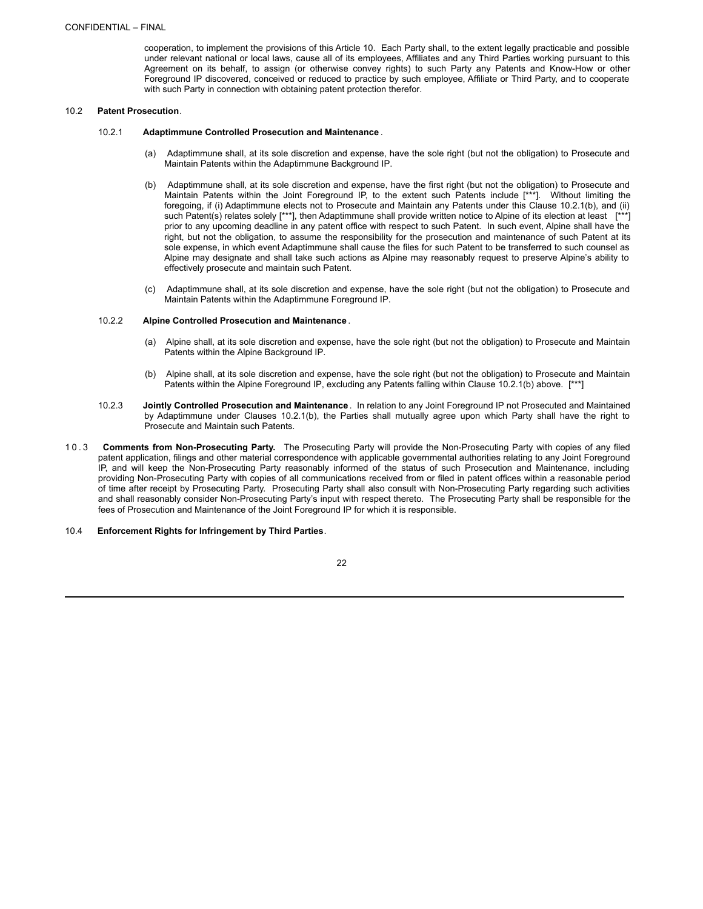cooperation, to implement the provisions of this Article 10. Each Party shall, to the extent legally practicable and possible under relevant national or local laws, cause all of its employees, Affiliates and any Third Parties working pursuant to this Agreement on its behalf, to assign (or otherwise convey rights) to such Party any Patents and Know-How or other Foreground IP discovered, conceived or reduced to practice by such employee, Affiliate or Third Party, and to cooperate with such Party in connection with obtaining patent protection therefor.

10.2 **Patent Prosecution**.

10.2.1 **Adaptimmune Controlled Prosecution and Maintenance**.

(a) Adaptimmune shall, at its sole discretion and expense, have the sole right (but not the obligation) to Prosecute and Maintain Patents within the Adaptimmune Background IP.

(b) Adaptimmune shall, at its sole discretion and expense, have the first right (but not the obligation) to Prosecute and Maintain Patents within the Joint Foreground IP, to the extent such Patents include [***]. Without limiting the foregoing, if (i) Adaptimmune elects not to Prosecute and Maintain any Patents under this Clause 10.2.1(b), and (ii) such Patent(s) relates solely [***], then Adaptimmune shall provide written notice to Alpine of its election at least [***] prior to any upcoming deadline in any patent office with respect to such Patent. In such event, Alpine shall have the right, but not the obligation, to assume the responsibility for the prosecution and maintenance of such Patent at its sole expense, in which event Adaptimmune shall cause the files for such Patent to be transferred to such counsel as Alpine may designate and shall take such actions as Alpine may reasonably request to preserve Alpine's ability to effectively prosecute and maintain such Patent.

(c) Adaptimmune shall, at its sole discretion and expense, have the sole right (but not the obligation) to Prosecute and Maintain Patents within the Adaptimmune Foreground IP.

10.2.2 **Alpine Controlled Prosecution and Maintenance**.

(a) Alpine shall, at its sole discretion and expense, have the sole right (but not the obligation) to Prosecute and Maintain Patents within the Alpine Background IP.

(b) Alpine shall, at its sole discretion and expense, have the sole right (but not the obligation) to Prosecute and Maintain Patents within the Alpine Foreground IP, excluding any Patents falling within Clause 10.2.1(b) above. [***]

10.2.3 **Jointly Controlled Prosecution and Maintenance**. In relation to any Joint Foreground IP not Prosecuted and Maintained by Adaptimmune under Clauses 10.2.1(b), the Parties shall mutually agree upon which Party shall have the right to Prosecute and Maintain such Patents.

10.3 **Comments from Non-Prosecuting Party.** The Prosecuting Party will provide the Non-Prosecuting Party with copies of any filed patent application, filings and other material correspondence with applicable governmental authorities relating to any Joint Foreground IP, and will keep the Non-Prosecuting Party reasonably informed of the status of such Prosecution and Maintenance, including providing Non-Prosecuting Party with copies of all communications received from or filed in patent offices within a reasonable period of time after receipt by Prosecuting Party. Prosecuting Party shall also consult with Non-Prosecuting Party regarding such activities and shall reasonably consider Non-Prosecuting Party's input with respect thereto. The Prosecuting Party shall be responsible for the fees of Prosecution and Maintenance of the Joint Foreground IP for which it is responsible.

10.4 **Enforcement Rights for Infringement by Third Parties**.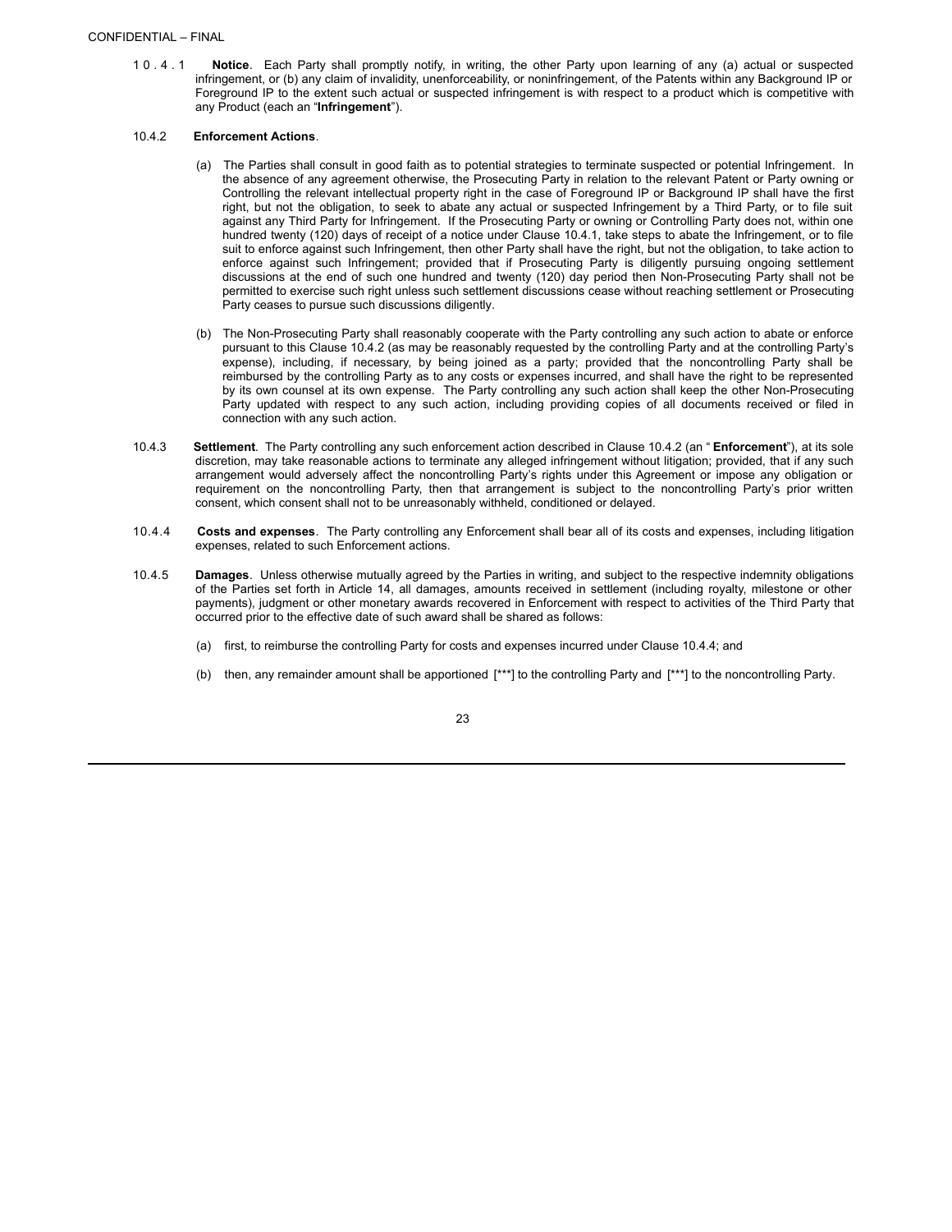10.4.1 **Notice**. Each Party shall promptly notify, in writing, the other Party upon learning of any (a) actual or suspected infringement, or (b) any claim of invalidity, unenforceability, or noninfringement, of the Patents within any Background IP or Foreground IP to the extent such actual or suspected infringement is with respect to a product which is competitive with any Product (each an "**Infringement**").

10.4.2 **Enforcement Actions**.

(a) The Parties shall consult in good faith as to potential strategies to terminate suspected or potential Infringement. In the absence of any agreement otherwise, the Prosecuting Party in relation to the relevant Patent or Party owning or Controlling the relevant intellectual property right in the case of Foreground IP or Background IP shall have the first right, but not the obligation, to seek to abate any actual or suspected Infringement by a Third Party, or to file suit against any Third Party for Infringement. If the Prosecuting Party or owning or Controlling Party does not, within one hundred twenty (120) days of receipt of a notice under Clause 10.4.1, take steps to abate the Infringement, or to file suit to enforce against such Infringement, then other Party shall have the right, but not the obligation, to take action to enforce against such Infringement; provided that if Prosecuting Party is diligently pursuing ongoing settlement discussions at the end of such one hundred and twenty (120) day period then Non-Prosecuting Party shall not be permitted to exercise such right unless such settlement discussions cease without reaching settlement or Prosecuting Party ceases to pursue such discussions diligently.

(b) The Non-Prosecuting Party shall reasonably cooperate with the Party controlling any such action to abate or enforce pursuant to this Clause 10.4.2 (as may be reasonably requested by the controlling Party and at the controlling Party's expense), including, if necessary, by being joined as a party; provided that the noncontrolling Party shall be reimbursed by the controlling Party as to any costs or expenses incurred, and shall have the right to be represented by its own counsel at its own expense. The Party controlling any such action shall keep the other Non-Prosecuting Party updated with respect to any such action, including providing copies of all documents received or filed in connection with any such action.

10.4.3 **Settlement**. The Party controlling any such enforcement action described in Clause 10.4.2 (an "**Enforcement**"), at its sole discretion, may take reasonable actions to terminate any alleged infringement without litigation; provided, that if any such arrangement would adversely affect the noncontrolling Party's rights under this Agreement or impose any obligation or requirement on the noncontrolling Party, then that arrangement is subject to the noncontrolling Party's prior written consent, which consent shall not to be unreasonably withheld, conditioned or delayed.

10.4.4 **Costs and expenses**. The Party controlling any Enforcement shall bear all of its costs and expenses, including litigation expenses, related to such Enforcement actions.

10.4.5 **Damages**. Unless otherwise mutually agreed by the Parties in writing, and subject to the respective indemnity obligations of the Parties set forth in Article 14, all damages, amounts received in settlement (including royalty, milestone or other payments), judgment or other monetary awards recovered in Enforcement with respect to activities of the Third Party that occurred prior to the effective date of such award shall be shared as follows:

(a) first, to reimburse the controlling Party for costs and expenses incurred under Clause 10.4.4; and

(b) then, any remainder amount shall be apportioned [***] to the controlling Party and [***] to the noncontrolling Party.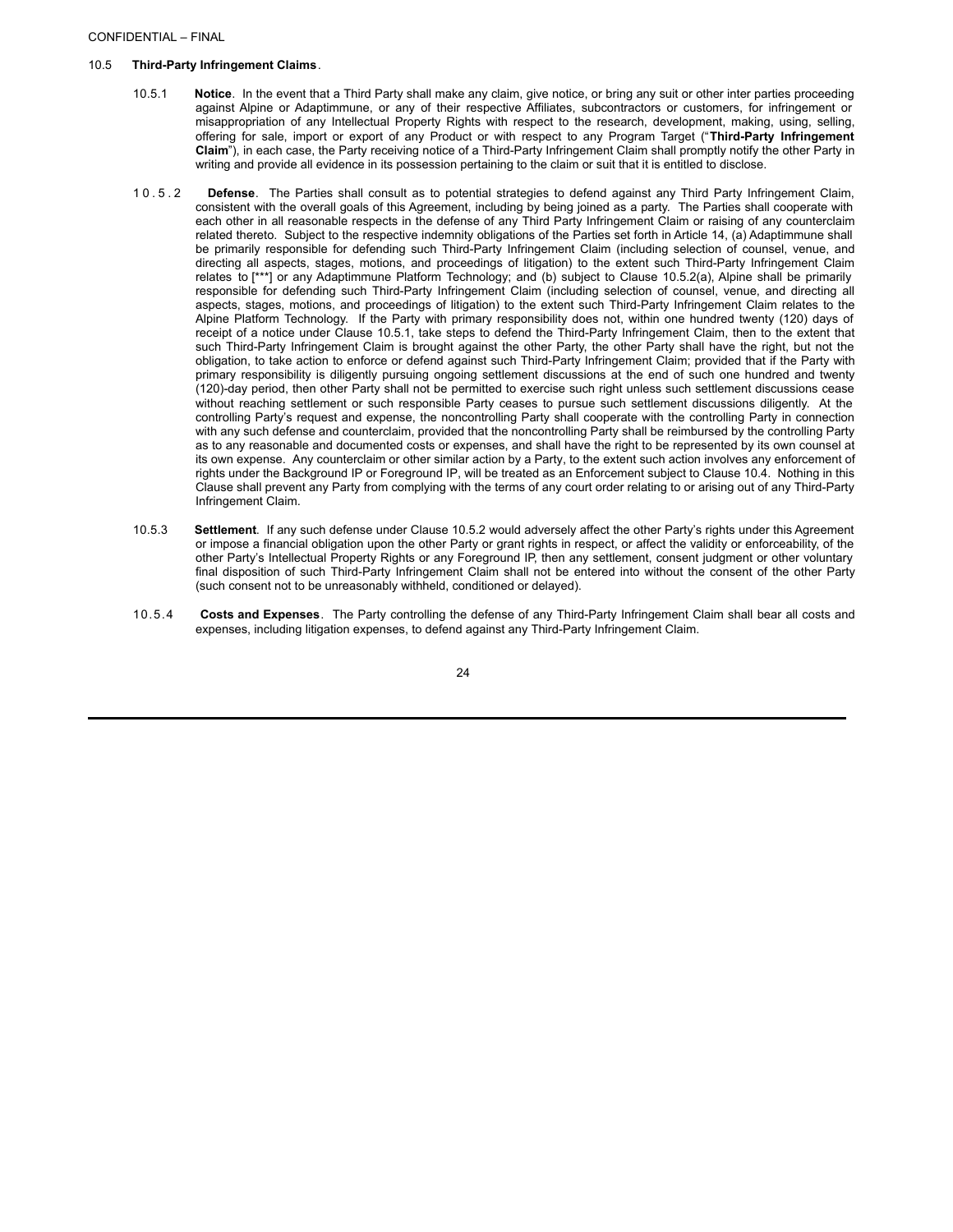CONFIDENTIAL – FINAL

10.5 **Third-Party Infringement Claims**.

10.5.1 **Notice**. In the event that a Third Party shall make any claim, give notice, or bring any suit or other inter parties proceeding against Alpine or Adaptimmune, or any of their respective Affiliates, subcontractors or customers, for infringement or misappropriation of any Intellectual Property Rights with respect to the research, development, making, using, selling, offering for sale, import or export of any Product or with respect to any Program Target ("**Third-Party Infringement Claim**"), in each case, the Party receiving notice of a Third-Party Infringement Claim shall promptly notify the other Party in writing and provide all evidence in its possession pertaining to the claim or suit that it is entitled to disclose.

10.5.2 **Defense**. The Parties shall consult as to potential strategies to defend against any Third Party Infringement Claim, consistent with the overall goals of this Agreement, including by being joined as a party. The Parties shall cooperate with each other in all reasonable respects in the defense of any Third Party Infringement Claim or raising of any counterclaim related thereto. Subject to the respective indemnity obligations of the Parties set forth in Article 14, (a) Adaptimmune shall be primarily responsible for defending such Third-Party Infringement Claim (including selection of counsel, venue, and directing all aspects, stages, motions, and proceedings of litigation) to the extent such Third-Party Infringement Claim relates to [***] or any Adaptimmune Platform Technology; and (b) subject to Clause 10.5.2(a), Alpine shall be primarily responsible for defending such Third-Party Infringement Claim (including selection of counsel, venue, and directing all aspects, stages, motions, and proceedings of litigation) to the extent such Third-Party Infringement Claim relates to the Alpine Platform Technology. If the Party with primary responsibility does not, within one hundred twenty (120) days of receipt of a notice under Clause 10.5.1, take steps to defend the Third-Party Infringement Claim, then to the extent that such Third-Party Infringement Claim is brought against the other Party, the other Party shall have the right, but not the obligation, to take action to enforce or defend against such Third-Party Infringement Claim; provided that if the Party with primary responsibility is diligently pursuing ongoing settlement discussions at the end of such one hundred and twenty (120)-day period, then other Party shall not be permitted to exercise such right unless such settlement discussions cease without reaching settlement or such responsible Party ceases to pursue such settlement discussions diligently. At the controlling Party's request and expense, the noncontrolling Party shall cooperate with the controlling Party in connection with any such defense and counterclaim, provided that the noncontrolling Party shall be reimbursed by the controlling Party as to any reasonable and documented costs or expenses, and shall have the right to be represented by its own counsel at its own expense. Any counterclaim or other similar action by a Party, to the extent such action involves any enforcement of rights under the Background IP or Foreground IP, will be treated as an Enforcement subject to Clause 10.4. Nothing in this Clause shall prevent any Party from complying with the terms of any court order relating to or arising out of any Third-Party Infringement Claim.

10.5.3 **Settlement**. If any such defense under Clause 10.5.2 would adversely affect the other Party's rights under this Agreement or impose a financial obligation upon the other Party or grant rights in respect, or affect the validity or enforceability, of the other Party's Intellectual Property Rights or any Foreground IP, then any settlement, consent judgment or other voluntary final disposition of such Third-Party Infringement Claim shall not be entered into without the consent of the other Party (such consent not to be unreasonably withheld, conditioned or delayed).

10.5.4 **Costs and Expenses**. The Party controlling the defense of any Third-Party Infringement Claim shall bear all costs and expenses, including litigation expenses, to defend against any Third-Party Infringement Claim.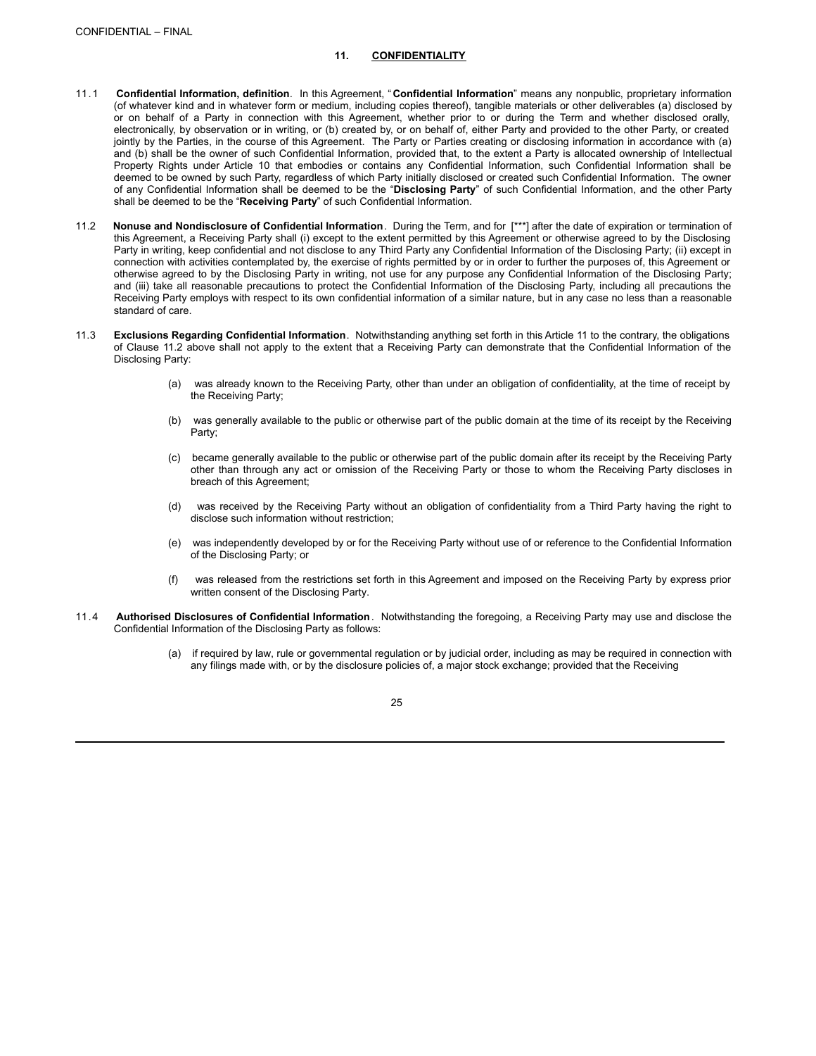## 11. CONFIDENTIALITY

11.1 **Confidential Information, definition**. In this Agreement, "**Confidential Information**" means any nonpublic, proprietary information (of whatever kind and in whatever form or medium, including copies thereof), tangible materials or other deliverables (a) disclosed by or on behalf of a Party in connection with this Agreement, whether prior to or during the Term and whether disclosed orally, electronically, by observation or in writing, or (b) created by, or on behalf of, either Party and provided to the other Party, or created jointly by the Parties, in the course of this Agreement. The Party or Parties creating or disclosing information in accordance with (a) and (b) shall be the owner of such Confidential Information, provided that, to the extent a Party is allocated ownership of Intellectual Property Rights under Article 10 that embodies or contains any Confidential Information, such Confidential Information shall be deemed to be owned by such Party, regardless of which Party initially disclosed or created such Confidential Information. The owner of any Confidential Information shall be deemed to be the "**Disclosing Party**" of such Confidential Information, and the other Party shall be deemed to be the "**Receiving Party**" of such Confidential Information.

11.2 **Nonuse and Nondisclosure of Confidential Information**. During the Term, and for [***] after the date of expiration or termination of this Agreement, a Receiving Party shall (i) except to the extent permitted by this Agreement or otherwise agreed to by the Disclosing Party in writing, keep confidential and not disclose to any Third Party any Confidential Information of the Disclosing Party; (ii) except in connection with activities contemplated by, the exercise of rights permitted by or in order to further the purposes of, this Agreement or otherwise agreed to by the Disclosing Party in writing, not use for any purpose any Confidential Information of the Disclosing Party; and (iii) take all reasonable precautions to protect the Confidential Information of the Disclosing Party, including all precautions the Receiving Party employs with respect to its own confidential information of a similar nature, but in any case no less than a reasonable standard of care.

11.3 **Exclusions Regarding Confidential Information**. Notwithstanding anything set forth in this Article 11 to the contrary, the obligations of Clause 11.2 above shall not apply to the extent that a Receiving Party can demonstrate that the Confidential Information of the Disclosing Party:

(a) was already known to the Receiving Party, other than under an obligation of confidentiality, at the time of receipt by the Receiving Party;

(b) was generally available to the public or otherwise part of the public domain at the time of its receipt by the Receiving Party;

(c) became generally available to the public or otherwise part of the public domain after its receipt by the Receiving Party other than through any act or omission of the Receiving Party or those to whom the Receiving Party discloses in breach of this Agreement;

(d) was received by the Receiving Party without an obligation of confidentiality from a Third Party having the right to disclose such information without restriction;

(e) was independently developed by or for the Receiving Party without use of or reference to the Confidential Information of the Disclosing Party; or

(f) was released from the restrictions set forth in this Agreement and imposed on the Receiving Party by express prior written consent of the Disclosing Party.

11.4 **Authorised Disclosures of Confidential Information**. Notwithstanding the foregoing, a Receiving Party may use and disclose the Confidential Information of the Disclosing Party as follows:

(a) if required by law, rule or governmental regulation or by judicial order, including as may be required in connection with any filings made with, or by the disclosure policies of, a major stock exchange; provided that the Receiving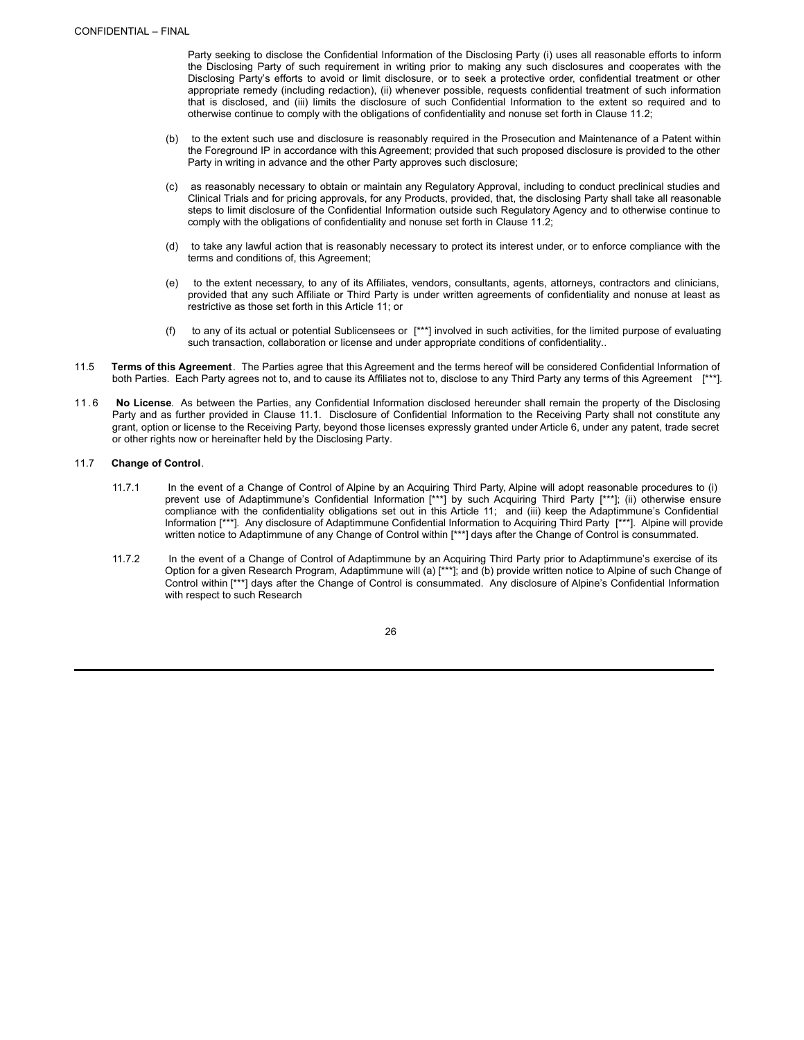Party seeking to disclose the Confidential Information of the Disclosing Party (i) uses all reasonable efforts to inform the Disclosing Party of such requirement in writing prior to making any such disclosures and cooperates with the Disclosing Party's efforts to avoid or limit disclosure, or to seek a protective order, confidential treatment or other appropriate remedy (including redaction), (ii) whenever possible, requests confidential treatment of such information that is disclosed, and (iii) limits the disclosure of such Confidential Information to the extent so required and to otherwise continue to comply with the obligations of confidentiality and nonuse set forth in Clause 11.2;

(b) to the extent such use and disclosure is reasonably required in the Prosecution and Maintenance of a Patent within the Foreground IP in accordance with this Agreement; provided that such proposed disclosure is provided to the other Party in writing in advance and the other Party approves such disclosure;

(c) as reasonably necessary to obtain or maintain any Regulatory Approval, including to conduct preclinical studies and Clinical Trials and for pricing approvals, for any Products, provided, that, the disclosing Party shall take all reasonable steps to limit disclosure of the Confidential Information outside such Regulatory Agency and to otherwise continue to comply with the obligations of confidentiality and nonuse set forth in Clause 11.2;

(d) to take any lawful action that is reasonably necessary to protect its interest under, or to enforce compliance with the terms and conditions of, this Agreement;

(e) to the extent necessary, to any of its Affiliates, vendors, consultants, agents, attorneys, contractors and clinicians, provided that any such Affiliate or Third Party is under written agreements of confidentiality and nonuse at least as restrictive as those set forth in this Article 11; or

(f) to any of its actual or potential Sublicensees or [***] involved in such activities, for the limited purpose of evaluating such transaction, collaboration or license and under appropriate conditions of confidentiality..

11.5 **Terms of this Agreement**. The Parties agree that this Agreement and the terms hereof will be considered Confidential Information of both Parties. Each Party agrees not to, and to cause its Affiliates not to, disclose to any Third Party any terms of this Agreement [***].

11.6 **No License**. As between the Parties, any Confidential Information disclosed hereunder shall remain the property of the Disclosing Party and as further provided in Clause 11.1. Disclosure of Confidential Information to the Receiving Party shall not constitute any grant, option or license to the Receiving Party, beyond those licenses expressly granted under Article 6, under any patent, trade secret or other rights now or hereinafter held by the Disclosing Party.

11.7 **Change of Control**.

11.7.1 In the event of a Change of Control of Alpine by an Acquiring Third Party, Alpine will adopt reasonable procedures to (i) prevent use of Adaptimmune's Confidential Information [***] by such Acquiring Third Party [***]; (ii) otherwise ensure compliance with the confidentiality obligations set out in this Article 11; and (iii) keep the Adaptimmune's Confidential Information [***]. Any disclosure of Adaptimmune Confidential Information to Acquiring Third Party [***]. Alpine will provide written notice to Adaptimmune of any Change of Control within [***] days after the Change of Control is consummated.

11.7.2 In the event of a Change of Control of Adaptimmune by an Acquiring Third Party prior to Adaptimmune's exercise of its Option for a given Research Program, Adaptimmune will (a) [***]; and (b) provide written notice to Alpine of such Change of Control within [***] days after the Change of Control is consummated. Any disclosure of Alpine's Confidential Information with respect to such Research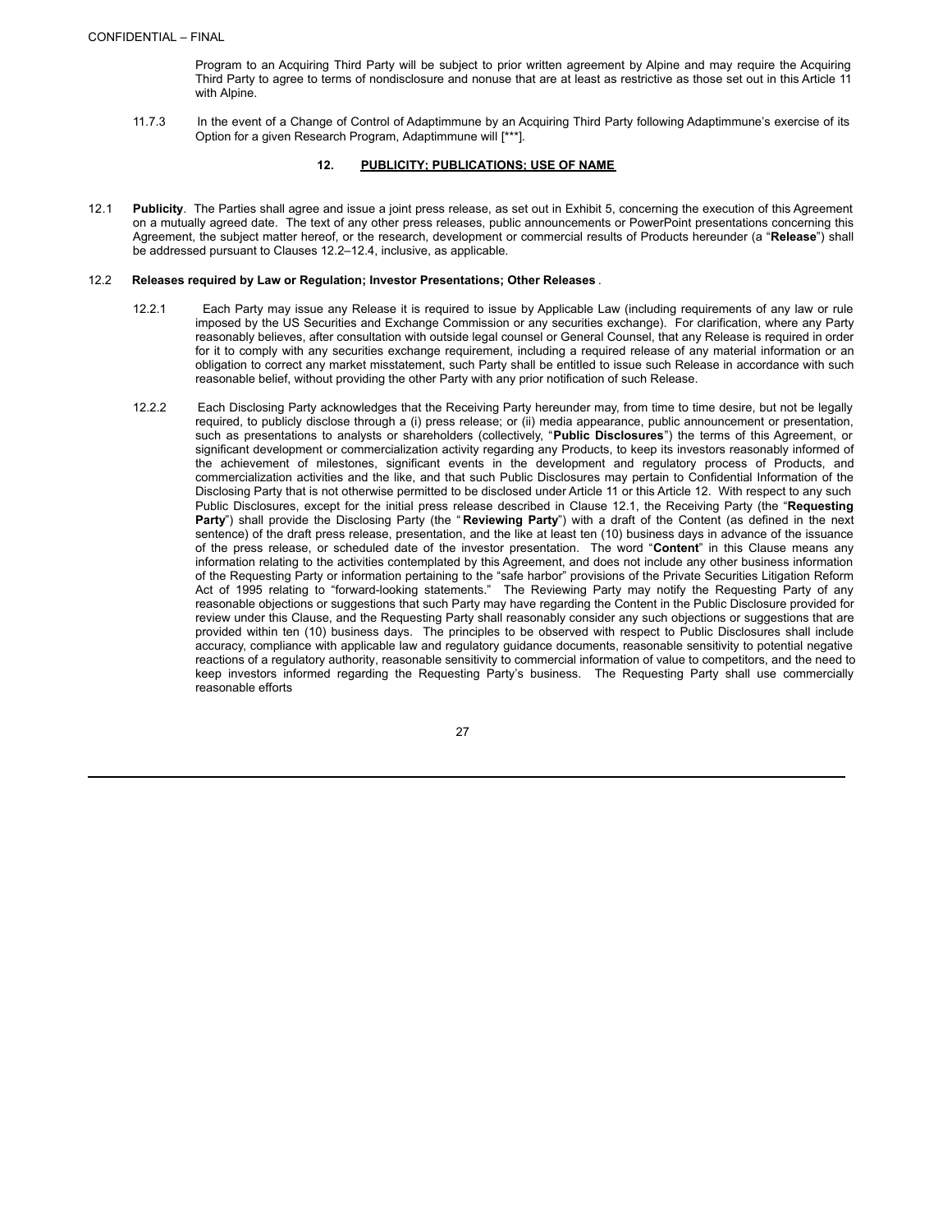Program to an Acquiring Third Party will be subject to prior written agreement by Alpine and may require the Acquiring Third Party to agree to terms of nondisclosure and nonuse that are at least as restrictive as those set out in this Article 11 with Alpine.

11.7.3 In the event of a Change of Control of Adaptimmune by an Acquiring Third Party following Adaptimmune's exercise of its Option for a given Research Program, Adaptimmune will [***].

## 12. PUBLICITY; PUBLICATIONS; USE OF NAME

12.1 **Publicity**. The Parties shall agree and issue a joint press release, as set out in Exhibit 5, concerning the execution of this Agreement on a mutually agreed date. The text of any other press releases, public announcements or PowerPoint presentations concerning this Agreement, the subject matter hereof, or the research, development or commercial results of Products hereunder (a "**Release**") shall be addressed pursuant to Clauses 12.2–12.4, inclusive, as applicable.

12.2 **Releases required by Law or Regulation; Investor Presentations; Other Releases**.

12.2.1 Each Party may issue any Release it is required to issue by Applicable Law (including requirements of any law or rule imposed by the US Securities and Exchange Commission or any securities exchange). For clarification, where any Party reasonably believes, after consultation with outside legal counsel or General Counsel, that any Release is required in order for it to comply with any securities exchange requirement, including a required release of any material information or an obligation to correct any market misstatement, such Party shall be entitled to issue such Release in accordance with such reasonable belief, without providing the other Party with any prior notification of such Release.

12.2.2 Each Disclosing Party acknowledges that the Receiving Party hereunder may, from time to time desire, but not be legally required, to publicly disclose through a (i) press release; or (ii) media appearance, public announcement or presentation, such as presentations to analysts or shareholders (collectively, "**Public Disclosures**") the terms of this Agreement, or significant development or commercialization activity regarding any Products, to keep its investors reasonably informed of the achievement of milestones, significant events in the development and regulatory process of Products, and commercialization activities and the like, and that such Public Disclosures may pertain to Confidential Information of the Disclosing Party that is not otherwise permitted to be disclosed under Article 11 or this Article 12. With respect to any such Public Disclosures, except for the initial press release described in Clause 12.1, the Receiving Party (the "**Requesting Party**") shall provide the Disclosing Party (the "**Reviewing Party**") with a draft of the Content (as defined in the next sentence) of the draft press release, presentation, and the like at least ten (10) business days in advance of the issuance of the press release, or scheduled date of the investor presentation. The word "**Content**" in this Clause means any information relating to the activities contemplated by this Agreement, and does not include any other business information of the Requesting Party or information pertaining to the "safe harbor" provisions of the Private Securities Litigation Reform Act of 1995 relating to "forward-looking statements." The Reviewing Party may notify the Requesting Party of any reasonable objections or suggestions that such Party may have regarding the Content in the Public Disclosure provided for review under this Clause, and the Requesting Party shall reasonably consider any such objections or suggestions that are provided within ten (10) business days. The principles to be observed with respect to Public Disclosures shall include accuracy, compliance with applicable law and regulatory guidance documents, reasonable sensitivity to potential negative reactions of a regulatory authority, reasonable sensitivity to commercial information of value to competitors, and the need to keep investors informed regarding the Requesting Party's business. The Requesting Party shall use commercially reasonable efforts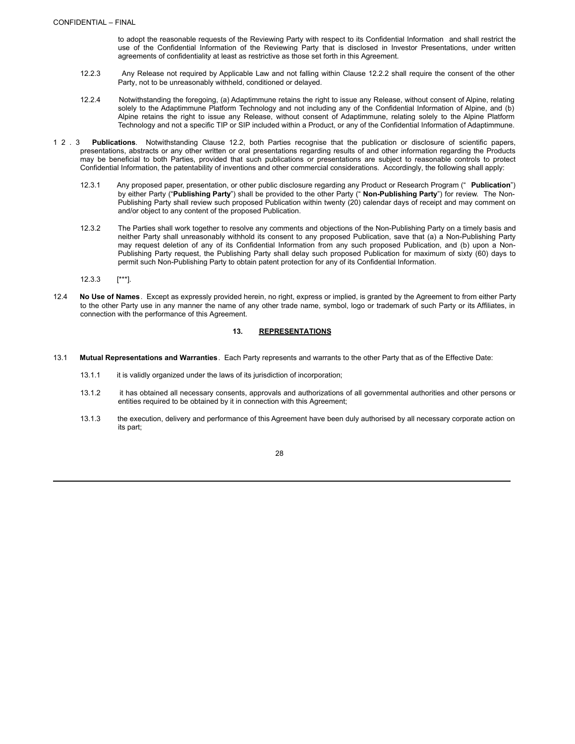to adopt the reasonable requests of the Reviewing Party with respect to its Confidential Information and shall restrict the use of the Confidential Information of the Reviewing Party that is disclosed in Investor Presentations, under written agreements of confidentiality at least as restrictive as those set forth in this Agreement.

12.2.3 Any Release not required by Applicable Law and not falling within Clause 12.2.2 shall require the consent of the other Party, not to be unreasonably withheld, conditioned or delayed.

12.2.4 Notwithstanding the foregoing, (a) Adaptimmune retains the right to issue any Release, without consent of Alpine, relating solely to the Adaptimmune Platform Technology and not including any of the Confidential Information of Alpine, and (b) Alpine retains the right to issue any Release, without consent of Adaptimmune, relating solely to the Alpine Platform Technology and not a specific TIP or SIP included within a Product, or any of the Confidential Information of Adaptimmune.

12.3 **Publications**. Notwithstanding Clause 12.2, both Parties recognise that the publication or disclosure of scientific papers, presentations, abstracts or any other written or oral presentations regarding results of and other information regarding the Products may be beneficial to both Parties, provided that such publications or presentations are subject to reasonable controls to protect Confidential Information, the patentability of inventions and other commercial considerations. Accordingly, the following shall apply:

12.3.1 Any proposed paper, presentation, or other public disclosure regarding any Product or Research Program ("**Publication**") by either Party ("**Publishing Party**") shall be provided to the other Party ("**Non-Publishing Party**") for review. The Non-Publishing Party shall review such proposed Publication within twenty (20) calendar days of receipt and may comment on and/or object to any content of the proposed Publication.

12.3.2 The Parties shall work together to resolve any comments and objections of the Non-Publishing Party on a timely basis and neither Party shall unreasonably withhold its consent to any proposed Publication, save that (a) a Non-Publishing Party may request deletion of any of its Confidential Information from any such proposed Publication, and (b) upon a Non-Publishing Party request, the Publishing Party shall delay such proposed Publication for maximum of sixty (60) days to permit such Non-Publishing Party to obtain patent protection for any of its Confidential Information.

12.3.3 [***].

12.4 **No Use of Names**. Except as expressly provided herein, no right, express or implied, is granted by the Agreement to from either Party to the other Party use in any manner the name of any other trade name, symbol, logo or trademark of such Party or its Affiliates, in connection with the performance of this Agreement.

## 13. REPRESENTATIONS

13.1 **Mutual Representations and Warranties**. Each Party represents and warrants to the other Party that as of the Effective Date:

13.1.1 it is validly organized under the laws of its jurisdiction of incorporation;

13.1.2 it has obtained all necessary consents, approvals and authorizations of all governmental authorities and other persons or entities required to be obtained by it in connection with this Agreement;

13.1.3 the execution, delivery and performance of this Agreement have been duly authorised by all necessary corporate action on its part;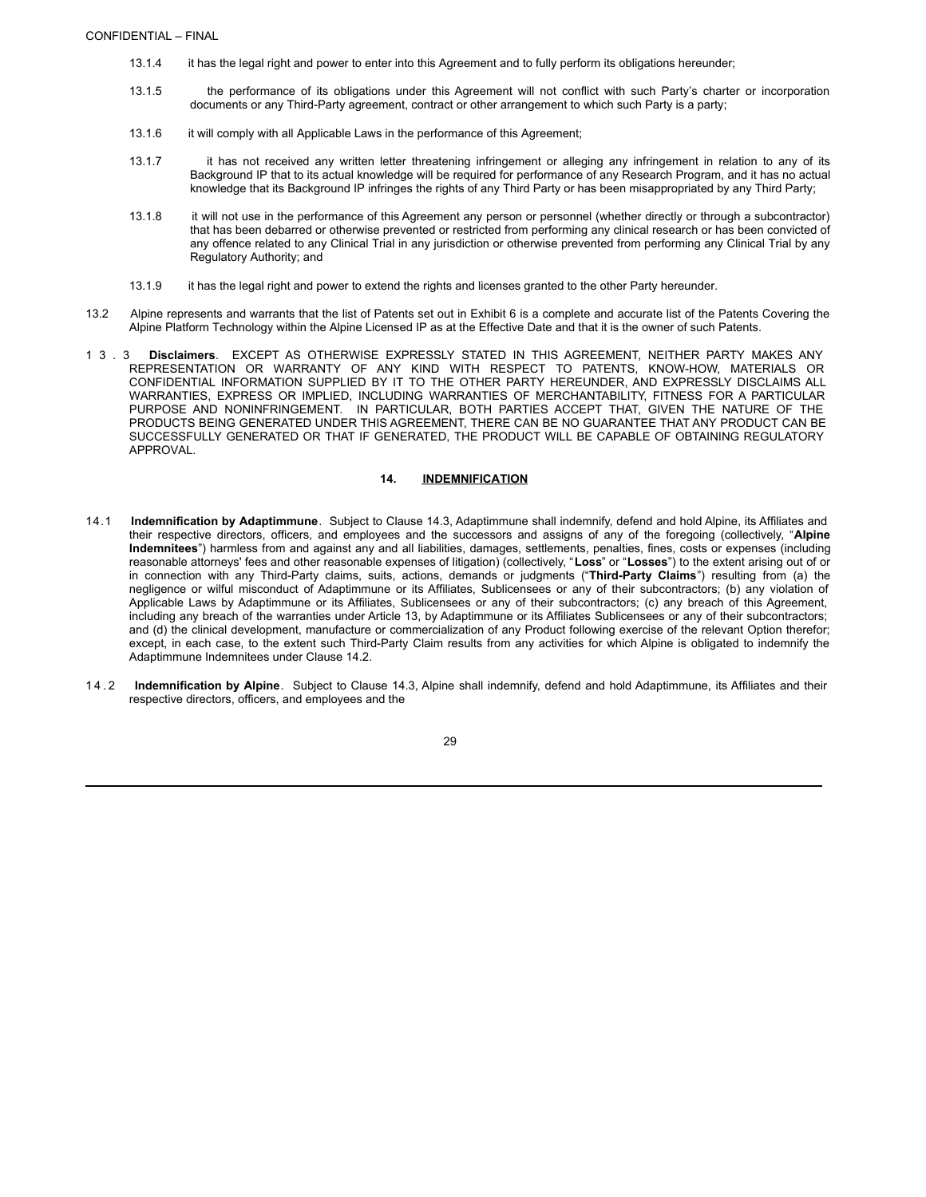13.1.4 it has the legal right and power to enter into this Agreement and to fully perform its obligations hereunder;

13.1.5 the performance of its obligations under this Agreement will not conflict with such Party's charter or incorporation documents or any Third-Party agreement, contract or other arrangement to which such Party is a party;

13.1.6 it will comply with all Applicable Laws in the performance of this Agreement;

13.1.7 it has not received any written letter threatening infringement or alleging any infringement in relation to any of its Background IP that to its actual knowledge will be required for performance of any Research Program, and it has no actual knowledge that its Background IP infringes the rights of any Third Party or has been misappropriated by any Third Party;

13.1.8 it will not use in the performance of this Agreement any person or personnel (whether directly or through a subcontractor) that has been debarred or otherwise prevented or restricted from performing any clinical research or has been convicted of any offence related to any Clinical Trial in any jurisdiction or otherwise prevented from performing any Clinical Trial by any Regulatory Authority; and

13.1.9 it has the legal right and power to extend the rights and licenses granted to the other Party hereunder.

13.2 Alpine represents and warrants that the list of Patents set out in Exhibit 6 is a complete and accurate list of the Patents Covering the Alpine Platform Technology within the Alpine Licensed IP as at the Effective Date and that it is the owner of such Patents.

13.3 **Disclaimers**. EXCEPT AS OTHERWISE EXPRESSLY STATED IN THIS AGREEMENT, NEITHER PARTY MAKES ANY REPRESENTATION OR WARRANTY OF ANY KIND WITH RESPECT TO PATENTS, KNOW-HOW, MATERIALS OR CONFIDENTIAL INFORMATION SUPPLIED BY IT TO THE OTHER PARTY HEREUNDER, AND EXPRESSLY DISCLAIMS ALL WARRANTIES, EXPRESS OR IMPLIED, INCLUDING WARRANTIES OF MERCHANTABILITY, FITNESS FOR A PARTICULAR PURPOSE AND NONINFRINGEMENT. IN PARTICULAR, BOTH PARTIES ACCEPT THAT, GIVEN THE NATURE OF THE PRODUCTS BEING GENERATED UNDER THIS AGREEMENT, THERE CAN BE NO GUARANTEE THAT ANY PRODUCT CAN BE SUCCESSFULLY GENERATED OR THAT IF GENERATED, THE PRODUCT WILL BE CAPABLE OF OBTAINING REGULATORY APPROVAL.

## 14. INDEMNIFICATION

14.1 **Indemnification by Adaptimmune**. Subject to Clause 14.3, Adaptimmune shall indemnify, defend and hold Alpine, its Affiliates and their respective directors, officers, and employees and the successors and assigns of any of the foregoing (collectively, "**Alpine Indemnitees**") harmless from and against any and all liabilities, damages, settlements, penalties, fines, costs or expenses (including reasonable attorneys' fees and other reasonable expenses of litigation) (collectively, "**Loss**" or "**Losses**") to the extent arising out of or in connection with any Third-Party claims, suits, actions, demands or judgments ("**Third-Party Claims**") resulting from (a) the negligence or wilful misconduct of Adaptimmune or its Affiliates, Sublicensees or any of their subcontractors; (b) any violation of Applicable Laws by Adaptimmune or its Affiliates, Sublicensees or any of their subcontractors; (c) any breach of this Agreement, including any breach of the warranties under Article 13, by Adaptimmune or its Affiliates Sublicensees or any of their subcontractors; and (d) the clinical development, manufacture or commercialization of any Product following exercise of the relevant Option therefor; except, in each case, to the extent such Third-Party Claim results from any activities for which Alpine is obligated to indemnify the Adaptimmune Indemnitees under Clause 14.2.

14.2 **Indemnification by Alpine**. Subject to Clause 14.3, Alpine shall indemnify, defend and hold Adaptimmune, its Affiliates and their respective directors, officers, and employees and the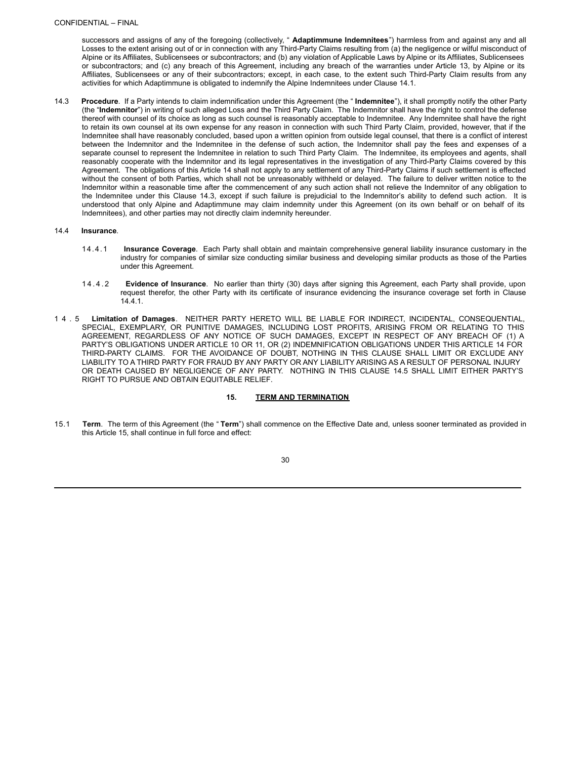successors and assigns of any of the foregoing (collectively, " **Adaptimmune Indemnitees**") harmless from and against any and all Losses to the extent arising out of or in connection with any Third-Party Claims resulting from (a) the negligence or wilful misconduct of Alpine or its Affiliates, Sublicensees or subcontractors; and (b) any violation of Applicable Laws by Alpine or its Affiliates, Sublicensees or subcontractors; and (c) any breach of this Agreement, including any breach of the warranties under Article 13, by Alpine or its Affiliates, Sublicensees or any of their subcontractors; except, in each case, to the extent such Third-Party Claim results from any activities for which Adaptimmune is obligated to indemnify the Alpine Indemnitees under Clause 14.1.

14.3 **Procedure**. If a Party intends to claim indemnification under this Agreement (the " **Indemnitee**"), it shall promptly notify the other Party (the "**Indemnitor**") in writing of such alleged Loss and the Third Party Claim. The Indemnitor shall have the right to control the defense thereof with counsel of its choice as long as such counsel is reasonably acceptable to Indemnitee. Any Indemnitee shall have the right to retain its own counsel at its own expense for any reason in connection with such Third Party Claim, provided, however, that if the Indemnitee shall have reasonably concluded, based upon a written opinion from outside legal counsel, that there is a conflict of interest between the Indemnitor and the Indemnitee in the defense of such action, the Indemnitor shall pay the fees and expenses of a separate counsel to represent the Indemnitee in relation to such Third Party Claim. The Indemnitee, its employees and agents, shall reasonably cooperate with the Indemnitor and its legal representatives in the investigation of any Third-Party Claims covered by this Agreement. The obligations of this Article 14 shall not apply to any settlement of any Third-Party Claims if such settlement is effected without the consent of both Parties, which shall not be unreasonably withheld or delayed. The failure to deliver written notice to the Indemnitor within a reasonable time after the commencement of any such action shall not relieve the Indemnitor of any obligation to the Indemnitee under this Clause 14.3, except if such failure is prejudicial to the Indemnitor's ability to defend such action. It is understood that only Alpine and Adaptimmune may claim indemnity under this Agreement (on its own behalf or on behalf of its Indemnitees), and other parties may not directly claim indemnity hereunder.

14.4 **Insurance**.

14.4.1 **Insurance Coverage**. Each Party shall obtain and maintain comprehensive general liability insurance customary in the industry for companies of similar size conducting similar business and developing similar products as those of the Parties under this Agreement.

14.4.2 **Evidence of Insurance**. No earlier than thirty (30) days after signing this Agreement, each Party shall provide, upon request therefor, the other Party with its certificate of insurance evidencing the insurance coverage set forth in Clause 14.4.1.

14.5 **Limitation of Damages**. NEITHER PARTY HERETO WILL BE LIABLE FOR INDIRECT, INCIDENTAL, CONSEQUENTIAL, SPECIAL, EXEMPLARY, OR PUNITIVE DAMAGES, INCLUDING LOST PROFITS, ARISING FROM OR RELATING TO THIS AGREEMENT, REGARDLESS OF ANY NOTICE OF SUCH DAMAGES, EXCEPT IN RESPECT OF ANY BREACH OF (1) A PARTY'S OBLIGATIONS UNDER ARTICLE 10 OR 11, OR (2) INDEMNIFICATION OBLIGATIONS UNDER THIS ARTICLE 14 FOR THIRD-PARTY CLAIMS. FOR THE AVOIDANCE OF DOUBT, NOTHING IN THIS CLAUSE SHALL LIMIT OR EXCLUDE ANY LIABILITY TO A THIRD PARTY FOR FRAUD BY ANY PARTY OR ANY LIABILITY ARISING AS A RESULT OF PERSONAL INJURY OR DEATH CAUSED BY NEGLIGENCE OF ANY PARTY. NOTHING IN THIS CLAUSE 14.5 SHALL LIMIT EITHER PARTY'S RIGHT TO PURSUE AND OBTAIN EQUITABLE RELIEF.

## 15. TERM AND TERMINATION

15.1 **Term**. The term of this Agreement (the " **Term**") shall commence on the Effective Date and, unless sooner terminated as provided in this Article 15, shall continue in full force and effect: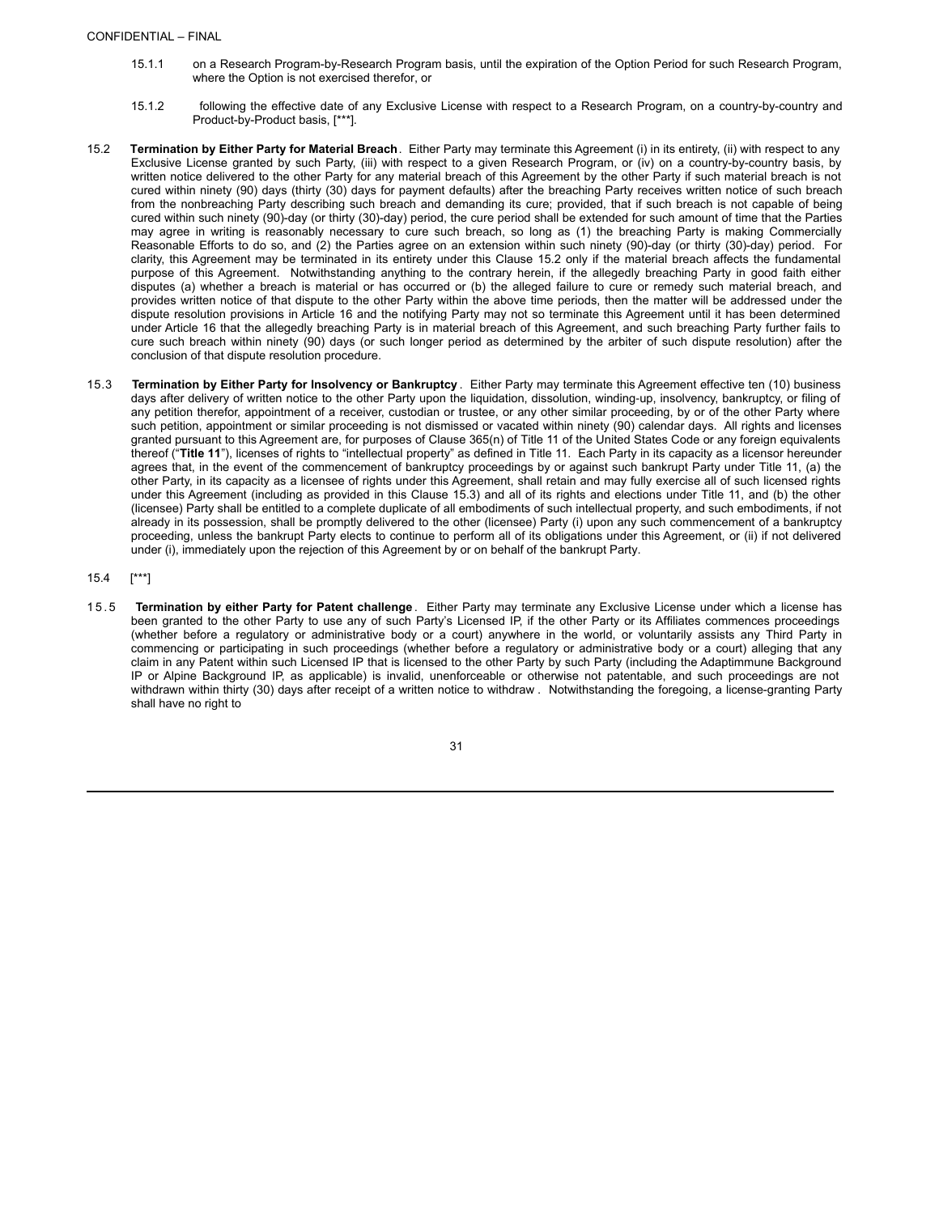15.1.1 on a Research Program-by-Research Program basis, until the expiration of the Option Period for such Research Program, where the Option is not exercised therefor, or

15.1.2 following the effective date of any Exclusive License with respect to a Research Program, on a country-by-country and Product-by-Product basis, [***].

15.2 **Termination by Either Party for Material Breach**. Either Party may terminate this Agreement (i) in its entirety, (ii) with respect to any Exclusive License granted by such Party, (iii) with respect to a given Research Program, or (iv) on a country-by-country basis, by written notice delivered to the other Party for any material breach of this Agreement by the other Party if such material breach is not cured within ninety (90) days (thirty (30) days for payment defaults) after the breaching Party receives written notice of such breach from the nonbreaching Party describing such breach and demanding its cure; provided, that if such breach is not capable of being cured within such ninety (90)-day (or thirty (30)-day) period, the cure period shall be extended for such amount of time that the Parties may agree in writing is reasonably necessary to cure such breach, so long as (1) the breaching Party is making Commercially Reasonable Efforts to do so, and (2) the Parties agree on an extension within such ninety (90)-day (or thirty (30)-day) period. For clarity, this Agreement may be terminated in its entirety under this Clause 15.2 only if the material breach affects the fundamental purpose of this Agreement. Notwithstanding anything to the contrary herein, if the allegedly breaching Party in good faith either disputes (a) whether a breach is material or has occurred or (b) the alleged failure to cure or remedy such material breach, and provides written notice of that dispute to the other Party within the above time periods, then the matter will be addressed under the dispute resolution provisions in Article 16 and the notifying Party may not so terminate this Agreement until it has been determined under Article 16 that the allegedly breaching Party is in material breach of this Agreement, and such breaching Party further fails to cure such breach within ninety (90) days (or such longer period as determined by the arbiter of such dispute resolution) after the conclusion of that dispute resolution procedure.

15.3 **Termination by Either Party for Insolvency or Bankruptcy**. Either Party may terminate this Agreement effective ten (10) business days after delivery of written notice to the other Party upon the liquidation, dissolution, winding-up, insolvency, bankruptcy, or filing of any petition therefor, appointment of a receiver, custodian or trustee, or any other similar proceeding, by or of the other Party where such petition, appointment or similar proceeding is not dismissed or vacated within ninety (90) calendar days. All rights and licenses granted pursuant to this Agreement are, for purposes of Clause 365(n) of Title 11 of the United States Code or any foreign equivalents thereof ("**Title 11**"), licenses of rights to "intellectual property" as defined in Title 11. Each Party in its capacity as a licensor hereunder agrees that, in the event of the commencement of bankruptcy proceedings by or against such bankrupt Party under Title 11, (a) the other Party, in its capacity as a licensee of rights under this Agreement, shall retain and may fully exercise all of such licensed rights under this Agreement (including as provided in this Clause 15.3) and all of its rights and elections under Title 11, and (b) the other (licensee) Party shall be entitled to a complete duplicate of all embodiments of such intellectual property, and such embodiments, if not already in its possession, shall be promptly delivered to the other (licensee) Party (i) upon any such commencement of a bankruptcy proceeding, unless the bankrupt Party elects to continue to perform all of its obligations under this Agreement, or (ii) if not delivered under (i), immediately upon the rejection of this Agreement by or on behalf of the bankrupt Party.

15.4 [***]

15.5 **Termination by either Party for Patent challenge**. Either Party may terminate any Exclusive License under which a license has been granted to the other Party to use any of such Party's Licensed IP, if the other Party or its Affiliates commences proceedings (whether before a regulatory or administrative body or a court) anywhere in the world, or voluntarily assists any Third Party in commencing or participating in such proceedings (whether before a regulatory or administrative body or a court) alleging that any claim in any Patent within such Licensed IP that is licensed to the other Party by such Party (including the Adaptimmune Background IP or Alpine Background IP, as applicable) is invalid, unenforceable or otherwise not patentable, and such proceedings are not withdrawn within thirty (30) days after receipt of a written notice to withdraw. Notwithstanding the foregoing, a license-granting Party shall have no right to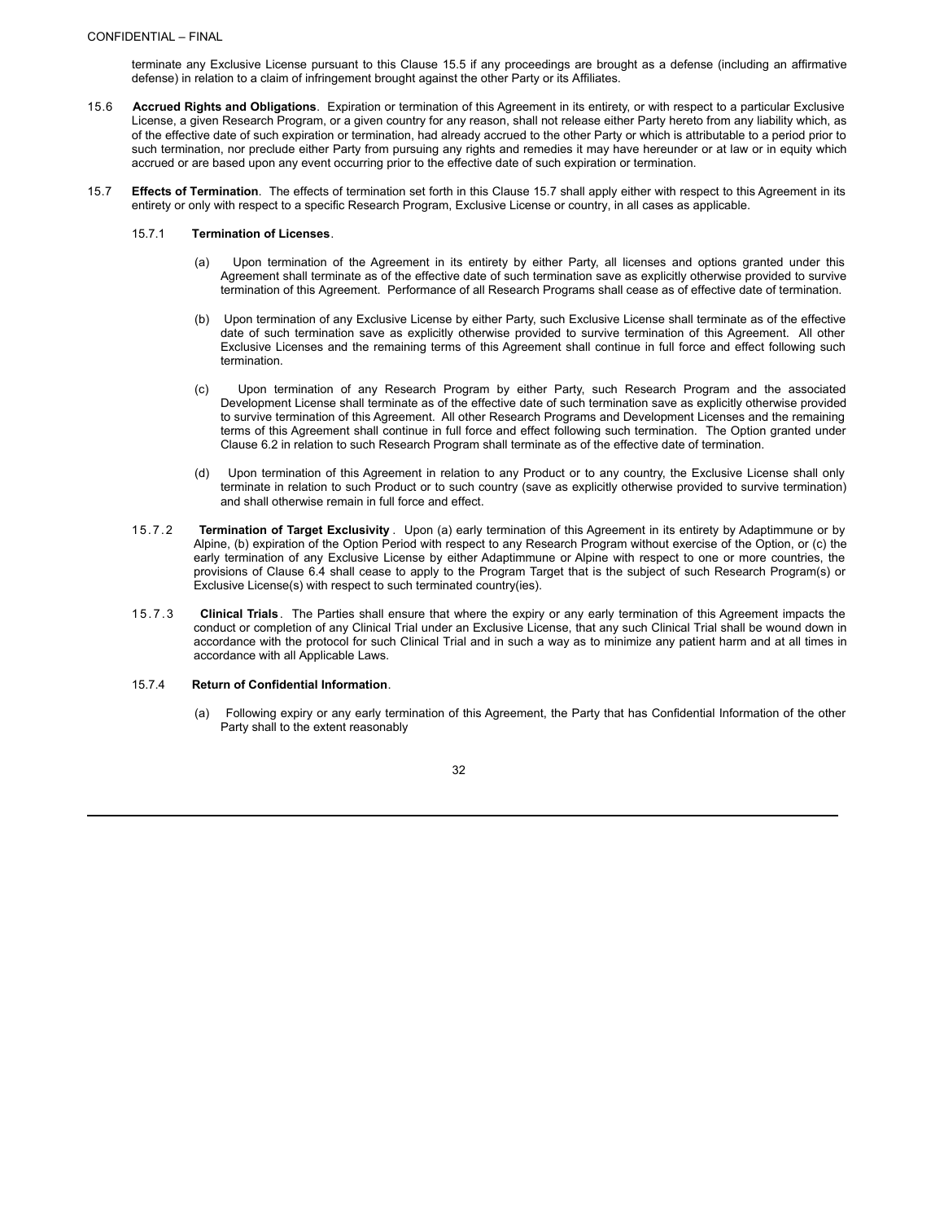CONFIDENTIAL – FINAL

terminate any Exclusive License pursuant to this Clause 15.5 if any proceedings are brought as a defense (including an affirmative defense) in relation to a claim of infringement brought against the other Party or its Affiliates.

15.6 **Accrued Rights and Obligations**. Expiration or termination of this Agreement in its entirety, or with respect to a particular Exclusive License, a given Research Program, or a given country for any reason, shall not release either Party hereto from any liability which, as of the effective date of such expiration or termination, had already accrued to the other Party or which is attributable to a period prior to such termination, nor preclude either Party from pursuing any rights and remedies it may have hereunder or at law or in equity which accrued or are based upon any event occurring prior to the effective date of such expiration or termination.

15.7 **Effects of Termination**. The effects of termination set forth in this Clause 15.7 shall apply either with respect to this Agreement in its entirety or only with respect to a specific Research Program, Exclusive License or country, in all cases as applicable.

15.7.1 **Termination of Licenses**.

(a) Upon termination of the Agreement in its entirety by either Party, all licenses and options granted under this Agreement shall terminate as of the effective date of such termination save as explicitly otherwise provided to survive termination of this Agreement. Performance of all Research Programs shall cease as of effective date of termination.

(b) Upon termination of any Exclusive License by either Party, such Exclusive License shall terminate as of the effective date of such termination save as explicitly otherwise provided to survive termination of this Agreement. All other Exclusive Licenses and the remaining terms of this Agreement shall continue in full force and effect following such termination.

(c) Upon termination of any Research Program by either Party, such Research Program and the associated Development License shall terminate as of the effective date of such termination save as explicitly otherwise provided to survive termination of this Agreement. All other Research Programs and Development Licenses and the remaining terms of this Agreement shall continue in full force and effect following such termination. The Option granted under Clause 6.2 in relation to such Research Program shall terminate as of the effective date of termination.

(d) Upon termination of this Agreement in relation to any Product or to any country, the Exclusive License shall only terminate in relation to such Product or to such country (save as explicitly otherwise provided to survive termination) and shall otherwise remain in full force and effect.

15.7.2 **Termination of Target Exclusivity**. Upon (a) early termination of this Agreement in its entirety by Adaptimmune or by Alpine, (b) expiration of the Option Period with respect to any Research Program without exercise of the Option, or (c) the early termination of any Exclusive License by either Adaptimmune or Alpine with respect to one or more countries, the provisions of Clause 6.4 shall cease to apply to the Program Target that is the subject of such Research Program(s) or Exclusive License(s) with respect to such terminated country(ies).

15.7.3 **Clinical Trials**. The Parties shall ensure that where the expiry or any early termination of this Agreement impacts the conduct or completion of any Clinical Trial under an Exclusive License, that any such Clinical Trial shall be wound down in accordance with the protocol for such Clinical Trial and in such a way as to minimize any patient harm and at all times in accordance with all Applicable Laws.

15.7.4 **Return of Confidential Information**.

(a) Following expiry or any early termination of this Agreement, the Party that has Confidential Information of the other Party shall to the extent reasonably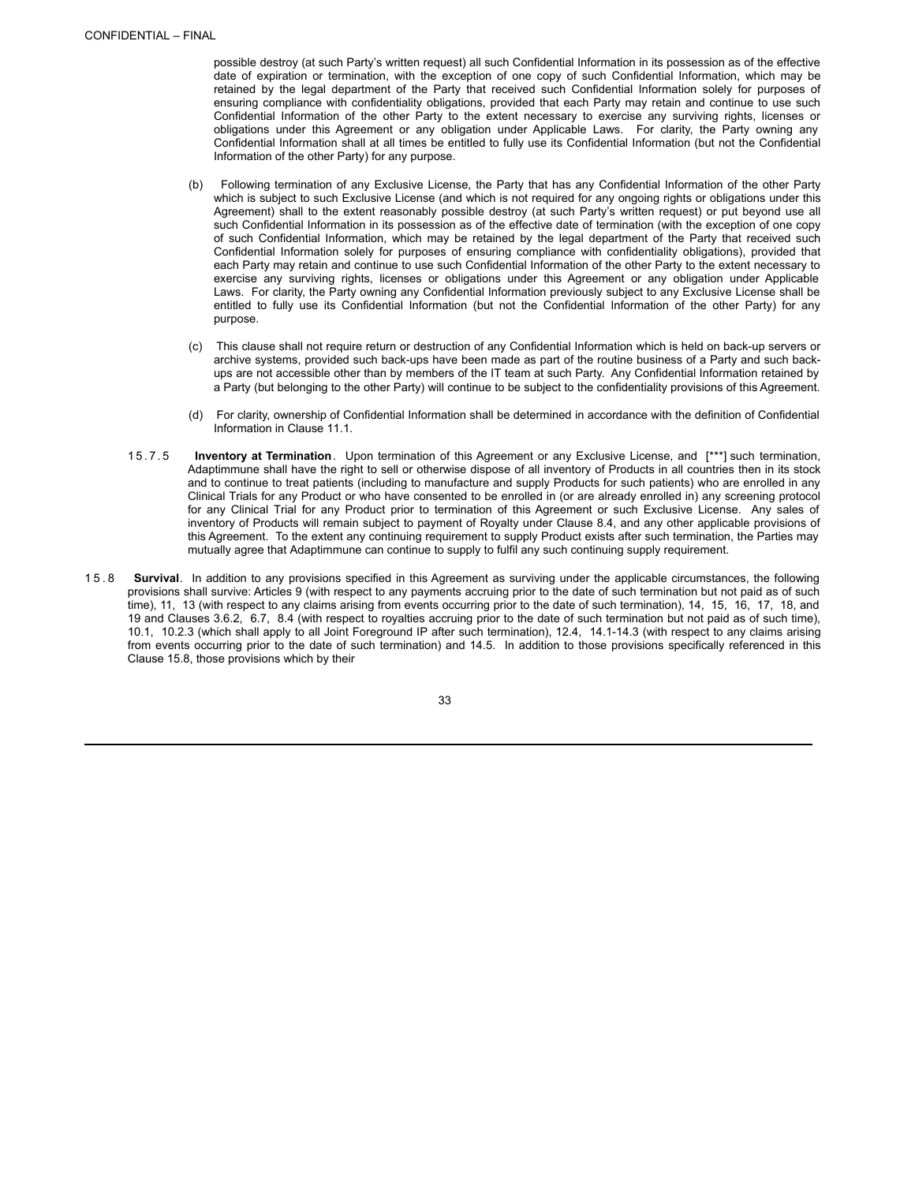possible destroy (at such Party's written request) all such Confidential Information in its possession as of the effective date of expiration or termination, with the exception of one copy of such Confidential Information, which may be retained by the legal department of the Party that received such Confidential Information solely for purposes of ensuring compliance with confidentiality obligations, provided that each Party may retain and continue to use such Confidential Information of the other Party to the extent necessary to exercise any surviving rights, licenses or obligations under this Agreement or any obligation under Applicable Laws. For clarity, the Party owning any Confidential Information shall at all times be entitled to fully use its Confidential Information (but not the Confidential Information of the other Party) for any purpose.

(b) Following termination of any Exclusive License, the Party that has any Confidential Information of the other Party which is subject to such Exclusive License (and which is not required for any ongoing rights or obligations under this Agreement) shall to the extent reasonably possible destroy (at such Party's written request) or put beyond use all such Confidential Information in its possession as of the effective date of termination (with the exception of one copy of such Confidential Information, which may be retained by the legal department of the Party that received such Confidential Information solely for purposes of ensuring compliance with confidentiality obligations), provided that each Party may retain and continue to use such Confidential Information of the other Party to the extent necessary to exercise any surviving rights, licenses or obligations under this Agreement or any obligation under Applicable Laws. For clarity, the Party owning any Confidential Information previously subject to any Exclusive License shall be entitled to fully use its Confidential Information (but not the Confidential Information of the other Party) for any purpose.

(c) This clause shall not require return or destruction of any Confidential Information which is held on back-up servers or archive systems, provided such back-ups have been made as part of the routine business of a Party and such back-ups are not accessible other than by members of the IT team at such Party. Any Confidential Information retained by a Party (but belonging to the other Party) will continue to be subject to the confidentiality provisions of this Agreement.

(d) For clarity, ownership of Confidential Information shall be determined in accordance with the definition of Confidential Information in Clause 11.1.

15.7.5 **Inventory at Termination**. Upon termination of this Agreement or any Exclusive License, and [***] such termination, Adaptimmune shall have the right to sell or otherwise dispose of all inventory of Products in all countries then in its stock and to continue to treat patients (including to manufacture and supply Products for such patients) who are enrolled in any Clinical Trials for any Product or who have consented to be enrolled in (or are already enrolled in) any screening protocol for any Clinical Trial for any Product prior to termination of this Agreement or such Exclusive License. Any sales of inventory of Products will remain subject to payment of Royalty under Clause 8.4, and any other applicable provisions of this Agreement. To the extent any continuing requirement to supply Product exists after such termination, the Parties may mutually agree that Adaptimmune can continue to supply to fulfil any such continuing supply requirement.

15.8 **Survival**. In addition to any provisions specified in this Agreement as surviving under the applicable circumstances, the following provisions shall survive: Articles 9 (with respect to any payments accruing prior to the date of such termination but not paid as of such time), 11, 13 (with respect to any claims arising from events occurring prior to the date of such termination), 14, 15, 16, 17, 18, and 19 and Clauses 3.6.2, 6.7, 8.4 (with respect to royalties accruing prior to the date of such termination but not paid as of such time), 10.1, 10.2.3 (which shall apply to all Joint Foreground IP after such termination), 12.4, 14.1-14.3 (with respect to any claims arising from events occurring prior to the date of such termination) and 14.5. In addition to those provisions specifically referenced in this Clause 15.8, those provisions which by their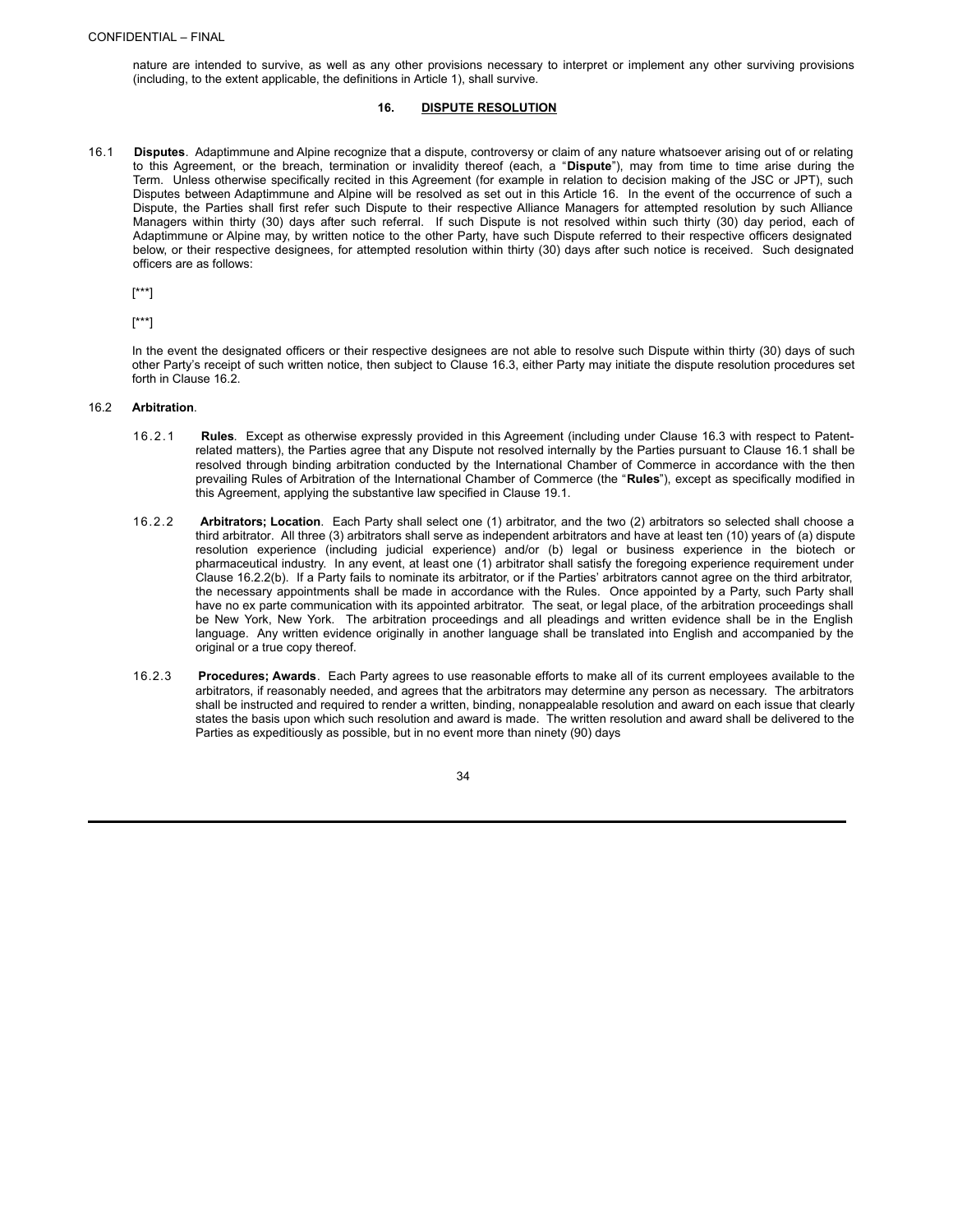nature are intended to survive, as well as any other provisions necessary to interpret or implement any other surviving provisions (including, to the extent applicable, the definitions in Article 1), shall survive.

## 16. DISPUTE RESOLUTION

16.1 **Disputes**. Adaptimmune and Alpine recognize that a dispute, controversy or claim of any nature whatsoever arising out of or relating to this Agreement, or the breach, termination or invalidity thereof (each, a "**Dispute**"), may from time to time arise during the Term. Unless otherwise specifically recited in this Agreement (for example in relation to decision making of the JSC or JPT), such Disputes between Adaptimmune and Alpine will be resolved as set out in this Article 16. In the event of the occurrence of such a Dispute, the Parties shall first refer such Dispute to their respective Alliance Managers for attempted resolution by such Alliance Managers within thirty (30) days after such referral. If such Dispute is not resolved within such thirty (30) day period, each of Adaptimmune or Alpine may, by written notice to the other Party, have such Dispute referred to their respective officers designated below, or their respective designees, for attempted resolution within thirty (30) days after such notice is received. Such designated officers are as follows:

[***]

[***]

In the event the designated officers or their respective designees are not able to resolve such Dispute within thirty (30) days of such other Party's receipt of such written notice, then subject to Clause 16.3, either Party may initiate the dispute resolution procedures set forth in Clause 16.2.

16.2 **Arbitration**.

16.2.1 **Rules**. Except as otherwise expressly provided in this Agreement (including under Clause 16.3 with respect to Patent-related matters), the Parties agree that any Dispute not resolved internally by the Parties pursuant to Clause 16.1 shall be resolved through binding arbitration conducted by the International Chamber of Commerce in accordance with the then prevailing Rules of Arbitration of the International Chamber of Commerce (the "**Rules**"), except as specifically modified in this Agreement, applying the substantive law specified in Clause 19.1.

16.2.2 **Arbitrators; Location**. Each Party shall select one (1) arbitrator, and the two (2) arbitrators so selected shall choose a third arbitrator. All three (3) arbitrators shall serve as independent arbitrators and have at least ten (10) years of (a) dispute resolution experience (including judicial experience) and/or (b) legal or business experience in the biotech or pharmaceutical industry. In any event, at least one (1) arbitrator shall satisfy the foregoing experience requirement under Clause 16.2.2(b). If a Party fails to nominate its arbitrator, or if the Parties' arbitrators cannot agree on the third arbitrator, the necessary appointments shall be made in accordance with the Rules. Once appointed by a Party, such Party shall have no ex parte communication with its appointed arbitrator. The seat, or legal place, of the arbitration proceedings shall be New York, New York. The arbitration proceedings and all pleadings and written evidence shall be in the English language. Any written evidence originally in another language shall be translated into English and accompanied by the original or a true copy thereof.

16.2.3 **Procedures; Awards**. Each Party agrees to use reasonable efforts to make all of its current employees available to the arbitrators, if reasonably needed, and agrees that the arbitrators may determine any person as necessary. The arbitrators shall be instructed and required to render a written, binding, nonappealable resolution and award on each issue that clearly states the basis upon which such resolution and award is made. The written resolution and award shall be delivered to the Parties as expeditiously as possible, but in no event more than ninety (90) days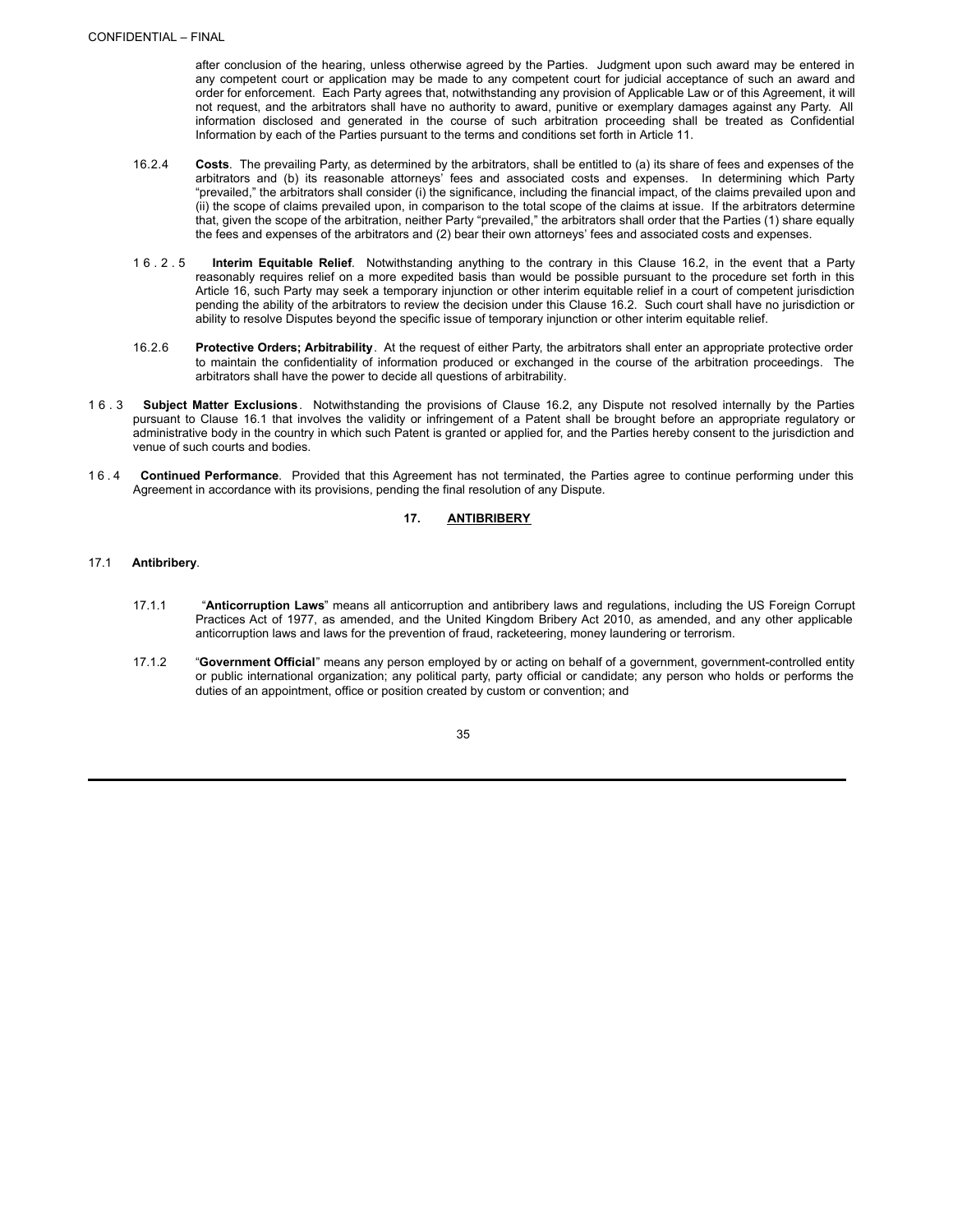after conclusion of the hearing, unless otherwise agreed by the Parties. Judgment upon such award may be entered in any competent court or application may be made to any competent court for judicial acceptance of such an award and order for enforcement. Each Party agrees that, notwithstanding any provision of Applicable Law or of this Agreement, it will not request, and the arbitrators shall have no authority to award, punitive or exemplary damages against any Party. All information disclosed and generated in the course of such arbitration proceeding shall be treated as Confidential Information by each of the Parties pursuant to the terms and conditions set forth in Article 11.

16.2.4 **Costs**. The prevailing Party, as determined by the arbitrators, shall be entitled to (a) its share of fees and expenses of the arbitrators and (b) its reasonable attorneys' fees and associated costs and expenses. In determining which Party "prevailed," the arbitrators shall consider (i) the significance, including the financial impact, of the claims prevailed upon and (ii) the scope of claims prevailed upon, in comparison to the total scope of the claims at issue. If the arbitrators determine that, given the scope of the arbitration, neither Party "prevailed," the arbitrators shall order that the Parties (1) share equally the fees and expenses of the arbitrators and (2) bear their own attorneys' fees and associated costs and expenses.

16.2.5 **Interim Equitable Relief**. Notwithstanding anything to the contrary in this Clause 16.2, in the event that a Party reasonably requires relief on a more expedited basis than would be possible pursuant to the procedure set forth in this Article 16, such Party may seek a temporary injunction or other interim equitable relief in a court of competent jurisdiction pending the ability of the arbitrators to review the decision under this Clause 16.2. Such court shall have no jurisdiction or ability to resolve Disputes beyond the specific issue of temporary injunction or other interim equitable relief.

16.2.6 **Protective Orders; Arbitrability**. At the request of either Party, the arbitrators shall enter an appropriate protective order to maintain the confidentiality of information produced or exchanged in the course of the arbitration proceedings. The arbitrators shall have the power to decide all questions of arbitrability.

16.3 **Subject Matter Exclusions**. Notwithstanding the provisions of Clause 16.2, any Dispute not resolved internally by the Parties pursuant to Clause 16.1 that involves the validity or infringement of a Patent shall be brought before an appropriate regulatory or administrative body in the country in which such Patent is granted or applied for, and the Parties hereby consent to the jurisdiction and venue of such courts and bodies.

16.4 **Continued Performance**. Provided that this Agreement has not terminated, the Parties agree to continue performing under this Agreement in accordance with its provisions, pending the final resolution of any Dispute.

## 17. ANTIBRIBERY

17.1 **Antibribery**.

17.1.1 "**Anticorruption Laws**" means all anticorruption and antibribery laws and regulations, including the US Foreign Corrupt Practices Act of 1977, as amended, and the United Kingdom Bribery Act 2010, as amended, and any other applicable anticorruption laws and laws for the prevention of fraud, racketeering, money laundering or terrorism.

17.1.2 "**Government Official**" means any person employed by or acting on behalf of a government, government-controlled entity or public international organization; any political party, party official or candidate; any person who holds or performs the duties of an appointment, office or position created by custom or convention; and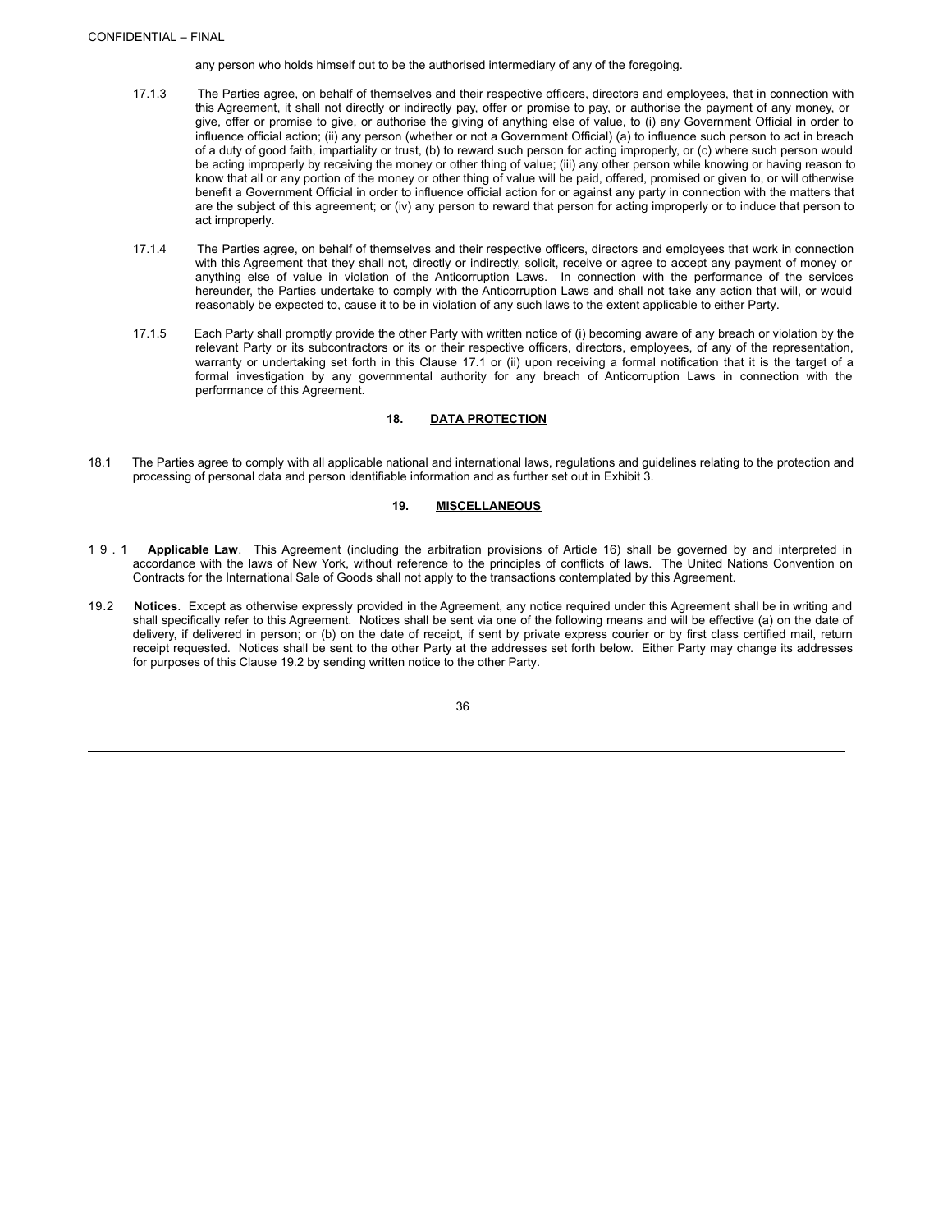any person who holds himself out to be the authorised intermediary of any of the foregoing.

17.1.3 The Parties agree, on behalf of themselves and their respective officers, directors and employees, that in connection with this Agreement, it shall not directly or indirectly pay, offer or promise to pay, or authorise the payment of any money, or give, offer or promise to give, or authorise the giving of anything else of value, to (i) any Government Official in order to influence official action; (ii) any person (whether or not a Government Official) (a) to influence such person to act in breach of a duty of good faith, impartiality or trust, (b) to reward such person for acting improperly, or (c) where such person would be acting improperly by receiving the money or other thing of value; (iii) any other person while knowing or having reason to know that all or any portion of the money or other thing of value will be paid, offered, promised or given to, or will otherwise benefit a Government Official in order to influence official action for or against any party in connection with the matters that are the subject of this agreement; or (iv) any person to reward that person for acting improperly or to induce that person to act improperly.

17.1.4 The Parties agree, on behalf of themselves and their respective officers, directors and employees that work in connection with this Agreement that they shall not, directly or indirectly, solicit, receive or agree to accept any payment of money or anything else of value in violation of the Anticorruption Laws. In connection with the performance of the services hereunder, the Parties undertake to comply with the Anticorruption Laws and shall not take any action that will, or would reasonably be expected to, cause it to be in violation of any such laws to the extent applicable to either Party.

17.1.5 Each Party shall promptly provide the other Party with written notice of (i) becoming aware of any breach or violation by the relevant Party or its subcontractors or its or their respective officers, directors, employees, of any of the representation, warranty or undertaking set forth in this Clause 17.1 or (ii) upon receiving a formal notification that it is the target of a formal investigation by any governmental authority for any breach of Anticorruption Laws in connection with the performance of this Agreement.

## 18. DATA PROTECTION

18.1 The Parties agree to comply with all applicable national and international laws, regulations and guidelines relating to the protection and processing of personal data and person identifiable information and as further set out in Exhibit 3.

## 19. MISCELLANEOUS

19.1 **Applicable Law**. This Agreement (including the arbitration provisions of Article 16) shall be governed by and interpreted in accordance with the laws of New York, without reference to the principles of conflicts of laws. The United Nations Convention on Contracts for the International Sale of Goods shall not apply to the transactions contemplated by this Agreement.

19.2 **Notices**. Except as otherwise expressly provided in the Agreement, any notice required under this Agreement shall be in writing and shall specifically refer to this Agreement. Notices shall be sent via one of the following means and will be effective (a) on the date of delivery, if delivered in person; or (b) on the date of receipt, if sent by private express courier or by first class certified mail, return receipt requested. Notices shall be sent to the other Party at the addresses set forth below. Either Party may change its addresses for purposes of this Clause 19.2 by sending written notice to the other Party.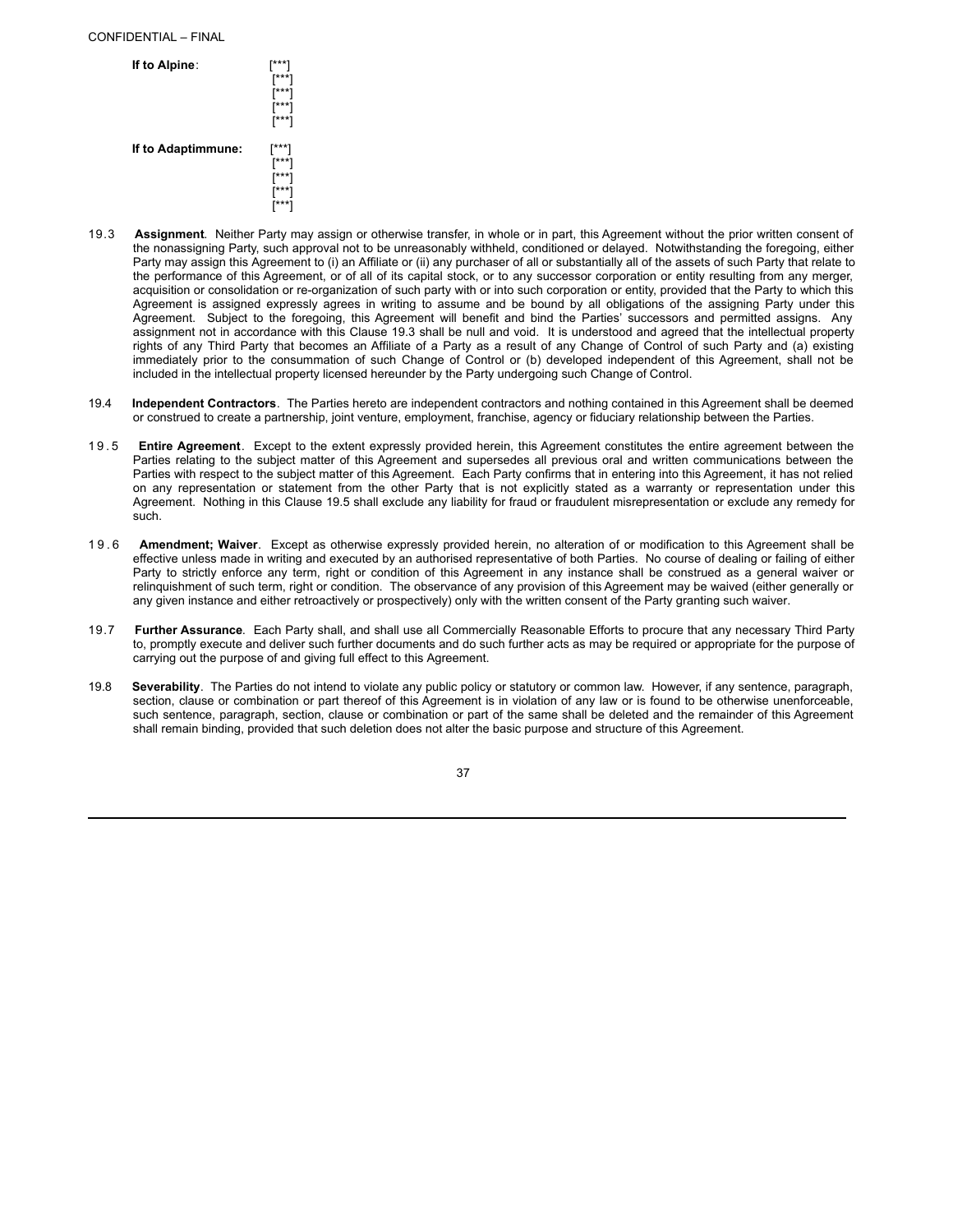**If to Alpine**: [***]
[***]
[***]
[***]
[***]

**If to Adaptimmune:** [***]
[***]
[***]
[***]
[***]

19.3 **Assignment**. Neither Party may assign or otherwise transfer, in whole or in part, this Agreement without the prior written consent of the nonassigning Party, such approval not to be unreasonably withheld, conditioned or delayed. Notwithstanding the foregoing, either Party may assign this Agreement to (i) an Affiliate or (ii) any purchaser of all or substantially all of the assets of such Party that relate to the performance of this Agreement, or of all of its capital stock, or to any successor corporation or entity resulting from any merger, acquisition or consolidation or re-organization of such party with or into such corporation or entity, provided that the Party to which this Agreement is assigned expressly agrees in writing to assume and be bound by all obligations of the assigning Party under this Agreement. Subject to the foregoing, this Agreement will benefit and bind the Parties' successors and permitted assigns. Any assignment not in accordance with this Clause 19.3 shall be null and void. It is understood and agreed that the intellectual property rights of any Third Party that becomes an Affiliate of a Party as a result of any Change of Control of such Party and (a) existing immediately prior to the consummation of such Change of Control or (b) developed independent of this Agreement, shall not be included in the intellectual property licensed hereunder by the Party undergoing such Change of Control.

19.4 **Independent Contractors**. The Parties hereto are independent contractors and nothing contained in this Agreement shall be deemed or construed to create a partnership, joint venture, employment, franchise, agency or fiduciary relationship between the Parties.

19.5 **Entire Agreement**. Except to the extent expressly provided herein, this Agreement constitutes the entire agreement between the Parties relating to the subject matter of this Agreement and supersedes all previous oral and written communications between the Parties with respect to the subject matter of this Agreement. Each Party confirms that in entering into this Agreement, it has not relied on any representation or statement from the other Party that is not explicitly stated as a warranty or representation under this Agreement. Nothing in this Clause 19.5 shall exclude any liability for fraud or fraudulent misrepresentation or exclude any remedy for such.

19.6 **Amendment; Waiver**. Except as otherwise expressly provided herein, no alteration of or modification to this Agreement shall be effective unless made in writing and executed by an authorised representative of both Parties. No course of dealing or failing of either Party to strictly enforce any term, right or condition of this Agreement in any instance shall be construed as a general waiver or relinquishment of such term, right or condition. The observance of any provision of this Agreement may be waived (either generally or any given instance and either retroactively or prospectively) only with the written consent of the Party granting such waiver.

19.7 **Further Assurance**. Each Party shall, and shall use all Commercially Reasonable Efforts to procure that any necessary Third Party to, promptly execute and deliver such further documents and do such further acts as may be required or appropriate for the purpose of carrying out the purpose of and giving full effect to this Agreement.

19.8 **Severability**. The Parties do not intend to violate any public policy or statutory or common law. However, if any sentence, paragraph, section, clause or combination or part thereof of this Agreement is in violation of any law or is found to be otherwise unenforceable, such sentence, paragraph, section, clause or combination or part of the same shall be deleted and the remainder of this Agreement shall remain binding, provided that such deletion does not alter the basic purpose and structure of this Agreement.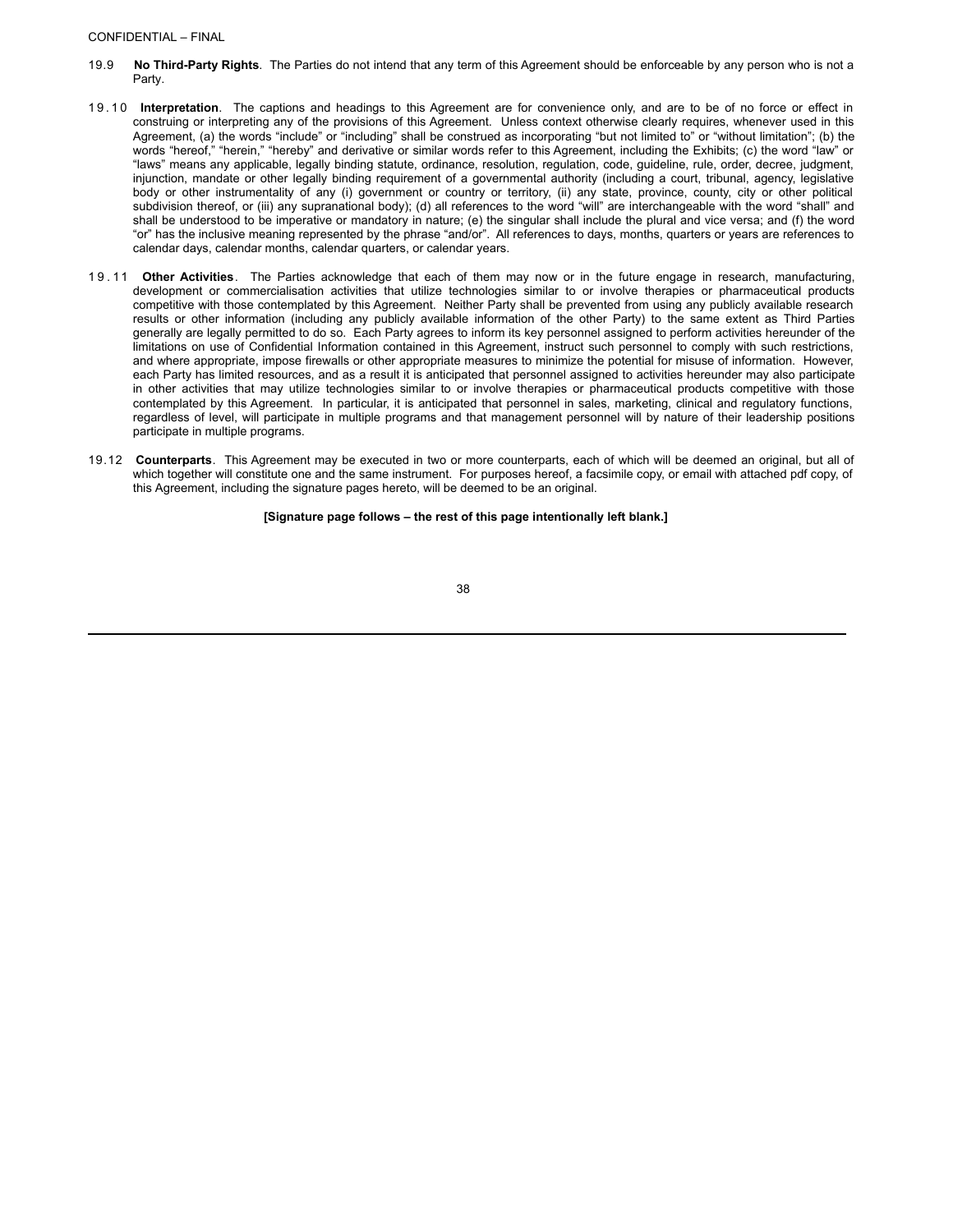19.9 **No Third-Party Rights**. The Parties do not intend that any term of this Agreement should be enforceable by any person who is not a Party.

19.10 **Interpretation**. The captions and headings to this Agreement are for convenience only, and are to be of no force or effect in construing or interpreting any of the provisions of this Agreement. Unless context otherwise clearly requires, whenever used in this Agreement, (a) the words "include" or "including" shall be construed as incorporating "but not limited to" or "without limitation"; (b) the words "hereof," "herein," "hereby" and derivative or similar words refer to this Agreement, including the Exhibits; (c) the word "law" or "laws" means any applicable, legally binding statute, ordinance, resolution, regulation, code, guideline, rule, order, decree, judgment, injunction, mandate or other legally binding requirement of a governmental authority (including a court, tribunal, agency, legislative body or other instrumentality of any (i) government or country or territory, (ii) any state, province, county, city or other political subdivision thereof, or (iii) any supranational body); (d) all references to the word "will" are interchangeable with the word "shall" and shall be understood to be imperative or mandatory in nature; (e) the singular shall include the plural and vice versa; and (f) the word "or" has the inclusive meaning represented by the phrase "and/or". All references to days, months, quarters or years are references to calendar days, calendar months, calendar quarters, or calendar years.

19.11 **Other Activities**. The Parties acknowledge that each of them may now or in the future engage in research, manufacturing, development or commercialisation activities that utilize technologies similar to or involve therapies or pharmaceutical products competitive with those contemplated by this Agreement. Neither Party shall be prevented from using any publicly available research results or other information (including any publicly available information of the other Party) to the same extent as Third Parties generally are legally permitted to do so. Each Party agrees to inform its key personnel assigned to perform activities hereunder of the limitations on use of Confidential Information contained in this Agreement, instruct such personnel to comply with such restrictions, and where appropriate, impose firewalls or other appropriate measures to minimize the potential for misuse of information. However, each Party has limited resources, and as a result it is anticipated that personnel assigned to activities hereunder may also participate in other activities that may utilize technologies similar to or involve therapies or pharmaceutical products competitive with those contemplated by this Agreement. In particular, it is anticipated that personnel in sales, marketing, clinical and regulatory functions, regardless of level, will participate in multiple programs and that management personnel will by nature of their leadership positions participate in multiple programs.

19.12 **Counterparts**. This Agreement may be executed in two or more counterparts, each of which will be deemed an original, but all of which together will constitute one and the same instrument. For purposes hereof, a facsimile copy, or email with attached pdf copy, of this Agreement, including the signature pages hereto, will be deemed to be an original.

**[Signature page follows – the rest of this page intentionally left blank.]**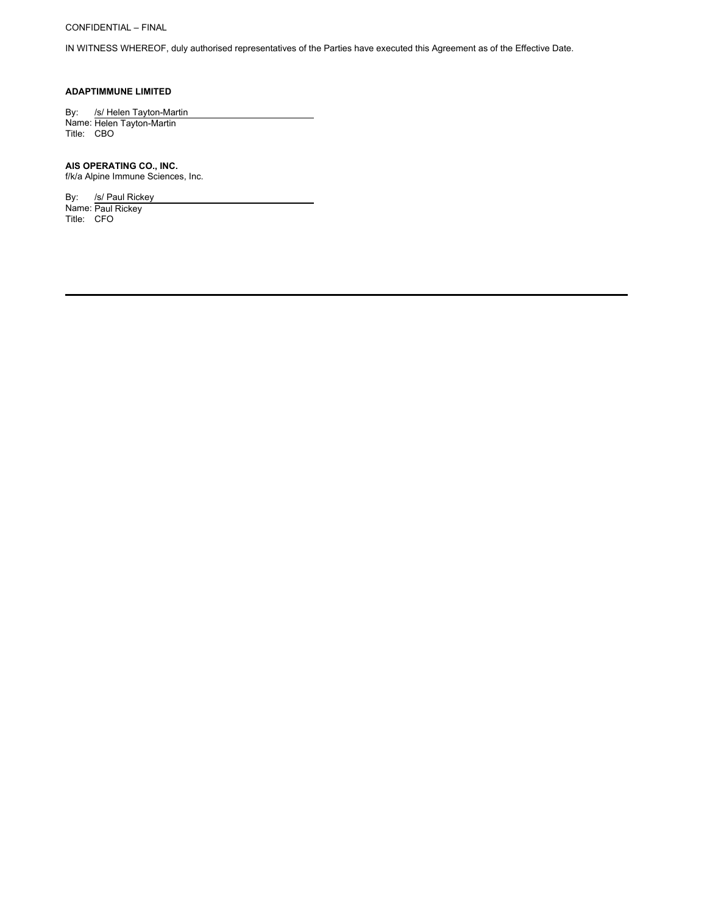CONFIDENTIAL – FINAL

IN WITNESS WHEREOF, duly authorised representatives of the Parties have executed this Agreement as of the Effective Date.

**ADAPTIMMUNE LIMITED**

By: /s/ Helen Tayton-Martin
Name: Helen Tayton-Martin
Title: CBO

**AIS OPERATING CO., INC.**
f/k/a Alpine Immune Sciences, Inc.

By: /s/ Paul Rickey
Name: Paul Rickey
Title: CFO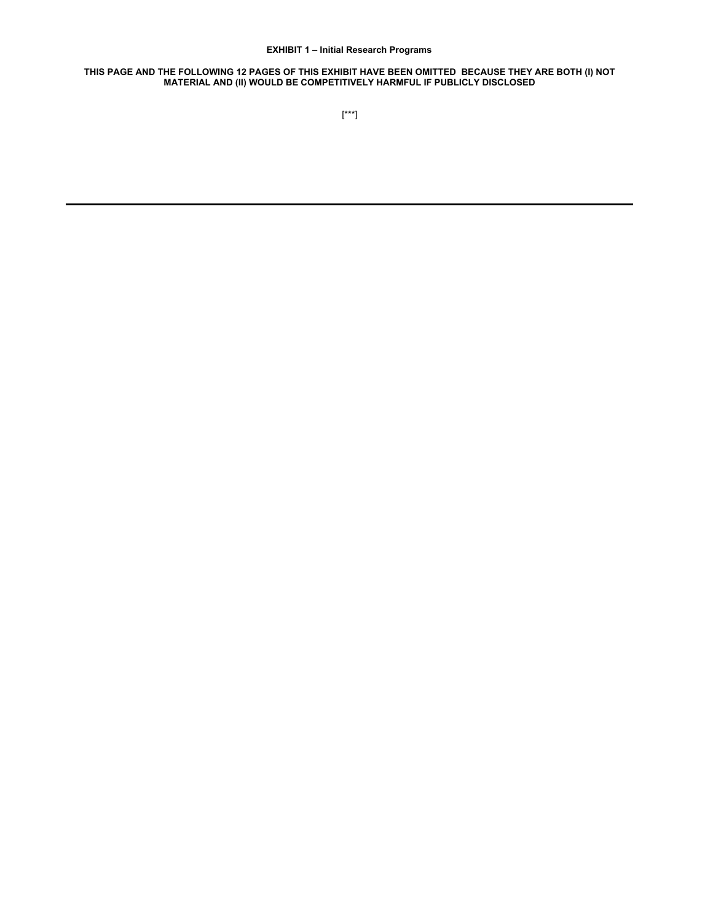**EXHIBIT 1 – Initial Research Programs**

**THIS PAGE AND THE FOLLOWING 12 PAGES OF THIS EXHIBIT HAVE BEEN OMITTED BECAUSE THEY ARE BOTH (I) NOT MATERIAL AND (II) WOULD BE COMPETITIVELY HARMFUL IF PUBLICLY DISCLOSED**

[***]

---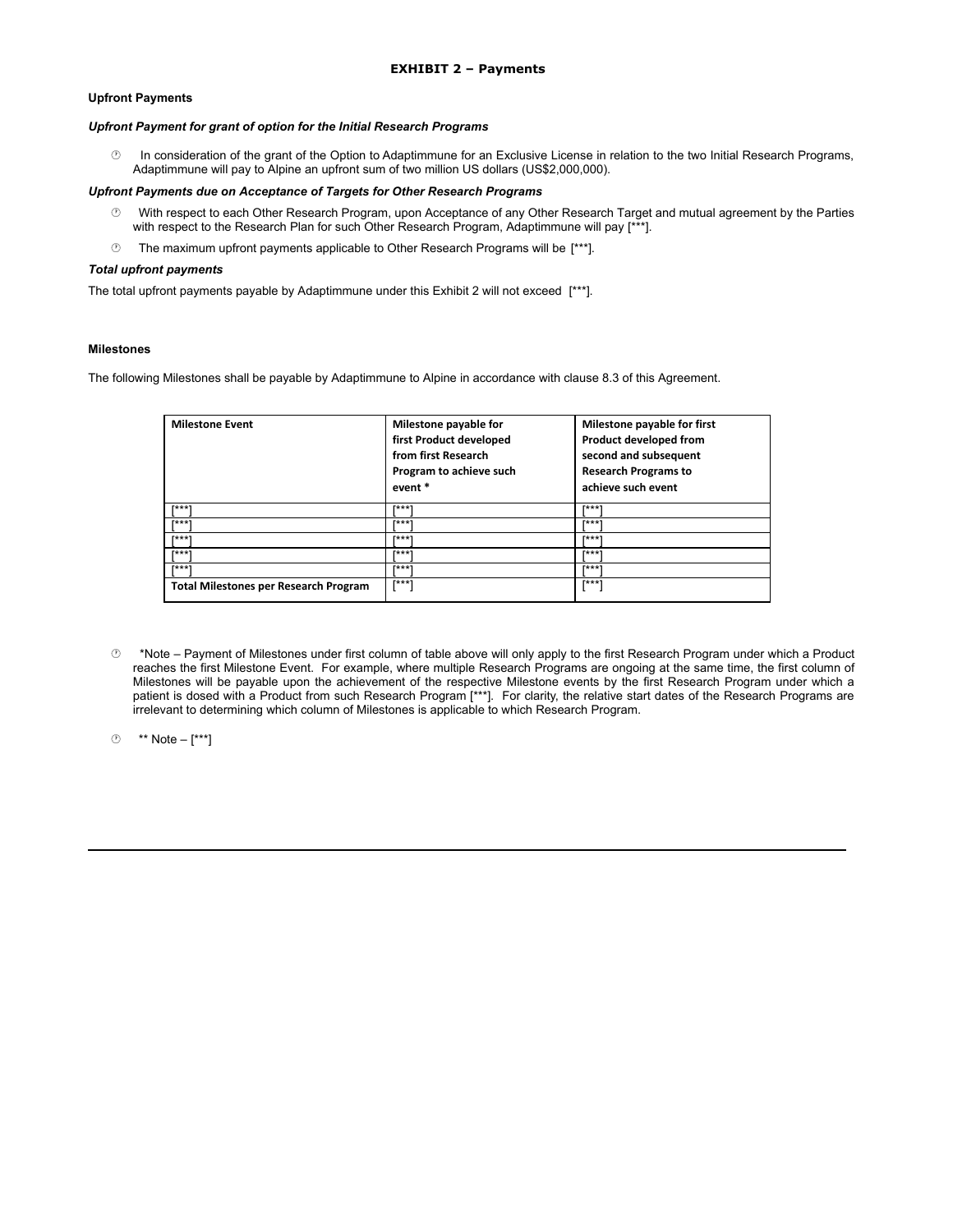## EXHIBIT 2 – Payments

**Upfront Payments**

***Upfront Payment for grant of option for the Initial Research Programs***

- In consideration of the grant of the Option to Adaptimmune for an Exclusive License in relation to the two Initial Research Programs, Adaptimmune will pay to Alpine an upfront sum of two million US dollars (US$2,000,000).

***Upfront Payments due on Acceptance of Targets for Other Research Programs***

- With respect to each Other Research Program, upon Acceptance of any Other Research Target and mutual agreement by the Parties with respect to the Research Plan for such Other Research Program, Adaptimmune will pay [***].
- The maximum upfront payments applicable to Other Research Programs will be [***].

***Total upfront payments***

The total upfront payments payable by Adaptimmune under this Exhibit 2 will not exceed [***].

**Milestones**

The following Milestones shall be payable by Adaptimmune to Alpine in accordance with clause 8.3 of this Agreement.

| **Milestone Event** | **Milestone payable for first Product developed from first Research Program to achieve such event *** | **Milestone payable for first Product developed from second and subsequent Research Programs to achieve such event** |
|---|---|---|
| [***] | [***] | [***] |
| [***] | [***] | [***] |
| [***] | [***] | [***] |
| [***] | [***] | [***] |
| [***] | [***] | [***] |
| **Total Milestones per Research Program** | [***] | [***] |

- *Note – Payment of Milestones under first column of table above will only apply to the first Research Program under which a Product reaches the first Milestone Event. For example, where multiple Research Programs are ongoing at the same time, the first column of Milestones will be payable upon the achievement of the respective Milestone events by the first Research Program under which a patient is dosed with a Product from such Research Program [***]. For clarity, the relative start dates of the Research Programs are irrelevant to determining which column of Milestones is applicable to which Research Program.
- ** Note – [***]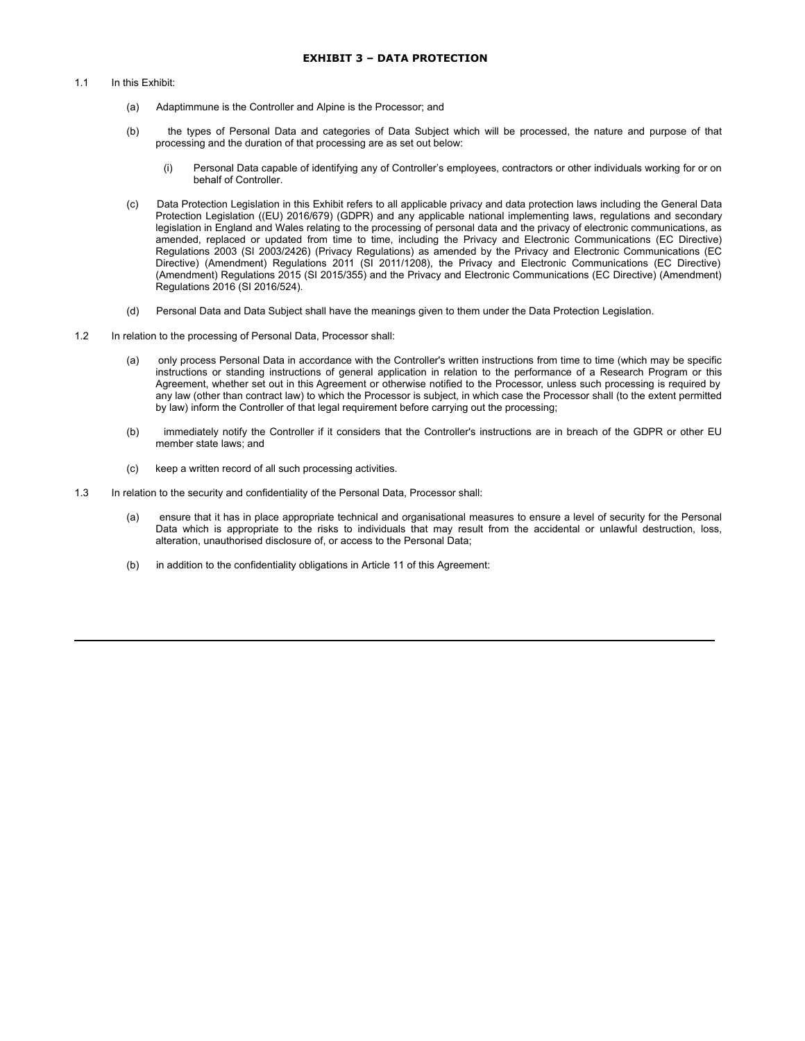**EXHIBIT 3 – DATA PROTECTION**

1.1 In this Exhibit:

(a) Adaptimmune is the Controller and Alpine is the Processor; and

(b) the types of Personal Data and categories of Data Subject which will be processed, the nature and purpose of that processing and the duration of that processing are as set out below:

(i) Personal Data capable of identifying any of Controller's employees, contractors or other individuals working for or on behalf of Controller.

(c) Data Protection Legislation in this Exhibit refers to all applicable privacy and data protection laws including the General Data Protection Legislation ((EU) 2016/679) (GDPR) and any applicable national implementing laws, regulations and secondary legislation in England and Wales relating to the processing of personal data and the privacy of electronic communications, as amended, replaced or updated from time to time, including the Privacy and Electronic Communications (EC Directive) Regulations 2003 (SI 2003/2426) (Privacy Regulations) as amended by the Privacy and Electronic Communications (EC Directive) (Amendment) Regulations 2011 (SI 2011/1208), the Privacy and Electronic Communications (EC Directive) (Amendment) Regulations 2015 (SI 2015/355) and the Privacy and Electronic Communications (EC Directive) (Amendment) Regulations 2016 (SI 2016/524).

(d) Personal Data and Data Subject shall have the meanings given to them under the Data Protection Legislation.

1.2 In relation to the processing of Personal Data, Processor shall:

(a) only process Personal Data in accordance with the Controller's written instructions from time to time (which may be specific instructions or standing instructions of general application in relation to the performance of a Research Program or this Agreement, whether set out in this Agreement or otherwise notified to the Processor, unless such processing is required by any law (other than contract law) to which the Processor is subject, in which case the Processor shall (to the extent permitted by law) inform the Controller of that legal requirement before carrying out the processing;

(b) immediately notify the Controller if it considers that the Controller's instructions are in breach of the GDPR or other EU member state laws; and

(c) keep a written record of all such processing activities.

1.3 In relation to the security and confidentiality of the Personal Data, Processor shall:

(a) ensure that it has in place appropriate technical and organisational measures to ensure a level of security for the Personal Data which is appropriate to the risks to individuals that may result from the accidental or unlawful destruction, loss, alteration, unauthorised disclosure of, or access to the Personal Data;

(b) in addition to the confidentiality obligations in Article 11 of this Agreement: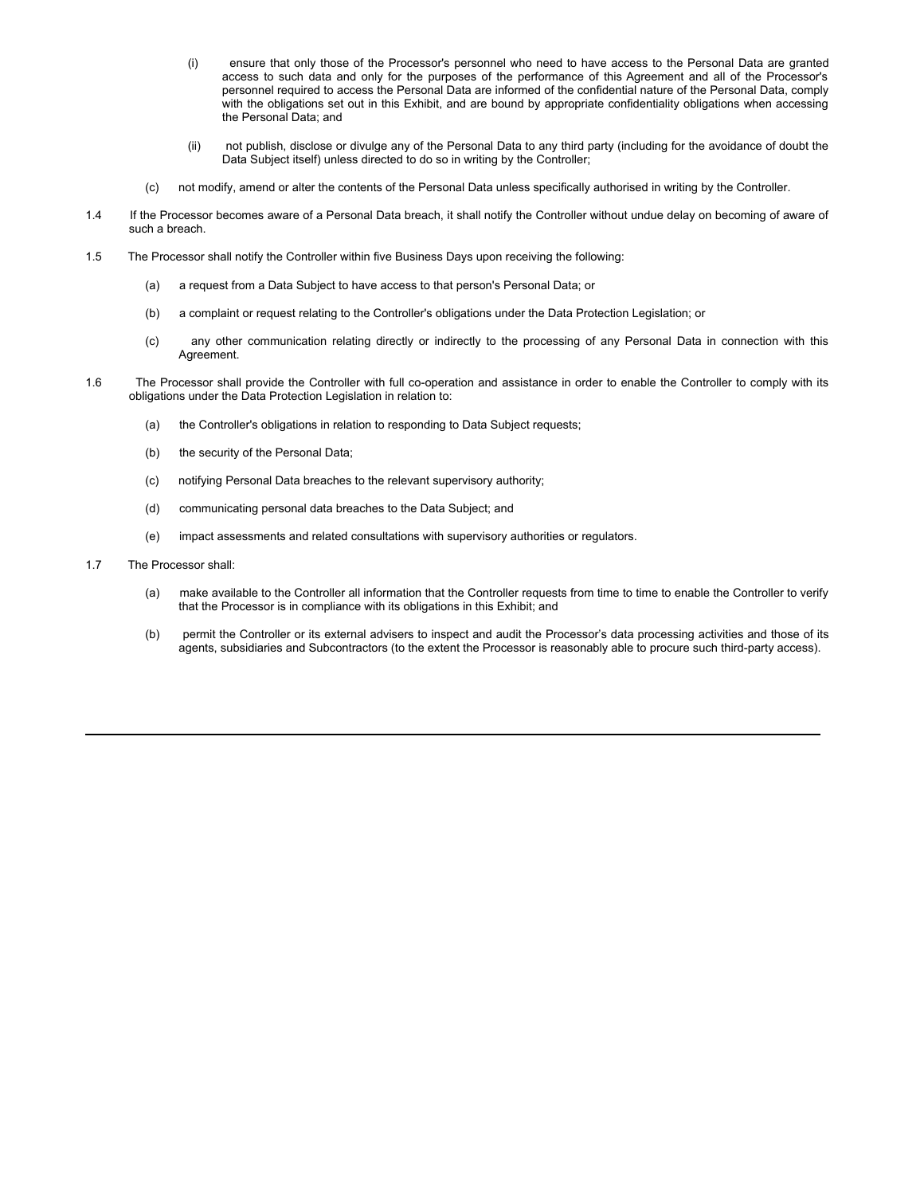(i) ensure that only those of the Processor's personnel who need to have access to the Personal Data are granted access to such data and only for the purposes of the performance of this Agreement and all of the Processor's personnel required to access the Personal Data are informed of the confidential nature of the Personal Data, comply with the obligations set out in this Exhibit, and are bound by appropriate confidentiality obligations when accessing the Personal Data; and

(ii) not publish, disclose or divulge any of the Personal Data to any third party (including for the avoidance of doubt the Data Subject itself) unless directed to do so in writing by the Controller;

(c) not modify, amend or alter the contents of the Personal Data unless specifically authorised in writing by the Controller.

1.4 If the Processor becomes aware of a Personal Data breach, it shall notify the Controller without undue delay on becoming of aware of such a breach.

1.5 The Processor shall notify the Controller within five Business Days upon receiving the following:

(a) a request from a Data Subject to have access to that person's Personal Data; or

(b) a complaint or request relating to the Controller's obligations under the Data Protection Legislation; or

(c) any other communication relating directly or indirectly to the processing of any Personal Data in connection with this Agreement.

1.6 The Processor shall provide the Controller with full co-operation and assistance in order to enable the Controller to comply with its obligations under the Data Protection Legislation in relation to:

(a) the Controller's obligations in relation to responding to Data Subject requests;

(b) the security of the Personal Data;

(c) notifying Personal Data breaches to the relevant supervisory authority;

(d) communicating personal data breaches to the Data Subject; and

(e) impact assessments and related consultations with supervisory authorities or regulators.

1.7 The Processor shall:

(a) make available to the Controller all information that the Controller requests from time to time to enable the Controller to verify that the Processor is in compliance with its obligations in this Exhibit; and

(b) permit the Controller or its external advisers to inspect and audit the Processor's data processing activities and those of its agents, subsidiaries and Subcontractors (to the extent the Processor is reasonably able to procure such third-party access).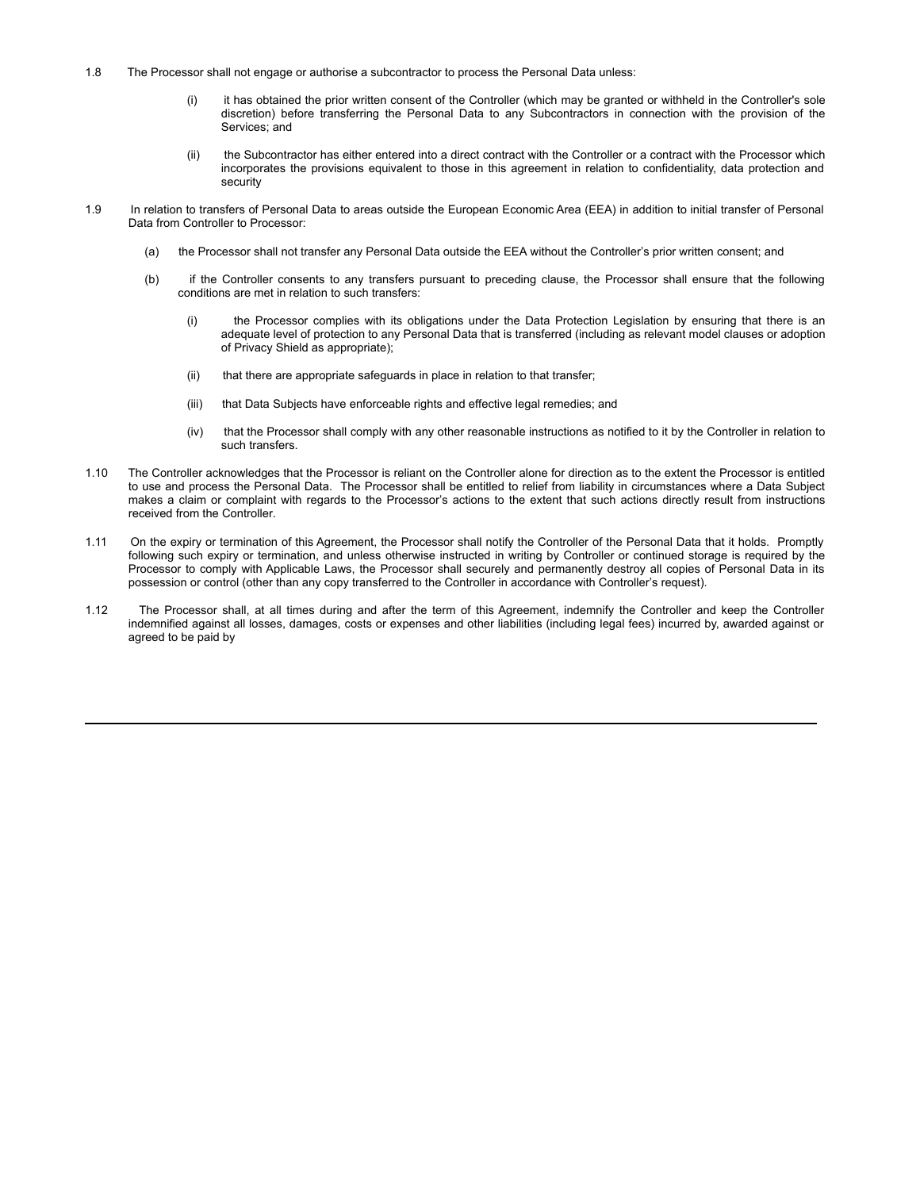1.8 The Processor shall not engage or authorise a subcontractor to process the Personal Data unless:

(i) it has obtained the prior written consent of the Controller (which may be granted or withheld in the Controller's sole discretion) before transferring the Personal Data to any Subcontractors in connection with the provision of the Services; and

(ii) the Subcontractor has either entered into a direct contract with the Controller or a contract with the Processor which incorporates the provisions equivalent to those in this agreement in relation to confidentiality, data protection and security

1.9 In relation to transfers of Personal Data to areas outside the European Economic Area (EEA) in addition to initial transfer of Personal Data from Controller to Processor:

(a) the Processor shall not transfer any Personal Data outside the EEA without the Controller's prior written consent; and

(b) if the Controller consents to any transfers pursuant to preceding clause, the Processor shall ensure that the following conditions are met in relation to such transfers:

(i) the Processor complies with its obligations under the Data Protection Legislation by ensuring that there is an adequate level of protection to any Personal Data that is transferred (including as relevant model clauses or adoption of Privacy Shield as appropriate);

(ii) that there are appropriate safeguards in place in relation to that transfer;

(iii) that Data Subjects have enforceable rights and effective legal remedies; and

(iv) that the Processor shall comply with any other reasonable instructions as notified to it by the Controller in relation to such transfers.

1.10 The Controller acknowledges that the Processor is reliant on the Controller alone for direction as to the extent the Processor is entitled to use and process the Personal Data. The Processor shall be entitled to relief from liability in circumstances where a Data Subject makes a claim or complaint with regards to the Processor's actions to the extent that such actions directly result from instructions received from the Controller.

1.11 On the expiry or termination of this Agreement, the Processor shall notify the Controller of the Personal Data that it holds. Promptly following such expiry or termination, and unless otherwise instructed in writing by Controller or continued storage is required by the Processor to comply with Applicable Laws, the Processor shall securely and permanently destroy all copies of Personal Data in its possession or control (other than any copy transferred to the Controller in accordance with Controller's request).

1.12 The Processor shall, at all times during and after the term of this Agreement, indemnify the Controller and keep the Controller indemnified against all losses, damages, costs or expenses and other liabilities (including legal fees) incurred by, awarded against or agreed to be paid by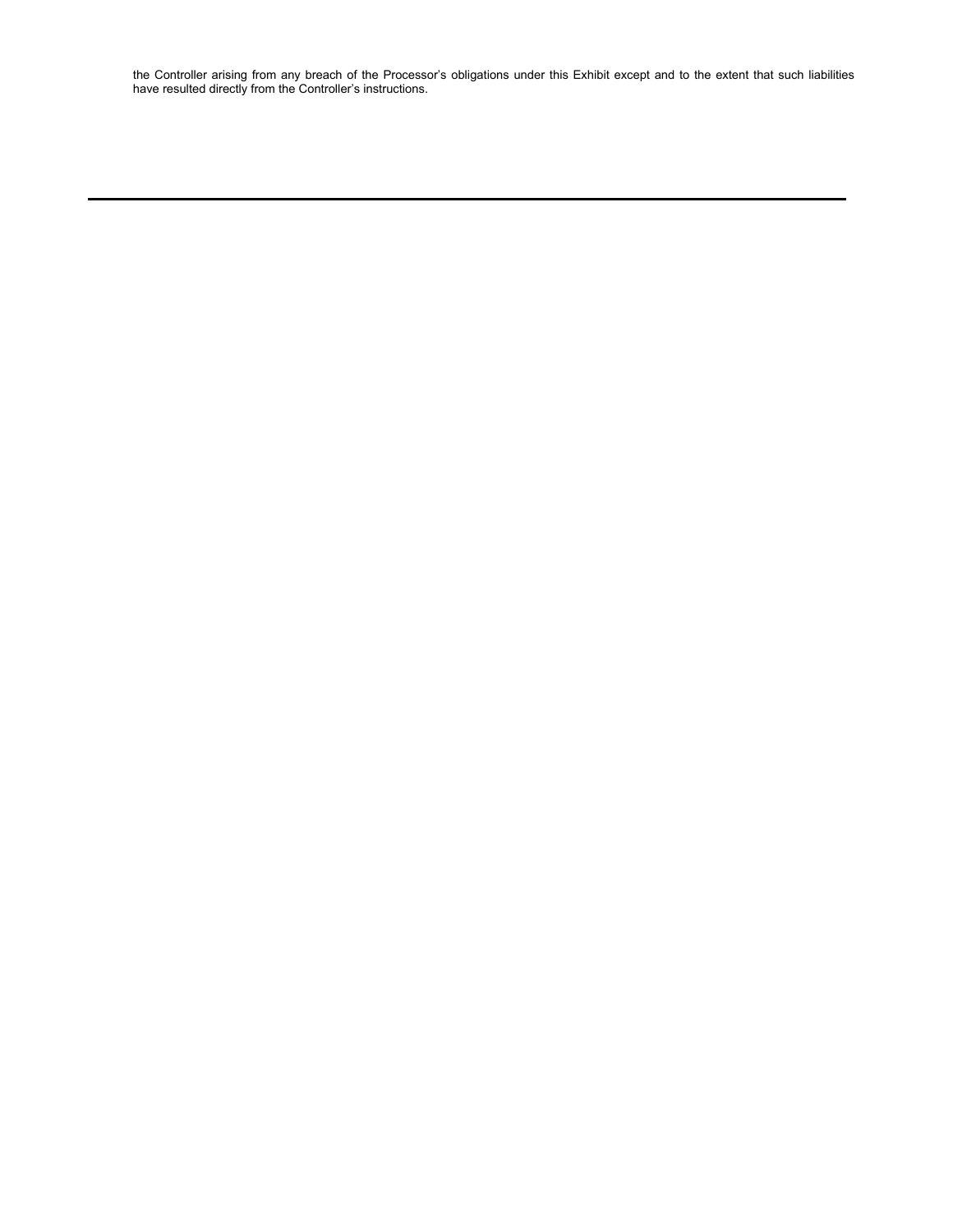the Controller arising from any breach of the Processor's obligations under this Exhibit except and to the extent that such liabilities have resulted directly from the Controller's instructions.

---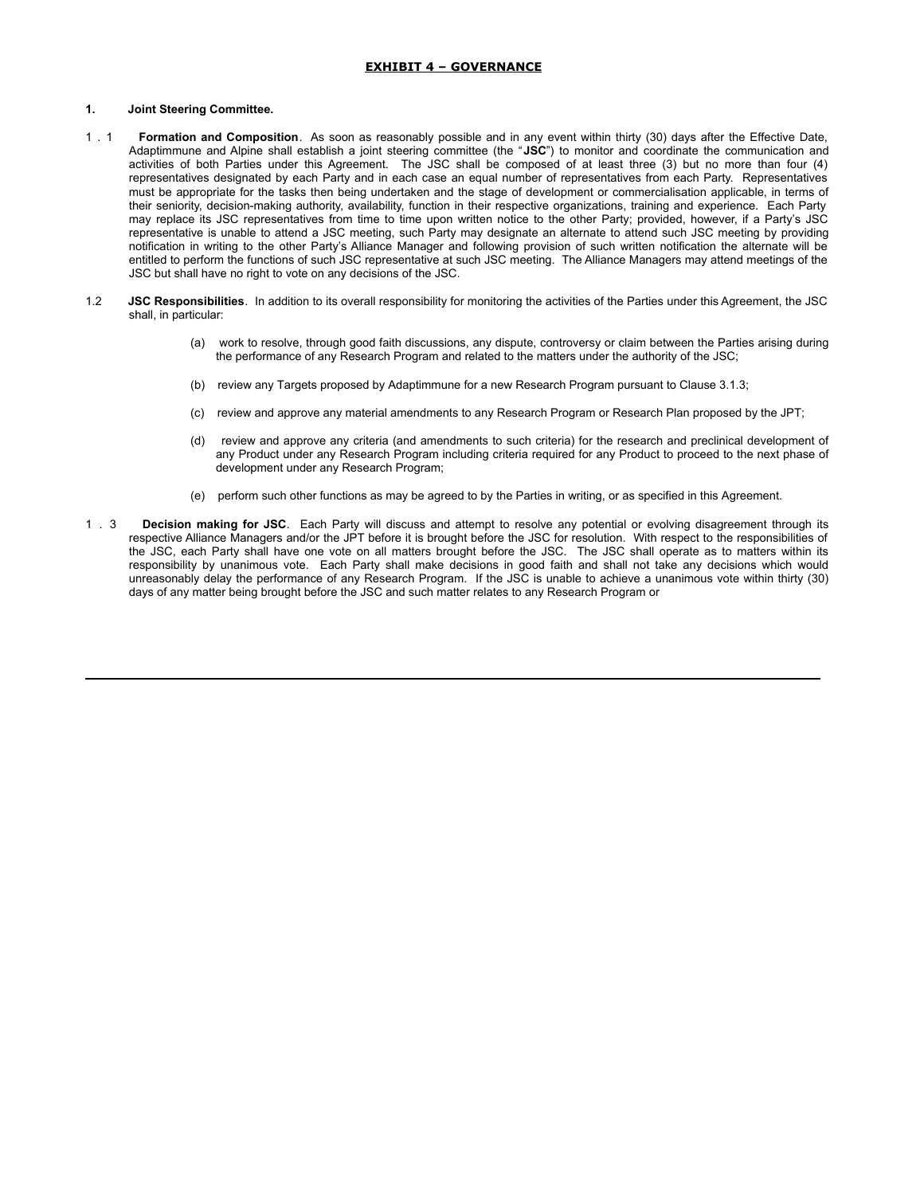# EXHIBIT 4 – GOVERNANCE

**1. Joint Steering Committee.**

1.1 **Formation and Composition**. As soon as reasonably possible and in any event within thirty (30) days after the Effective Date, Adaptimmune and Alpine shall establish a joint steering committee (the "**JSC**") to monitor and coordinate the communication and activities of both Parties under this Agreement. The JSC shall be composed of at least three (3) but no more than four (4) representatives designated by each Party and in each case an equal number of representatives from each Party. Representatives must be appropriate for the tasks then being undertaken and the stage of development or commercialisation applicable, in terms of their seniority, decision-making authority, availability, function in their respective organizations, training and experience. Each Party may replace its JSC representatives from time to time upon written notice to the other Party; provided, however, if a Party's JSC representative is unable to attend a JSC meeting, such Party may designate an alternate to attend such JSC meeting by providing notification in writing to the other Party's Alliance Manager and following provision of such written notification the alternate will be entitled to perform the functions of such JSC representative at such JSC meeting. The Alliance Managers may attend meetings of the JSC but shall have no right to vote on any decisions of the JSC.

1.2 **JSC Responsibilities**. In addition to its overall responsibility for monitoring the activities of the Parties under this Agreement, the JSC shall, in particular:

(a) work to resolve, through good faith discussions, any dispute, controversy or claim between the Parties arising during the performance of any Research Program and related to the matters under the authority of the JSC;

(b) review any Targets proposed by Adaptimmune for a new Research Program pursuant to Clause 3.1.3;

(c) review and approve any material amendments to any Research Program or Research Plan proposed by the JPT;

(d) review and approve any criteria (and amendments to such criteria) for the research and preclinical development of any Product under any Research Program including criteria required for any Product to proceed to the next phase of development under any Research Program;

(e) perform such other functions as may be agreed to by the Parties in writing, or as specified in this Agreement.

1.3 **Decision making for JSC**. Each Party will discuss and attempt to resolve any potential or evolving disagreement through its respective Alliance Managers and/or the JPT before it is brought before the JSC for resolution. With respect to the responsibilities of the JSC, each Party shall have one vote on all matters brought before the JSC. The JSC shall operate as to matters within its responsibility by unanimous vote. Each Party shall make decisions in good faith and shall not take any decisions which would unreasonably delay the performance of any Research Program. If the JSC is unable to achieve a unanimous vote within thirty (30) days of any matter being brought before the JSC and such matter relates to any Research Program or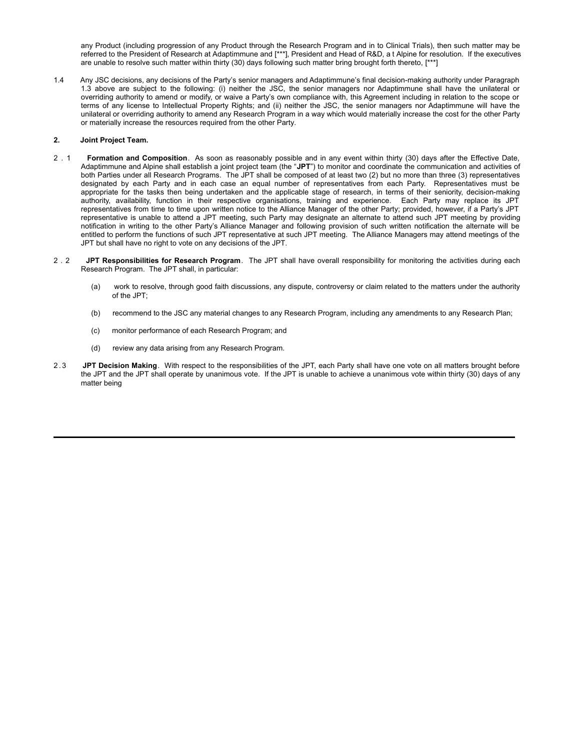any Product (including progression of any Product through the Research Program and in to Clinical Trials), then such matter may be referred to the President of Research at Adaptimmune and [***], President and Head of R&D, a t Alpine for resolution. If the executives are unable to resolve such matter within thirty (30) days following such matter bring brought forth thereto, [***]

1.4 Any JSC decisions, any decisions of the Party's senior managers and Adaptimmune's final decision-making authority under Paragraph 1.3 above are subject to the following: (i) neither the JSC, the senior managers nor Adaptimmune shall have the unilateral or overriding authority to amend or modify, or waive a Party's own compliance with, this Agreement including in relation to the scope or terms of any license to Intellectual Property Rights; and (ii) neither the JSC, the senior managers nor Adaptimmune will have the unilateral or overriding authority to amend any Research Program in a way which would materially increase the cost for the other Party or materially increase the resources required from the other Party.

**2. Joint Project Team.**

2 . 1 **Formation and Composition**. As soon as reasonably possible and in any event within thirty (30) days after the Effective Date, Adaptimmune and Alpine shall establish a joint project team (the "**JPT**") to monitor and coordinate the communication and activities of both Parties under all Research Programs. The JPT shall be composed of at least two (2) but no more than three (3) representatives designated by each Party and in each case an equal number of representatives from each Party. Representatives must be appropriate for the tasks then being undertaken and the applicable stage of research, in terms of their seniority, decision-making authority, availability, function in their respective organisations, training and experience. Each Party may replace its JPT representatives from time to time upon written notice to the Alliance Manager of the other Party; provided, however, if a Party's JPT representative is unable to attend a JPT meeting, such Party may designate an alternate to attend such JPT meeting by providing notification in writing to the other Party's Alliance Manager and following provision of such written notification the alternate will be entitled to perform the functions of such JPT representative at such JPT meeting. The Alliance Managers may attend meetings of the JPT but shall have no right to vote on any decisions of the JPT.

2 . 2 **JPT Responsibilities for Research Program**. The JPT shall have overall responsibility for monitoring the activities during each Research Program. The JPT shall, in particular:

(a) work to resolve, through good faith discussions, any dispute, controversy or claim related to the matters under the authority of the JPT;

(b) recommend to the JSC any material changes to any Research Program, including any amendments to any Research Plan;

(c) monitor performance of each Research Program; and

(d) review any data arising from any Research Program.

2.3 **JPT Decision Making**. With respect to the responsibilities of the JPT, each Party shall have one vote on all matters brought before the JPT and the JPT shall operate by unanimous vote. If the JPT is unable to achieve a unanimous vote within thirty (30) days of any matter being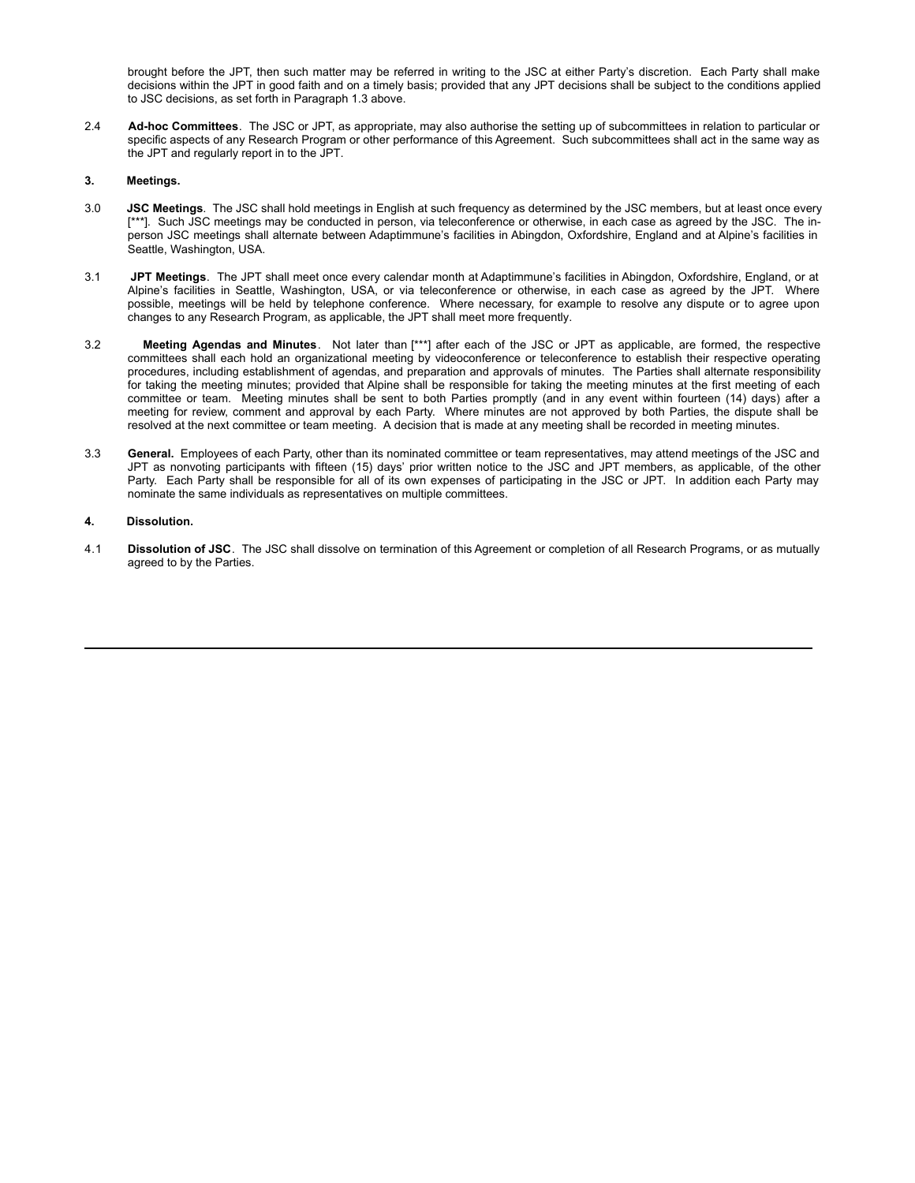brought before the JPT, then such matter may be referred in writing to the JSC at either Party's discretion. Each Party shall make decisions within the JPT in good faith and on a timely basis; provided that any JPT decisions shall be subject to the conditions applied to JSC decisions, as set forth in Paragraph 1.3 above.

2.4 **Ad-hoc Committees**. The JSC or JPT, as appropriate, may also authorise the setting up of subcommittees in relation to particular or specific aspects of any Research Program or other performance of this Agreement. Such subcommittees shall act in the same way as the JPT and regularly report in to the JPT.

**3. Meetings.**

3.0 **JSC Meetings**. The JSC shall hold meetings in English at such frequency as determined by the JSC members, but at least once every [***]. Such JSC meetings may be conducted in person, via teleconference or otherwise, in each case as agreed by the JSC. The in-person JSC meetings shall alternate between Adaptimmune's facilities in Abingdon, Oxfordshire, England and at Alpine's facilities in Seattle, Washington, USA.

3.1 **JPT Meetings**. The JPT shall meet once every calendar month at Adaptimmune's facilities in Abingdon, Oxfordshire, England, or at Alpine's facilities in Seattle, Washington, USA, or via teleconference or otherwise, in each case as agreed by the JPT. Where possible, meetings will be held by telephone conference. Where necessary, for example to resolve any dispute or to agree upon changes to any Research Program, as applicable, the JPT shall meet more frequently.

3.2 **Meeting Agendas and Minutes**. Not later than [***] after each of the JSC or JPT as applicable, are formed, the respective committees shall each hold an organizational meeting by videoconference or teleconference to establish their respective operating procedures, including establishment of agendas, and preparation and approvals of minutes. The Parties shall alternate responsibility for taking the meeting minutes; provided that Alpine shall be responsible for taking the meeting minutes at the first meeting of each committee or team. Meeting minutes shall be sent to both Parties promptly (and in any event within fourteen (14) days) after a meeting for review, comment and approval by each Party. Where minutes are not approved by both Parties, the dispute shall be resolved at the next committee or team meeting. A decision that is made at any meeting shall be recorded in meeting minutes.

3.3 **General.** Employees of each Party, other than its nominated committee or team representatives, may attend meetings of the JSC and JPT as nonvoting participants with fifteen (15) days' prior written notice to the JSC and JPT members, as applicable, of the other Party. Each Party shall be responsible for all of its own expenses of participating in the JSC or JPT. In addition each Party may nominate the same individuals as representatives on multiple committees.

**4. Dissolution.**

4.1 **Dissolution of JSC**. The JSC shall dissolve on termination of this Agreement or completion of all Research Programs, or as mutually agreed to by the Parties.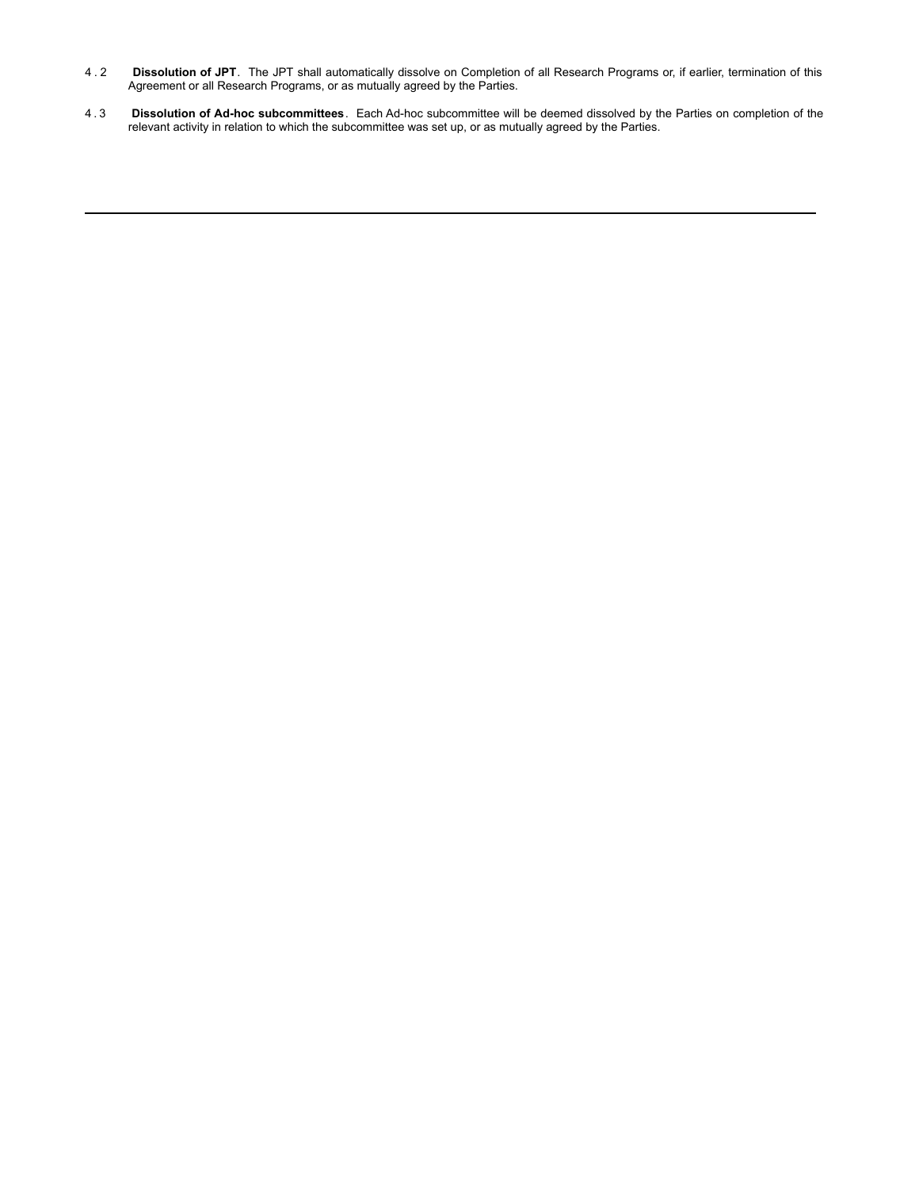4.2 **Dissolution of JPT**. The JPT shall automatically dissolve on Completion of all Research Programs or, if earlier, termination of this Agreement or all Research Programs, or as mutually agreed by the Parties.

4.3 **Dissolution of Ad-hoc subcommittees**. Each Ad-hoc subcommittee will be deemed dissolved by the Parties on completion of the relevant activity in relation to which the subcommittee was set up, or as mutually agreed by the Parties.

---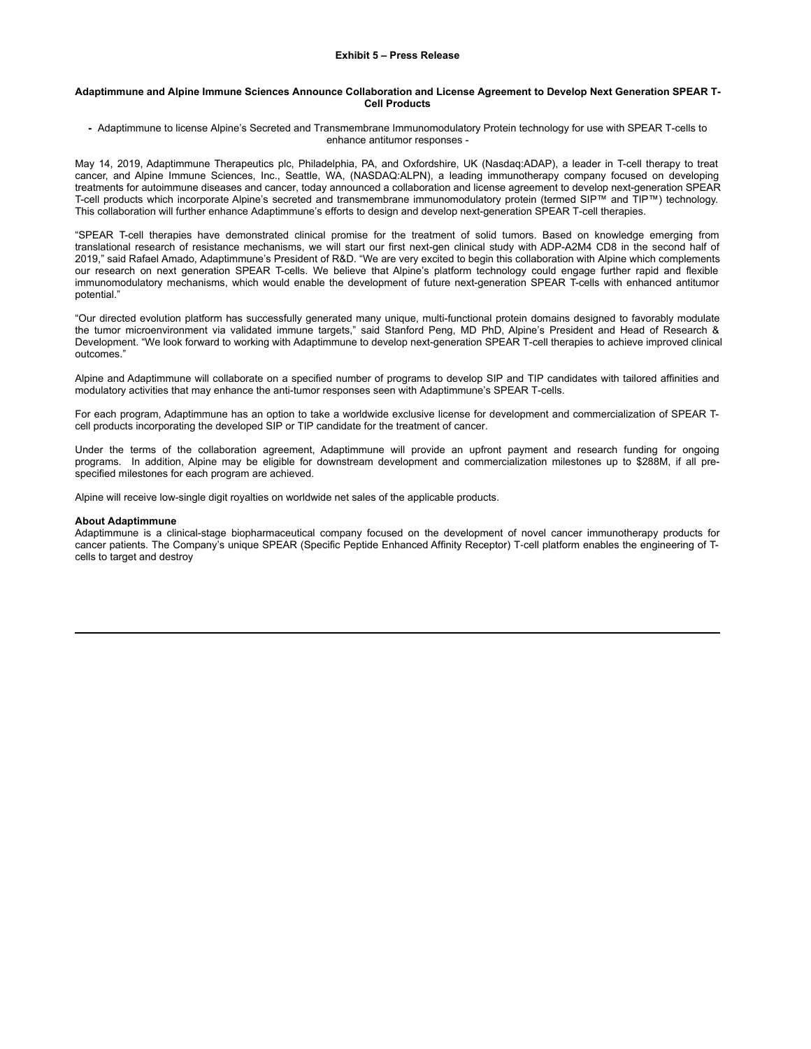**Exhibit 5 – Press Release**

**Adaptimmune and Alpine Immune Sciences Announce Collaboration and License Agreement to Develop Next Generation SPEAR T-Cell Products**

- Adaptimmune to license Alpine's Secreted and Transmembrane Immunomodulatory Protein technology for use with SPEAR T-cells to enhance antitumor responses -

May 14, 2019, Adaptimmune Therapeutics plc, Philadelphia, PA, and Oxfordshire, UK (Nasdaq:ADAP), a leader in T-cell therapy to treat cancer, and Alpine Immune Sciences, Inc., Seattle, WA, (NASDAQ:ALPN), a leading immunotherapy company focused on developing treatments for autoimmune diseases and cancer, today announced a collaboration and license agreement to develop next-generation SPEAR T-cell products which incorporate Alpine's secreted and transmembrane immunomodulatory protein (termed SIP™ and TIP™) technology. This collaboration will further enhance Adaptimmune's efforts to design and develop next-generation SPEAR T-cell therapies.

"SPEAR T-cell therapies have demonstrated clinical promise for the treatment of solid tumors. Based on knowledge emerging from translational research of resistance mechanisms, we will start our first next-gen clinical study with ADP-A2M4 CD8 in the second half of 2019," said Rafael Amado, Adaptimmune's President of R&D. "We are very excited to begin this collaboration with Alpine which complements our research on next generation SPEAR T-cells. We believe that Alpine's platform technology could engage further rapid and flexible immunomodulatory mechanisms, which would enable the development of future next-generation SPEAR T-cells with enhanced antitumor potential."

"Our directed evolution platform has successfully generated many unique, multi-functional protein domains designed to favorably modulate the tumor microenvironment via validated immune targets," said Stanford Peng, MD PhD, Alpine's President and Head of Research & Development. "We look forward to working with Adaptimmune to develop next-generation SPEAR T-cell therapies to achieve improved clinical outcomes."

Alpine and Adaptimmune will collaborate on a specified number of programs to develop SIP and TIP candidates with tailored affinities and modulatory activities that may enhance the anti-tumor responses seen with Adaptimmune's SPEAR T-cells.

For each program, Adaptimmune has an option to take a worldwide exclusive license for development and commercialization of SPEAR T-cell products incorporating the developed SIP or TIP candidate for the treatment of cancer.

Under the terms of the collaboration agreement, Adaptimmune will provide an upfront payment and research funding for ongoing programs. In addition, Alpine may be eligible for downstream development and commercialization milestones up to $288M, if all pre-specified milestones for each program are achieved.

Alpine will receive low-single digit royalties on worldwide net sales of the applicable products.

**About Adaptimmune**

Adaptimmune is a clinical-stage biopharmaceutical company focused on the development of novel cancer immunotherapy products for cancer patients. The Company's unique SPEAR (Specific Peptide Enhanced Affinity Receptor) T-cell platform enables the engineering of T-cells to target and destroy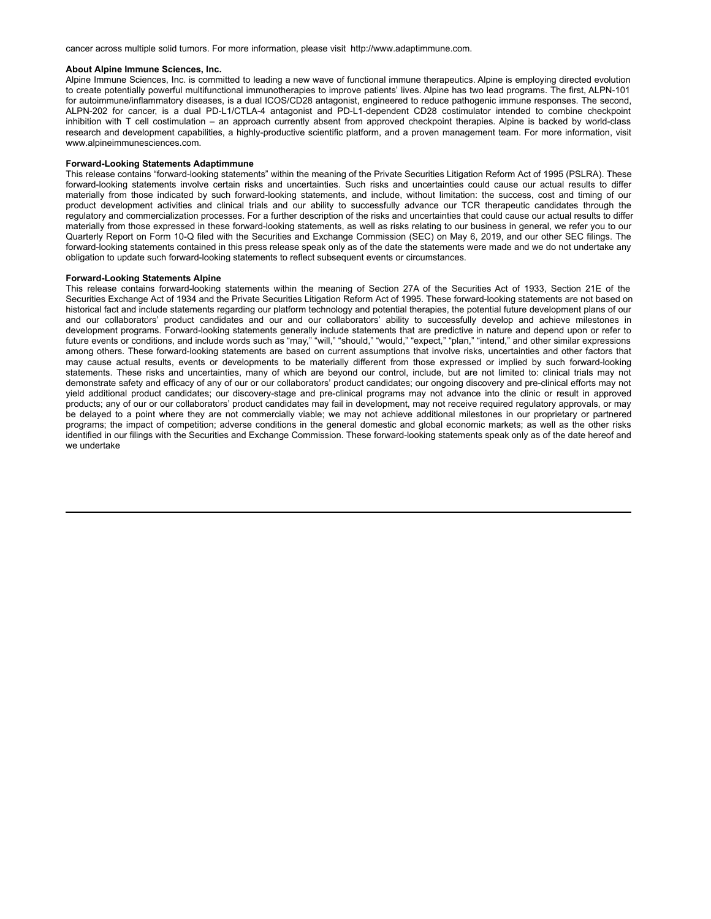cancer across multiple solid tumors. For more information, please visit http://www.adaptimmune.com.

**About Alpine Immune Sciences, Inc.**

Alpine Immune Sciences, Inc. is committed to leading a new wave of functional immune therapeutics. Alpine is employing directed evolution to create potentially powerful multifunctional immunotherapies to improve patients' lives. Alpine has two lead programs. The first, ALPN-101 for autoimmune/inflammatory diseases, is a dual ICOS/CD28 antagonist, engineered to reduce pathogenic immune responses. The second, ALPN-202 for cancer, is a dual PD-L1/CTLA-4 antagonist and PD-L1-dependent CD28 costimulator intended to combine checkpoint inhibition with T cell costimulation – an approach currently absent from approved checkpoint therapies. Alpine is backed by world-class research and development capabilities, a highly-productive scientific platform, and a proven management team. For more information, visit www.alpineimmunesciences.com.

**Forward-Looking Statements Adaptimmune**

This release contains "forward-looking statements" within the meaning of the Private Securities Litigation Reform Act of 1995 (PSLRA). These forward-looking statements involve certain risks and uncertainties. Such risks and uncertainties could cause our actual results to differ materially from those indicated by such forward-looking statements, and include, without limitation: the success, cost and timing of our product development activities and clinical trials and our ability to successfully advance our TCR therapeutic candidates through the regulatory and commercialization processes. For a further description of the risks and uncertainties that could cause our actual results to differ materially from those expressed in these forward-looking statements, as well as risks relating to our business in general, we refer you to our Quarterly Report on Form 10-Q filed with the Securities and Exchange Commission (SEC) on May 6, 2019, and our other SEC filings. The forward-looking statements contained in this press release speak only as of the date the statements were made and we do not undertake any obligation to update such forward-looking statements to reflect subsequent events or circumstances.

**Forward-Looking Statements Alpine**

This release contains forward-looking statements within the meaning of Section 27A of the Securities Act of 1933, Section 21E of the Securities Exchange Act of 1934 and the Private Securities Litigation Reform Act of 1995. These forward-looking statements are not based on historical fact and include statements regarding our platform technology and potential therapies, the potential future development plans of our and our collaborators' product candidates and our and our collaborators' ability to successfully develop and achieve milestones in development programs. Forward-looking statements generally include statements that are predictive in nature and depend upon or refer to future events or conditions, and include words such as "may," "will," "should," "would," "expect," "plan," "intend," and other similar expressions among others. These forward-looking statements are based on current assumptions that involve risks, uncertainties and other factors that may cause actual results, events or developments to be materially different from those expressed or implied by such forward-looking statements. These risks and uncertainties, many of which are beyond our control, include, but are not limited to: clinical trials may not demonstrate safety and efficacy of any of our or our collaborators' product candidates; our ongoing discovery and pre-clinical efforts may not yield additional product candidates; our discovery-stage and pre-clinical programs may not advance into the clinic or result in approved products; any of our or our collaborators' product candidates may fail in development, may not receive required regulatory approvals, or may be delayed to a point where they are not commercially viable; we may not achieve additional milestones in our proprietary or partnered programs; the impact of competition; adverse conditions in the general domestic and global economic markets; as well as the other risks identified in our filings with the Securities and Exchange Commission. These forward-looking statements speak only as of the date hereof and we undertake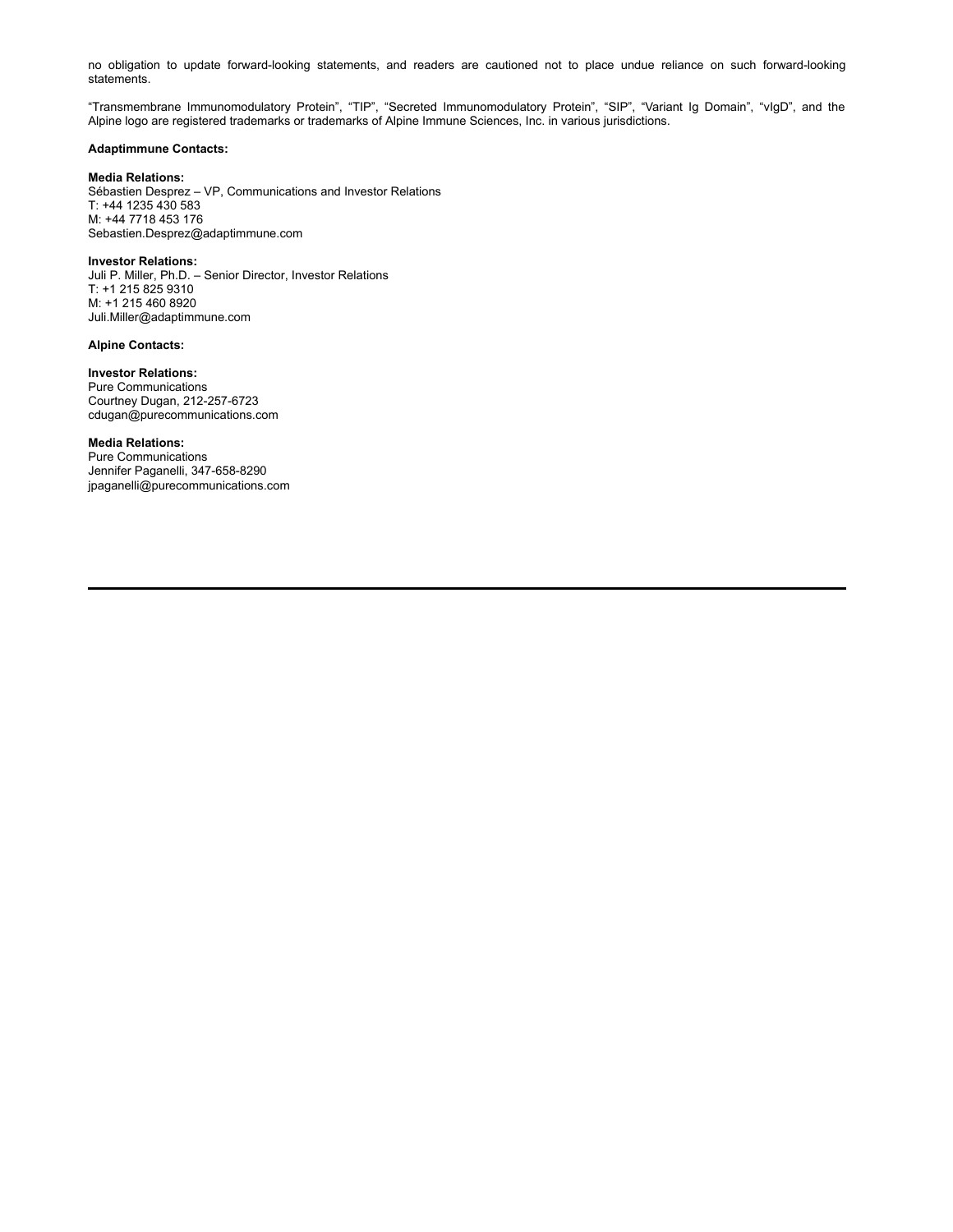no obligation to update forward-looking statements, and readers are cautioned not to place undue reliance on such forward-looking statements.

“Transmembrane Immunomodulatory Protein”, “TIP”, “Secreted Immunomodulatory Protein”, “SIP”, “Variant Ig Domain”, “vIgD”, and the Alpine logo are registered trademarks or trademarks of Alpine Immune Sciences, Inc. in various jurisdictions.

**Adaptimmune Contacts:**

**Media Relations:**
Sébastien Desprez – VP, Communications and Investor Relations
T: +44 1235 430 583
M: +44 7718 453 176
Sebastien.Desprez@adaptimmune.com

**Investor Relations:**
Juli P. Miller, Ph.D. – Senior Director, Investor Relations
T: +1 215 825 9310
M: +1 215 460 8920
Juli.Miller@adaptimmune.com

**Alpine Contacts:**

**Investor Relations:**
Pure Communications
Courtney Dugan, 212-257-6723
cdugan@purecommunications.com

**Media Relations:**
Pure Communications
Jennifer Paganelli, 347-658-8290
jpaganelli@purecommunications.com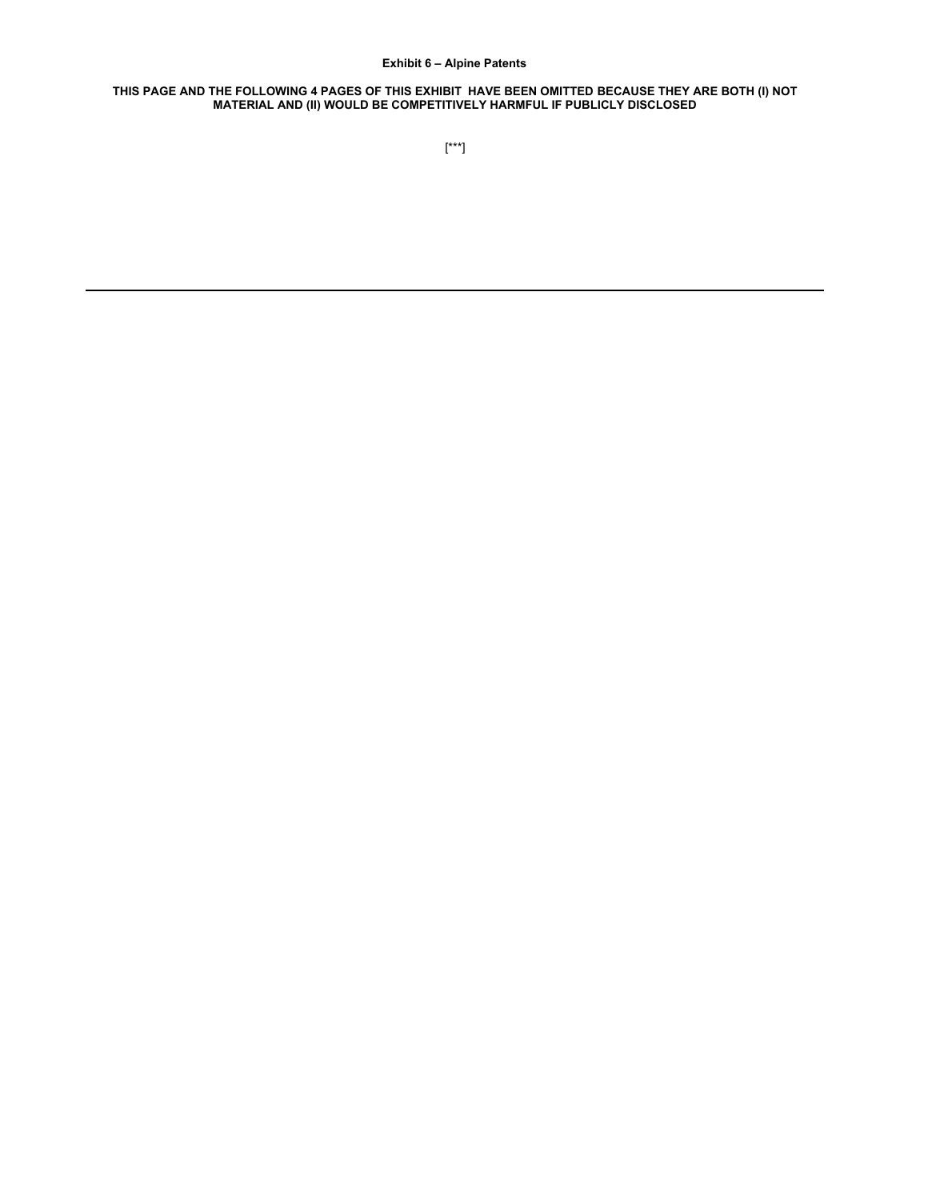**Exhibit 6 – Alpine Patents**

**THIS PAGE AND THE FOLLOWING 4 PAGES OF THIS EXHIBIT HAVE BEEN OMITTED BECAUSE THEY ARE BOTH (I) NOT MATERIAL AND (II) WOULD BE COMPETITIVELY HARMFUL IF PUBLICLY DISCLOSED**

[***]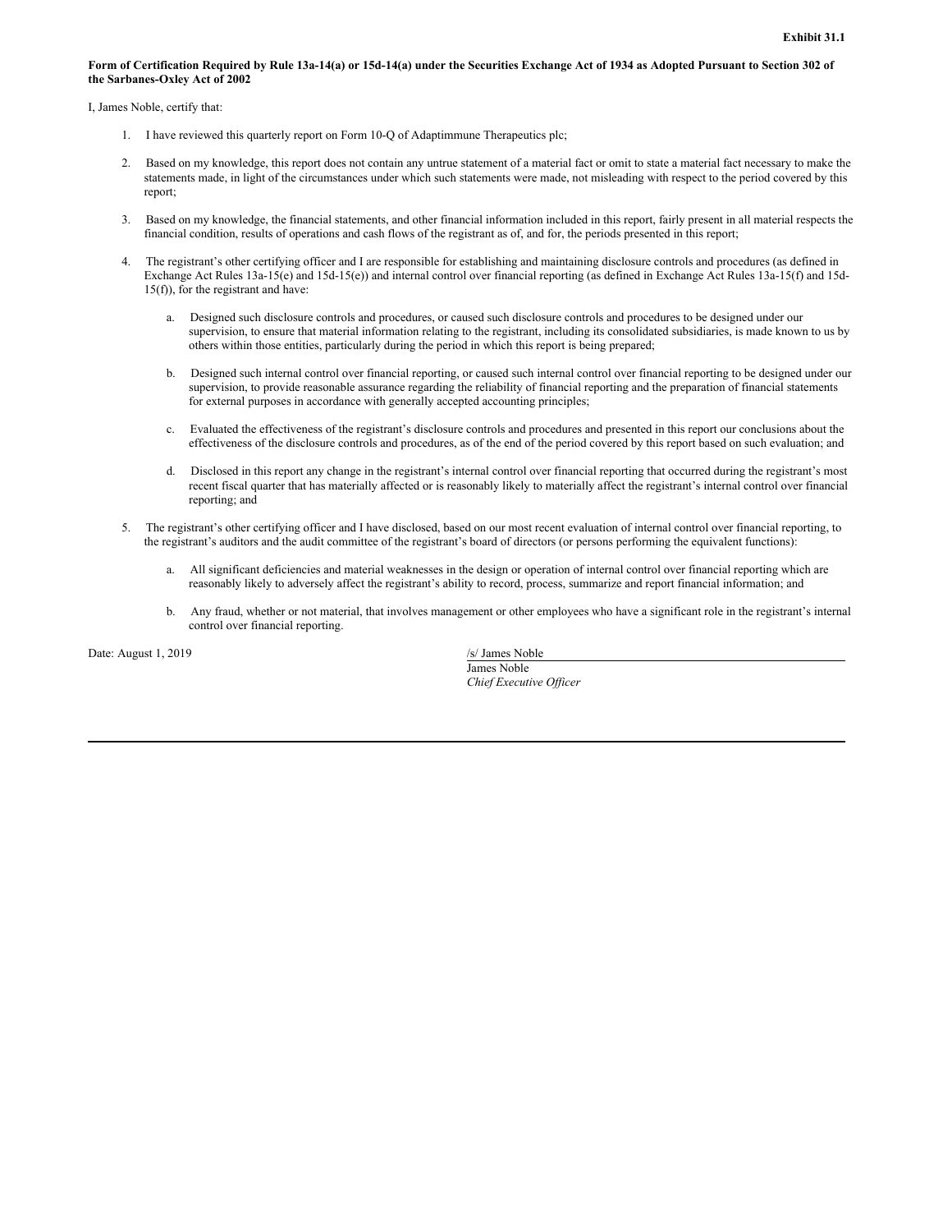**Exhibit 31.1**

**Form of Certification Required by Rule 13a-14(a) or 15d-14(a) under the Securities Exchange Act of 1934 as Adopted Pursuant to Section 302 of the Sarbanes-Oxley Act of 2002**

I, James Noble, certify that:

1. I have reviewed this quarterly report on Form 10-Q of Adaptimmune Therapeutics plc;

2. Based on my knowledge, this report does not contain any untrue statement of a material fact or omit to state a material fact necessary to make the statements made, in light of the circumstances under which such statements were made, not misleading with respect to the period covered by this report;

3. Based on my knowledge, the financial statements, and other financial information included in this report, fairly present in all material respects the financial condition, results of operations and cash flows of the registrant as of, and for, the periods presented in this report;

4. The registrant's other certifying officer and I are responsible for establishing and maintaining disclosure controls and procedures (as defined in Exchange Act Rules 13a-15(e) and 15d-15(e)) and internal control over financial reporting (as defined in Exchange Act Rules 13a-15(f) and 15d-15(f)), for the registrant and have:

   a. Designed such disclosure controls and procedures, or caused such disclosure controls and procedures to be designed under our supervision, to ensure that material information relating to the registrant, including its consolidated subsidiaries, is made known to us by others within those entities, particularly during the period in which this report is being prepared;

   b. Designed such internal control over financial reporting, or caused such internal control over financial reporting to be designed under our supervision, to provide reasonable assurance regarding the reliability of financial reporting and the preparation of financial statements for external purposes in accordance with generally accepted accounting principles;

   c. Evaluated the effectiveness of the registrant's disclosure controls and procedures and presented in this report our conclusions about the effectiveness of the disclosure controls and procedures, as of the end of the period covered by this report based on such evaluation; and

   d. Disclosed in this report any change in the registrant's internal control over financial reporting that occurred during the registrant's most recent fiscal quarter that has materially affected or is reasonably likely to materially affect the registrant's internal control over financial reporting; and

5. The registrant's other certifying officer and I have disclosed, based on our most recent evaluation of internal control over financial reporting, to the registrant's auditors and the audit committee of the registrant's board of directors (or persons performing the equivalent functions):

   a. All significant deficiencies and material weaknesses in the design or operation of internal control over financial reporting which are reasonably likely to adversely affect the registrant's ability to record, process, summarize and report financial information; and

   b. Any fraud, whether or not material, that involves management or other employees who have a significant role in the registrant's internal control over financial reporting.

Date: August 1, 2019

/s/ James Noble
James Noble
*Chief Executive Officer*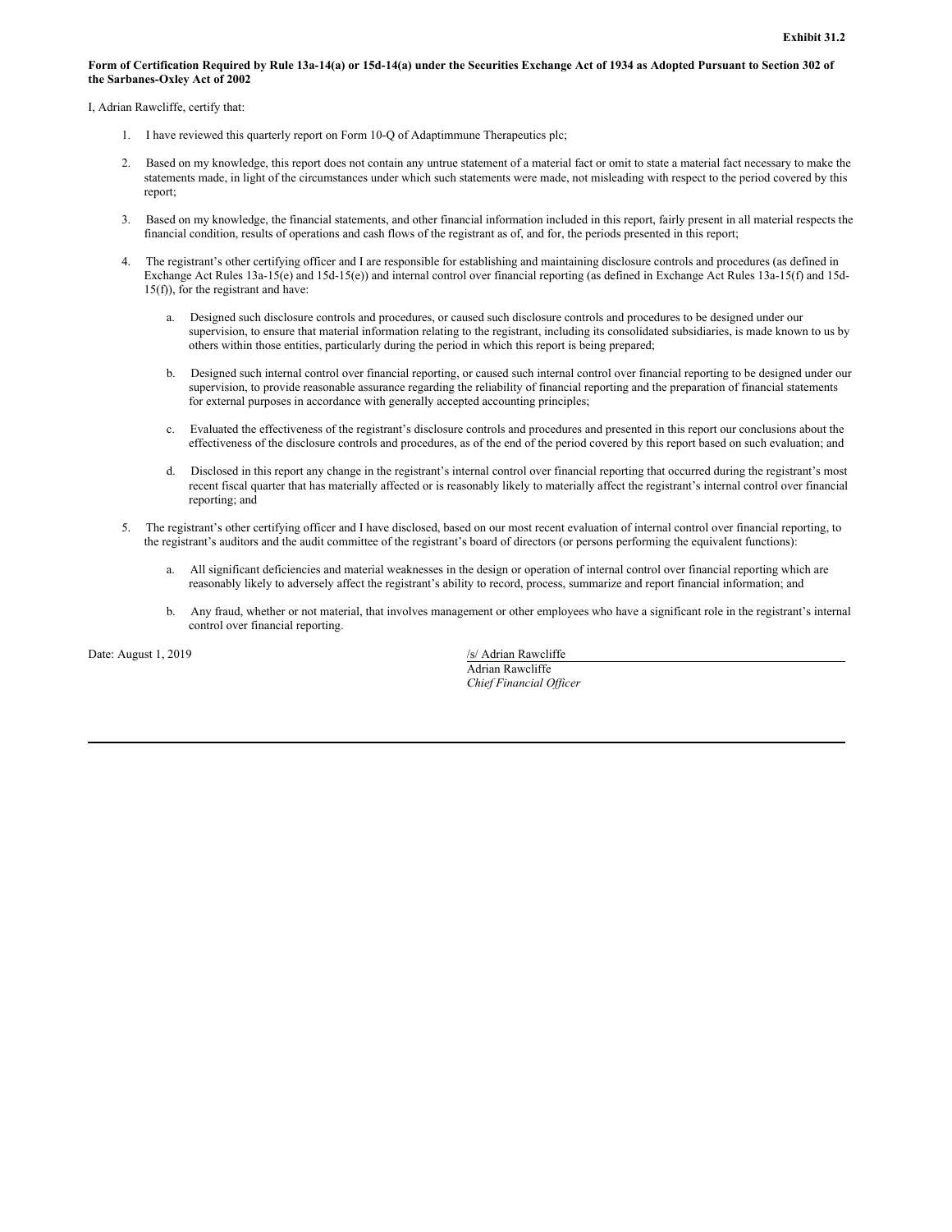**Exhibit 31.2**

**Form of Certification Required by Rule 13a-14(a) or 15d-14(a) under the Securities Exchange Act of 1934 as Adopted Pursuant to Section 302 of the Sarbanes-Oxley Act of 2002**

I, Adrian Rawcliffe, certify that:

1. I have reviewed this quarterly report on Form 10-Q of Adaptimmune Therapeutics plc;

2. Based on my knowledge, this report does not contain any untrue statement of a material fact or omit to state a material fact necessary to make the statements made, in light of the circumstances under which such statements were made, not misleading with respect to the period covered by this report;

3. Based on my knowledge, the financial statements, and other financial information included in this report, fairly present in all material respects the financial condition, results of operations and cash flows of the registrant as of, and for, the periods presented in this report;

4. The registrant's other certifying officer and I are responsible for establishing and maintaining disclosure controls and procedures (as defined in Exchange Act Rules 13a-15(e) and 15d-15(e)) and internal control over financial reporting (as defined in Exchange Act Rules 13a-15(f) and 15d-15(f)), for the registrant and have:

   a. Designed such disclosure controls and procedures, or caused such disclosure controls and procedures to be designed under our supervision, to ensure that material information relating to the registrant, including its consolidated subsidiaries, is made known to us by others within those entities, particularly during the period in which this report is being prepared;

   b. Designed such internal control over financial reporting, or caused such internal control over financial reporting to be designed under our supervision, to provide reasonable assurance regarding the reliability of financial reporting and the preparation of financial statements for external purposes in accordance with generally accepted accounting principles;

   c. Evaluated the effectiveness of the registrant's disclosure controls and procedures and presented in this report our conclusions about the effectiveness of the disclosure controls and procedures, as of the end of the period covered by this report based on such evaluation; and

   d. Disclosed in this report any change in the registrant's internal control over financial reporting that occurred during the registrant's most recent fiscal quarter that has materially affected or is reasonably likely to materially affect the registrant's internal control over financial reporting; and

5. The registrant's other certifying officer and I have disclosed, based on our most recent evaluation of internal control over financial reporting, to the registrant's auditors and the audit committee of the registrant's board of directors (or persons performing the equivalent functions):

   a. All significant deficiencies and material weaknesses in the design or operation of internal control over financial reporting which are reasonably likely to adversely affect the registrant's ability to record, process, summarize and report financial information; and

   b. Any fraud, whether or not material, that involves management or other employees who have a significant role in the registrant's internal control over financial reporting.

Date: August 1, 2019

/s/ Adrian Rawcliffe

Adrian Rawcliffe

*Chief Financial Officer*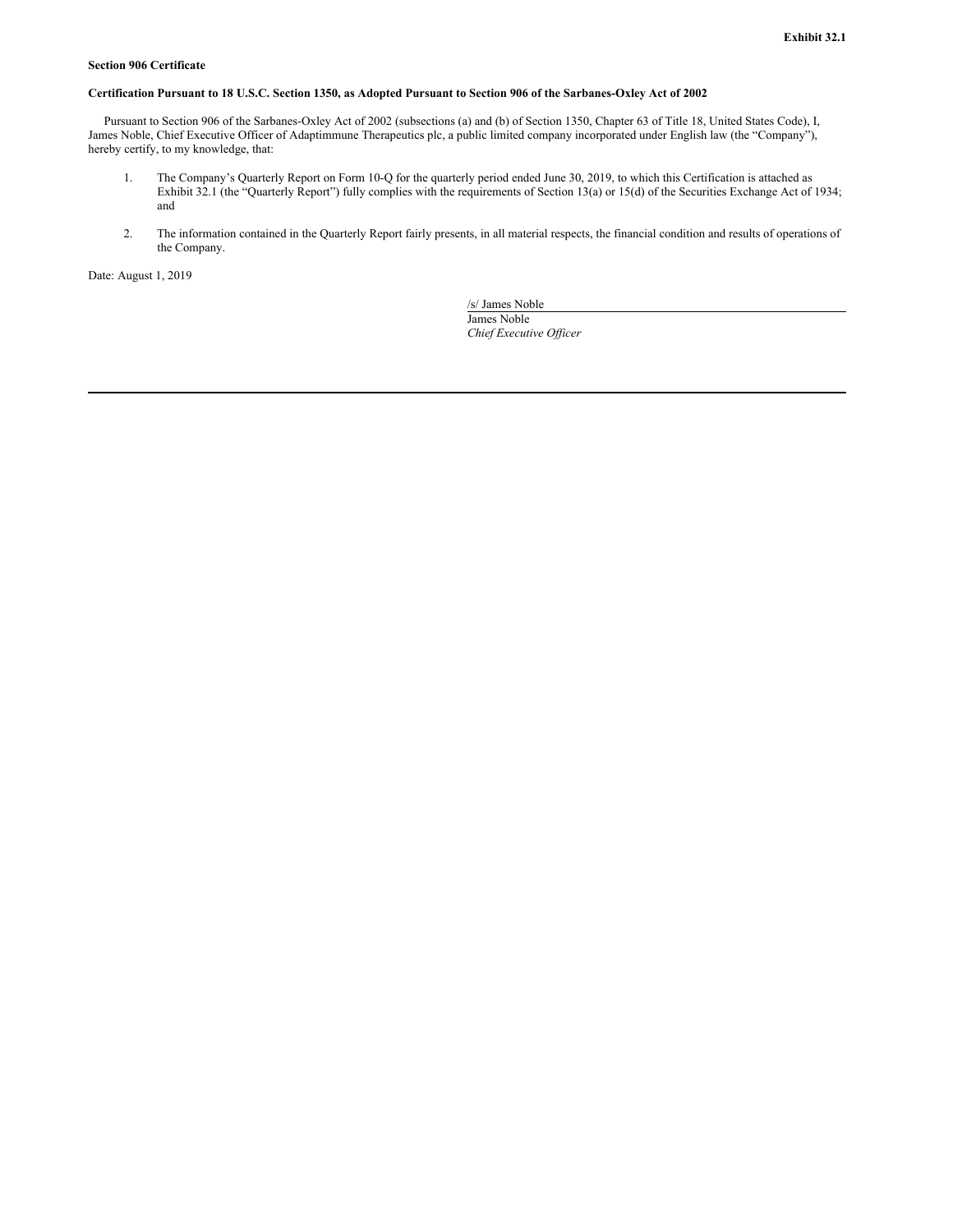**Exhibit 32.1**

**Section 906 Certificate**

**Certification Pursuant to 18 U.S.C. Section 1350, as Adopted Pursuant to Section 906 of the Sarbanes-Oxley Act of 2002**

Pursuant to Section 906 of the Sarbanes-Oxley Act of 2002 (subsections (a) and (b) of Section 1350, Chapter 63 of Title 18, United States Code), I, James Noble, Chief Executive Officer of Adaptimmune Therapeutics plc, a public limited company incorporated under English law (the "Company"), hereby certify, to my knowledge, that:

1. The Company's Quarterly Report on Form 10-Q for the quarterly period ended June 30, 2019, to which this Certification is attached as Exhibit 32.1 (the "Quarterly Report") fully complies with the requirements of Section 13(a) or 15(d) of the Securities Exchange Act of 1934; and

2. The information contained in the Quarterly Report fairly presents, in all material respects, the financial condition and results of operations of the Company.

Date: August 1, 2019

/s/ James Noble
James Noble
*Chief Executive Officer*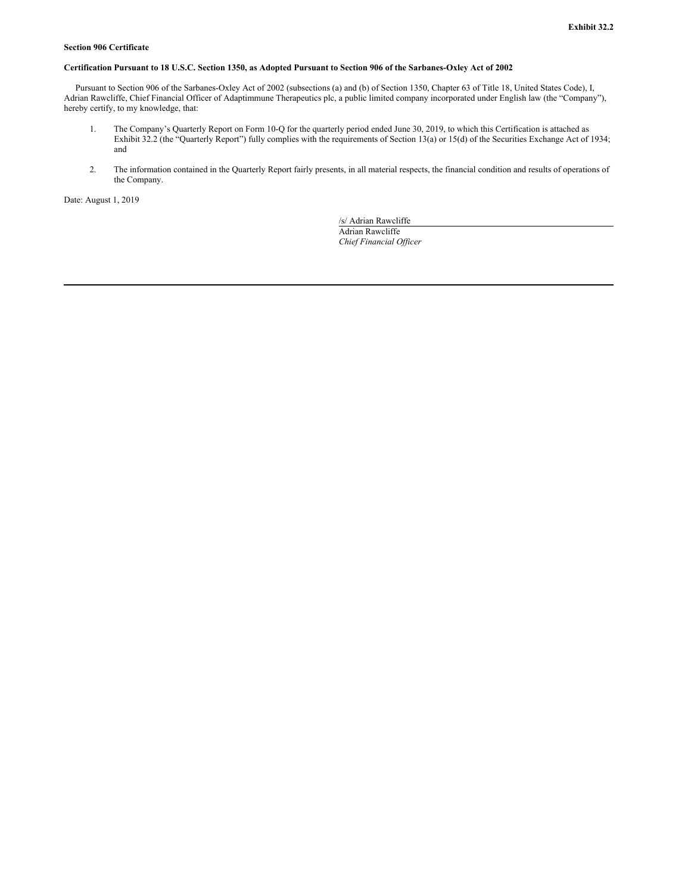**Exhibit 32.2**

**Section 906 Certificate**

**Certification Pursuant to 18 U.S.C. Section 1350, as Adopted Pursuant to Section 906 of the Sarbanes-Oxley Act of 2002**

Pursuant to Section 906 of the Sarbanes-Oxley Act of 2002 (subsections (a) and (b) of Section 1350, Chapter 63 of Title 18, United States Code), I, Adrian Rawcliffe, Chief Financial Officer of Adaptimmune Therapeutics plc, a public limited company incorporated under English law (the "Company"), hereby certify, to my knowledge, that:

1. The Company's Quarterly Report on Form 10-Q for the quarterly period ended June 30, 2019, to which this Certification is attached as Exhibit 32.2 (the "Quarterly Report") fully complies with the requirements of Section 13(a) or 15(d) of the Securities Exchange Act of 1934; and

2. The information contained in the Quarterly Report fairly presents, in all material respects, the financial condition and results of operations of the Company.

Date: August 1, 2019

/s/ Adrian Rawcliffe
Adrian Rawcliffe
*Chief Financial Officer*